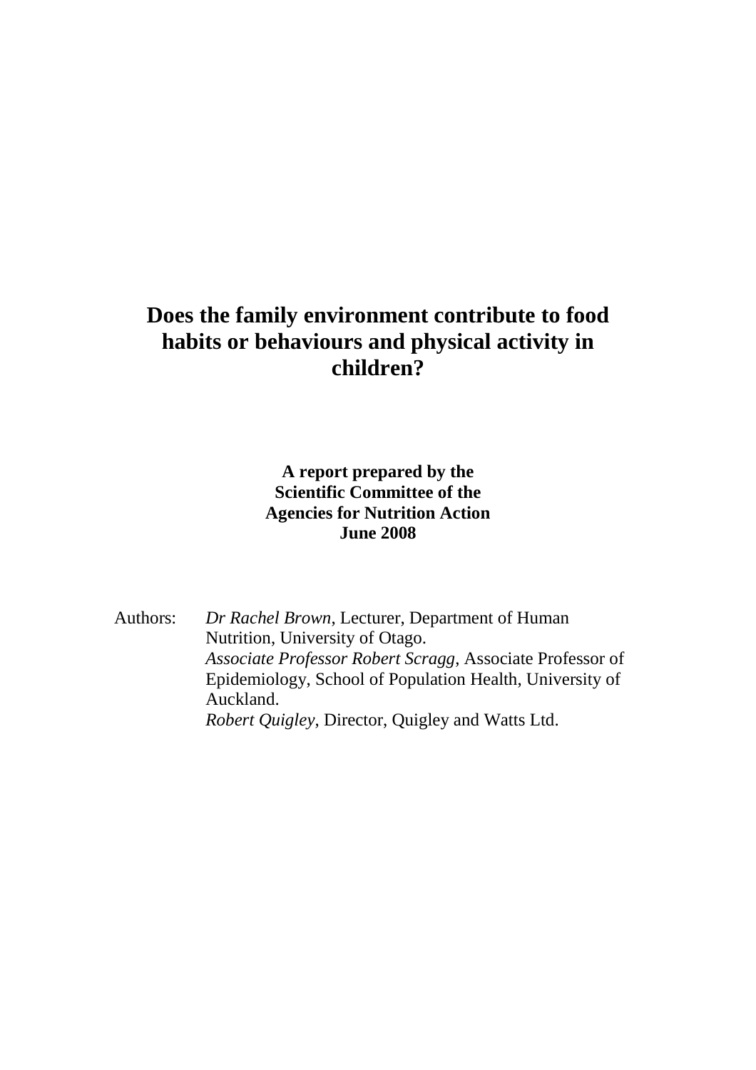# Does the family environment contribute to food habits or behaviours and physical activity in children?

**A report prepared by the**
**Scientific Committee of the**
**Agencies for Nutrition Action**
**June 2008**

Authors: *Dr Rachel Brown*, Lecturer, Department of Human Nutrition, University of Otago.
*Associate Professor Robert Scragg*, Associate Professor of Epidemiology, School of Population Health, University of Auckland.
*Robert Quigley*, Director, Quigley and Watts Ltd.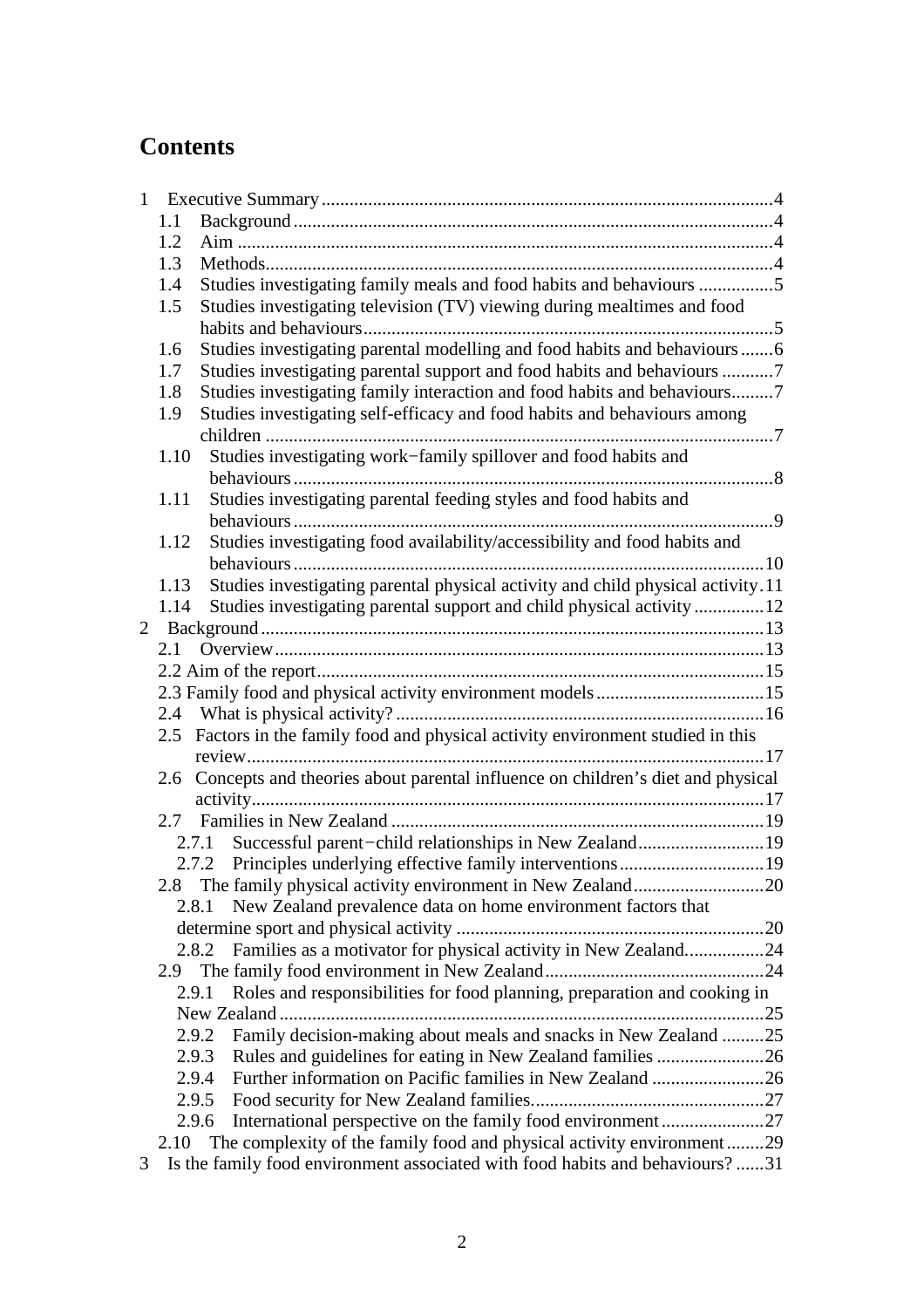# Contents

- 1 Executive Summary ... 4
  - 1.1 Background ... 4
  - 1.2 Aim ... 4
  - 1.3 Methods ... 4
  - 1.4 Studies investigating family meals and food habits and behaviours ... 5
  - 1.5 Studies investigating television (TV) viewing during mealtimes and food habits and behaviours ... 5
  - 1.6 Studies investigating parental modelling and food habits and behaviours ... 6
  - 1.7 Studies investigating parental support and food habits and behaviours ... 7
  - 1.8 Studies investigating family interaction and food habits and behaviours ... 7
  - 1.9 Studies investigating self-efficacy and food habits and behaviours among children ... 7
  - 1.10 Studies investigating work−family spillover and food habits and behaviours ... 8
  - 1.11 Studies investigating parental feeding styles and food habits and behaviours ... 9
  - 1.12 Studies investigating food availability/accessibility and food habits and behaviours ... 10
  - 1.13 Studies investigating parental physical activity and child physical activity ... 11
  - 1.14 Studies investigating parental support and child physical activity ... 12
- 2 Background ... 13
  - 2.1 Overview ... 13
  - 2.2 Aim of the report ... 15
  - 2.3 Family food and physical activity environment models ... 15
  - 2.4 What is physical activity? ... 16
  - 2.5 Factors in the family food and physical activity environment studied in this review ... 17
  - 2.6 Concepts and theories about parental influence on children's diet and physical activity ... 17
  - 2.7 Families in New Zealand ... 19
    - 2.7.1 Successful parent−child relationships in New Zealand ... 19
    - 2.7.2 Principles underlying effective family interventions ... 19
  - 2.8 The family physical activity environment in New Zealand ... 20
    - 2.8.1 New Zealand prevalence data on home environment factors that determine sport and physical activity ... 20
    - 2.8.2 Families as a motivator for physical activity in New Zealand ... 24
  - 2.9 The family food environment in New Zealand ... 24
    - 2.9.1 Roles and responsibilities for food planning, preparation and cooking in New Zealand ... 25
    - 2.9.2 Family decision-making about meals and snacks in New Zealand ... 25
    - 2.9.3 Rules and guidelines for eating in New Zealand families ... 26
    - 2.9.4 Further information on Pacific families in New Zealand ... 26
    - 2.9.5 Food security for New Zealand families ... 27
    - 2.9.6 International perspective on the family food environment ... 27
  - 2.10 The complexity of the family food and physical activity environment ... 29
- 3 Is the family food environment associated with food habits and behaviours? ... 31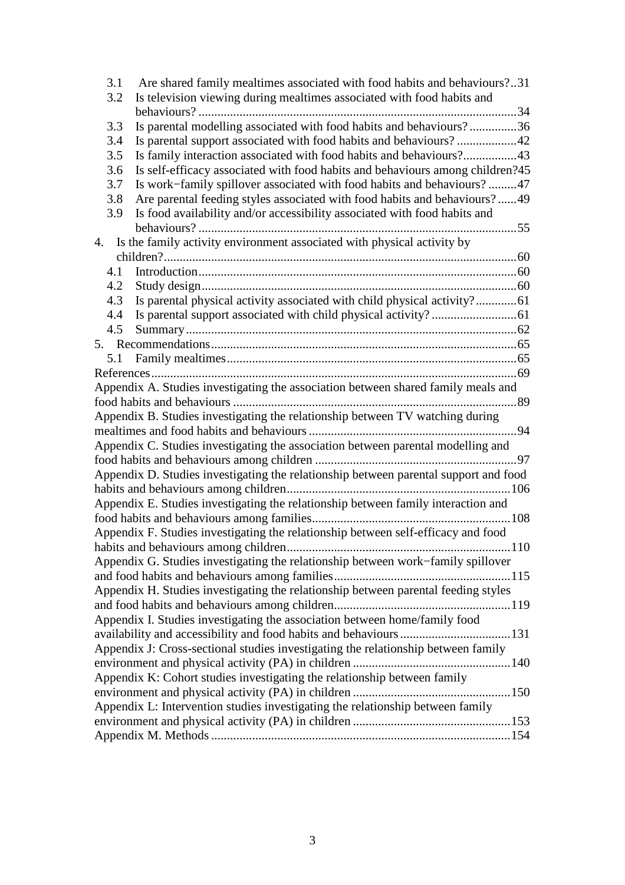3.1 Are shared family mealtimes associated with food habits and behaviours? .. 31
3.2 Is television viewing during mealtimes associated with food habits and behaviours? .... 34
3.3 Is parental modelling associated with food habits and behaviours? .... 36
3.4 Is parental support associated with food habits and behaviours? .... 42
3.5 Is family interaction associated with food habits and behaviours? .... 43
3.6 Is self-efficacy associated with food habits and behaviours among children? 45
3.7 Is work−family spillover associated with food habits and behaviours? .... 47
3.8 Are parental feeding styles associated with food habits and behaviours? .... 49
3.9 Is food availability and/or accessibility associated with food habits and behaviours? .... 55

4. Is the family activity environment associated with physical activity by children? .... 60
4.1 Introduction .... 60
4.2 Study design .... 60
4.3 Is parental physical activity associated with child physical activity? .... 61
4.4 Is parental support associated with child physical activity? .... 61
4.5 Summary .... 62

5. Recommendations .... 65
5.1 Family mealtimes .... 65

References .... 69

Appendix A. Studies investigating the association between shared family meals and food habits and behaviours .... 89

Appendix B. Studies investigating the relationship between TV watching during mealtimes and food habits and behaviours .... 94

Appendix C. Studies investigating the association between parental modelling and food habits and behaviours among children .... 97

Appendix D. Studies investigating the relationship between parental support and food habits and behaviours among children .... 106

Appendix E. Studies investigating the relationship between family interaction and food habits and behaviours among families .... 108

Appendix F. Studies investigating the relationship between self-efficacy and food habits and behaviours among children .... 110

Appendix G. Studies investigating the relationship between work−family spillover and food habits and behaviours among families .... 115

Appendix H. Studies investigating the relationship between parental feeding styles and food habits and behaviours among children .... 119

Appendix I. Studies investigating the association between home/family food availability and accessibility and food habits and behaviours .... 131

Appendix J: Cross-sectional studies investigating the relationship between family environment and physical activity (PA) in children .... 140

Appendix K: Cohort studies investigating the relationship between family environment and physical activity (PA) in children .... 150

Appendix L: Intervention studies investigating the relationship between family environment and physical activity (PA) in children .... 153

Appendix M. Methods .... 154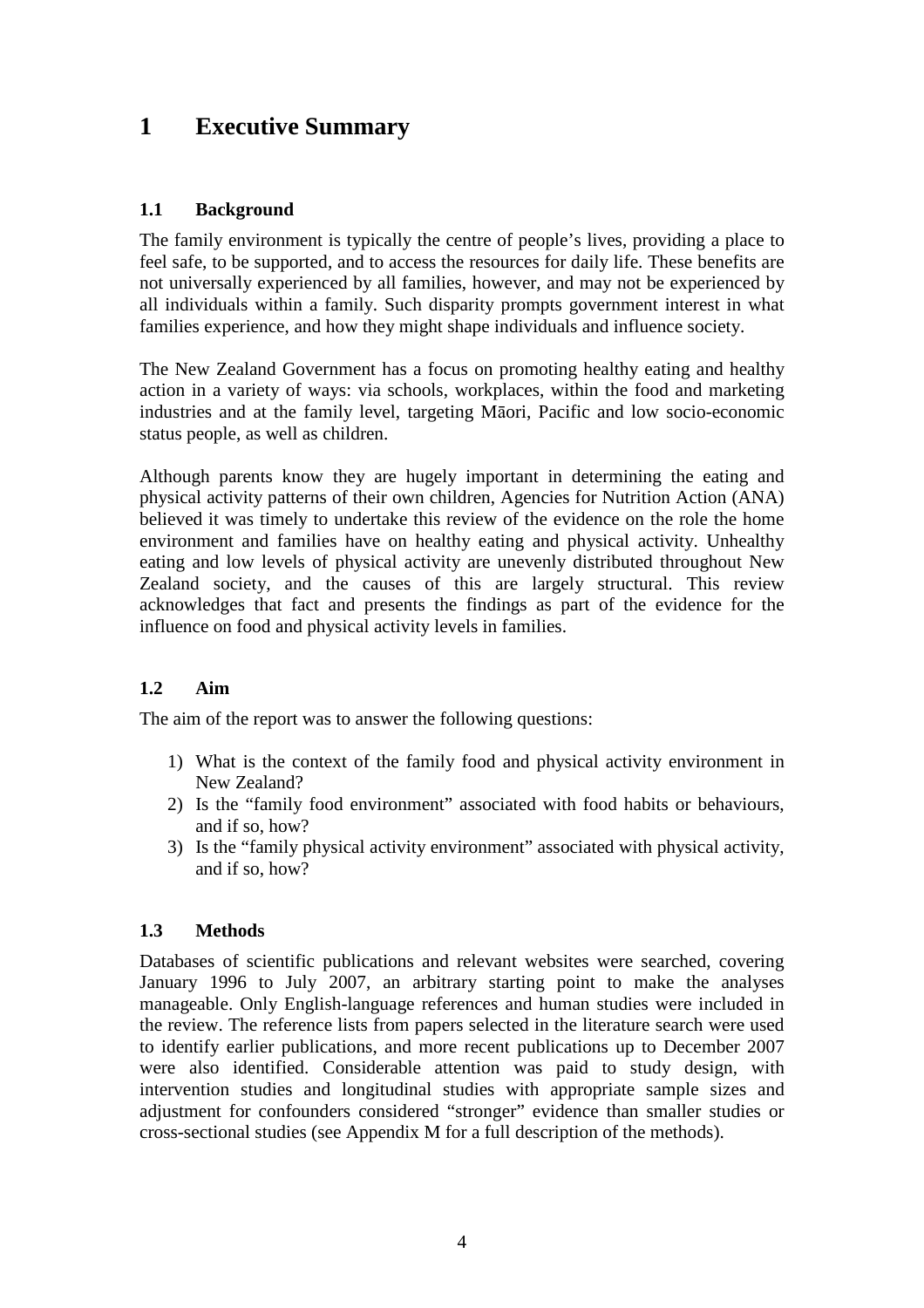# 1 Executive Summary

## 1.1 Background

The family environment is typically the centre of people's lives, providing a place to feel safe, to be supported, and to access the resources for daily life. These benefits are not universally experienced by all families, however, and may not be experienced by all individuals within a family. Such disparity prompts government interest in what families experience, and how they might shape individuals and influence society.

The New Zealand Government has a focus on promoting healthy eating and healthy action in a variety of ways: via schools, workplaces, within the food and marketing industries and at the family level, targeting Māori, Pacific and low socio-economic status people, as well as children.

Although parents know they are hugely important in determining the eating and physical activity patterns of their own children, Agencies for Nutrition Action (ANA) believed it was timely to undertake this review of the evidence on the role the home environment and families have on healthy eating and physical activity. Unhealthy eating and low levels of physical activity are unevenly distributed throughout New Zealand society, and the causes of this are largely structural. This review acknowledges that fact and presents the findings as part of the evidence for the influence on food and physical activity levels in families.

## 1.2 Aim

The aim of the report was to answer the following questions:

1) What is the context of the family food and physical activity environment in New Zealand?
2) Is the "family food environment" associated with food habits or behaviours, and if so, how?
3) Is the "family physical activity environment" associated with physical activity, and if so, how?

## 1.3 Methods

Databases of scientific publications and relevant websites were searched, covering January 1996 to July 2007, an arbitrary starting point to make the analyses manageable. Only English-language references and human studies were included in the review. The reference lists from papers selected in the literature search were used to identify earlier publications, and more recent publications up to December 2007 were also identified. Considerable attention was paid to study design, with intervention studies and longitudinal studies with appropriate sample sizes and adjustment for confounders considered "stronger" evidence than smaller studies or cross-sectional studies (see Appendix M for a full description of the methods).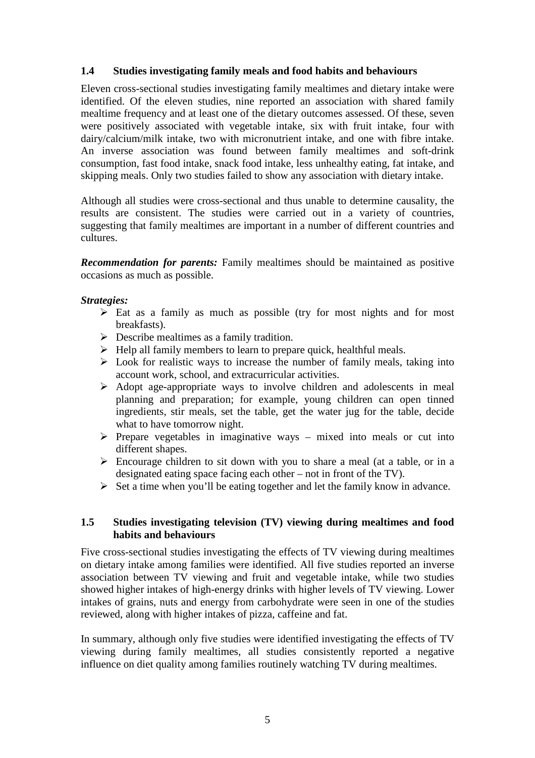### 1.4 Studies investigating family meals and food habits and behaviours

Eleven cross-sectional studies investigating family mealtimes and dietary intake were identified. Of the eleven studies, nine reported an association with shared family mealtime frequency and at least one of the dietary outcomes assessed. Of these, seven were positively associated with vegetable intake, six with fruit intake, four with dairy/calcium/milk intake, two with micronutrient intake, and one with fibre intake. An inverse association was found between family mealtimes and soft-drink consumption, fast food intake, snack food intake, less unhealthy eating, fat intake, and skipping meals. Only two studies failed to show any association with dietary intake.

Although all studies were cross-sectional and thus unable to determine causality, the results are consistent. The studies were carried out in a variety of countries, suggesting that family mealtimes are important in a number of different countries and cultures.

***Recommendation for parents:*** Family mealtimes should be maintained as positive occasions as much as possible.

***Strategies:***

- Eat as a family as much as possible (try for most nights and for most breakfasts).
- Describe mealtimes as a family tradition.
- Help all family members to learn to prepare quick, healthful meals.
- Look for realistic ways to increase the number of family meals, taking into account work, school, and extracurricular activities.
- Adopt age-appropriate ways to involve children and adolescents in meal planning and preparation; for example, young children can open tinned ingredients, stir meals, set the table, get the water jug for the table, decide what to have tomorrow night.
- Prepare vegetables in imaginative ways – mixed into meals or cut into different shapes.
- Encourage children to sit down with you to share a meal (at a table, or in a designated eating space facing each other – not in front of the TV).
- Set a time when you'll be eating together and let the family know in advance.

### 1.5 Studies investigating television (TV) viewing during mealtimes and food habits and behaviours

Five cross-sectional studies investigating the effects of TV viewing during mealtimes on dietary intake among families were identified. All five studies reported an inverse association between TV viewing and fruit and vegetable intake, while two studies showed higher intakes of high-energy drinks with higher levels of TV viewing. Lower intakes of grains, nuts and energy from carbohydrate were seen in one of the studies reviewed, along with higher intakes of pizza, caffeine and fat.

In summary, although only five studies were identified investigating the effects of TV viewing during family mealtimes, all studies consistently reported a negative influence on diet quality among families routinely watching TV during mealtimes.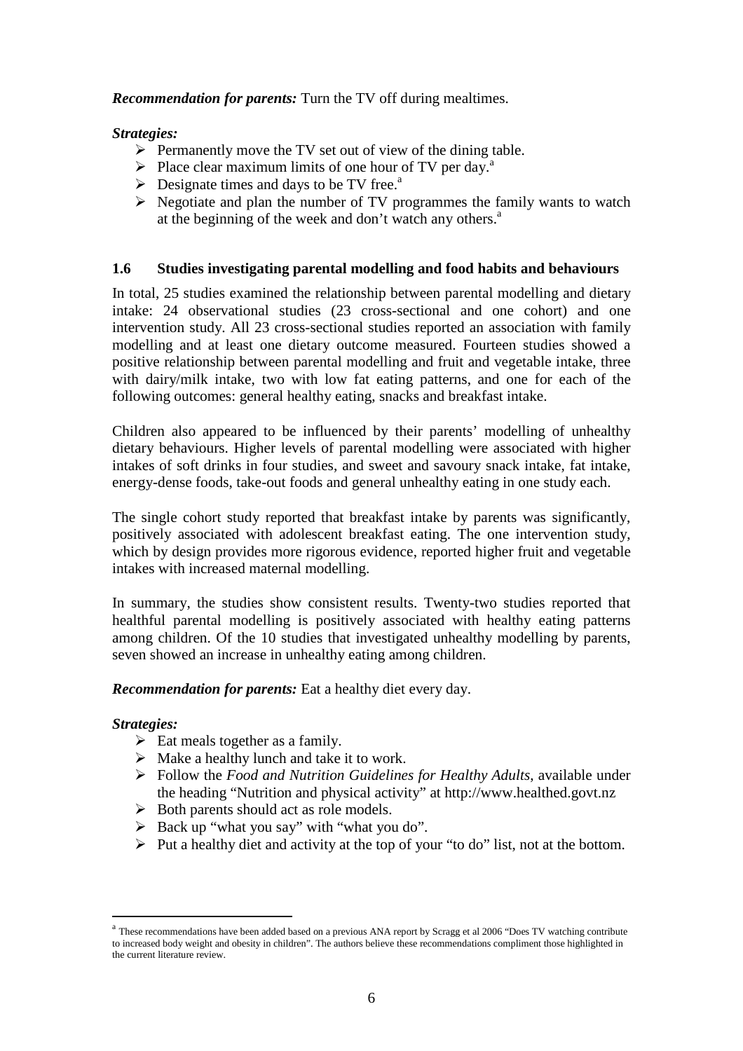***Recommendation for parents:*** Turn the TV off during mealtimes.

***Strategies:***

- Permanently move the TV set out of view of the dining table.
- Place clear maximum limits of one hour of TV per day.[a]
- Designate times and days to be TV free.[a]
- Negotiate and plan the number of TV programmes the family wants to watch at the beginning of the week and don't watch any others.[a]

### 1.6 Studies investigating parental modelling and food habits and behaviours

In total, 25 studies examined the relationship between parental modelling and dietary intake: 24 observational studies (23 cross-sectional and one cohort) and one intervention study. All 23 cross-sectional studies reported an association with family modelling and at least one dietary outcome measured. Fourteen studies showed a positive relationship between parental modelling and fruit and vegetable intake, three with dairy/milk intake, two with low fat eating patterns, and one for each of the following outcomes: general healthy eating, snacks and breakfast intake.

Children also appeared to be influenced by their parents' modelling of unhealthy dietary behaviours. Higher levels of parental modelling were associated with higher intakes of soft drinks in four studies, and sweet and savoury snack intake, fat intake, energy-dense foods, take-out foods and general unhealthy eating in one study each.

The single cohort study reported that breakfast intake by parents was significantly, positively associated with adolescent breakfast eating. The one intervention study, which by design provides more rigorous evidence, reported higher fruit and vegetable intakes with increased maternal modelling.

In summary, the studies show consistent results. Twenty-two studies reported that healthful parental modelling is positively associated with healthy eating patterns among children. Of the 10 studies that investigated unhealthy modelling by parents, seven showed an increase in unhealthy eating among children.

***Recommendation for parents:*** Eat a healthy diet every day.

***Strategies:***

- Eat meals together as a family.
- Make a healthy lunch and take it to work.
- Follow the *Food and Nutrition Guidelines for Healthy Adults*, available under the heading "Nutrition and physical activity" at http://www.healthed.govt.nz
- Both parents should act as role models.
- Back up "what you say" with "what you do".
- Put a healthy diet and activity at the top of your "to do" list, not at the bottom.

---

[a] These recommendations have been added based on a previous ANA report by Scragg et al 2006 "Does TV watching contribute to increased body weight and obesity in children". The authors believe these recommendations compliment those highlighted in the current literature review.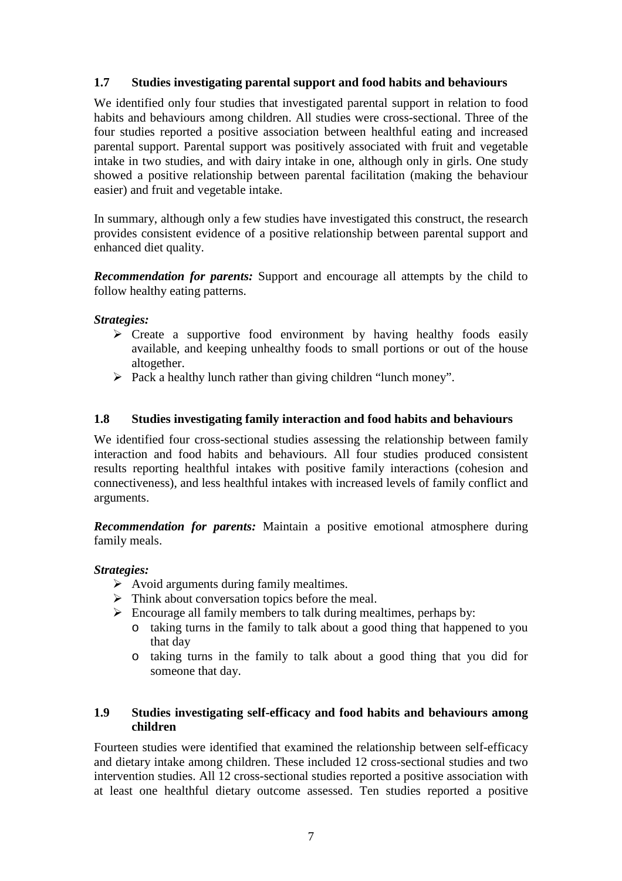### 1.7 Studies investigating parental support and food habits and behaviours

We identified only four studies that investigated parental support in relation to food habits and behaviours among children. All studies were cross-sectional. Three of the four studies reported a positive association between healthful eating and increased parental support. Parental support was positively associated with fruit and vegetable intake in two studies, and with dairy intake in one, although only in girls. One study showed a positive relationship between parental facilitation (making the behaviour easier) and fruit and vegetable intake.

In summary, although only a few studies have investigated this construct, the research provides consistent evidence of a positive relationship between parental support and enhanced diet quality.

***Recommendation for parents:*** Support and encourage all attempts by the child to follow healthy eating patterns.

***Strategies:***

- Create a supportive food environment by having healthy foods easily available, and keeping unhealthy foods to small portions or out of the house altogether.
- Pack a healthy lunch rather than giving children "lunch money".

### 1.8 Studies investigating family interaction and food habits and behaviours

We identified four cross-sectional studies assessing the relationship between family interaction and food habits and behaviours. All four studies produced consistent results reporting healthful intakes with positive family interactions (cohesion and connectiveness), and less healthful intakes with increased levels of family conflict and arguments.

***Recommendation for parents:*** Maintain a positive emotional atmosphere during family meals.

***Strategies:***

- Avoid arguments during family mealtimes.
- Think about conversation topics before the meal.
- Encourage all family members to talk during mealtimes, perhaps by:
  - taking turns in the family to talk about a good thing that happened to you that day
  - taking turns in the family to talk about a good thing that you did for someone that day.

### 1.9 Studies investigating self-efficacy and food habits and behaviours among children

Fourteen studies were identified that examined the relationship between self-efficacy and dietary intake among children. These included 12 cross-sectional studies and two intervention studies. All 12 cross-sectional studies reported a positive association with at least one healthful dietary outcome assessed. Ten studies reported a positive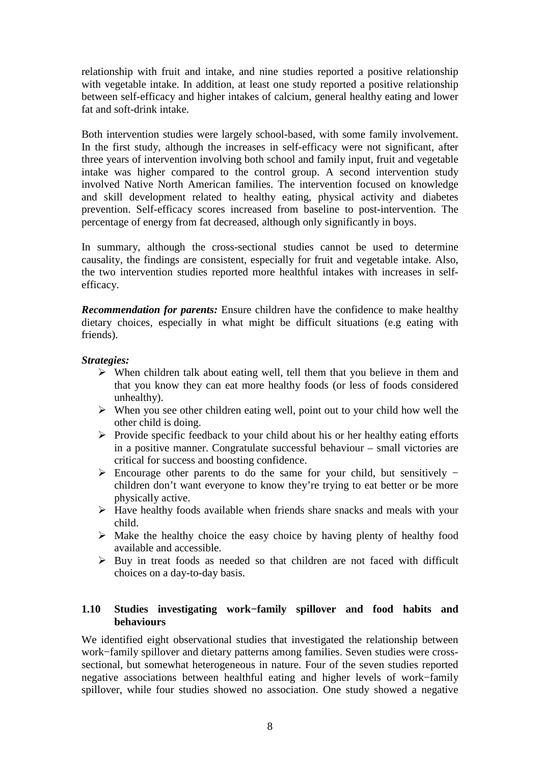relationship with fruit and intake, and nine studies reported a positive relationship with vegetable intake. In addition, at least one study reported a positive relationship between self-efficacy and higher intakes of calcium, general healthy eating and lower fat and soft-drink intake.

Both intervention studies were largely school-based, with some family involvement. In the first study, although the increases in self-efficacy were not significant, after three years of intervention involving both school and family input, fruit and vegetable intake was higher compared to the control group. A second intervention study involved Native North American families. The intervention focused on knowledge and skill development related to healthy eating, physical activity and diabetes prevention. Self-efficacy scores increased from baseline to post-intervention. The percentage of energy from fat decreased, although only significantly in boys.

In summary, although the cross-sectional studies cannot be used to determine causality, the findings are consistent, especially for fruit and vegetable intake. Also, the two intervention studies reported more healthful intakes with increases in self-efficacy.

***Recommendation for parents:*** Ensure children have the confidence to make healthy dietary choices, especially in what might be difficult situations (e.g eating with friends).

***Strategies:***

- When children talk about eating well, tell them that you believe in them and that you know they can eat more healthy foods (or less of foods considered unhealthy).
- When you see other children eating well, point out to your child how well the other child is doing.
- Provide specific feedback to your child about his or her healthy eating efforts in a positive manner. Congratulate successful behaviour – small victories are critical for success and boosting confidence.
- Encourage other parents to do the same for your child, but sensitively − children don't want everyone to know they're trying to eat better or be more physically active.
- Have healthy foods available when friends share snacks and meals with your child.
- Make the healthy choice the easy choice by having plenty of healthy food available and accessible.
- Buy in treat foods as needed so that children are not faced with difficult choices on a day-to-day basis.

### 1.10 Studies investigating work−family spillover and food habits and behaviours

We identified eight observational studies that investigated the relationship between work−family spillover and dietary patterns among families. Seven studies were cross-sectional, but somewhat heterogeneous in nature. Four of the seven studies reported negative associations between healthful eating and higher levels of work−family spillover, while four studies showed no association. One study showed a negative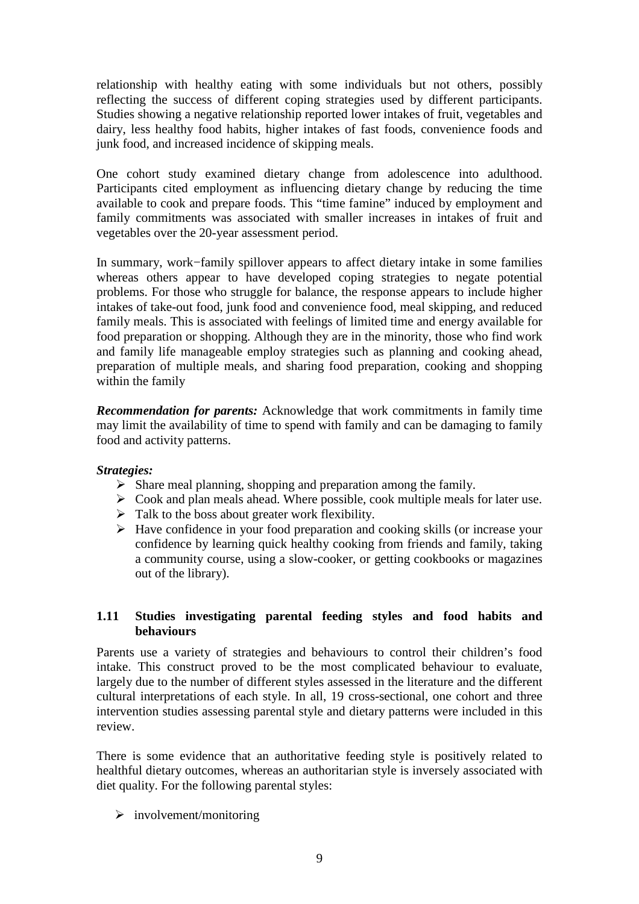relationship with healthy eating with some individuals but not others, possibly reflecting the success of different coping strategies used by different participants. Studies showing a negative relationship reported lower intakes of fruit, vegetables and dairy, less healthy food habits, higher intakes of fast foods, convenience foods and junk food, and increased incidence of skipping meals.

One cohort study examined dietary change from adolescence into adulthood. Participants cited employment as influencing dietary change by reducing the time available to cook and prepare foods. This "time famine" induced by employment and family commitments was associated with smaller increases in intakes of fruit and vegetables over the 20-year assessment period.

In summary, work−family spillover appears to affect dietary intake in some families whereas others appear to have developed coping strategies to negate potential problems. For those who struggle for balance, the response appears to include higher intakes of take-out food, junk food and convenience food, meal skipping, and reduced family meals. This is associated with feelings of limited time and energy available for food preparation or shopping. Although they are in the minority, those who find work and family life manageable employ strategies such as planning and cooking ahead, preparation of multiple meals, and sharing food preparation, cooking and shopping within the family

***Recommendation for parents:*** Acknowledge that work commitments in family time may limit the availability of time to spend with family and can be damaging to family food and activity patterns.

***Strategies:***

- Share meal planning, shopping and preparation among the family.
- Cook and plan meals ahead. Where possible, cook multiple meals for later use.
- Talk to the boss about greater work flexibility.
- Have confidence in your food preparation and cooking skills (or increase your confidence by learning quick healthy cooking from friends and family, taking a community course, using a slow-cooker, or getting cookbooks or magazines out of the library).

### 1.11 Studies investigating parental feeding styles and food habits and behaviours

Parents use a variety of strategies and behaviours to control their children's food intake. This construct proved to be the most complicated behaviour to evaluate, largely due to the number of different styles assessed in the literature and the different cultural interpretations of each style. In all, 19 cross-sectional, one cohort and three intervention studies assessing parental style and dietary patterns were included in this review.

There is some evidence that an authoritative feeding style is positively related to healthful dietary outcomes, whereas an authoritarian style is inversely associated with diet quality. For the following parental styles:

- involvement/monitoring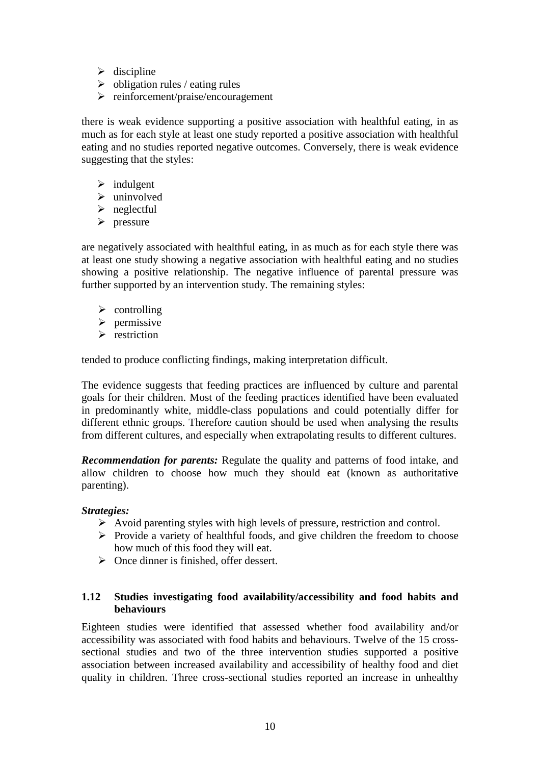- discipline
- obligation rules / eating rules
- reinforcement/praise/encouragement

there is weak evidence supporting a positive association with healthful eating, in as much as for each style at least one study reported a positive association with healthful eating and no studies reported negative outcomes. Conversely, there is weak evidence suggesting that the styles:

- indulgent
- uninvolved
- neglectful
- pressure

are negatively associated with healthful eating, in as much as for each style there was at least one study showing a negative association with healthful eating and no studies showing a positive relationship. The negative influence of parental pressure was further supported by an intervention study. The remaining styles:

- controlling
- permissive
- restriction

tended to produce conflicting findings, making interpretation difficult.

The evidence suggests that feeding practices are influenced by culture and parental goals for their children. Most of the feeding practices identified have been evaluated in predominantly white, middle-class populations and could potentially differ for different ethnic groups. Therefore caution should be used when analysing the results from different cultures, and especially when extrapolating results to different cultures.

***Recommendation for parents:*** Regulate the quality and patterns of food intake, and allow children to choose how much they should eat (known as authoritative parenting).

***Strategies:***

- Avoid parenting styles with high levels of pressure, restriction and control.
- Provide a variety of healthful foods, and give children the freedom to choose how much of this food they will eat.
- Once dinner is finished, offer dessert.

### 1.12 Studies investigating food availability/accessibility and food habits and behaviours

Eighteen studies were identified that assessed whether food availability and/or accessibility was associated with food habits and behaviours. Twelve of the 15 cross-sectional studies and two of the three intervention studies supported a positive association between increased availability and accessibility of healthy food and diet quality in children. Three cross-sectional studies reported an increase in unhealthy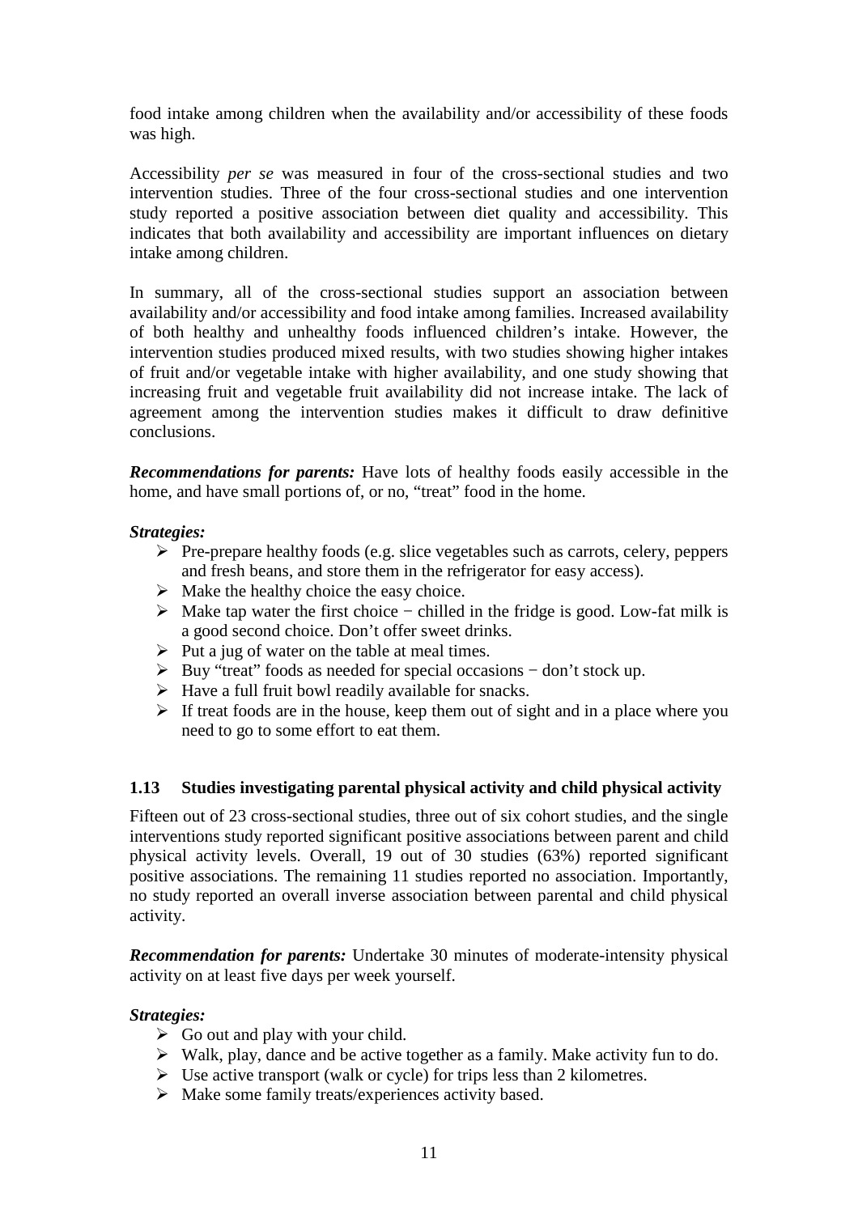food intake among children when the availability and/or accessibility of these foods was high.

Accessibility *per se* was measured in four of the cross-sectional studies and two intervention studies. Three of the four cross-sectional studies and one intervention study reported a positive association between diet quality and accessibility. This indicates that both availability and accessibility are important influences on dietary intake among children.

In summary, all of the cross-sectional studies support an association between availability and/or accessibility and food intake among families. Increased availability of both healthy and unhealthy foods influenced children's intake. However, the intervention studies produced mixed results, with two studies showing higher intakes of fruit and/or vegetable intake with higher availability, and one study showing that increasing fruit and vegetable fruit availability did not increase intake. The lack of agreement among the intervention studies makes it difficult to draw definitive conclusions.

***Recommendations for parents:*** Have lots of healthy foods easily accessible in the home, and have small portions of, or no, "treat" food in the home.

***Strategies:***

- Pre-prepare healthy foods (e.g. slice vegetables such as carrots, celery, peppers and fresh beans, and store them in the refrigerator for easy access).
- Make the healthy choice the easy choice.
- Make tap water the first choice − chilled in the fridge is good. Low-fat milk is a good second choice. Don't offer sweet drinks.
- Put a jug of water on the table at meal times.
- Buy "treat" foods as needed for special occasions − don't stock up.
- Have a full fruit bowl readily available for snacks.
- If treat foods are in the house, keep them out of sight and in a place where you need to go to some effort to eat them.

## 1.13 Studies investigating parental physical activity and child physical activity

Fifteen out of 23 cross-sectional studies, three out of six cohort studies, and the single interventions study reported significant positive associations between parent and child physical activity levels. Overall, 19 out of 30 studies (63%) reported significant positive associations. The remaining 11 studies reported no association. Importantly, no study reported an overall inverse association between parental and child physical activity.

***Recommendation for parents:*** Undertake 30 minutes of moderate-intensity physical activity on at least five days per week yourself.

***Strategies:***

- Go out and play with your child.
- Walk, play, dance and be active together as a family. Make activity fun to do.
- Use active transport (walk or cycle) for trips less than 2 kilometres.
- Make some family treats/experiences activity based.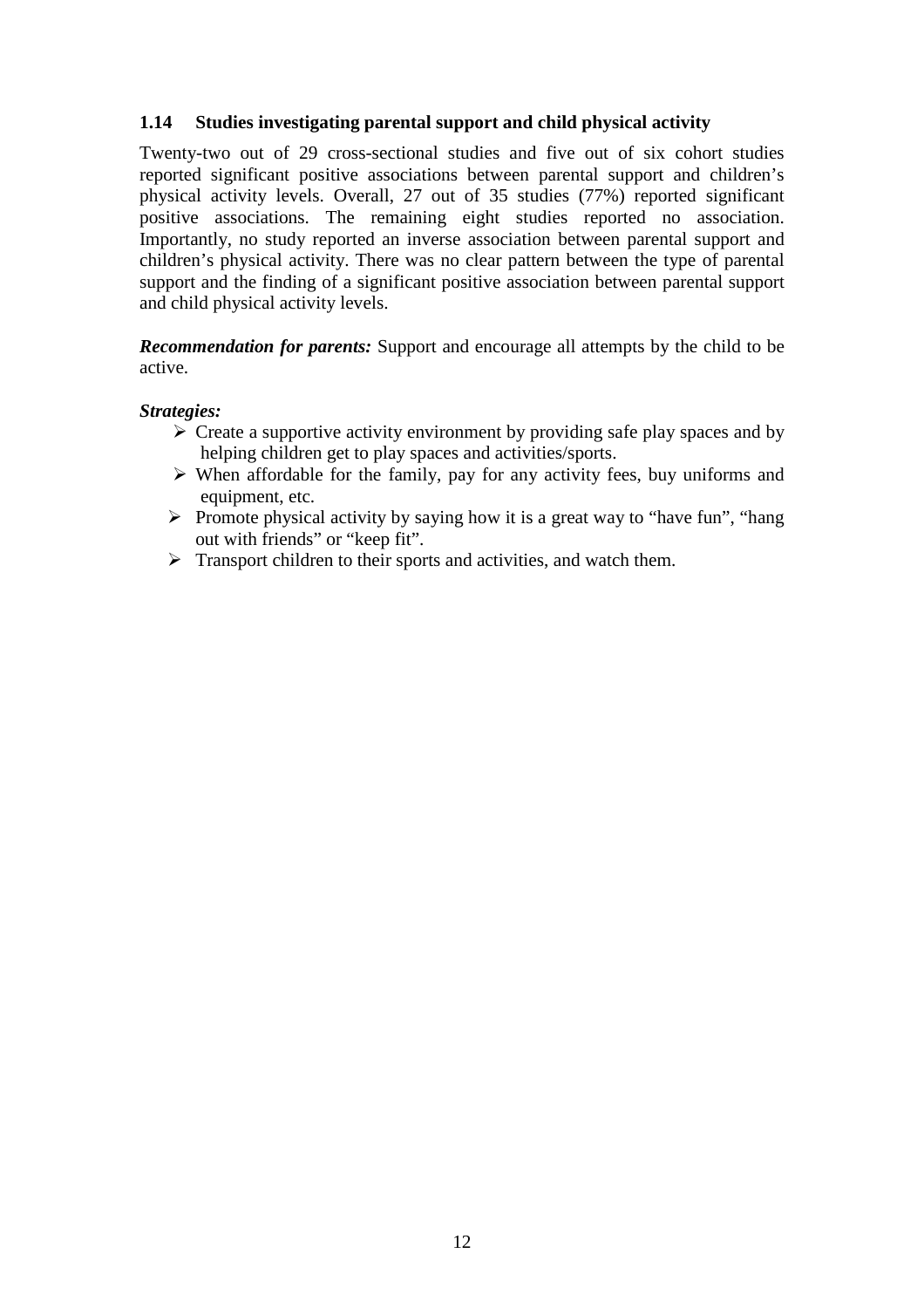### 1.14 Studies investigating parental support and child physical activity

Twenty-two out of 29 cross-sectional studies and five out of six cohort studies reported significant positive associations between parental support and children's physical activity levels. Overall, 27 out of 35 studies (77%) reported significant positive associations. The remaining eight studies reported no association. Importantly, no study reported an inverse association between parental support and children's physical activity. There was no clear pattern between the type of parental support and the finding of a significant positive association between parental support and child physical activity levels.

***Recommendation for parents:*** Support and encourage all attempts by the child to be active.

***Strategies:***

- Create a supportive activity environment by providing safe play spaces and by helping children get to play spaces and activities/sports.
- When affordable for the family, pay for any activity fees, buy uniforms and equipment, etc.
- Promote physical activity by saying how it is a great way to "have fun", "hang out with friends" or "keep fit".
- Transport children to their sports and activities, and watch them.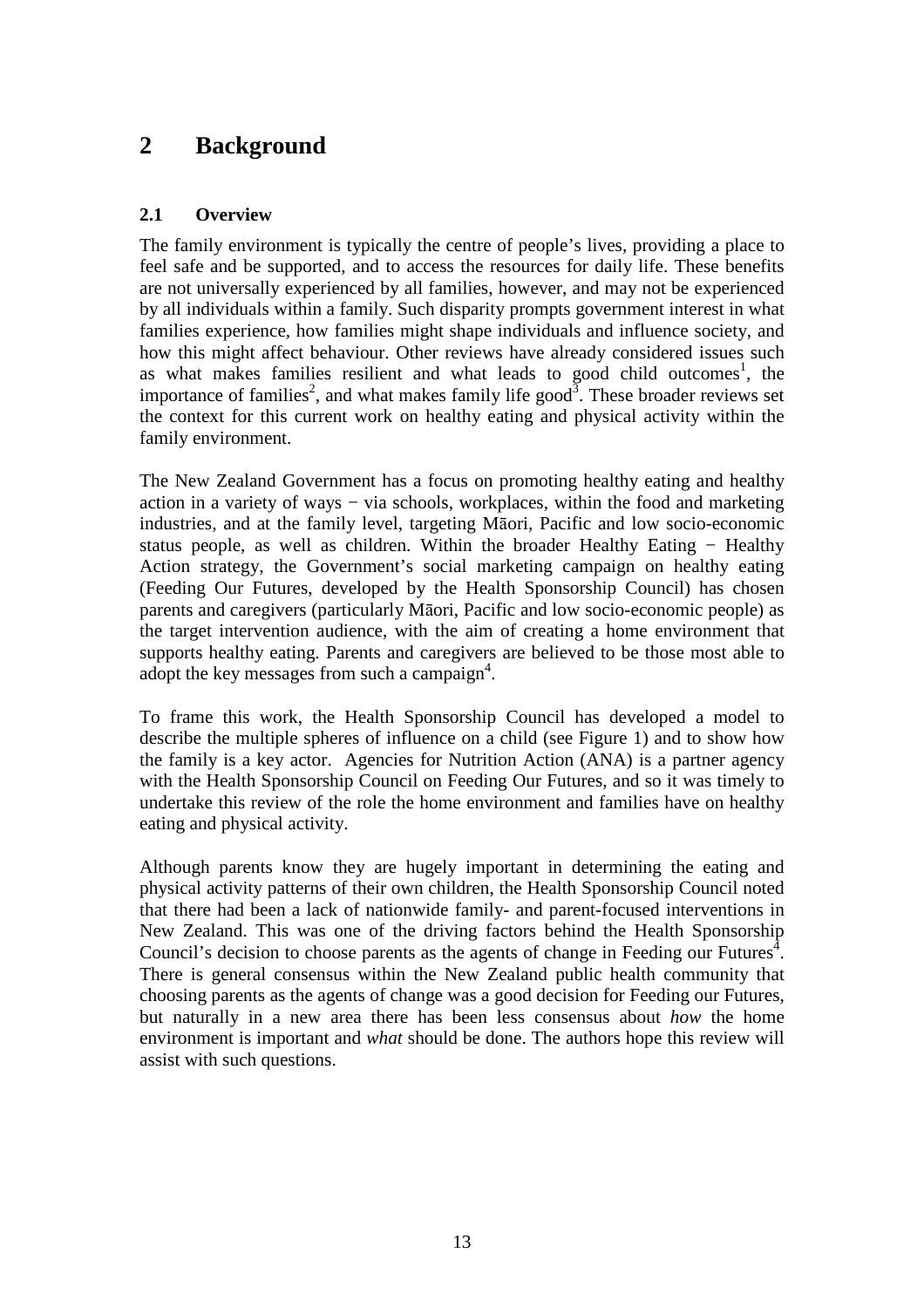# 2 Background

## 2.1 Overview

The family environment is typically the centre of people's lives, providing a place to feel safe and be supported, and to access the resources for daily life. These benefits are not universally experienced by all families, however, and may not be experienced by all individuals within a family. Such disparity prompts government interest in what families experience, how families might shape individuals and influence society, and how this might affect behaviour. Other reviews have already considered issues such as what makes families resilient and what leads to good child outcomes[1], the importance of families[2], and what makes family life good[3]. These broader reviews set the context for this current work on healthy eating and physical activity within the family environment.

The New Zealand Government has a focus on promoting healthy eating and healthy action in a variety of ways − via schools, workplaces, within the food and marketing industries, and at the family level, targeting Māori, Pacific and low socio-economic status people, as well as children. Within the broader Healthy Eating − Healthy Action strategy, the Government's social marketing campaign on healthy eating (Feeding Our Futures, developed by the Health Sponsorship Council) has chosen parents and caregivers (particularly Māori, Pacific and low socio-economic people) as the target intervention audience, with the aim of creating a home environment that supports healthy eating. Parents and caregivers are believed to be those most able to adopt the key messages from such a campaign[4].

To frame this work, the Health Sponsorship Council has developed a model to describe the multiple spheres of influence on a child (see Figure 1) and to show how the family is a key actor. Agencies for Nutrition Action (ANA) is a partner agency with the Health Sponsorship Council on Feeding Our Futures, and so it was timely to undertake this review of the role the home environment and families have on healthy eating and physical activity.

Although parents know they are hugely important in determining the eating and physical activity patterns of their own children, the Health Sponsorship Council noted that there had been a lack of nationwide family- and parent-focused interventions in New Zealand. This was one of the driving factors behind the Health Sponsorship Council's decision to choose parents as the agents of change in Feeding our Futures[4]. There is general consensus within the New Zealand public health community that choosing parents as the agents of change was a good decision for Feeding our Futures, but naturally in a new area there has been less consensus about *how* the home environment is important and *what* should be done. The authors hope this review will assist with such questions.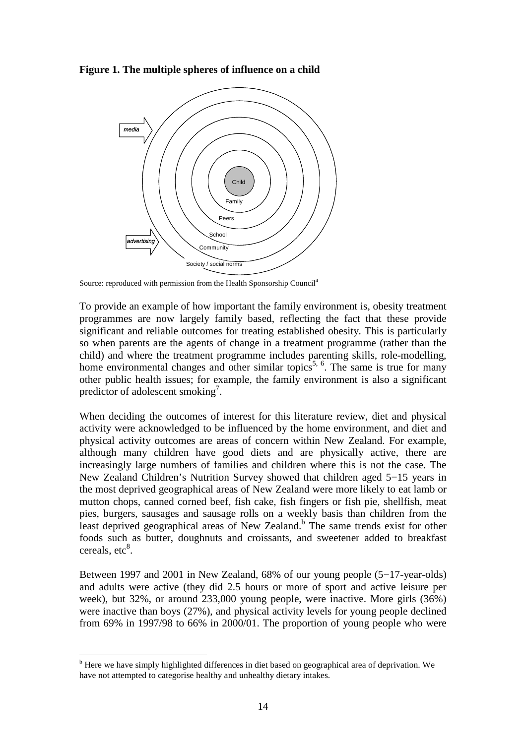**Figure 1. The multiple spheres of influence on a child**

Source: reproduced with permission from the Health Sponsorship Council[4]

To provide an example of how important the family environment is, obesity treatment programmes are now largely family based, reflecting the fact that these provide significant and reliable outcomes for treating established obesity. This is particularly so when parents are the agents of change in a treatment programme (rather than the child) and where the treatment programme includes parenting skills, role-modelling, home environmental changes and other similar topics[5, 6]. The same is true for many other public health issues; for example, the family environment is also a significant predictor of adolescent smoking[7].

When deciding the outcomes of interest for this literature review, diet and physical activity were acknowledged to be influenced by the home environment, and diet and physical activity outcomes are areas of concern within New Zealand. For example, although many children have good diets and are physically active, there are increasingly large numbers of families and children where this is not the case. The New Zealand Children's Nutrition Survey showed that children aged 5−15 years in the most deprived geographical areas of New Zealand were more likely to eat lamb or mutton chops, canned corned beef, fish cake, fish fingers or fish pie, shellfish, meat pies, burgers, sausages and sausage rolls on a weekly basis than children from the least deprived geographical areas of New Zealand.[b] The same trends exist for other foods such as butter, doughnuts and croissants, and sweetener added to breakfast cereals, etc[8].

Between 1997 and 2001 in New Zealand, 68% of our young people (5−17-year-olds) and adults were active (they did 2.5 hours or more of sport and active leisure per week), but 32%, or around 233,000 young people, were inactive. More girls (36%) were inactive than boys (27%), and physical activity levels for young people declined from 69% in 1997/98 to 66% in 2000/01. The proportion of young people who were

---

[b] Here we have simply highlighted differences in diet based on geographical area of deprivation. We have not attempted to categorise healthy and unhealthy dietary intakes.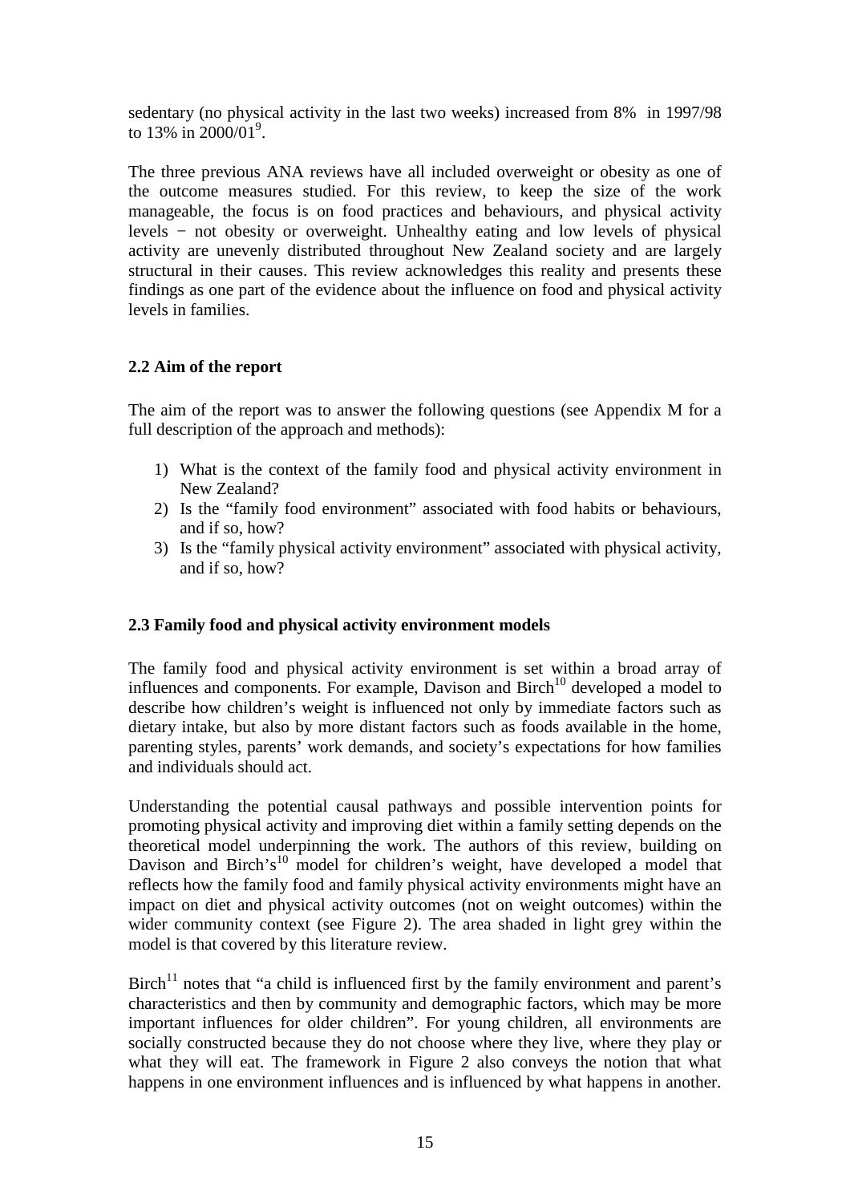sedentary (no physical activity in the last two weeks) increased from 8% in 1997/98 to 13% in 2000/01[9].

The three previous ANA reviews have all included overweight or obesity as one of the outcome measures studied. For this review, to keep the size of the work manageable, the focus is on food practices and behaviours, and physical activity levels − not obesity or overweight. Unhealthy eating and low levels of physical activity are unevenly distributed throughout New Zealand society and are largely structural in their causes. This review acknowledges this reality and presents these findings as one part of the evidence about the influence on food and physical activity levels in families.

### 2.2 Aim of the report

The aim of the report was to answer the following questions (see Appendix M for a full description of the approach and methods):

1) What is the context of the family food and physical activity environment in New Zealand?
2) Is the "family food environment" associated with food habits or behaviours, and if so, how?
3) Is the "family physical activity environment" associated with physical activity, and if so, how?

### 2.3 Family food and physical activity environment models

The family food and physical activity environment is set within a broad array of influences and components. For example, Davison and Birch[10] developed a model to describe how children's weight is influenced not only by immediate factors such as dietary intake, but also by more distant factors such as foods available in the home, parenting styles, parents' work demands, and society's expectations for how families and individuals should act.

Understanding the potential causal pathways and possible intervention points for promoting physical activity and improving diet within a family setting depends on the theoretical model underpinning the work. The authors of this review, building on Davison and Birch's[10] model for children's weight, have developed a model that reflects how the family food and family physical activity environments might have an impact on diet and physical activity outcomes (not on weight outcomes) within the wider community context (see Figure 2). The area shaded in light grey within the model is that covered by this literature review.

Birch[11] notes that "a child is influenced first by the family environment and parent's characteristics and then by community and demographic factors, which may be more important influences for older children". For young children, all environments are socially constructed because they do not choose where they live, where they play or what they will eat. The framework in Figure 2 also conveys the notion that what happens in one environment influences and is influenced by what happens in another.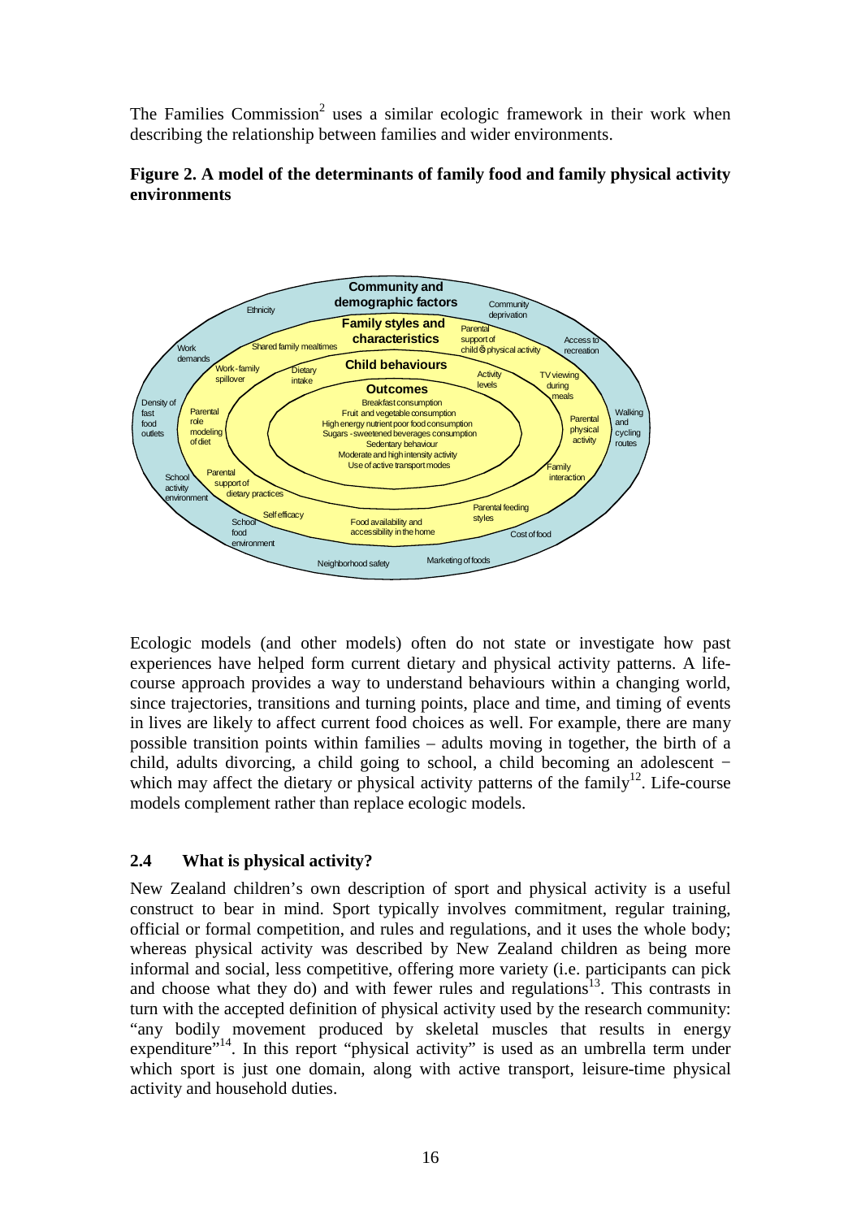The Families Commission[2] uses a similar ecologic framework in their work when describing the relationship between families and wider environments.

**Figure 2. A model of the determinants of family food and family physical activity environments**

Ecologic models (and other models) often do not state or investigate how past experiences have helped form current dietary and physical activity patterns. A life-course approach provides a way to understand behaviours within a changing world, since trajectories, transitions and turning points, place and time, and timing of events in lives are likely to affect current food choices as well. For example, there are many possible transition points within families – adults moving in together, the birth of a child, adults divorcing, a child going to school, a child becoming an adolescent − which may affect the dietary or physical activity patterns of the family[12]. Life-course models complement rather than replace ecologic models.

## 2.4 What is physical activity?

New Zealand children's own description of sport and physical activity is a useful construct to bear in mind. Sport typically involves commitment, regular training, official or formal competition, and rules and regulations, and it uses the whole body; whereas physical activity was described by New Zealand children as being more informal and social, less competitive, offering more variety (i.e. participants can pick and choose what they do) and with fewer rules and regulations[13]. This contrasts in turn with the accepted definition of physical activity used by the research community: "any bodily movement produced by skeletal muscles that results in energy expenditure"[14]. In this report "physical activity" is used as an umbrella term under which sport is just one domain, along with active transport, leisure-time physical activity and household duties.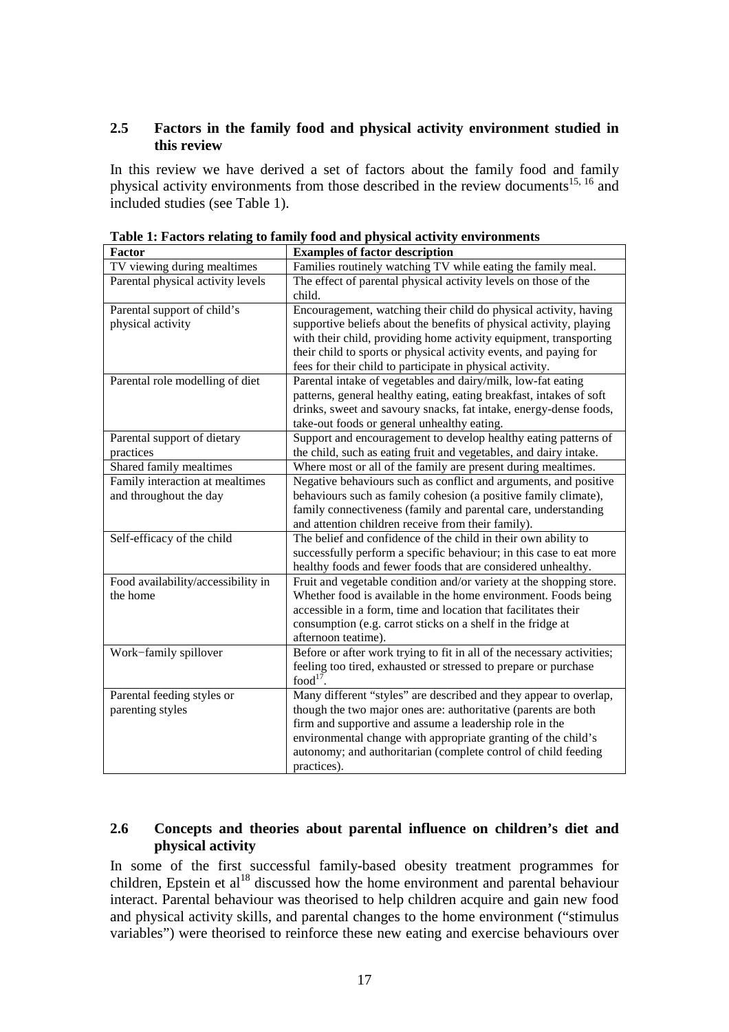## 2.5 Factors in the family food and physical activity environment studied in this review

In this review we have derived a set of factors about the family food and family physical activity environments from those described in the review documents[15, 16] and included studies (see Table 1).

**Table 1: Factors relating to family food and physical activity environments**

| Factor | Examples of factor description |
|---|---|
| TV viewing during mealtimes | Families routinely watching TV while eating the family meal. |
| Parental physical activity levels | The effect of parental physical activity levels on those of the child. |
| Parental support of child's physical activity | Encouragement, watching their child do physical activity, having supportive beliefs about the benefits of physical activity, playing with their child, providing home activity equipment, transporting their child to sports or physical activity events, and paying for fees for their child to participate in physical activity. |
| Parental role modelling of diet | Parental intake of vegetables and dairy/milk, low-fat eating patterns, general healthy eating, eating breakfast, intakes of soft drinks, sweet and savoury snacks, fat intake, energy-dense foods, take-out foods or general unhealthy eating. |
| Parental support of dietary practices | Support and encouragement to develop healthy eating patterns of the child, such as eating fruit and vegetables, and dairy intake. |
| Shared family mealtimes | Where most or all of the family are present during mealtimes. |
| Family interaction at mealtimes and throughout the day | Negative behaviours such as conflict and arguments, and positive behaviours such as family cohesion (a positive family climate), family connectiveness (family and parental care, understanding and attention children receive from their family). |
| Self-efficacy of the child | The belief and confidence of the child in their own ability to successfully perform a specific behaviour; in this case to eat more healthy foods and fewer foods that are considered unhealthy. |
| Food availability/accessibility in the home | Fruit and vegetable condition and/or variety at the shopping store. Whether food is available in the home environment. Foods being accessible in a form, time and location that facilitates their consumption (e.g. carrot sticks on a shelf in the fridge at afternoon teatime). |
| Work−family spillover | Before or after work trying to fit in all of the necessary activities; feeling too tired, exhausted or stressed to prepare or purchase food[17]. |
| Parental feeding styles or parenting styles | Many different "styles" are described and they appear to overlap, though the two major ones are: authoritative (parents are both firm and supportive and assume a leadership role in the environmental change with appropriate granting of the child's autonomy; and authoritarian (complete control of child feeding practices). |

## 2.6 Concepts and theories about parental influence on children's diet and physical activity

In some of the first successful family-based obesity treatment programmes for children, Epstein et al[18] discussed how the home environment and parental behaviour interact. Parental behaviour was theorised to help children acquire and gain new food and physical activity skills, and parental changes to the home environment ("stimulus variables") were theorised to reinforce these new eating and exercise behaviours over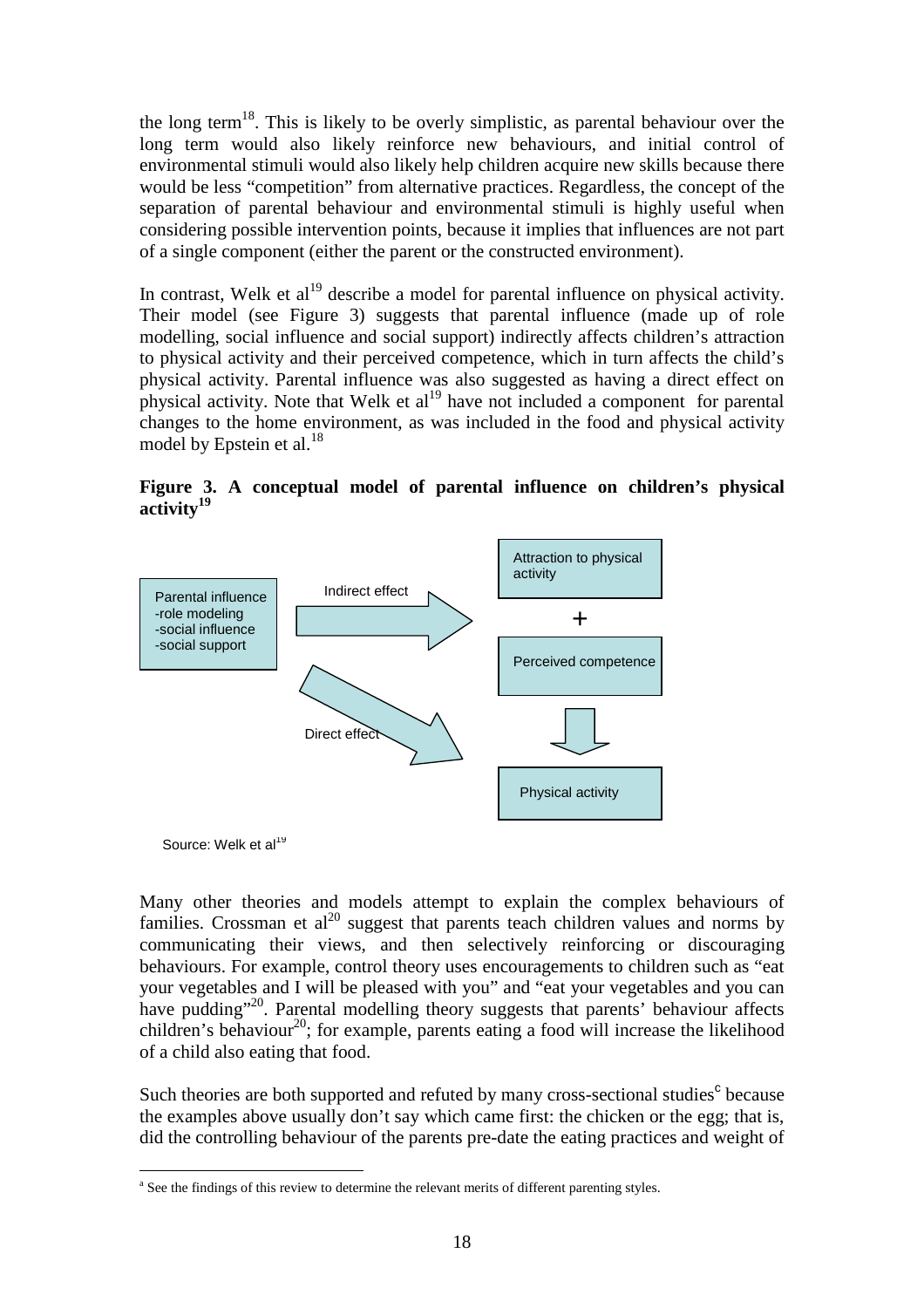the long term[18]. This is likely to be overly simplistic, as parental behaviour over the long term would also likely reinforce new behaviours, and initial control of environmental stimuli would also likely help children acquire new skills because there would be less "competition" from alternative practices. Regardless, the concept of the separation of parental behaviour and environmental stimuli is highly useful when considering possible intervention points, because it implies that influences are not part of a single component (either the parent or the constructed environment).

In contrast, Welk et al[19] describe a model for parental influence on physical activity. Their model (see Figure 3) suggests that parental influence (made up of role modelling, social influence and social support) indirectly affects children's attraction to physical activity and their perceived competence, which in turn affects the child's physical activity. Parental influence was also suggested as having a direct effect on physical activity. Note that Welk et al[19] have not included a component for parental changes to the home environment, as was included in the food and physical activity model by Epstein et al.[18]

**Figure 3. A conceptual model of parental influence on children's physical activity[19]**

Parental influence
-role modeling
-social influence
-social support

Indirect effect

Attraction to physical activity

+

Perceived competence

Direct effect

Physical activity

Source: Welk et al[19]

Many other theories and models attempt to explain the complex behaviours of families. Crossman et al[20] suggest that parents teach children values and norms by communicating their views, and then selectively reinforcing or discouraging behaviours. For example, control theory uses encouragements to children such as "eat your vegetables and I will be pleased with you" and "eat your vegetables and you can have pudding"[20]. Parental modelling theory suggests that parents' behaviour affects children's behaviour[20]; for example, parents eating a food will increase the likelihood of a child also eating that food.

Such theories are both supported and refuted by many cross-sectional studies[c] because the examples above usually don't say which came first: the chicken or the egg; that is, did the controlling behaviour of the parents pre-date the eating practices and weight of

[a] See the findings of this review to determine the relevant merits of different parenting styles.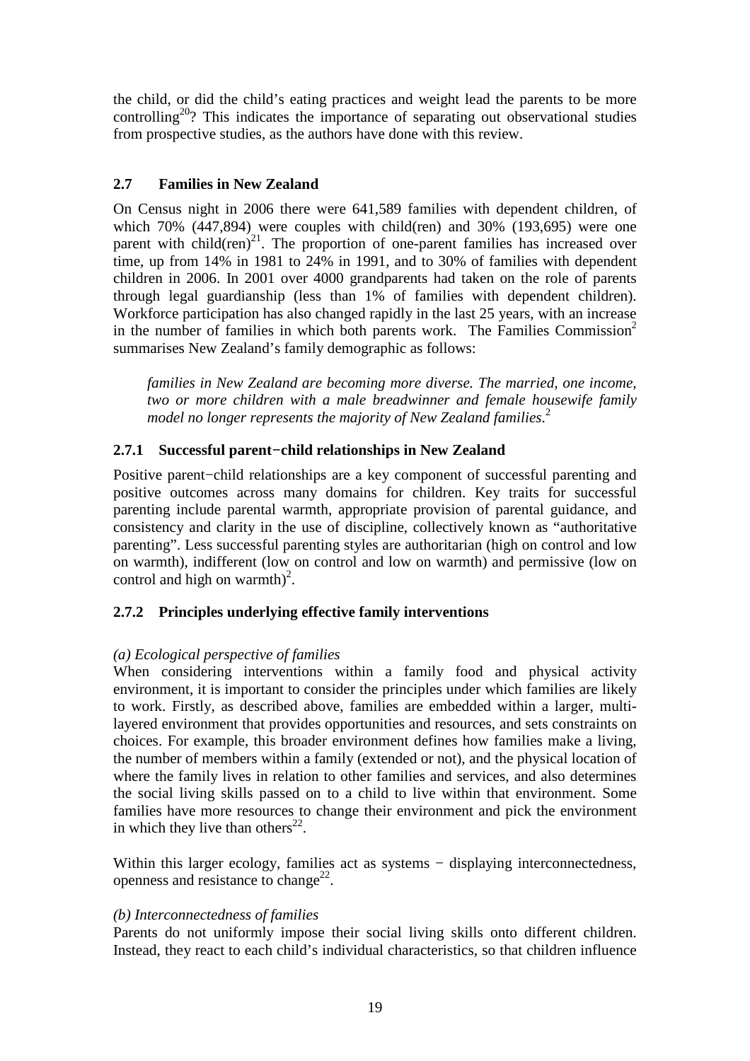the child, or did the child's eating practices and weight lead the parents to be more controlling[20]? This indicates the importance of separating out observational studies from prospective studies, as the authors have done with this review.

## 2.7 Families in New Zealand

On Census night in 2006 there were 641,589 families with dependent children, of which 70% (447,894) were couples with child(ren) and 30% (193,695) were one parent with child(ren)[21]. The proportion of one-parent families has increased over time, up from 14% in 1981 to 24% in 1991, and to 30% of families with dependent children in 2006. In 2001 over 4000 grandparents had taken on the role of parents through legal guardianship (less than 1% of families with dependent children). Workforce participation has also changed rapidly in the last 25 years, with an increase in the number of families in which both parents work. The Families Commission[2] summarises New Zealand's family demographic as follows:

> *families in New Zealand are becoming more diverse. The married, one income, two or more children with a male breadwinner and female housewife family model no longer represents the majority of New Zealand families.*[2]

### 2.7.1 Successful parent−child relationships in New Zealand

Positive parent−child relationships are a key component of successful parenting and positive outcomes across many domains for children. Key traits for successful parenting include parental warmth, appropriate provision of parental guidance, and consistency and clarity in the use of discipline, collectively known as "authoritative parenting". Less successful parenting styles are authoritarian (high on control and low on warmth), indifferent (low on control and low on warmth) and permissive (low on control and high on warmth)[2].

### 2.7.2 Principles underlying effective family interventions

*(a) Ecological perspective of families*

When considering interventions within a family food and physical activity environment, it is important to consider the principles under which families are likely to work. Firstly, as described above, families are embedded within a larger, multi-layered environment that provides opportunities and resources, and sets constraints on choices. For example, this broader environment defines how families make a living, the number of members within a family (extended or not), and the physical location of where the family lives in relation to other families and services, and also determines the social living skills passed on to a child to live within that environment. Some families have more resources to change their environment and pick the environment in which they live than others[22].

Within this larger ecology, families act as systems − displaying interconnectedness, openness and resistance to change[22].

*(b) Interconnectedness of families*

Parents do not uniformly impose their social living skills onto different children. Instead, they react to each child's individual characteristics, so that children influence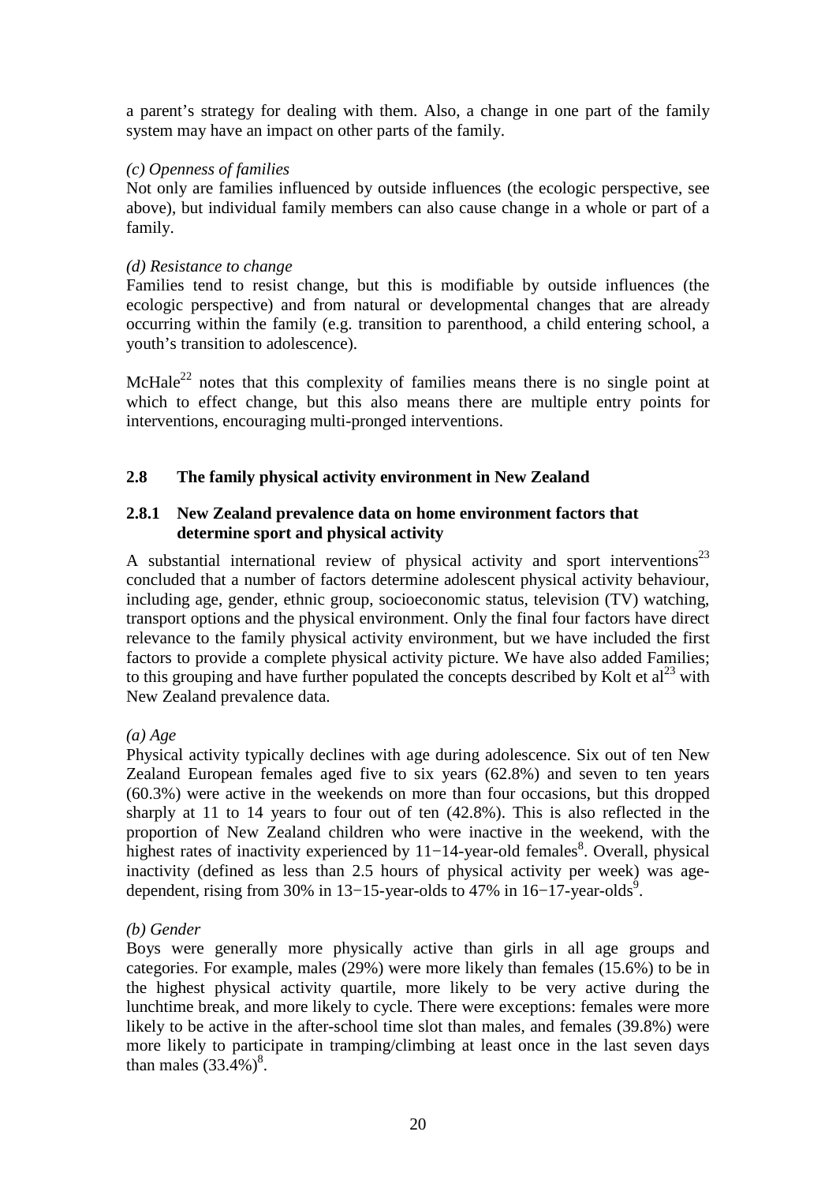a parent's strategy for dealing with them. Also, a change in one part of the family system may have an impact on other parts of the family.

*(c) Openness of families*

Not only are families influenced by outside influences (the ecologic perspective, see above), but individual family members can also cause change in a whole or part of a family.

*(d) Resistance to change*

Families tend to resist change, but this is modifiable by outside influences (the ecologic perspective) and from natural or developmental changes that are already occurring within the family (e.g. transition to parenthood, a child entering school, a youth's transition to adolescence).

McHale[22] notes that this complexity of families means there is no single point at which to effect change, but this also means there are multiple entry points for interventions, encouraging multi-pronged interventions.

## 2.8 The family physical activity environment in New Zealand

### 2.8.1 New Zealand prevalence data on home environment factors that determine sport and physical activity

A substantial international review of physical activity and sport interventions[23] concluded that a number of factors determine adolescent physical activity behaviour, including age, gender, ethnic group, socioeconomic status, television (TV) watching, transport options and the physical environment. Only the final four factors have direct relevance to the family physical activity environment, but we have included the first factors to provide a complete physical activity picture. We have also added Families; to this grouping and have further populated the concepts described by Kolt et al[23] with New Zealand prevalence data.

*(a) Age*

Physical activity typically declines with age during adolescence. Six out of ten New Zealand European females aged five to six years (62.8%) and seven to ten years (60.3%) were active in the weekends on more than four occasions, but this dropped sharply at 11 to 14 years to four out of ten (42.8%). This is also reflected in the proportion of New Zealand children who were inactive in the weekend, with the highest rates of inactivity experienced by 11−14-year-old females[8]. Overall, physical inactivity (defined as less than 2.5 hours of physical activity per week) was age-dependent, rising from 30% in 13−15-year-olds to 47% in 16−17-year-olds[9].

*(b) Gender*

Boys were generally more physically active than girls in all age groups and categories. For example, males (29%) were more likely than females (15.6%) to be in the highest physical activity quartile, more likely to be very active during the lunchtime break, and more likely to cycle. There were exceptions: females were more likely to be active in the after-school time slot than males, and females (39.8%) were more likely to participate in tramping/climbing at least once in the last seven days than males (33.4%)[8].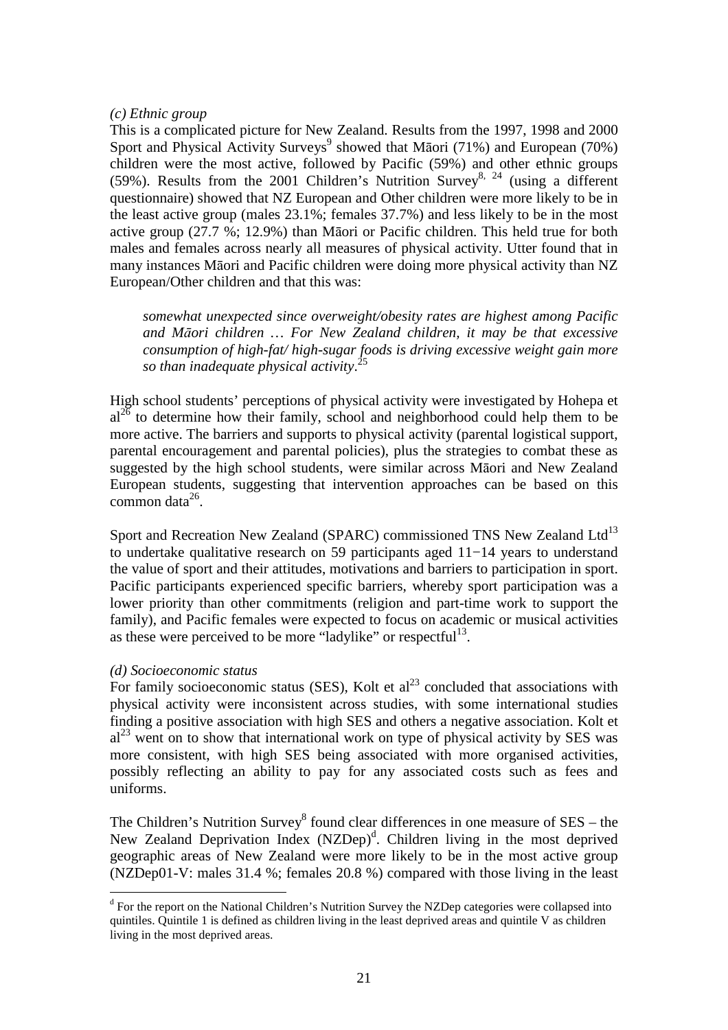*(c) Ethnic group*

This is a complicated picture for New Zealand. Results from the 1997, 1998 and 2000 Sport and Physical Activity Surveys[9] showed that Māori (71%) and European (70%) children were the most active, followed by Pacific (59%) and other ethnic groups (59%). Results from the 2001 Children's Nutrition Survey[8, 24] (using a different questionnaire) showed that NZ European and Other children were more likely to be in the least active group (males 23.1%; females 37.7%) and less likely to be in the most active group (27.7 %; 12.9%) than Māori or Pacific children. This held true for both males and females across nearly all measures of physical activity. Utter found that in many instances Māori and Pacific children were doing more physical activity than NZ European/Other children and that this was:

> *somewhat unexpected since overweight/obesity rates are highest among Pacific and Māori children … For New Zealand children, it may be that excessive consumption of high-fat/ high-sugar foods is driving excessive weight gain more so than inadequate physical activity*.[25]

High school students' perceptions of physical activity were investigated by Hohepa et al[26] to determine how their family, school and neighborhood could help them to be more active. The barriers and supports to physical activity (parental logistical support, parental encouragement and parental policies), plus the strategies to combat these as suggested by the high school students, were similar across Māori and New Zealand European students, suggesting that intervention approaches can be based on this common data[26].

Sport and Recreation New Zealand (SPARC) commissioned TNS New Zealand Ltd[13] to undertake qualitative research on 59 participants aged 11−14 years to understand the value of sport and their attitudes, motivations and barriers to participation in sport. Pacific participants experienced specific barriers, whereby sport participation was a lower priority than other commitments (religion and part-time work to support the family), and Pacific females were expected to focus on academic or musical activities as these were perceived to be more "ladylike" or respectful[13].

*(d) Socioeconomic status*

For family socioeconomic status (SES), Kolt et al[23] concluded that associations with physical activity were inconsistent across studies, with some international studies finding a positive association with high SES and others a negative association. Kolt et al[23] went on to show that international work on type of physical activity by SES was more consistent, with high SES being associated with more organised activities, possibly reflecting an ability to pay for any associated costs such as fees and uniforms.

The Children's Nutrition Survey[8] found clear differences in one measure of SES – the New Zealand Deprivation Index (NZDep)[d]. Children living in the most deprived geographic areas of New Zealand were more likely to be in the most active group (NZDep01-V: males 31.4 %; females 20.8 %) compared with those living in the least

[d] For the report on the National Children's Nutrition Survey the NZDep categories were collapsed into quintiles. Quintile 1 is defined as children living in the least deprived areas and quintile V as children living in the most deprived areas.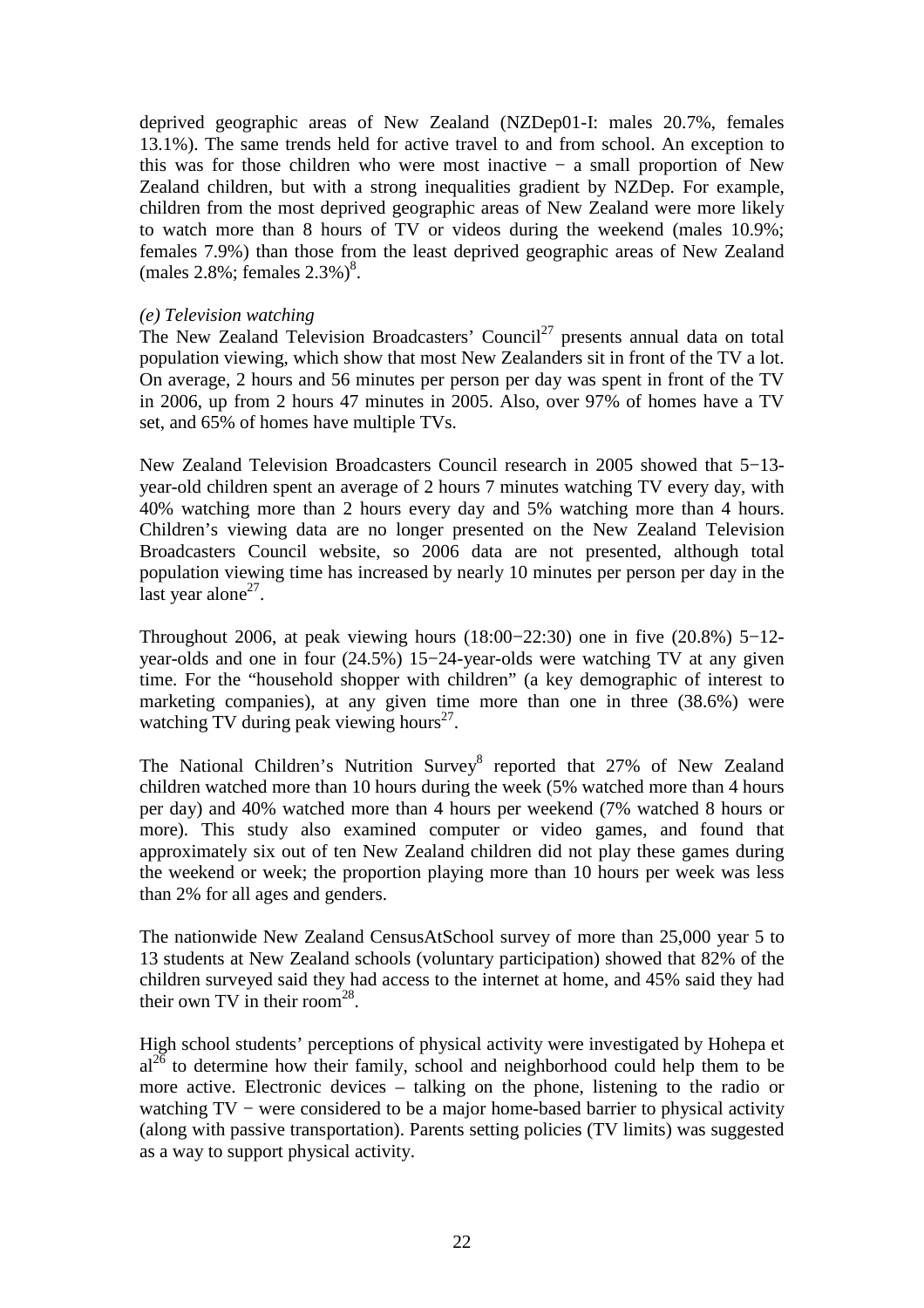deprived geographic areas of New Zealand (NZDep01-I: males 20.7%, females 13.1%). The same trends held for active travel to and from school. An exception to this was for those children who were most inactive − a small proportion of New Zealand children, but with a strong inequalities gradient by NZDep. For example, children from the most deprived geographic areas of New Zealand were more likely to watch more than 8 hours of TV or videos during the weekend (males 10.9%; females 7.9%) than those from the least deprived geographic areas of New Zealand (males 2.8%; females 2.3%)[8].

*(e) Television watching*

The New Zealand Television Broadcasters' Council[27] presents annual data on total population viewing, which show that most New Zealanders sit in front of the TV a lot. On average, 2 hours and 56 minutes per person per day was spent in front of the TV in 2006, up from 2 hours 47 minutes in 2005. Also, over 97% of homes have a TV set, and 65% of homes have multiple TVs.

New Zealand Television Broadcasters Council research in 2005 showed that 5−13-year-old children spent an average of 2 hours 7 minutes watching TV every day, with 40% watching more than 2 hours every day and 5% watching more than 4 hours. Children's viewing data are no longer presented on the New Zealand Television Broadcasters Council website, so 2006 data are not presented, although total population viewing time has increased by nearly 10 minutes per person per day in the last year alone[27].

Throughout 2006, at peak viewing hours (18:00−22:30) one in five (20.8%) 5−12-year-olds and one in four (24.5%) 15−24-year-olds were watching TV at any given time. For the "household shopper with children" (a key demographic of interest to marketing companies), at any given time more than one in three (38.6%) were watching TV during peak viewing hours[27].

The National Children's Nutrition Survey[8] reported that 27% of New Zealand children watched more than 10 hours during the week (5% watched more than 4 hours per day) and 40% watched more than 4 hours per weekend (7% watched 8 hours or more). This study also examined computer or video games, and found that approximately six out of ten New Zealand children did not play these games during the weekend or week; the proportion playing more than 10 hours per week was less than 2% for all ages and genders.

The nationwide New Zealand CensusAtSchool survey of more than 25,000 year 5 to 13 students at New Zealand schools (voluntary participation) showed that 82% of the children surveyed said they had access to the internet at home, and 45% said they had their own TV in their room[28].

High school students' perceptions of physical activity were investigated by Hohepa et al[26] to determine how their family, school and neighborhood could help them to be more active. Electronic devices – talking on the phone, listening to the radio or watching TV − were considered to be a major home-based barrier to physical activity (along with passive transportation). Parents setting policies (TV limits) was suggested as a way to support physical activity.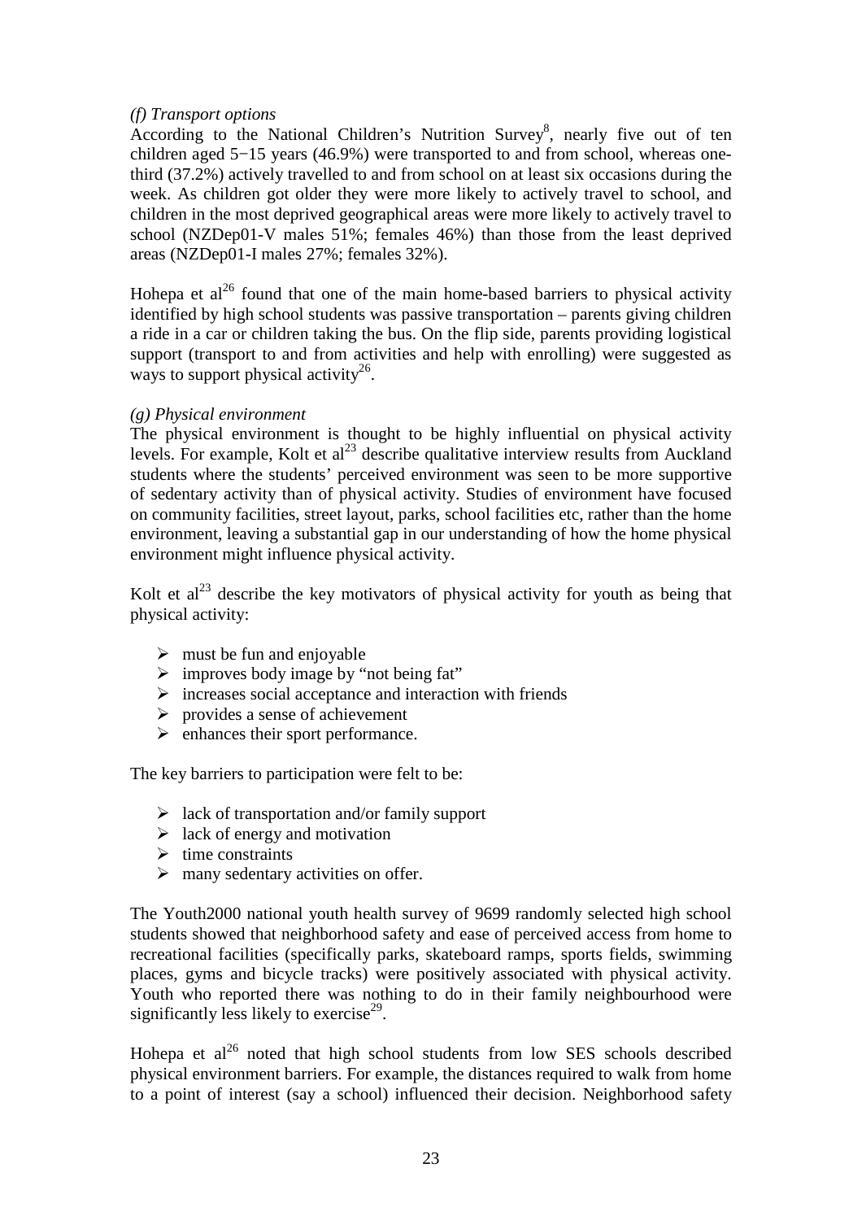*(f) Transport options*

According to the National Children's Nutrition Survey[8], nearly five out of ten children aged 5−15 years (46.9%) were transported to and from school, whereas one-third (37.2%) actively travelled to and from school on at least six occasions during the week. As children got older they were more likely to actively travel to school, and children in the most deprived geographical areas were more likely to actively travel to school (NZDep01-V males 51%; females 46%) than those from the least deprived areas (NZDep01-I males 27%; females 32%).

Hohepa et al[26] found that one of the main home-based barriers to physical activity identified by high school students was passive transportation – parents giving children a ride in a car or children taking the bus. On the flip side, parents providing logistical support (transport to and from activities and help with enrolling) were suggested as ways to support physical activity[26].

*(g) Physical environment*

The physical environment is thought to be highly influential on physical activity levels. For example, Kolt et al[23] describe qualitative interview results from Auckland students where the students' perceived environment was seen to be more supportive of sedentary activity than of physical activity. Studies of environment have focused on community facilities, street layout, parks, school facilities etc, rather than the home environment, leaving a substantial gap in our understanding of how the home physical environment might influence physical activity.

Kolt et al[23] describe the key motivators of physical activity for youth as being that physical activity:

- must be fun and enjoyable
- improves body image by "not being fat"
- increases social acceptance and interaction with friends
- provides a sense of achievement
- enhances their sport performance.

The key barriers to participation were felt to be:

- lack of transportation and/or family support
- lack of energy and motivation
- time constraints
- many sedentary activities on offer.

The Youth2000 national youth health survey of 9699 randomly selected high school students showed that neighborhood safety and ease of perceived access from home to recreational facilities (specifically parks, skateboard ramps, sports fields, swimming places, gyms and bicycle tracks) were positively associated with physical activity. Youth who reported there was nothing to do in their family neighbourhood were significantly less likely to exercise[29].

Hohepa et al[26] noted that high school students from low SES schools described physical environment barriers. For example, the distances required to walk from home to a point of interest (say a school) influenced their decision. Neighborhood safety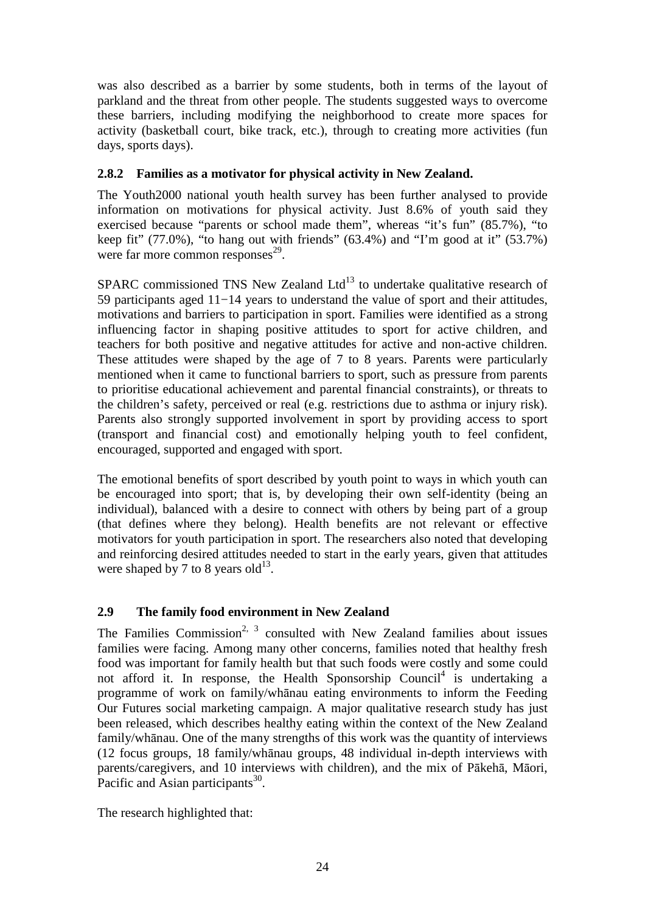was also described as a barrier by some students, both in terms of the layout of parkland and the threat from other people. The students suggested ways to overcome these barriers, including modifying the neighborhood to create more spaces for activity (basketball court, bike track, etc.), through to creating more activities (fun days, sports days).

### 2.8.2 Families as a motivator for physical activity in New Zealand.

The Youth2000 national youth health survey has been further analysed to provide information on motivations for physical activity. Just 8.6% of youth said they exercised because "parents or school made them", whereas "it's fun" (85.7%), "to keep fit" (77.0%), "to hang out with friends" (63.4%) and "I'm good at it" (53.7%) were far more common responses[29].

SPARC commissioned TNS New Zealand Ltd[13] to undertake qualitative research of 59 participants aged 11−14 years to understand the value of sport and their attitudes, motivations and barriers to participation in sport. Families were identified as a strong influencing factor in shaping positive attitudes to sport for active children, and teachers for both positive and negative attitudes for active and non-active children. These attitudes were shaped by the age of 7 to 8 years. Parents were particularly mentioned when it came to functional barriers to sport, such as pressure from parents to prioritise educational achievement and parental financial constraints), or threats to the children's safety, perceived or real (e.g. restrictions due to asthma or injury risk). Parents also strongly supported involvement in sport by providing access to sport (transport and financial cost) and emotionally helping youth to feel confident, encouraged, supported and engaged with sport.

The emotional benefits of sport described by youth point to ways in which youth can be encouraged into sport; that is, by developing their own self-identity (being an individual), balanced with a desire to connect with others by being part of a group (that defines where they belong). Health benefits are not relevant or effective motivators for youth participation in sport. The researchers also noted that developing and reinforcing desired attitudes needed to start in the early years, given that attitudes were shaped by 7 to 8 years old[13].

## 2.9 The family food environment in New Zealand

The Families Commission[2, 3] consulted with New Zealand families about issues families were facing. Among many other concerns, families noted that healthy fresh food was important for family health but that such foods were costly and some could not afford it. In response, the Health Sponsorship Council[4] is undertaking a programme of work on family/whānau eating environments to inform the Feeding Our Futures social marketing campaign. A major qualitative research study has just been released, which describes healthy eating within the context of the New Zealand family/whānau. One of the many strengths of this work was the quantity of interviews (12 focus groups, 18 family/whānau groups, 48 individual in-depth interviews with parents/caregivers, and 10 interviews with children), and the mix of Pākehā, Māori, Pacific and Asian participants[30].

The research highlighted that: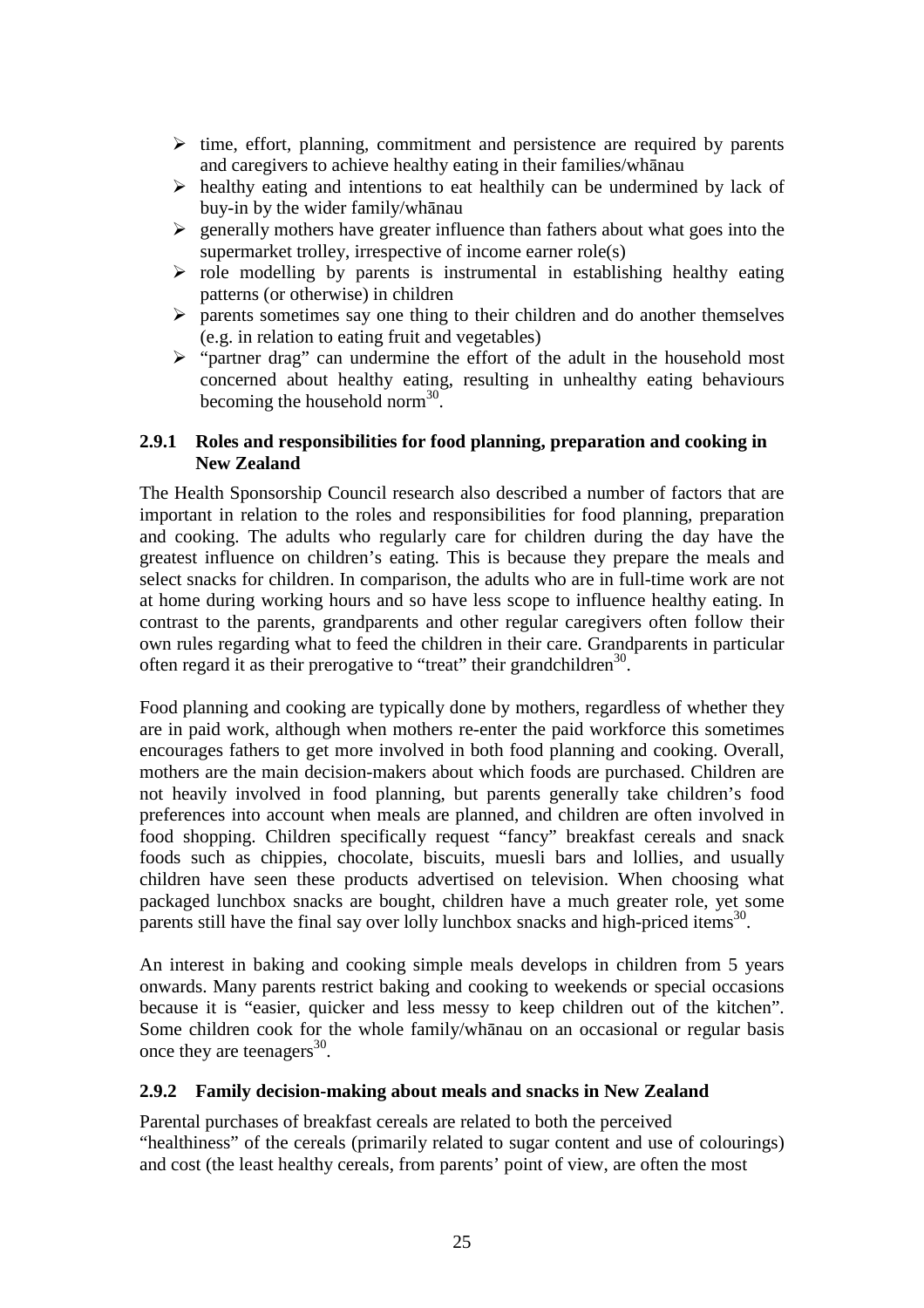- time, effort, planning, commitment and persistence are required by parents and caregivers to achieve healthy eating in their families/whānau
- healthy eating and intentions to eat healthily can be undermined by lack of buy-in by the wider family/whānau
- generally mothers have greater influence than fathers about what goes into the supermarket trolley, irrespective of income earner role(s)
- role modelling by parents is instrumental in establishing healthy eating patterns (or otherwise) in children
- parents sometimes say one thing to their children and do another themselves (e.g. in relation to eating fruit and vegetables)
- "partner drag" can undermine the effort of the adult in the household most concerned about healthy eating, resulting in unhealthy eating behaviours becoming the household norm[30].

### 2.9.1 Roles and responsibilities for food planning, preparation and cooking in New Zealand

The Health Sponsorship Council research also described a number of factors that are important in relation to the roles and responsibilities for food planning, preparation and cooking. The adults who regularly care for children during the day have the greatest influence on children's eating. This is because they prepare the meals and select snacks for children. In comparison, the adults who are in full-time work are not at home during working hours and so have less scope to influence healthy eating. In contrast to the parents, grandparents and other regular caregivers often follow their own rules regarding what to feed the children in their care. Grandparents in particular often regard it as their prerogative to "treat" their grandchildren[30].

Food planning and cooking are typically done by mothers, regardless of whether they are in paid work, although when mothers re-enter the paid workforce this sometimes encourages fathers to get more involved in both food planning and cooking. Overall, mothers are the main decision-makers about which foods are purchased. Children are not heavily involved in food planning, but parents generally take children's food preferences into account when meals are planned, and children are often involved in food shopping. Children specifically request "fancy" breakfast cereals and snack foods such as chippies, chocolate, biscuits, muesli bars and lollies, and usually children have seen these products advertised on television. When choosing what packaged lunchbox snacks are bought, children have a much greater role, yet some parents still have the final say over lolly lunchbox snacks and high-priced items[30].

An interest in baking and cooking simple meals develops in children from 5 years onwards. Many parents restrict baking and cooking to weekends or special occasions because it is "easier, quicker and less messy to keep children out of the kitchen". Some children cook for the whole family/whānau on an occasional or regular basis once they are teenagers[30].

### 2.9.2 Family decision-making about meals and snacks in New Zealand

Parental purchases of breakfast cereals are related to both the perceived "healthiness" of the cereals (primarily related to sugar content and use of colourings) and cost (the least healthy cereals, from parents' point of view, are often the most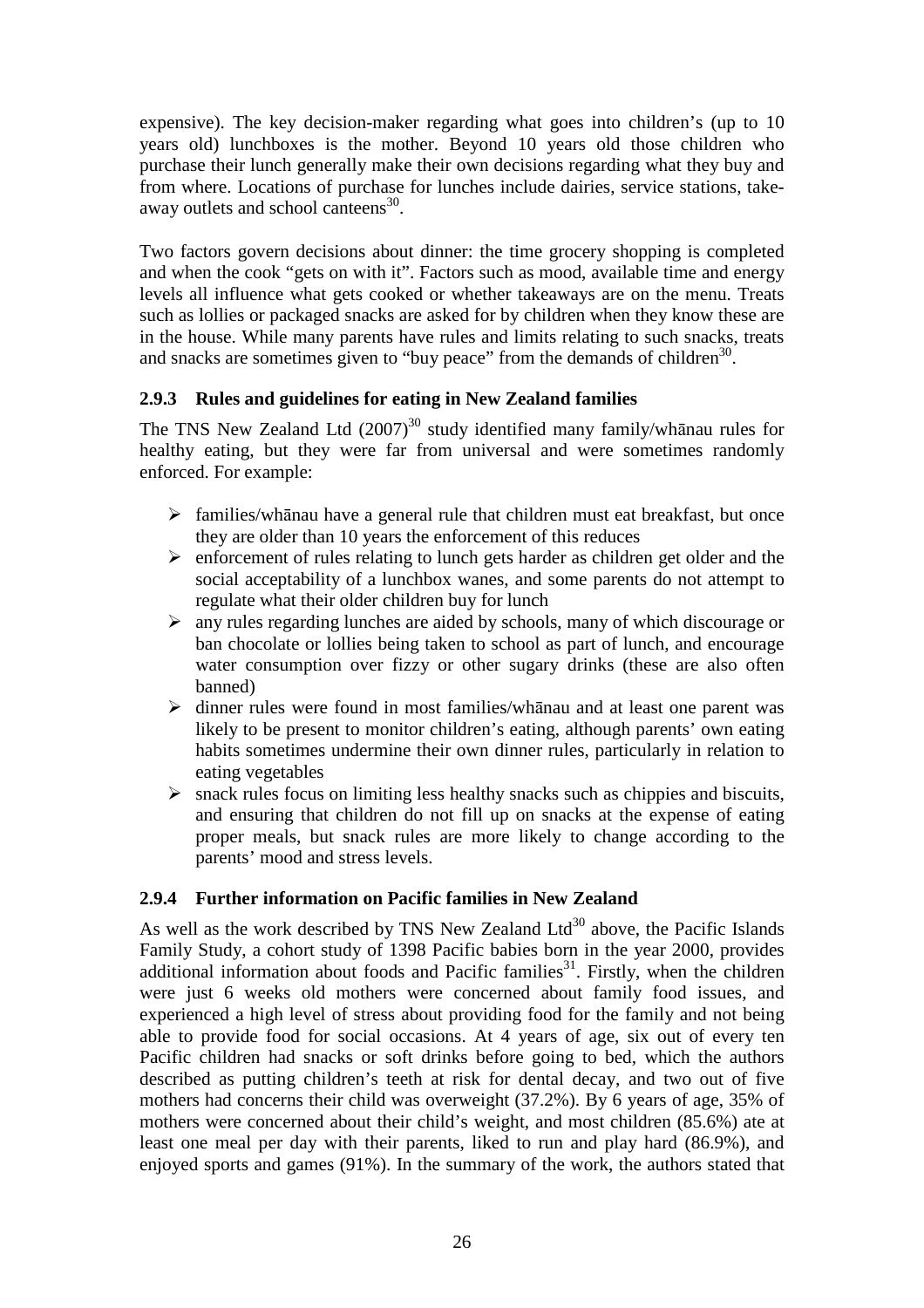expensive). The key decision-maker regarding what goes into children's (up to 10 years old) lunchboxes is the mother. Beyond 10 years old those children who purchase their lunch generally make their own decisions regarding what they buy and from where. Locations of purchase for lunches include dairies, service stations, take-away outlets and school canteens[30].

Two factors govern decisions about dinner: the time grocery shopping is completed and when the cook "gets on with it". Factors such as mood, available time and energy levels all influence what gets cooked or whether takeaways are on the menu. Treats such as lollies or packaged snacks are asked for by children when they know these are in the house. While many parents have rules and limits relating to such snacks, treats and snacks are sometimes given to "buy peace" from the demands of children[30].

### 2.9.3 Rules and guidelines for eating in New Zealand families

The TNS New Zealand Ltd (2007)[30] study identified many family/whānau rules for healthy eating, but they were far from universal and were sometimes randomly enforced. For example:

- families/whānau have a general rule that children must eat breakfast, but once they are older than 10 years the enforcement of this reduces
- enforcement of rules relating to lunch gets harder as children get older and the social acceptability of a lunchbox wanes, and some parents do not attempt to regulate what their older children buy for lunch
- any rules regarding lunches are aided by schools, many of which discourage or ban chocolate or lollies being taken to school as part of lunch, and encourage water consumption over fizzy or other sugary drinks (these are also often banned)
- dinner rules were found in most families/whānau and at least one parent was likely to be present to monitor children's eating, although parents' own eating habits sometimes undermine their own dinner rules, particularly in relation to eating vegetables
- snack rules focus on limiting less healthy snacks such as chippies and biscuits, and ensuring that children do not fill up on snacks at the expense of eating proper meals, but snack rules are more likely to change according to the parents' mood and stress levels.

### 2.9.4 Further information on Pacific families in New Zealand

As well as the work described by TNS New Zealand Ltd[30] above, the Pacific Islands Family Study, a cohort study of 1398 Pacific babies born in the year 2000, provides additional information about foods and Pacific families[31]. Firstly, when the children were just 6 weeks old mothers were concerned about family food issues, and experienced a high level of stress about providing food for the family and not being able to provide food for social occasions. At 4 years of age, six out of every ten Pacific children had snacks or soft drinks before going to bed, which the authors described as putting children's teeth at risk for dental decay, and two out of five mothers had concerns their child was overweight (37.2%). By 6 years of age, 35% of mothers were concerned about their child's weight, and most children (85.6%) ate at least one meal per day with their parents, liked to run and play hard (86.9%), and enjoyed sports and games (91%). In the summary of the work, the authors stated that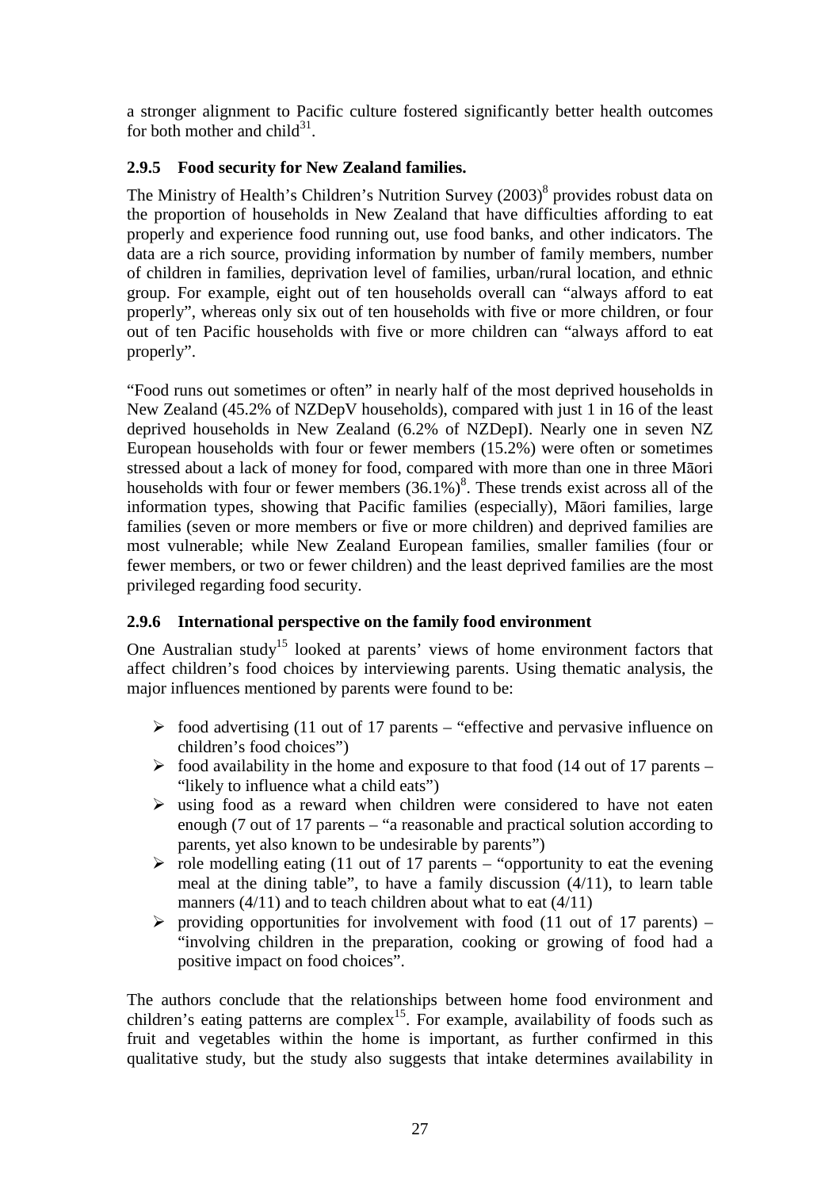a stronger alignment to Pacific culture fostered significantly better health outcomes for both mother and child[31].

### 2.9.5 Food security for New Zealand families.

The Ministry of Health's Children's Nutrition Survey (2003)[8] provides robust data on the proportion of households in New Zealand that have difficulties affording to eat properly and experience food running out, use food banks, and other indicators. The data are a rich source, providing information by number of family members, number of children in families, deprivation level of families, urban/rural location, and ethnic group. For example, eight out of ten households overall can "always afford to eat properly", whereas only six out of ten households with five or more children, or four out of ten Pacific households with five or more children can "always afford to eat properly".

"Food runs out sometimes or often" in nearly half of the most deprived households in New Zealand (45.2% of NZDepV households), compared with just 1 in 16 of the least deprived households in New Zealand (6.2% of NZDepI). Nearly one in seven NZ European households with four or fewer members (15.2%) were often or sometimes stressed about a lack of money for food, compared with more than one in three Māori households with four or fewer members (36.1%)[8]. These trends exist across all of the information types, showing that Pacific families (especially), Māori families, large families (seven or more members or five or more children) and deprived families are most vulnerable; while New Zealand European families, smaller families (four or fewer members, or two or fewer children) and the least deprived families are the most privileged regarding food security.

### 2.9.6 International perspective on the family food environment

One Australian study[15] looked at parents' views of home environment factors that affect children's food choices by interviewing parents. Using thematic analysis, the major influences mentioned by parents were found to be:

- food advertising (11 out of 17 parents – "effective and pervasive influence on children's food choices")
- food availability in the home and exposure to that food (14 out of 17 parents – "likely to influence what a child eats")
- using food as a reward when children were considered to have not eaten enough (7 out of 17 parents – "a reasonable and practical solution according to parents, yet also known to be undesirable by parents")
- role modelling eating (11 out of 17 parents – "opportunity to eat the evening meal at the dining table", to have a family discussion (4/11), to learn table manners (4/11) and to teach children about what to eat (4/11)
- providing opportunities for involvement with food (11 out of 17 parents) – "involving children in the preparation, cooking or growing of food had a positive impact on food choices".

The authors conclude that the relationships between home food environment and children's eating patterns are complex[15]. For example, availability of foods such as fruit and vegetables within the home is important, as further confirmed in this qualitative study, but the study also suggests that intake determines availability in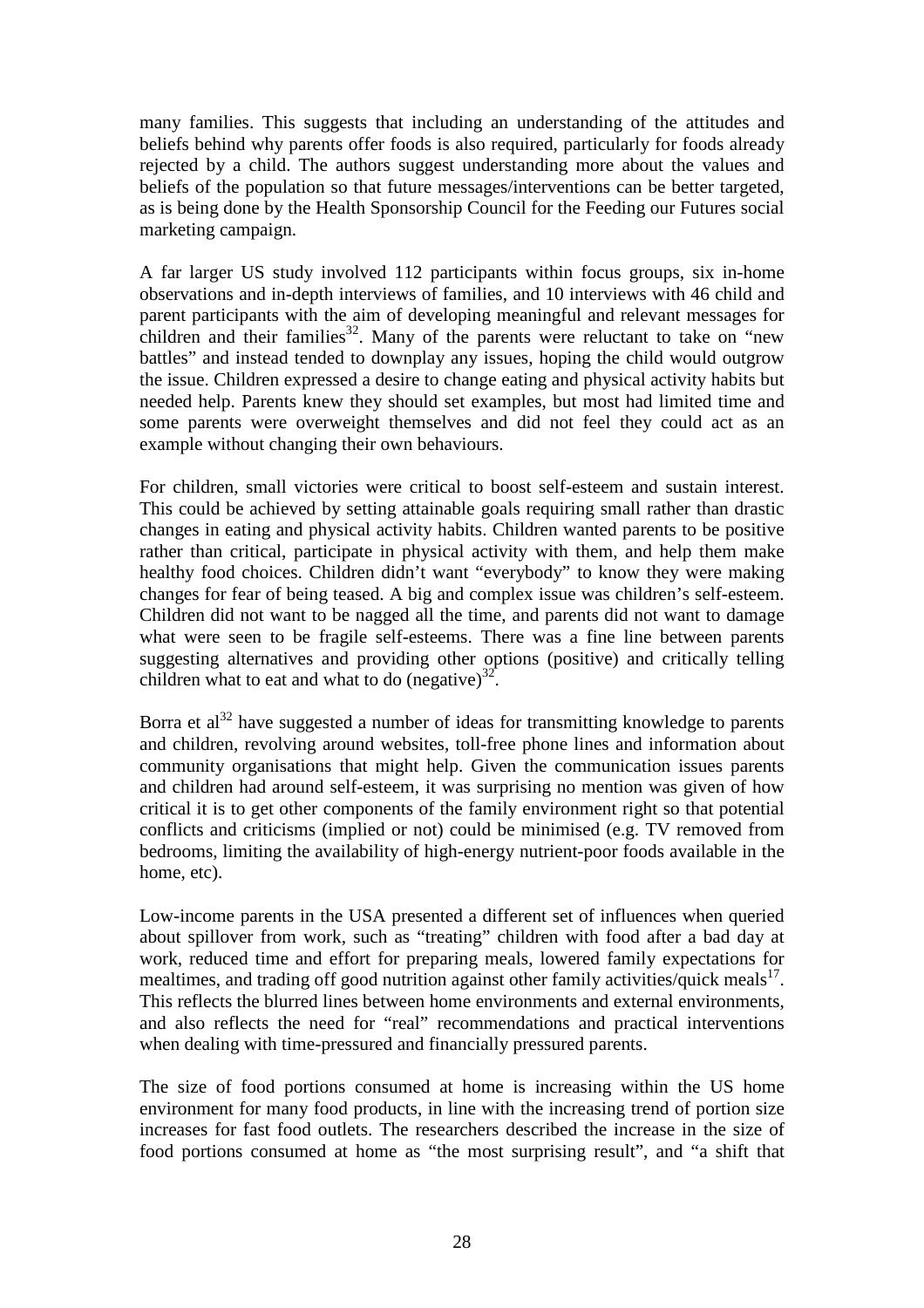many families. This suggests that including an understanding of the attitudes and beliefs behind why parents offer foods is also required, particularly for foods already rejected by a child. The authors suggest understanding more about the values and beliefs of the population so that future messages/interventions can be better targeted, as is being done by the Health Sponsorship Council for the Feeding our Futures social marketing campaign.

A far larger US study involved 112 participants within focus groups, six in-home observations and in-depth interviews of families, and 10 interviews with 46 child and parent participants with the aim of developing meaningful and relevant messages for children and their families[32]. Many of the parents were reluctant to take on "new battles" and instead tended to downplay any issues, hoping the child would outgrow the issue. Children expressed a desire to change eating and physical activity habits but needed help. Parents knew they should set examples, but most had limited time and some parents were overweight themselves and did not feel they could act as an example without changing their own behaviours.

For children, small victories were critical to boost self-esteem and sustain interest. This could be achieved by setting attainable goals requiring small rather than drastic changes in eating and physical activity habits. Children wanted parents to be positive rather than critical, participate in physical activity with them, and help them make healthy food choices. Children didn't want "everybody" to know they were making changes for fear of being teased. A big and complex issue was children's self-esteem. Children did not want to be nagged all the time, and parents did not want to damage what were seen to be fragile self-esteems. There was a fine line between parents suggesting alternatives and providing other options (positive) and critically telling children what to eat and what to do (negative)[32].

Borra et al[32] have suggested a number of ideas for transmitting knowledge to parents and children, revolving around websites, toll-free phone lines and information about community organisations that might help. Given the communication issues parents and children had around self-esteem, it was surprising no mention was given of how critical it is to get other components of the family environment right so that potential conflicts and criticisms (implied or not) could be minimised (e.g. TV removed from bedrooms, limiting the availability of high-energy nutrient-poor foods available in the home, etc).

Low-income parents in the USA presented a different set of influences when queried about spillover from work, such as "treating" children with food after a bad day at work, reduced time and effort for preparing meals, lowered family expectations for mealtimes, and trading off good nutrition against other family activities/quick meals[17]. This reflects the blurred lines between home environments and external environments, and also reflects the need for "real" recommendations and practical interventions when dealing with time-pressured and financially pressured parents.

The size of food portions consumed at home is increasing within the US home environment for many food products, in line with the increasing trend of portion size increases for fast food outlets. The researchers described the increase in the size of food portions consumed at home as "the most surprising result", and "a shift that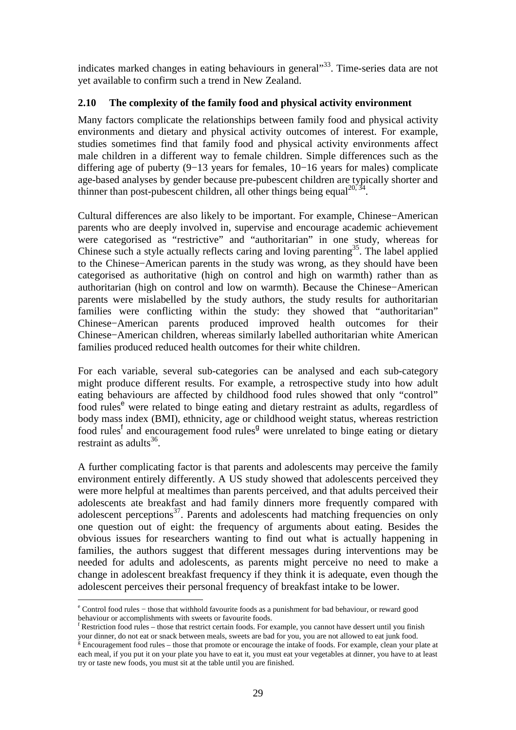indicates marked changes in eating behaviours in general"[33]. Time-series data are not yet available to confirm such a trend in New Zealand.

### 2.10 The complexity of the family food and physical activity environment

Many factors complicate the relationships between family food and physical activity environments and dietary and physical activity outcomes of interest. For example, studies sometimes find that family food and physical activity environments affect male children in a different way to female children. Simple differences such as the differing age of puberty (9−13 years for females, 10−16 years for males) complicate age-based analyses by gender because pre-pubescent children are typically shorter and thinner than post-pubescent children, all other things being equal[20, 34].

Cultural differences are also likely to be important. For example, Chinese−American parents who are deeply involved in, supervise and encourage academic achievement were categorised as "restrictive" and "authoritarian" in one study, whereas for Chinese such a style actually reflects caring and loving parenting[35]. The label applied to the Chinese−American parents in the study was wrong, as they should have been categorised as authoritative (high on control and high on warmth) rather than as authoritarian (high on control and low on warmth). Because the Chinese−American parents were mislabelled by the study authors, the study results for authoritarian families were conflicting within the study: they showed that "authoritarian" Chinese−American parents produced improved health outcomes for their Chinese−American children, whereas similarly labelled authoritarian white American families produced reduced health outcomes for their white children.

For each variable, several sub-categories can be analysed and each sub-category might produce different results. For example, a retrospective study into how adult eating behaviours are affected by childhood food rules showed that only "control" food rules[e] were related to binge eating and dietary restraint as adults, regardless of body mass index (BMI), ethnicity, age or childhood weight status, whereas restriction food rules[f] and encouragement food rules[g] were unrelated to binge eating or dietary restraint as adults[36].

A further complicating factor is that parents and adolescents may perceive the family environment entirely differently. A US study showed that adolescents perceived they were more helpful at mealtimes than parents perceived, and that adults perceived their adolescents ate breakfast and had family dinners more frequently compared with adolescent perceptions[37]. Parents and adolescents had matching frequencies on only one question out of eight: the frequency of arguments about eating. Besides the obvious issues for researchers wanting to find out what is actually happening in families, the authors suggest that different messages during interventions may be needed for adults and adolescents, as parents might perceive no need to make a change in adolescent breakfast frequency if they think it is adequate, even though the adolescent perceives their personal frequency of breakfast intake to be lower.

---

[e] Control food rules − those that withhold favourite foods as a punishment for bad behaviour, or reward good behaviour or accomplishments with sweets or favourite foods.

[f] Restriction food rules – those that restrict certain foods. For example, you cannot have dessert until you finish your dinner, do not eat or snack between meals, sweets are bad for you, you are not allowed to eat junk food.

[g] Encouragement food rules – those that promote or encourage the intake of foods. For example, clean your plate at each meal, if you put it on your plate you have to eat it, you must eat your vegetables at dinner, you have to at least try or taste new foods, you must sit at the table until you are finished.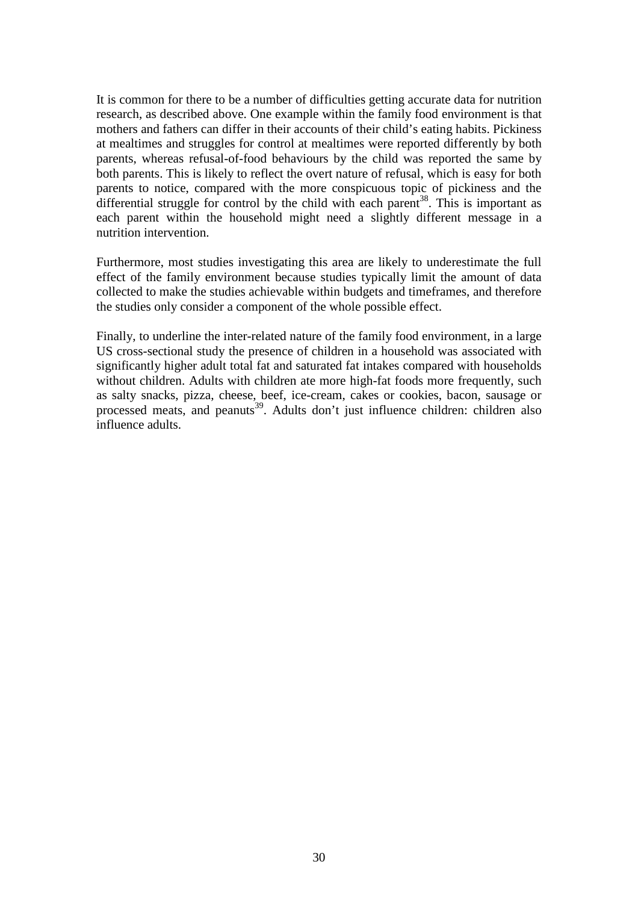It is common for there to be a number of difficulties getting accurate data for nutrition research, as described above. One example within the family food environment is that mothers and fathers can differ in their accounts of their child's eating habits. Pickiness at mealtimes and struggles for control at mealtimes were reported differently by both parents, whereas refusal-of-food behaviours by the child was reported the same by both parents. This is likely to reflect the overt nature of refusal, which is easy for both parents to notice, compared with the more conspicuous topic of pickiness and the differential struggle for control by the child with each parent[38]. This is important as each parent within the household might need a slightly different message in a nutrition intervention.

Furthermore, most studies investigating this area are likely to underestimate the full effect of the family environment because studies typically limit the amount of data collected to make the studies achievable within budgets and timeframes, and therefore the studies only consider a component of the whole possible effect.

Finally, to underline the inter-related nature of the family food environment, in a large US cross-sectional study the presence of children in a household was associated with significantly higher adult total fat and saturated fat intakes compared with households without children. Adults with children ate more high-fat foods more frequently, such as salty snacks, pizza, cheese, beef, ice-cream, cakes or cookies, bacon, sausage or processed meats, and peanuts[39]. Adults don't just influence children: children also influence adults.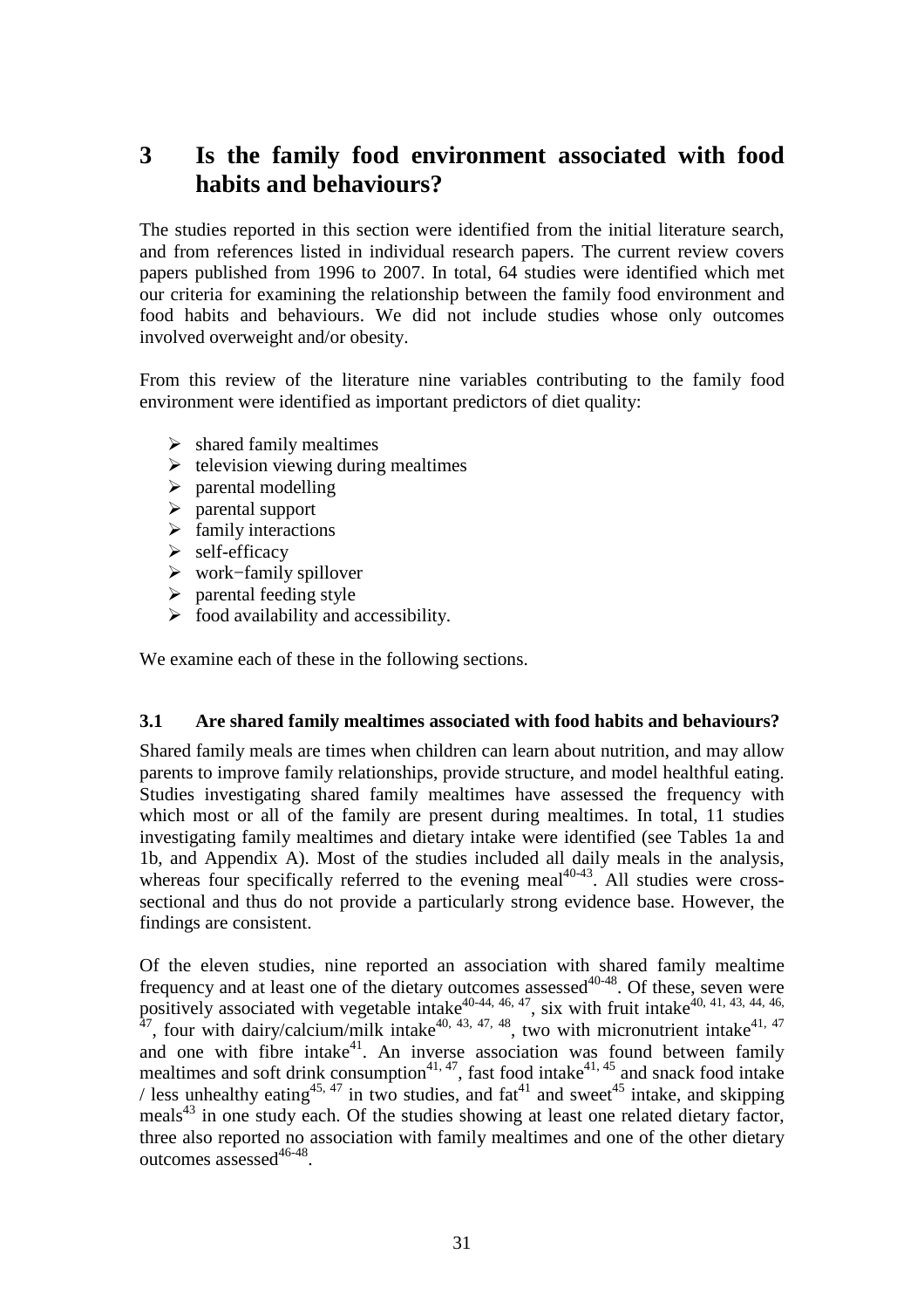# 3 Is the family food environment associated with food habits and behaviours?

The studies reported in this section were identified from the initial literature search, and from references listed in individual research papers. The current review covers papers published from 1996 to 2007. In total, 64 studies were identified which met our criteria for examining the relationship between the family food environment and food habits and behaviours. We did not include studies whose only outcomes involved overweight and/or obesity.

From this review of the literature nine variables contributing to the family food environment were identified as important predictors of diet quality:

- shared family mealtimes
- television viewing during mealtimes
- parental modelling
- parental support
- family interactions
- self-efficacy
- work−family spillover
- parental feeding style
- food availability and accessibility.

We examine each of these in the following sections.

## 3.1 Are shared family mealtimes associated with food habits and behaviours?

Shared family meals are times when children can learn about nutrition, and may allow parents to improve family relationships, provide structure, and model healthful eating. Studies investigating shared family mealtimes have assessed the frequency with which most or all of the family are present during mealtimes. In total, 11 studies investigating family mealtimes and dietary intake were identified (see Tables 1a and 1b, and Appendix A). Most of the studies included all daily meals in the analysis, whereas four specifically referred to the evening meal[40-43]. All studies were cross-sectional and thus do not provide a particularly strong evidence base. However, the findings are consistent.

Of the eleven studies, nine reported an association with shared family mealtime frequency and at least one of the dietary outcomes assessed[40-48]. Of these, seven were positively associated with vegetable intake[40-44, 46, 47], six with fruit intake[40, 41, 43, 44, 46, 47], four with dairy/calcium/milk intake[40, 43, 47, 48], two with micronutrient intake[41, 47] and one with fibre intake[41]. An inverse association was found between family mealtimes and soft drink consumption[41, 47], fast food intake[41, 45] and snack food intake / less unhealthy eating[45, 47] in two studies, and fat[41] and sweet[45] intake, and skipping meals[43] in one study each. Of the studies showing at least one related dietary factor, three also reported no association with family mealtimes and one of the other dietary outcomes assessed[46-48].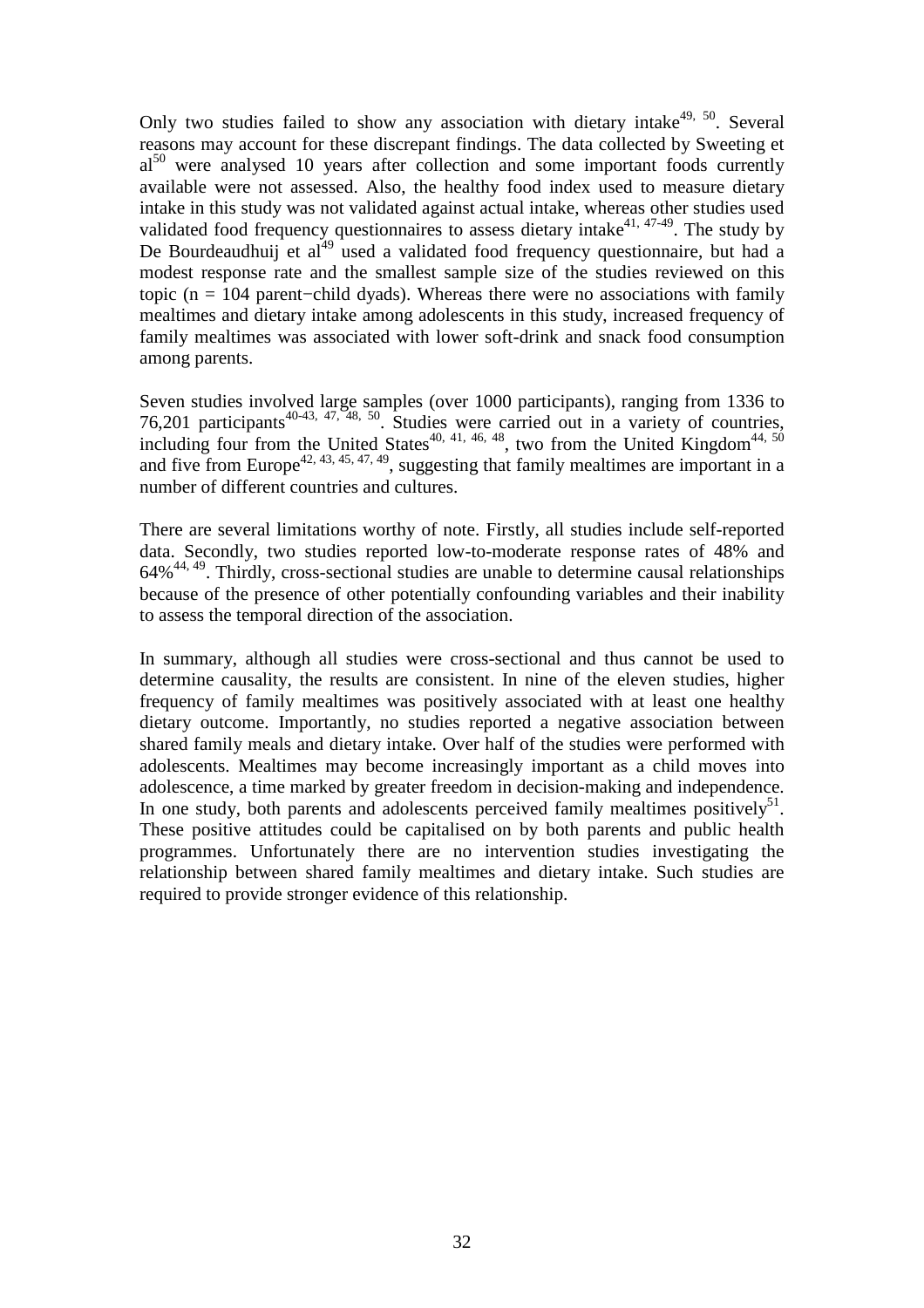Only two studies failed to show any association with dietary intake[49, 50]. Several reasons may account for these discrepant findings. The data collected by Sweeting et al[50] were analysed 10 years after collection and some important foods currently available were not assessed. Also, the healthy food index used to measure dietary intake in this study was not validated against actual intake, whereas other studies used validated food frequency questionnaires to assess dietary intake[41, 47-49]. The study by De Bourdeaudhuij et al[49] used a validated food frequency questionnaire, but had a modest response rate and the smallest sample size of the studies reviewed on this topic (n = 104 parent−child dyads). Whereas there were no associations with family mealtimes and dietary intake among adolescents in this study, increased frequency of family mealtimes was associated with lower soft-drink and snack food consumption among parents.

Seven studies involved large samples (over 1000 participants), ranging from 1336 to 76,201 participants[40-43, 47, 48, 50]. Studies were carried out in a variety of countries, including four from the United States[40, 41, 46, 48], two from the United Kingdom[44, 50] and five from Europe[42, 43, 45, 47, 49], suggesting that family mealtimes are important in a number of different countries and cultures.

There are several limitations worthy of note. Firstly, all studies include self-reported data. Secondly, two studies reported low-to-moderate response rates of 48% and 64%[44, 49]. Thirdly, cross-sectional studies are unable to determine causal relationships because of the presence of other potentially confounding variables and their inability to assess the temporal direction of the association.

In summary, although all studies were cross-sectional and thus cannot be used to determine causality, the results are consistent. In nine of the eleven studies, higher frequency of family mealtimes was positively associated with at least one healthy dietary outcome. Importantly, no studies reported a negative association between shared family meals and dietary intake. Over half of the studies were performed with adolescents. Mealtimes may become increasingly important as a child moves into adolescence, a time marked by greater freedom in decision-making and independence. In one study, both parents and adolescents perceived family mealtimes positively[51]. These positive attitudes could be capitalised on by both parents and public health programmes. Unfortunately there are no intervention studies investigating the relationship between shared family mealtimes and dietary intake. Such studies are required to provide stronger evidence of this relationship.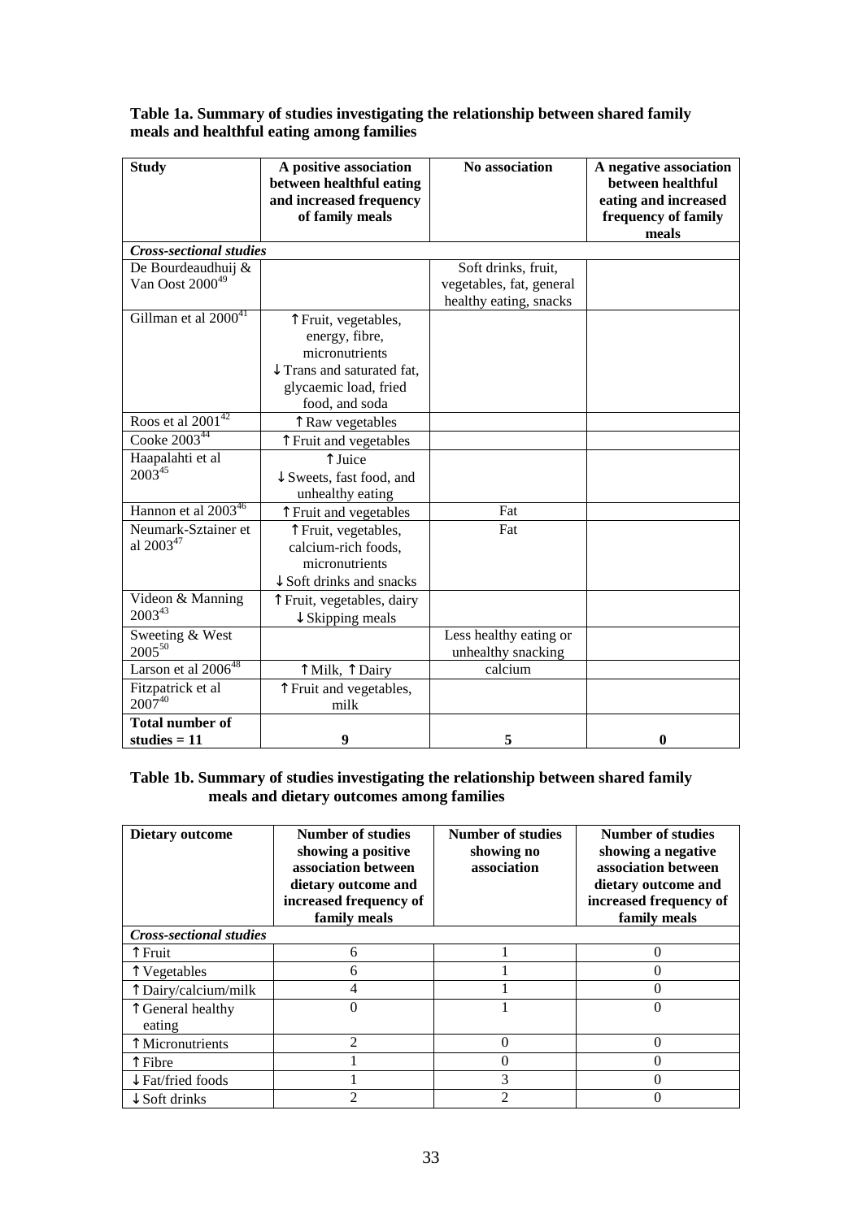**Table 1a. Summary of studies investigating the relationship between shared family meals and healthful eating among families**

| Study | A positive association between healthful eating and increased frequency of family meals | No association | A negative association between healthful eating and increased frequency of family meals |
|---|---|---|---|
| ***Cross-sectional studies*** | | | |
| De Bourdeaudhuij & Van Oost 2000[49] | | Soft drinks, fruit, vegetables, fat, general healthy eating, snacks | |
| Gillman et al 2000[41] | ↑Fruit, vegetables, energy, fibre, micronutrients ↓Trans and saturated fat, glycaemic load, fried food, and soda | | |
| Roos et al 2001[42] | ↑Raw vegetables | | |
| Cooke 2003[44] | ↑Fruit and vegetables | | |
| Haapalahti et al 2003[45] | ↑Juice ↓Sweets, fast food, and unhealthy eating | | |
| Hannon et al 2003[46] | ↑Fruit and vegetables | Fat | |
| Neumark-Sztainer et al 2003[47] | ↑Fruit, vegetables, calcium-rich foods, micronutrients ↓Soft drinks and snacks | Fat | |
| Videon & Manning 2003[43] | ↑Fruit, vegetables, dairy ↓Skipping meals | | |
| Sweeting & West 2005[50] | | Less healthy eating or unhealthy snacking | |
| Larson et al 2006[48] | ↑Milk, ↑Dairy | calcium | |
| Fitzpatrick et al 2007[40] | ↑Fruit and vegetables, milk | | |
| **Total number of studies = 11** | **9** | **5** | **0** |

**Table 1b. Summary of studies investigating the relationship between shared family meals and dietary outcomes among families**

| Dietary outcome | Number of studies showing a positive association between dietary outcome and increased frequency of family meals | Number of studies showing no association | Number of studies showing a negative association between dietary outcome and increased frequency of family meals |
|---|---|---|---|
| ***Cross-sectional studies*** | | | |
| ↑Fruit | 6 | 1 | 0 |
| ↑Vegetables | 6 | 1 | 0 |
| ↑Dairy/calcium/milk | 4 | 1 | 0 |
| ↑General healthy eating | 0 | 1 | 0 |
| ↑Micronutrients | 2 | 0 | 0 |
| ↑Fibre | 1 | 0 | 0 |
| ↓Fat/fried foods | 1 | 3 | 0 |
| ↓Soft drinks | 2 | 2 | 0 |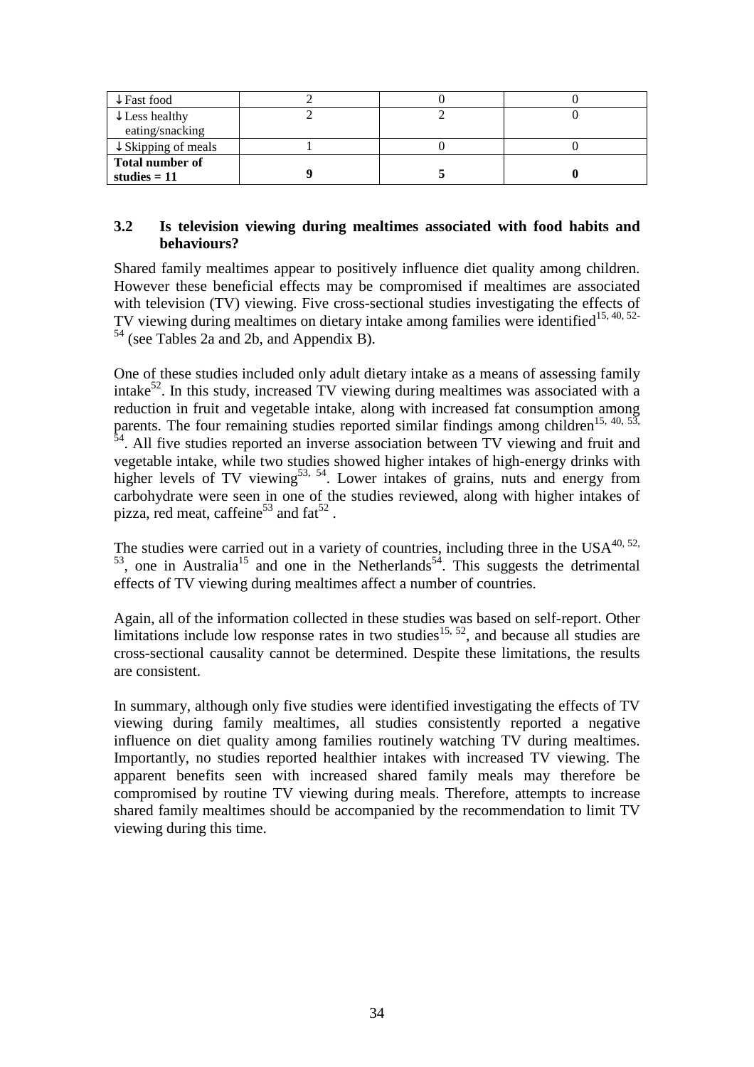| ↓Fast food | 2 | 0 | 0 |
|---|---|---|---|
| ↓Less healthy eating/snacking | 2 | 2 | 0 |
| ↓Skipping of meals | 1 | 0 | 0 |
| **Total number of studies = 11** | **9** | **5** | **0** |

### 3.2 Is television viewing during mealtimes associated with food habits and behaviours?

Shared family mealtimes appear to positively influence diet quality among children. However these beneficial effects may be compromised if mealtimes are associated with television (TV) viewing. Five cross-sectional studies investigating the effects of TV viewing during mealtimes on dietary intake among families were identified[15, 40, 52-54] (see Tables 2a and 2b, and Appendix B).

One of these studies included only adult dietary intake as a means of assessing family intake[52]. In this study, increased TV viewing during mealtimes was associated with a reduction in fruit and vegetable intake, along with increased fat consumption among parents. The four remaining studies reported similar findings among children[15, 40, 53, 54]. All five studies reported an inverse association between TV viewing and fruit and vegetable intake, while two studies showed higher intakes of high-energy drinks with higher levels of TV viewing[53, 54]. Lower intakes of grains, nuts and energy from carbohydrate were seen in one of the studies reviewed, along with higher intakes of pizza, red meat, caffeine[53] and fat[52] .

The studies were carried out in a variety of countries, including three in the USA[40, 52, 53], one in Australia[15] and one in the Netherlands[54]. This suggests the detrimental effects of TV viewing during mealtimes affect a number of countries.

Again, all of the information collected in these studies was based on self-report. Other limitations include low response rates in two studies[15, 52], and because all studies are cross-sectional causality cannot be determined. Despite these limitations, the results are consistent.

In summary, although only five studies were identified investigating the effects of TV viewing during family mealtimes, all studies consistently reported a negative influence on diet quality among families routinely watching TV during mealtimes. Importantly, no studies reported healthier intakes with increased TV viewing. The apparent benefits seen with increased shared family meals may therefore be compromised by routine TV viewing during meals. Therefore, attempts to increase shared family mealtimes should be accompanied by the recommendation to limit TV viewing during this time.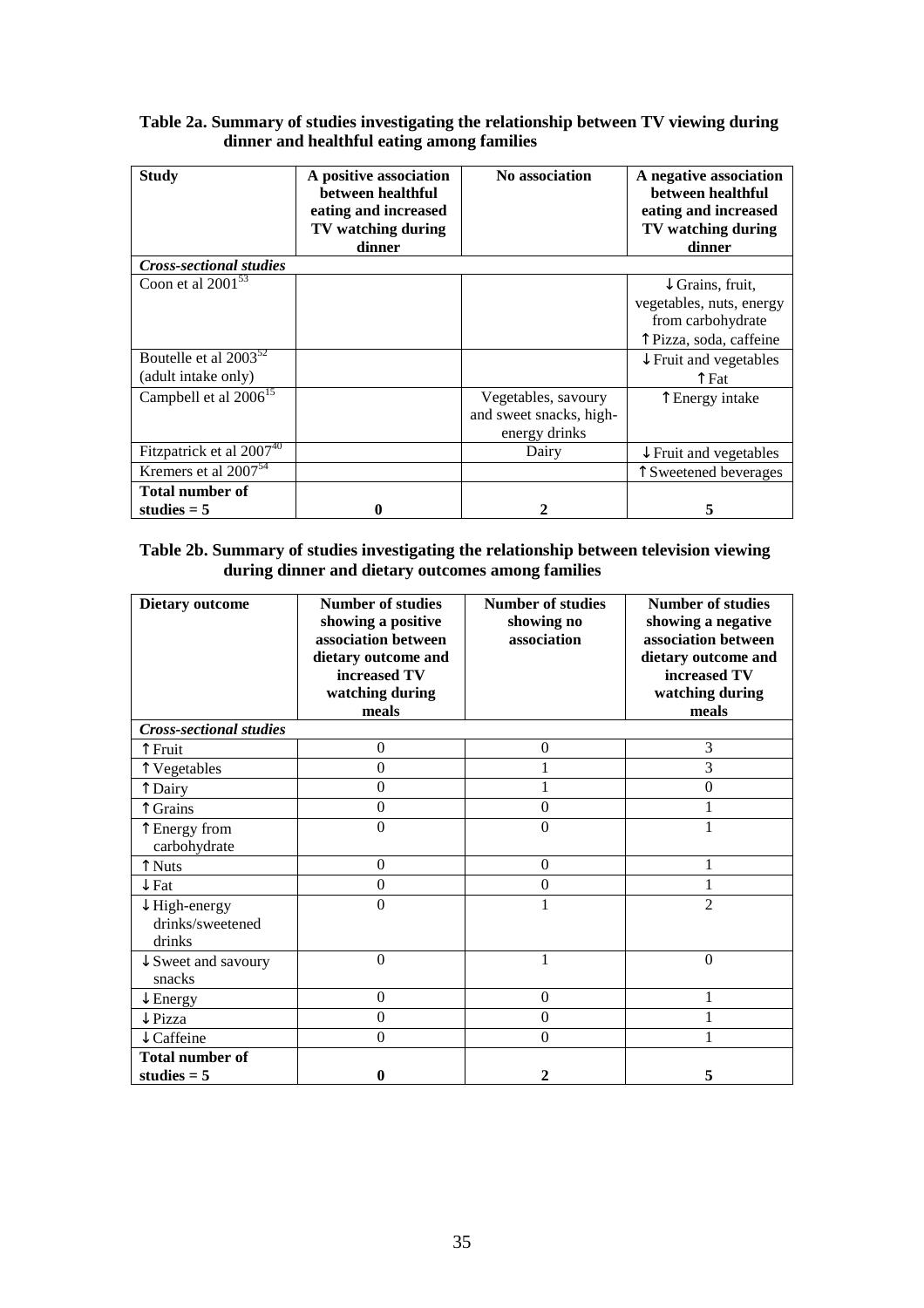**Table 2a. Summary of studies investigating the relationship between TV viewing during dinner and healthful eating among families**

| Study | A positive association between healthful eating and increased TV watching during dinner | No association | A negative association between healthful eating and increased TV watching during dinner |
|---|---|---|---|
| ***Cross-sectional studies*** | | | |
| Coon et al 2001[53] | | | ↓Grains, fruit, vegetables, nuts, energy from carbohydrate ↑Pizza, soda, caffeine |
| Boutelle et al 2003[52] (adult intake only) | | | ↓Fruit and vegetables ↑Fat |
| Campbell et al 2006[15] | | Vegetables, savoury and sweet snacks, high-energy drinks | ↑Energy intake |
| Fitzpatrick et al 2007[40] | | Dairy | ↓Fruit and vegetables |
| Kremers et al 2007[54] | | | ↑Sweetened beverages |
| **Total number of studies = 5** | **0** | **2** | **5** |

**Table 2b. Summary of studies investigating the relationship between television viewing during dinner and dietary outcomes among families**

| Dietary outcome | Number of studies showing a positive association between dietary outcome and increased TV watching during meals | Number of studies showing no association | Number of studies showing a negative association between dietary outcome and increased TV watching during meals |
|---|---|---|---|
| ***Cross-sectional studies*** | | | |
| ↑Fruit | 0 | 0 | 3 |
| ↑Vegetables | 0 | 1 | 3 |
| ↑Dairy | 0 | 1 | 0 |
| ↑Grains | 0 | 0 | 1 |
| ↑Energy from carbohydrate | 0 | 0 | 1 |
| ↑Nuts | 0 | 0 | 1 |
| ↓Fat | 0 | 0 | 1 |
| ↓High-energy drinks/sweetened drinks | 0 | 1 | 2 |
| ↓Sweet and savoury snacks | 0 | 1 | 0 |
| ↓Energy | 0 | 0 | 1 |
| ↓Pizza | 0 | 0 | 1 |
| ↓Caffeine | 0 | 0 | 1 |
| **Total number of studies = 5** | **0** | **2** | **5** |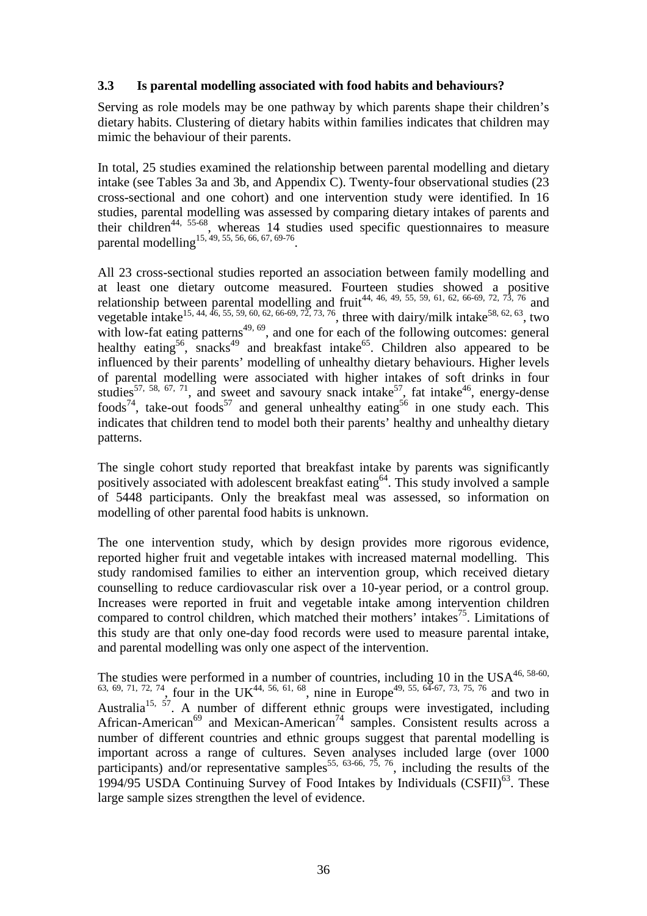### 3.3 Is parental modelling associated with food habits and behaviours?

Serving as role models may be one pathway by which parents shape their children's dietary habits. Clustering of dietary habits within families indicates that children may mimic the behaviour of their parents.

In total, 25 studies examined the relationship between parental modelling and dietary intake (see Tables 3a and 3b, and Appendix C). Twenty-four observational studies (23 cross-sectional and one cohort) and one intervention study were identified. In 16 studies, parental modelling was assessed by comparing dietary intakes of parents and their children[44, 55-68], whereas 14 studies used specific questionnaires to measure parental modelling[15, 49, 55, 56, 66, 67, 69-76].

All 23 cross-sectional studies reported an association between family modelling and at least one dietary outcome measured. Fourteen studies showed a positive relationship between parental modelling and fruit[44, 46, 49, 55, 59, 61, 62, 66-69, 72, 73, 76] and vegetable intake[15, 44, 46, 55, 59, 60, 62, 66-69, 72, 73, 76], three with dairy/milk intake[58, 62, 63], two with low-fat eating patterns[49, 69], and one for each of the following outcomes: general healthy eating[56], snacks[49] and breakfast intake[65]. Children also appeared to be influenced by their parents' modelling of unhealthy dietary behaviours. Higher levels of parental modelling were associated with higher intakes of soft drinks in four studies[57, 58, 67, 71], and sweet and savoury snack intake[57], fat intake[46], energy-dense foods[74], take-out foods[57] and general unhealthy eating[56] in one study each. This indicates that children tend to model both their parents' healthy and unhealthy dietary patterns.

The single cohort study reported that breakfast intake by parents was significantly positively associated with adolescent breakfast eating[64]. This study involved a sample of 5448 participants. Only the breakfast meal was assessed, so information on modelling of other parental food habits is unknown.

The one intervention study, which by design provides more rigorous evidence, reported higher fruit and vegetable intakes with increased maternal modelling. This study randomised families to either an intervention group, which received dietary counselling to reduce cardiovascular risk over a 10-year period, or a control group. Increases were reported in fruit and vegetable intake among intervention children compared to control children, which matched their mothers' intakes[75]. Limitations of this study are that only one-day food records were used to measure parental intake, and parental modelling was only one aspect of the intervention.

The studies were performed in a number of countries, including 10 in the USA[46, 58-60, 63, 69, 71, 72, 74], four in the UK[44, 56, 61, 68], nine in Europe[49, 55, 64-67, 73, 75, 76] and two in Australia[15, 57]. A number of different ethnic groups were investigated, including African-American[69] and Mexican-American[74] samples. Consistent results across a number of different countries and ethnic groups suggest that parental modelling is important across a range of cultures. Seven analyses included large (over 1000 participants) and/or representative samples[55, 63-66, 75, 76], including the results of the 1994/95 USDA Continuing Survey of Food Intakes by Individuals (CSFII)[63]. These large sample sizes strengthen the level of evidence.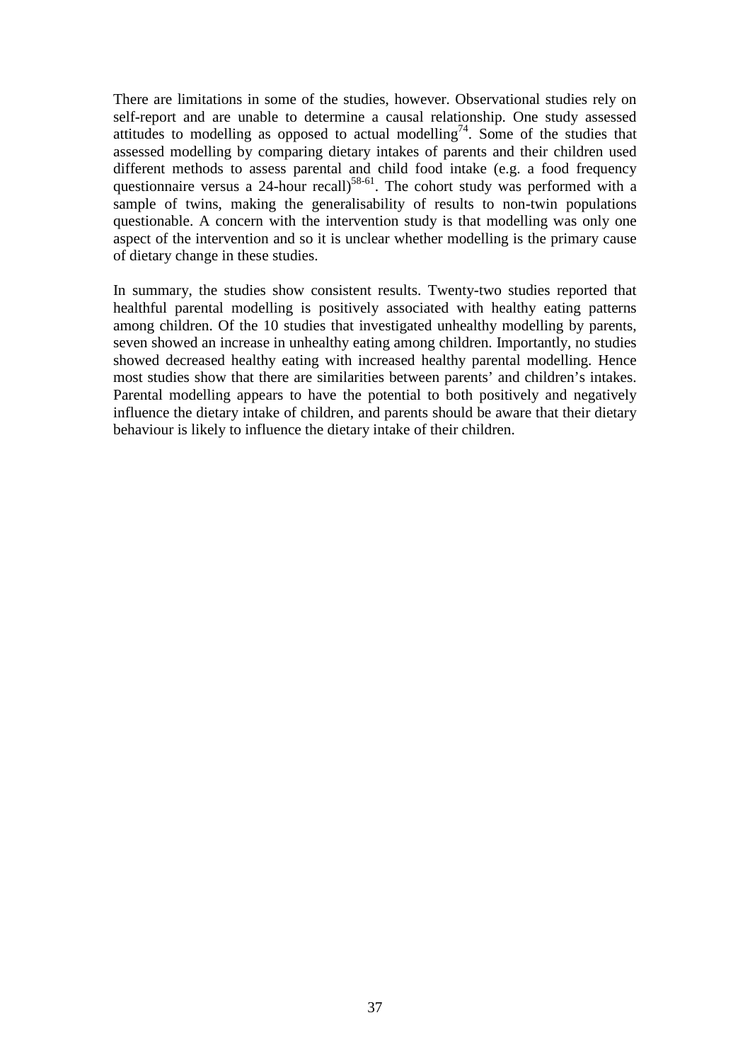There are limitations in some of the studies, however. Observational studies rely on self-report and are unable to determine a causal relationship. One study assessed attitudes to modelling as opposed to actual modelling[74]. Some of the studies that assessed modelling by comparing dietary intakes of parents and their children used different methods to assess parental and child food intake (e.g. a food frequency questionnaire versus a 24-hour recall)[58-61]. The cohort study was performed with a sample of twins, making the generalisability of results to non-twin populations questionable. A concern with the intervention study is that modelling was only one aspect of the intervention and so it is unclear whether modelling is the primary cause of dietary change in these studies.

In summary, the studies show consistent results. Twenty-two studies reported that healthful parental modelling is positively associated with healthy eating patterns among children. Of the 10 studies that investigated unhealthy modelling by parents, seven showed an increase in unhealthy eating among children. Importantly, no studies showed decreased healthy eating with increased healthy parental modelling. Hence most studies show that there are similarities between parents' and children's intakes. Parental modelling appears to have the potential to both positively and negatively influence the dietary intake of children, and parents should be aware that their dietary behaviour is likely to influence the dietary intake of their children.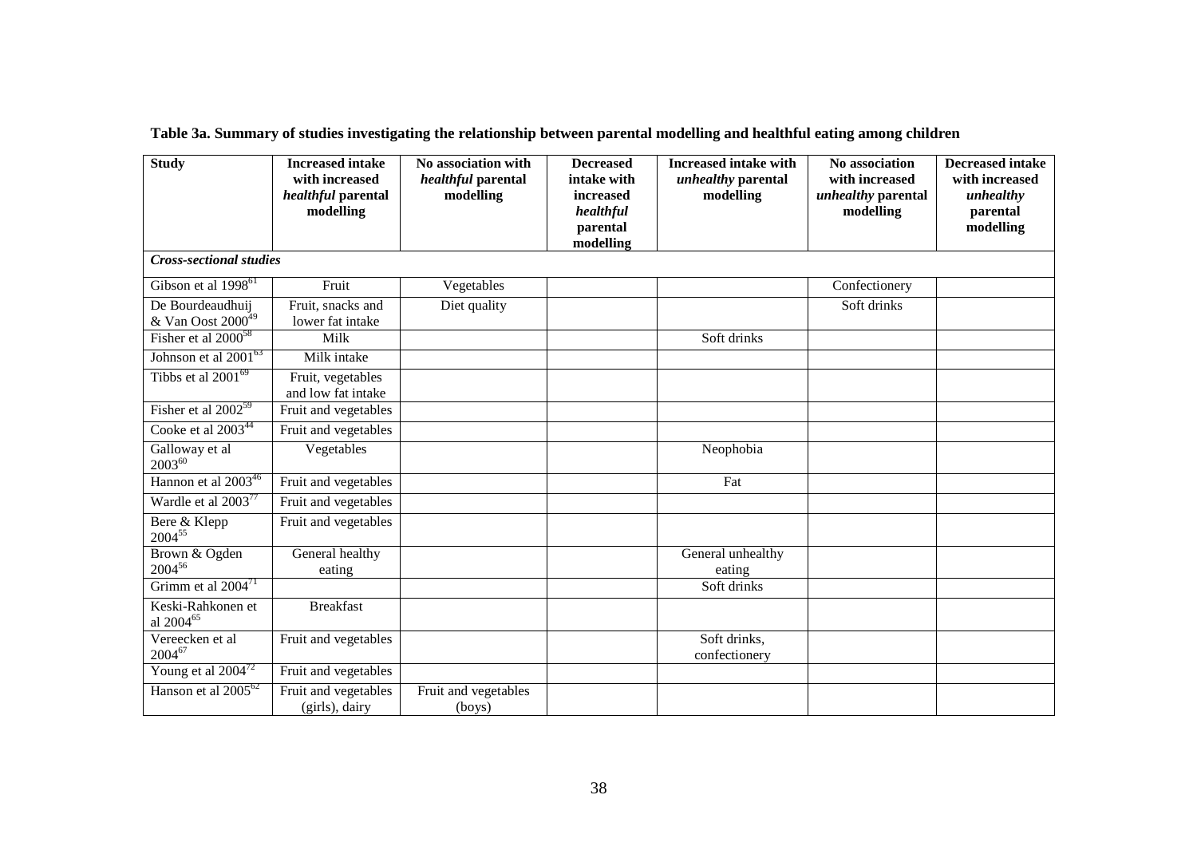**Table 3a. Summary of studies investigating the relationship between parental modelling and healthful eating among children**

| Study | Increased intake with increased *healthful* parental modelling | No association with *healthful* parental modelling | Decreased intake with increased *healthful* parental modelling | Increased intake with *unhealthy* parental modelling | No association with increased *unhealthy* parental modelling | Decreased intake with increased *unhealthy* parental modelling |
|---|---|---|---|---|---|---|
| ***Cross-sectional studies*** | | | | | | |
| Gibson et al 1998[61] | Fruit | Vegetables | | | Confectionery | |
| De Bourdeaudhuij & Van Oost 2000[49] | Fruit, snacks and lower fat intake | Diet quality | | | Soft drinks | |
| Fisher et al 2000[58] | Milk | | | Soft drinks | | |
| Johnson et al 2001[63] | Milk intake | | | | | |
| Tibbs et al 2001[69] | Fruit, vegetables and low fat intake | | | | | |
| Fisher et al 2002[59] | Fruit and vegetables | | | | | |
| Cooke et al 2003[44] | Fruit and vegetables | | | | | |
| Galloway et al 2003[60] | Vegetables | | | Neophobia | | |
| Hannon et al 2003[46] | Fruit and vegetables | | | Fat | | |
| Wardle et al 2003[77] | Fruit and vegetables | | | | | |
| Bere & Klepp 2004[55] | Fruit and vegetables | | | | | |
| Brown & Ogden 2004[56] | General healthy eating | | | General unhealthy eating | | |
| Grimm et al 2004[71] | | | | Soft drinks | | |
| Keski-Rahkonen et al 2004[65] | Breakfast | | | | | |
| Vereecken et al 2004[67] | Fruit and vegetables | | | Soft drinks, confectionery | | |
| Young et al 2004[72] | Fruit and vegetables | | | | | |
| Hanson et al 2005[62] | Fruit and vegetables (girls), dairy | Fruit and vegetables (boys) | | | | |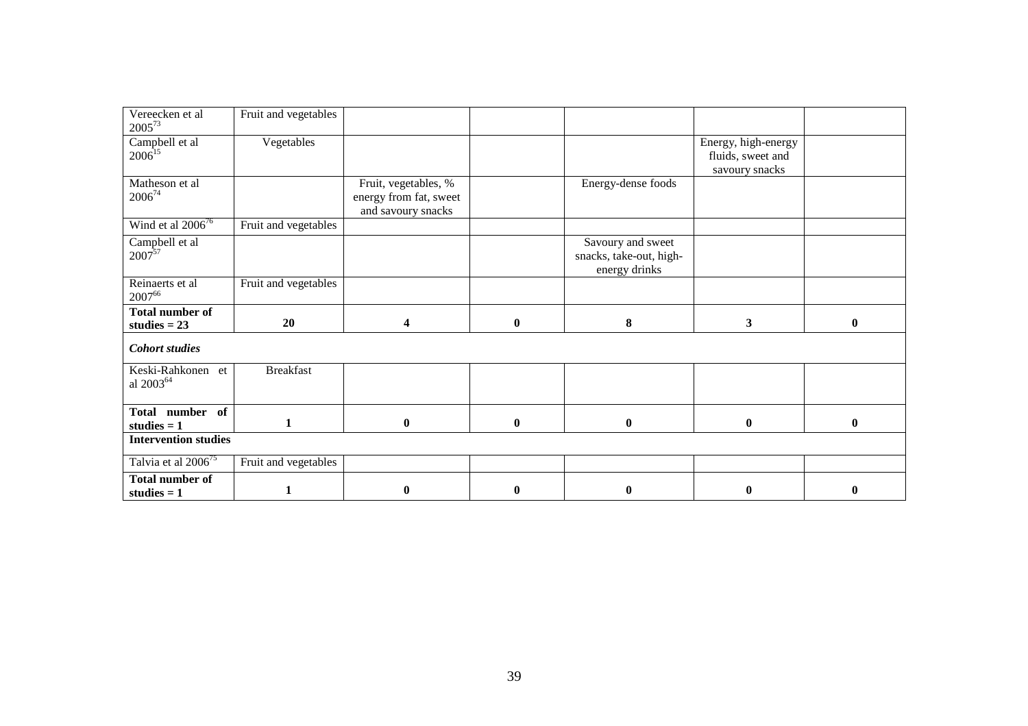| | | | | | | |
|---|---|---|---|---|---|---|
| Vereecken et al 2005[73] | Fruit and vegetables | | | | | |
| Campbell et al 2006[15] | Vegetables | | | | Energy, high-energy fluids, sweet and savoury snacks | |
| Matheson et al 2006[74] | | Fruit, vegetables, % energy from fat, sweet and savoury snacks | | Energy-dense foods | | |
| Wind et al 2006[76] | Fruit and vegetables | | | | | |
| Campbell et al 2007[57] | | | | Savoury and sweet snacks, take-out, high-energy drinks | | |
| Reinaerts et al 2007[66] | Fruit and vegetables | | | | | |
| **Total number of studies = 23** | **20** | **4** | **0** | **8** | **3** | **0** |
| ***Cohort studies*** | | | | | | |
| Keski-Rahkonen et al 2003[64] | Breakfast | | | | | |
| **Total number of studies = 1** | **1** | **0** | **0** | **0** | **0** | **0** |
| **Intervention studies** | | | | | | |
| Talvia et al 2006[75] | Fruit and vegetables | | | | | |
| **Total number of studies = 1** | **1** | **0** | **0** | **0** | **0** | **0** |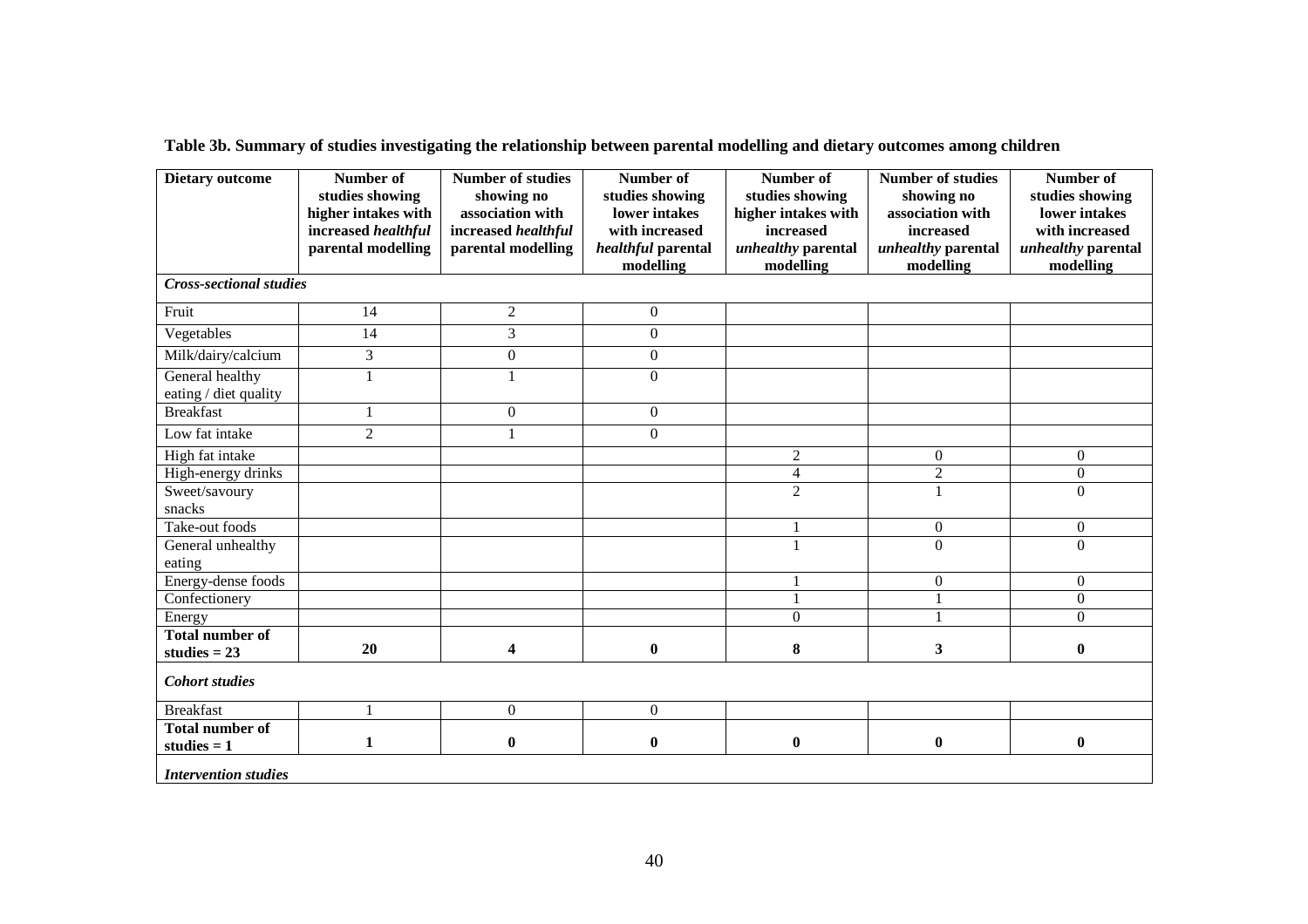**Table 3b. Summary of studies investigating the relationship between parental modelling and dietary outcomes among children**

| Dietary outcome | Number of studies showing higher intakes with increased *healthful* parental modelling | Number of studies showing no association with increased *healthful* parental modelling | Number of studies showing lower intakes with increased *healthful* parental modelling | Number of studies showing higher intakes with increased *unhealthy* parental modelling | Number of studies showing no association with increased *unhealthy* parental modelling | Number of studies showing lower intakes with increased *unhealthy* parental modelling |
|---|---|---|---|---|---|---|
| ***Cross-sectional studies*** | | | | | | |
| Fruit | 14 | 2 | 0 | | | |
| Vegetables | 14 | 3 | 0 | | | |
| Milk/dairy/calcium | 3 | 0 | 0 | | | |
| General healthy eating / diet quality | 1 | 1 | 0 | | | |
| Breakfast | 1 | 0 | 0 | | | |
| Low fat intake | 2 | 1 | 0 | | | |
| High fat intake | | | | 2 | 0 | 0 |
| High-energy drinks | | | | 4 | 2 | 0 |
| Sweet/savoury snacks | | | | 2 | 1 | 0 |
| Take-out foods | | | | 1 | 0 | 0 |
| General unhealthy eating | | | | 1 | 0 | 0 |
| Energy-dense foods | | | | 1 | 0 | 0 |
| Confectionery | | | | 1 | 1 | 0 |
| Energy | | | | 0 | 1 | 0 |
| **Total number of studies = 23** | **20** | **4** | **0** | **8** | **3** | **0** |
| ***Cohort studies*** | | | | | | |
| Breakfast | 1 | 0 | 0 | | | |
| **Total number of studies = 1** | **1** | **0** | **0** | **0** | **0** | **0** |
| ***Intervention studies*** | | | | | | |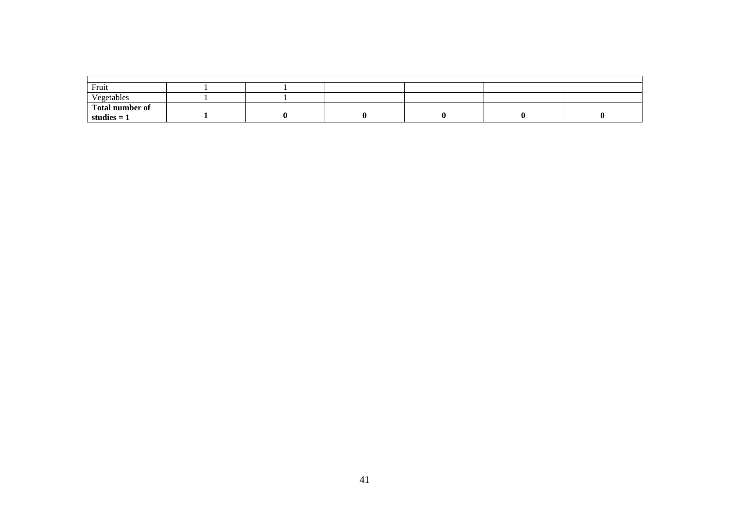| | | | | | | |
|---|---|---|---|---|---|---|
| Fruit | 1 | 1 | | | | |
| Vegetables | 1 | 1 | | | | |
| **Total number of studies = 1** | **1** | **0** | **0** | **0** | **0** | **0** |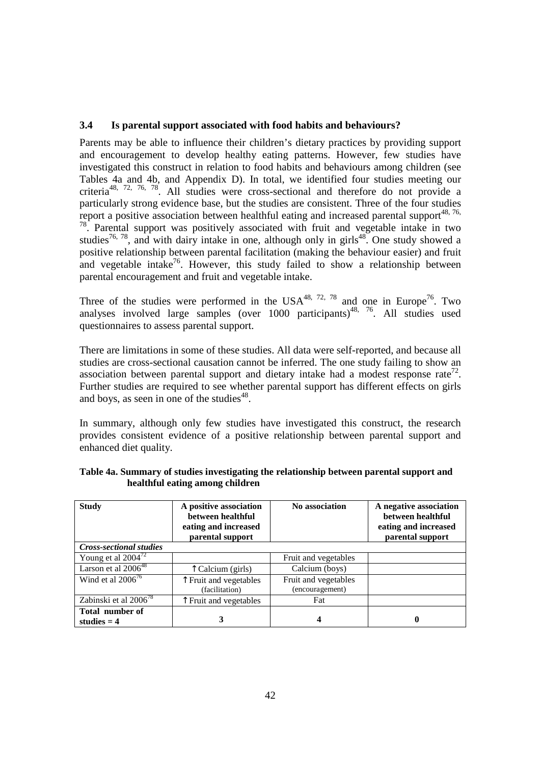### 3.4 Is parental support associated with food habits and behaviours?

Parents may be able to influence their children's dietary practices by providing support and encouragement to develop healthy eating patterns. However, few studies have investigated this construct in relation to food habits and behaviours among children (see Tables 4a and 4b, and Appendix D). In total, we identified four studies meeting our criteria[48, 72, 76, 78]. All studies were cross-sectional and therefore do not provide a particularly strong evidence base, but the studies are consistent. Three of the four studies report a positive association between healthful eating and increased parental support[48, 76, 78]. Parental support was positively associated with fruit and vegetable intake in two studies[76, 78], and with dairy intake in one, although only in girls[48]. One study showed a positive relationship between parental facilitation (making the behaviour easier) and fruit and vegetable intake[76]. However, this study failed to show a relationship between parental encouragement and fruit and vegetable intake.

Three of the studies were performed in the USA[48, 72, 78] and one in Europe[76]. Two analyses involved large samples (over 1000 participants)[48, 76]. All studies used questionnaires to assess parental support.

There are limitations in some of these studies. All data were self-reported, and because all studies are cross-sectional causation cannot be inferred. The one study failing to show an association between parental support and dietary intake had a modest response rate[72]. Further studies are required to see whether parental support has different effects on girls and boys, as seen in one of the studies[48].

In summary, although only few studies have investigated this construct, the research provides consistent evidence of a positive relationship between parental support and enhanced diet quality.

**Table 4a. Summary of studies investigating the relationship between parental support and healthful eating among children**

| Study | A positive association between healthful eating and increased parental support | No association | A negative association between healthful eating and increased parental support |
|---|---|---|---|
| ***Cross-sectional studies*** | | | |
| Young et al 2004[72] | | Fruit and vegetables | |
| Larson et al 2006[48] | ↑Calcium (girls) | Calcium (boys) | |
| Wind et al 2006[76] | ↑Fruit and vegetables (facilitation) | Fruit and vegetables (encouragement) | |
| Zabinski et al 2006[78] | ↑Fruit and vegetables | Fat | |
| **Total number of studies = 4** | **3** | **4** | **0** |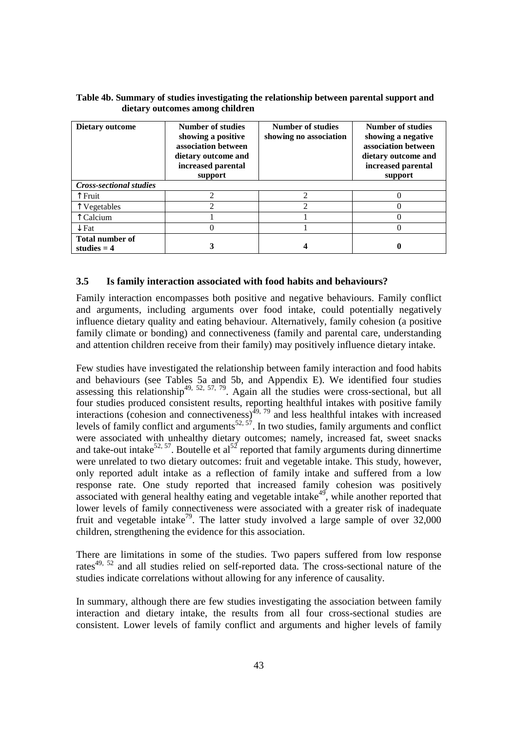**Table 4b. Summary of studies investigating the relationship between parental support and dietary outcomes among children**

| Dietary outcome | Number of studies showing a positive association between dietary outcome and increased parental support | Number of studies showing no association | Number of studies showing a negative association between dietary outcome and increased parental support |
|---|---|---|---|
| ***Cross-sectional studies*** | | | |
| ↑Fruit | 2 | 2 | 0 |
| ↑Vegetables | 2 | 2 | 0 |
| ↑Calcium | 1 | 1 | 0 |
| ↓Fat | 0 | 1 | 0 |
| **Total number of studies = 4** | **3** | **4** | **0** |

### 3.5 Is family interaction associated with food habits and behaviours?

Family interaction encompasses both positive and negative behaviours. Family conflict and arguments, including arguments over food intake, could potentially negatively influence dietary quality and eating behaviour. Alternatively, family cohesion (a positive family climate or bonding) and connectiveness (family and parental care, understanding and attention children receive from their family) may positively influence dietary intake.

Few studies have investigated the relationship between family interaction and food habits and behaviours (see Tables 5a and 5b, and Appendix E). We identified four studies assessing this relationship[49, 52, 57, 79]. Again all the studies were cross-sectional, but all four studies produced consistent results, reporting healthful intakes with positive family interactions (cohesion and connectiveness)[49, 79] and less healthful intakes with increased levels of family conflict and arguments[52, 57]. In two studies, family arguments and conflict were associated with unhealthy dietary outcomes; namely, increased fat, sweet snacks and take-out intake[52, 57]. Boutelle et al[52] reported that family arguments during dinnertime were unrelated to two dietary outcomes: fruit and vegetable intake. This study, however, only reported adult intake as a reflection of family intake and suffered from a low response rate. One study reported that increased family cohesion was positively associated with general healthy eating and vegetable intake[49], while another reported that lower levels of family connectiveness were associated with a greater risk of inadequate fruit and vegetable intake[79]. The latter study involved a large sample of over 32,000 children, strengthening the evidence for this association.

There are limitations in some of the studies. Two papers suffered from low response rates[49, 52] and all studies relied on self-reported data. The cross-sectional nature of the studies indicate correlations without allowing for any inference of causality.

In summary, although there are few studies investigating the association between family interaction and dietary intake, the results from all four cross-sectional studies are consistent. Lower levels of family conflict and arguments and higher levels of family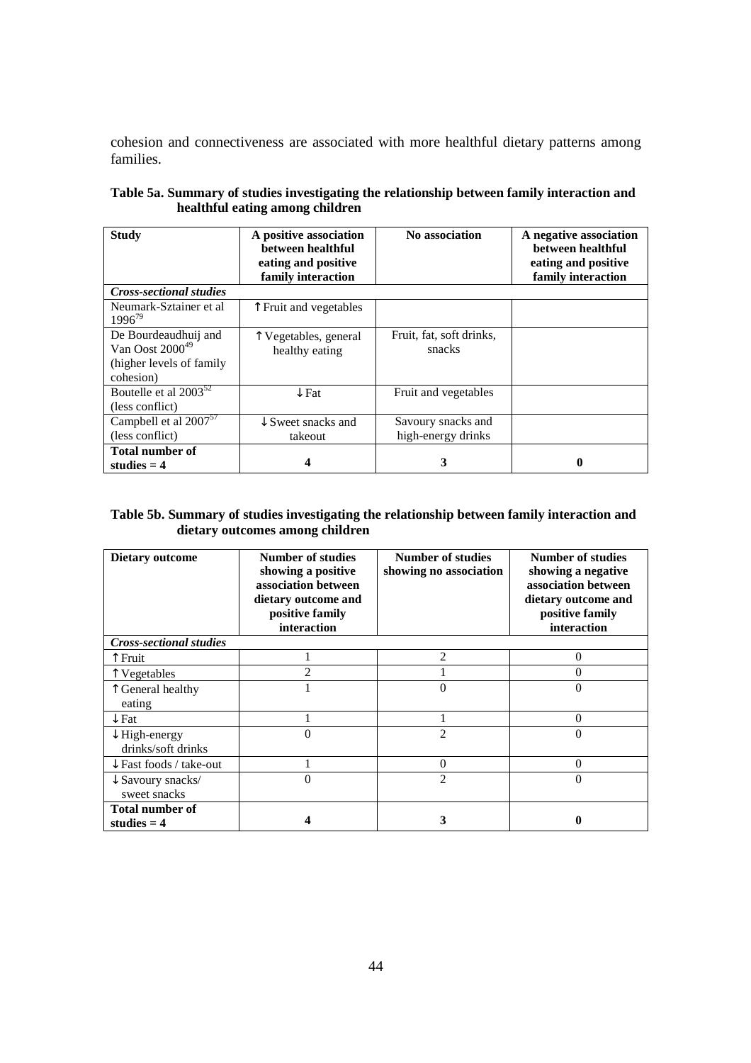cohesion and connectiveness are associated with more healthful dietary patterns among families.

**Table 5a. Summary of studies investigating the relationship between family interaction and healthful eating among children**

| Study | A positive association between healthful eating and positive family interaction | No association | A negative association between healthful eating and positive family interaction |
|---|---|---|---|
| ***Cross-sectional studies*** | | | |
| Neumark-Sztainer et al 1996[79] | ↑Fruit and vegetables | | |
| De Bourdeaudhuij and Van Oost 2000[49] (higher levels of family cohesion) | ↑Vegetables, general healthy eating | Fruit, fat, soft drinks, snacks | |
| Boutelle et al 2003[52] (less conflict) | ↓Fat | Fruit and vegetables | |
| Campbell et al 2007[57] (less conflict) | ↓Sweet snacks and takeout | Savoury snacks and high-energy drinks | |
| **Total number of studies = 4** | **4** | **3** | **0** |

**Table 5b. Summary of studies investigating the relationship between family interaction and dietary outcomes among children**

| Dietary outcome | Number of studies showing a positive association between dietary outcome and positive family interaction | Number of studies showing no association | Number of studies showing a negative association between dietary outcome and positive family interaction |
|---|---|---|---|
| ***Cross-sectional studies*** | | | |
| ↑Fruit | 1 | 2 | 0 |
| ↑Vegetables | 2 | 1 | 0 |
| ↑General healthy eating | 1 | 0 | 0 |
| ↓Fat | 1 | 1 | 0 |
| ↓High-energy drinks/soft drinks | 0 | 2 | 0 |
| ↓Fast foods / take-out | 1 | 0 | 0 |
| ↓Savoury snacks/ sweet snacks | 0 | 2 | 0 |
| **Total number of studies = 4** | **4** | **3** | **0** |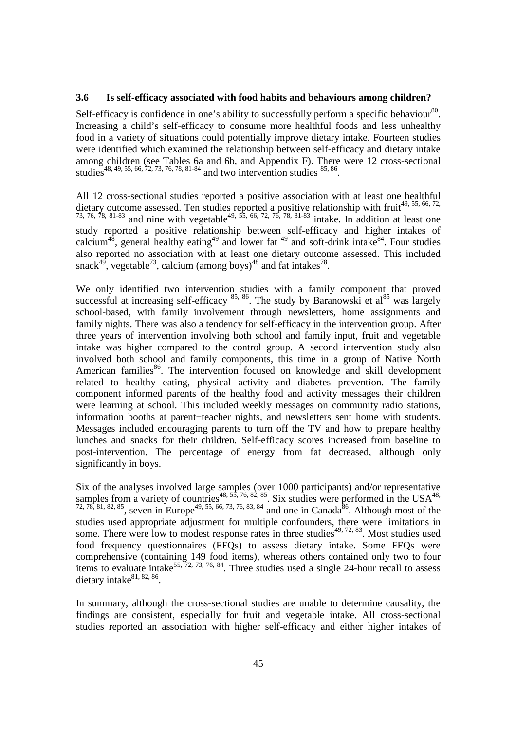### 3.6 Is self-efficacy associated with food habits and behaviours among children?

Self-efficacy is confidence in one's ability to successfully perform a specific behaviour[80]. Increasing a child's self-efficacy to consume more healthful foods and less unhealthy food in a variety of situations could potentially improve dietary intake. Fourteen studies were identified which examined the relationship between self-efficacy and dietary intake among children (see Tables 6a and 6b, and Appendix F). There were 12 cross-sectional studies[48, 49, 55, 66, 72, 73, 76, 78, 81-84] and two intervention studies [85, 86].

All 12 cross-sectional studies reported a positive association with at least one healthful dietary outcome assessed. Ten studies reported a positive relationship with fruit[49, 55, 66, 72, 73, 76, 78, 81-83] and nine with vegetable[49, 55, 66, 72, 76, 78, 81-83] intake. In addition at least one study reported a positive relationship between self-efficacy and higher intakes of calcium[48], general healthy eating[49] and lower fat [49] and soft-drink intake[84]. Four studies also reported no association with at least one dietary outcome assessed. This included snack[49], vegetable[73], calcium (among boys)[48] and fat intakes[78].

We only identified two intervention studies with a family component that proved successful at increasing self-efficacy [85, 86]. The study by Baranowski et al[85] was largely school-based, with family involvement through newsletters, home assignments and family nights. There was also a tendency for self-efficacy in the intervention group. After three years of intervention involving both school and family input, fruit and vegetable intake was higher compared to the control group. A second intervention study also involved both school and family components, this time in a group of Native North American families[86]. The intervention focused on knowledge and skill development related to healthy eating, physical activity and diabetes prevention. The family component informed parents of the healthy food and activity messages their children were learning at school. This included weekly messages on community radio stations, information booths at parent−teacher nights, and newsletters sent home with students. Messages included encouraging parents to turn off the TV and how to prepare healthy lunches and snacks for their children. Self-efficacy scores increased from baseline to post-intervention. The percentage of energy from fat decreased, although only significantly in boys.

Six of the analyses involved large samples (over 1000 participants) and/or representative samples from a variety of countries[48, 55, 76, 82, 85]. Six studies were performed in the USA[48, 72, 78, 81, 82, 85], seven in Europe[49, 55, 66, 73, 76, 83, 84] and one in Canada[86]. Although most of the studies used appropriate adjustment for multiple confounders, there were limitations in some. There were low to modest response rates in three studies[49, 72, 83]. Most studies used food frequency questionnaires (FFQs) to assess dietary intake. Some FFQs were comprehensive (containing 149 food items), whereas others contained only two to four items to evaluate intake[55, 72, 73, 76, 84]. Three studies used a single 24-hour recall to assess dietary intake[81, 82, 86].

In summary, although the cross-sectional studies are unable to determine causality, the findings are consistent, especially for fruit and vegetable intake. All cross-sectional studies reported an association with higher self-efficacy and either higher intakes of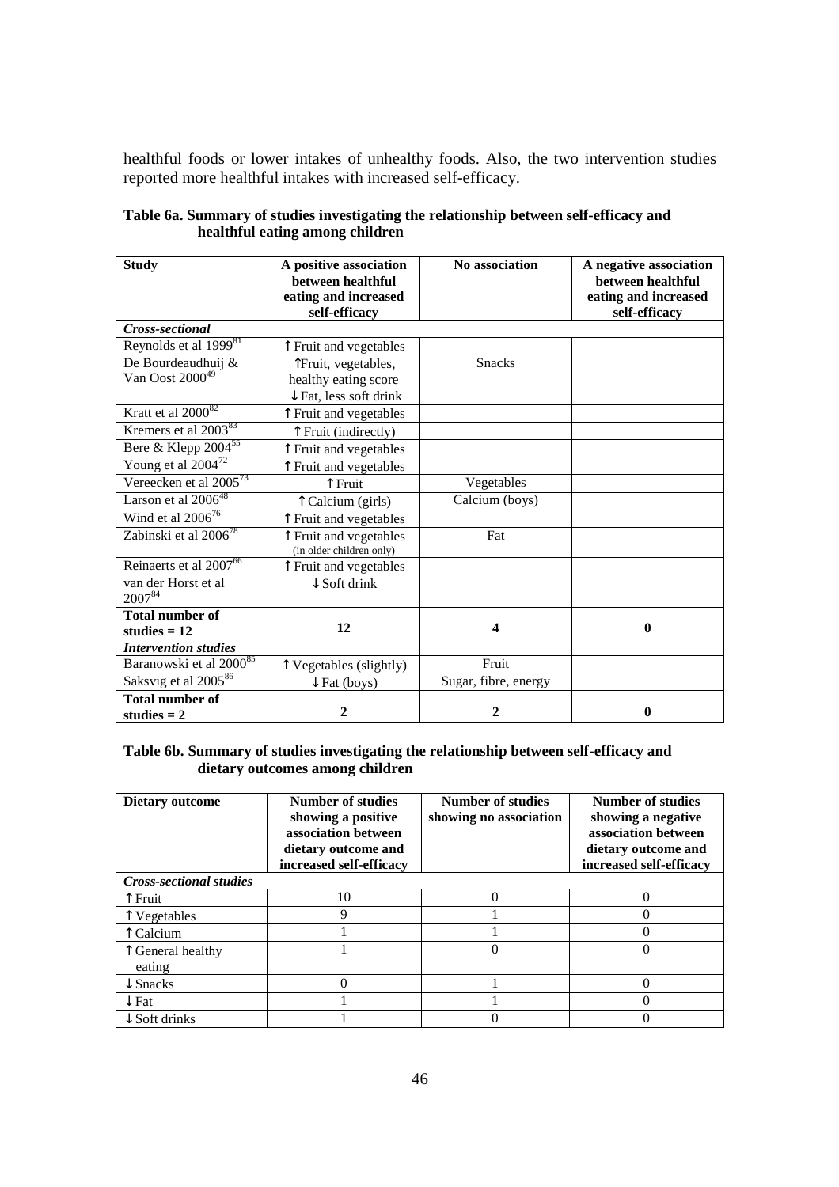healthful foods or lower intakes of unhealthy foods. Also, the two intervention studies reported more healthful intakes with increased self-efficacy.

**Table 6a. Summary of studies investigating the relationship between self-efficacy and healthful eating among children**

| Study | A positive association between healthful eating and increased self-efficacy | No association | A negative association between healthful eating and increased self-efficacy |
|---|---|---|---|
| ***Cross-sectional*** | | | |
| Reynolds et al 1999[81] | ↑Fruit and vegetables | | |
| De Bourdeaudhuij & Van Oost 2000[49] | ↑Fruit, vegetables, healthy eating score ↓Fat, less soft drink | Snacks | |
| Kratt et al 2000[82] | ↑Fruit and vegetables | | |
| Kremers et al 2003[83] | ↑Fruit (indirectly) | | |
| Bere & Klepp 2004[55] | ↑Fruit and vegetables | | |
| Young et al 2004[72] | ↑Fruit and vegetables | | |
| Vereecken et al 2005[73] | ↑Fruit | Vegetables | |
| Larson et al 2006[48] | ↑Calcium (girls) | Calcium (boys) | |
| Wind et al 2006[76] | ↑Fruit and vegetables | | |
| Zabinski et al 2006[78] | ↑Fruit and vegetables (in older children only) | Fat | |
| Reinaerts et al 2007[66] | ↑Fruit and vegetables | | |
| van der Horst et al 2007[84] | ↓Soft drink | | |
| **Total number of studies = 12** | **12** | **4** | **0** |
| ***Intervention studies*** | | | |
| Baranowski et al 2000[85] | ↑Vegetables (slightly) | Fruit | |
| Saksvig et al 2005[86] | ↓Fat (boys) | Sugar, fibre, energy | |
| **Total number of studies = 2** | **2** | **2** | **0** |

**Table 6b. Summary of studies investigating the relationship between self-efficacy and dietary outcomes among children**

| Dietary outcome | Number of studies showing a positive association between dietary outcome and increased self-efficacy | Number of studies showing no association | Number of studies showing a negative association between dietary outcome and increased self-efficacy |
|---|---|---|---|
| ***Cross-sectional studies*** | | | |
| ↑Fruit | 10 | 0 | 0 |
| ↑Vegetables | 9 | 1 | 0 |
| ↑Calcium | 1 | 1 | 0 |
| ↑General healthy eating | 1 | 0 | 0 |
| ↓Snacks | 0 | 1 | 0 |
| ↓Fat | 1 | 1 | 0 |
| ↓Soft drinks | 1 | 0 | 0 |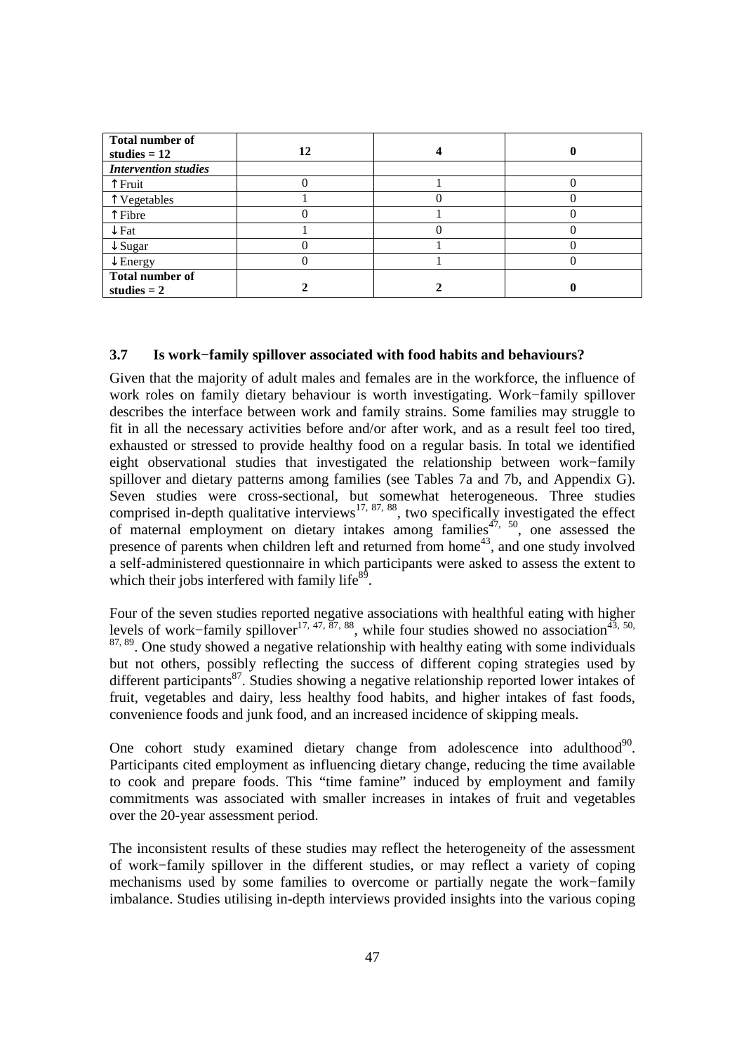| **Total number of studies = 12** | **12** | **4** | **0** |
|---|---|---|---|
| ***Intervention studies*** | | | |
| ↑Fruit | 0 | 1 | 0 |
| ↑Vegetables | 1 | 0 | 0 |
| ↑Fibre | 0 | 1 | 0 |
| ↓Fat | 1 | 0 | 0 |
| ↓Sugar | 0 | 1 | 0 |
| ↓Energy | 0 | 1 | 0 |
| **Total number of studies = 2** | **2** | **2** | **0** |

### 3.7 Is work−family spillover associated with food habits and behaviours?

Given that the majority of adult males and females are in the workforce, the influence of work roles on family dietary behaviour is worth investigating. Work−family spillover describes the interface between work and family strains. Some families may struggle to fit in all the necessary activities before and/or after work, and as a result feel too tired, exhausted or stressed to provide healthy food on a regular basis. In total we identified eight observational studies that investigated the relationship between work−family spillover and dietary patterns among families (see Tables 7a and 7b, and Appendix G). Seven studies were cross-sectional, but somewhat heterogeneous. Three studies comprised in-depth qualitative interviews[17, 87, 88], two specifically investigated the effect of maternal employment on dietary intakes among families[47, 50], one assessed the presence of parents when children left and returned from home[43], and one study involved a self-administered questionnaire in which participants were asked to assess the extent to which their jobs interfered with family life[89].

Four of the seven studies reported negative associations with healthful eating with higher levels of work−family spillover[17, 47, 87, 88], while four studies showed no association[43, 50, 87, 89]. One study showed a negative relationship with healthy eating with some individuals but not others, possibly reflecting the success of different coping strategies used by different participants[87]. Studies showing a negative relationship reported lower intakes of fruit, vegetables and dairy, less healthy food habits, and higher intakes of fast foods, convenience foods and junk food, and an increased incidence of skipping meals.

One cohort study examined dietary change from adolescence into adulthood[90]. Participants cited employment as influencing dietary change, reducing the time available to cook and prepare foods. This "time famine" induced by employment and family commitments was associated with smaller increases in intakes of fruit and vegetables over the 20-year assessment period.

The inconsistent results of these studies may reflect the heterogeneity of the assessment of work−family spillover in the different studies, or may reflect a variety of coping mechanisms used by some families to overcome or partially negate the work−family imbalance. Studies utilising in-depth interviews provided insights into the various coping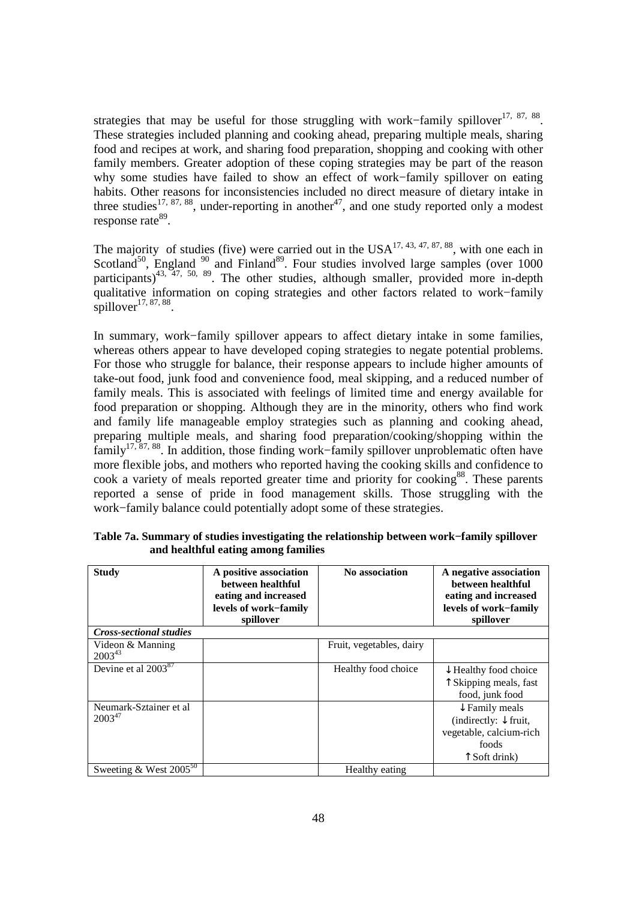strategies that may be useful for those struggling with work−family spillover[17, 87, 88]. These strategies included planning and cooking ahead, preparing multiple meals, sharing food and recipes at work, and sharing food preparation, shopping and cooking with other family members. Greater adoption of these coping strategies may be part of the reason why some studies have failed to show an effect of work−family spillover on eating habits. Other reasons for inconsistencies included no direct measure of dietary intake in three studies[17, 87, 88], under-reporting in another[47], and one study reported only a modest response rate[89].

The majority of studies (five) were carried out in the USA[17, 43, 47, 87, 88], with one each in Scotland[50], England [90] and Finland[89]. Four studies involved large samples (over 1000 participants)[43, 47, 50, 89]. The other studies, although smaller, provided more in-depth qualitative information on coping strategies and other factors related to work−family spillover[17, 87, 88].

In summary, work−family spillover appears to affect dietary intake in some families, whereas others appear to have developed coping strategies to negate potential problems. For those who struggle for balance, their response appears to include higher amounts of take-out food, junk food and convenience food, meal skipping, and a reduced number of family meals. This is associated with feelings of limited time and energy available for food preparation or shopping. Although they are in the minority, others who find work and family life manageable employ strategies such as planning and cooking ahead, preparing multiple meals, and sharing food preparation/cooking/shopping within the family[17, 87, 88]. In addition, those finding work−family spillover unproblematic often have more flexible jobs, and mothers who reported having the cooking skills and confidence to cook a variety of meals reported greater time and priority for cooking[88]. These parents reported a sense of pride in food management skills. Those struggling with the work−family balance could potentially adopt some of these strategies.

**Table 7a. Summary of studies investigating the relationship between work−family spillover and healthful eating among families**

| Study | A positive association between healthful eating and increased levels of work−family spillover | No association | A negative association between healthful eating and increased levels of work−family spillover |
|---|---|---|---|
| *Cross-sectional studies* | | | |
| Videon & Manning 2003[43] | | Fruit, vegetables, dairy | |
| Devine et al 2003[87] | | Healthy food choice | ↓Healthy food choice<br>↑Skipping meals, fast food, junk food |
| Neumark-Sztainer et al 2003[47] | | | ↓Family meals (indirectly: ↓fruit, vegetable, calcium-rich foods ↑Soft drink) |
| Sweeting & West 2005[50] | | Healthy eating | |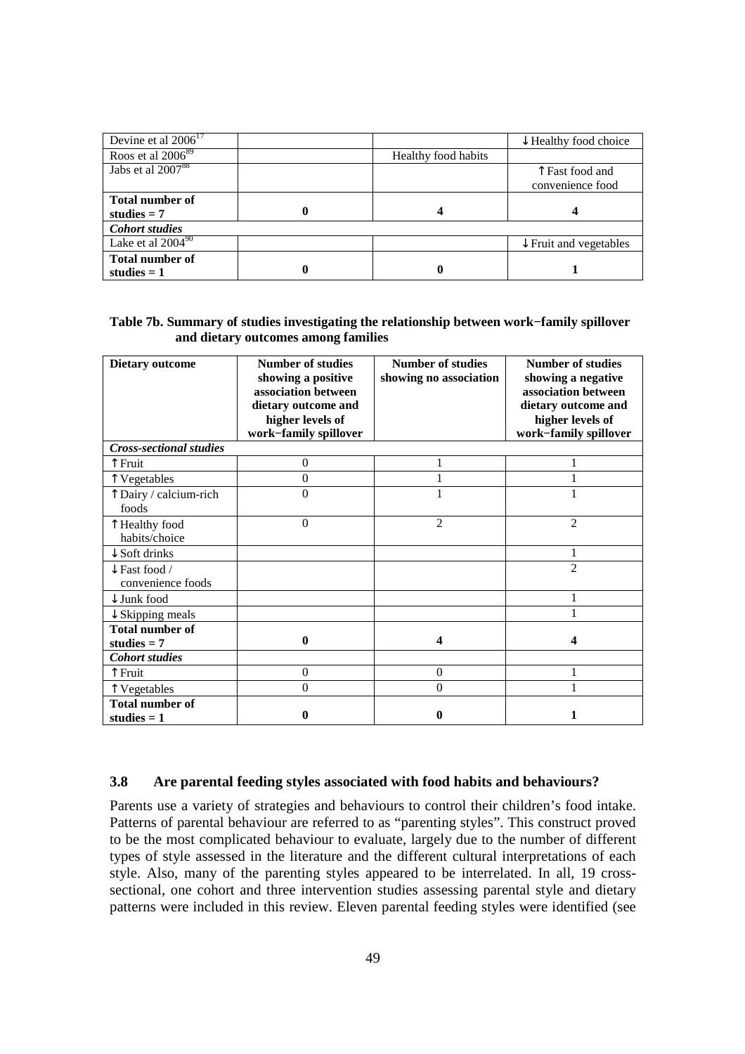| | | | |
|---|---|---|---|
| Devine et al 2006[17] | | | ↓Healthy food choice |
| Roos et al 2006[89] | | Healthy food habits | |
| Jabs et al 2007[88] | | | ↑Fast food and convenience food |
| **Total number of studies = 7** | **0** | **4** | **4** |
| ***Cohort studies*** | | | |
| Lake et al 2004[90] | | | ↓Fruit and vegetables |
| **Total number of studies = 1** | **0** | **0** | **1** |

**Table 7b. Summary of studies investigating the relationship between work−family spillover and dietary outcomes among families**

| Dietary outcome | Number of studies showing a positive association between dietary outcome and higher levels of work−family spillover | Number of studies showing no association | Number of studies showing a negative association between dietary outcome and higher levels of work−family spillover |
|---|---|---|---|
| ***Cross-sectional studies*** | | | |
| ↑Fruit | 0 | 1 | 1 |
| ↑Vegetables | 0 | 1 | 1 |
| ↑Dairy / calcium-rich foods | 0 | 1 | 1 |
| ↑Healthy food habits/choice | 0 | 2 | 2 |
| ↓Soft drinks | | | 1 |
| ↓Fast food / convenience foods | | | 2 |
| ↓Junk food | | | 1 |
| ↓Skipping meals | | | 1 |
| **Total number of studies = 7** | **0** | **4** | **4** |
| ***Cohort studies*** | | | |
| ↑Fruit | 0 | 0 | 1 |
| ↑Vegetables | 0 | 0 | 1 |
| **Total number of studies = 1** | **0** | **0** | **1** |

### 3.8 Are parental feeding styles associated with food habits and behaviours?

Parents use a variety of strategies and behaviours to control their children's food intake. Patterns of parental behaviour are referred to as "parenting styles". This construct proved to be the most complicated behaviour to evaluate, largely due to the number of different types of style assessed in the literature and the different cultural interpretations of each style. Also, many of the parenting styles appeared to be interrelated. In all, 19 cross-sectional, one cohort and three intervention studies assessing parental style and dietary patterns were included in this review. Eleven parental feeding styles were identified (see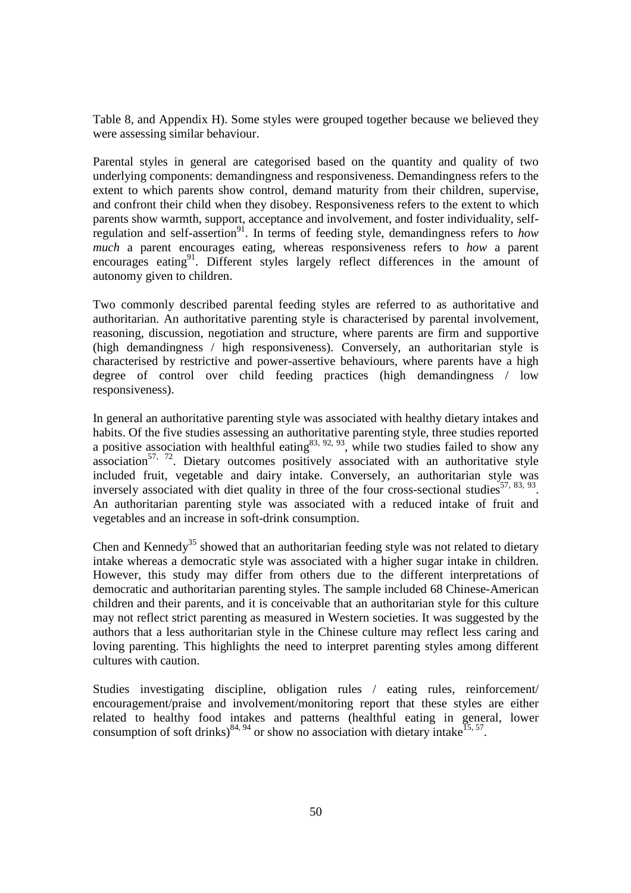Table 8, and Appendix H). Some styles were grouped together because we believed they were assessing similar behaviour.

Parental styles in general are categorised based on the quantity and quality of two underlying components: demandingness and responsiveness. Demandingness refers to the extent to which parents show control, demand maturity from their children, supervise, and confront their child when they disobey. Responsiveness refers to the extent to which parents show warmth, support, acceptance and involvement, and foster individuality, self-regulation and self-assertion[91]. In terms of feeding style, demandingness refers to *how much* a parent encourages eating, whereas responsiveness refers to *how* a parent encourages eating[91]. Different styles largely reflect differences in the amount of autonomy given to children.

Two commonly described parental feeding styles are referred to as authoritative and authoritarian. An authoritative parenting style is characterised by parental involvement, reasoning, discussion, negotiation and structure, where parents are firm and supportive (high demandingness / high responsiveness). Conversely, an authoritarian style is characterised by restrictive and power-assertive behaviours, where parents have a high degree of control over child feeding practices (high demandingness / low responsiveness).

In general an authoritative parenting style was associated with healthy dietary intakes and habits. Of the five studies assessing an authoritative parenting style, three studies reported a positive association with healthful eating[83, 92, 93], while two studies failed to show any association[57, 72]. Dietary outcomes positively associated with an authoritative style included fruit, vegetable and dairy intake. Conversely, an authoritarian style was inversely associated with diet quality in three of the four cross-sectional studies[57, 83, 93]. An authoritarian parenting style was associated with a reduced intake of fruit and vegetables and an increase in soft-drink consumption.

Chen and Kennedy[35] showed that an authoritarian feeding style was not related to dietary intake whereas a democratic style was associated with a higher sugar intake in children. However, this study may differ from others due to the different interpretations of democratic and authoritarian parenting styles. The sample included 68 Chinese-American children and their parents, and it is conceivable that an authoritarian style for this culture may not reflect strict parenting as measured in Western societies. It was suggested by the authors that a less authoritarian style in the Chinese culture may reflect less caring and loving parenting. This highlights the need to interpret parenting styles among different cultures with caution.

Studies investigating discipline, obligation rules / eating rules, reinforcement/ encouragement/praise and involvement/monitoring report that these styles are either related to healthy food intakes and patterns (healthful eating in general, lower consumption of soft drinks)[84, 94] or show no association with dietary intake[15, 57].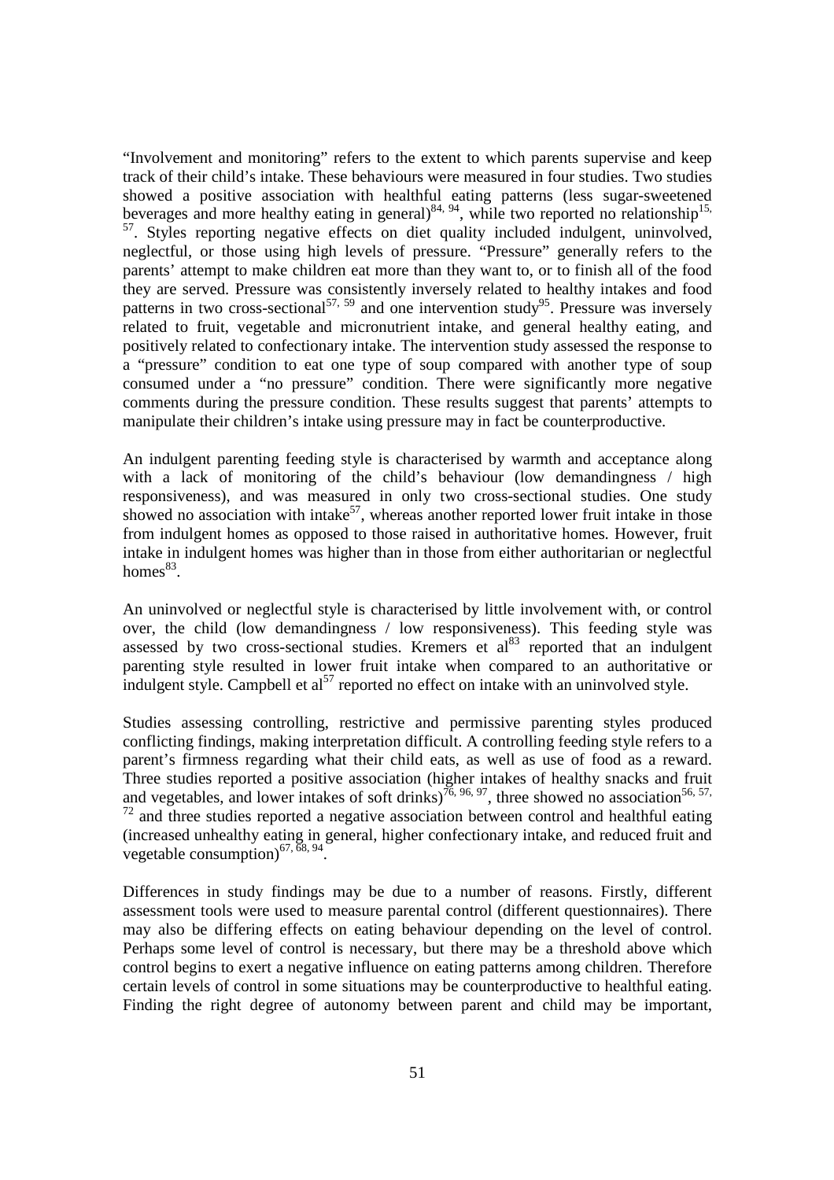"Involvement and monitoring" refers to the extent to which parents supervise and keep track of their child's intake. These behaviours were measured in four studies. Two studies showed a positive association with healthful eating patterns (less sugar-sweetened beverages and more healthy eating in general)[84, 94], while two reported no relationship[15, 57]. Styles reporting negative effects on diet quality included indulgent, uninvolved, neglectful, or those using high levels of pressure. "Pressure" generally refers to the parents' attempt to make children eat more than they want to, or to finish all of the food they are served. Pressure was consistently inversely related to healthy intakes and food patterns in two cross-sectional[57, 59] and one intervention study[95]. Pressure was inversely related to fruit, vegetable and micronutrient intake, and general healthy eating, and positively related to confectionary intake. The intervention study assessed the response to a "pressure" condition to eat one type of soup compared with another type of soup consumed under a "no pressure" condition. There were significantly more negative comments during the pressure condition. These results suggest that parents' attempts to manipulate their children's intake using pressure may in fact be counterproductive.

An indulgent parenting feeding style is characterised by warmth and acceptance along with a lack of monitoring of the child's behaviour (low demandingness / high responsiveness), and was measured in only two cross-sectional studies. One study showed no association with intake[57], whereas another reported lower fruit intake in those from indulgent homes as opposed to those raised in authoritative homes. However, fruit intake in indulgent homes was higher than in those from either authoritarian or neglectful homes[83].

An uninvolved or neglectful style is characterised by little involvement with, or control over, the child (low demandingness / low responsiveness). This feeding style was assessed by two cross-sectional studies. Kremers et al[83] reported that an indulgent parenting style resulted in lower fruit intake when compared to an authoritative or indulgent style. Campbell et al[57] reported no effect on intake with an uninvolved style.

Studies assessing controlling, restrictive and permissive parenting styles produced conflicting findings, making interpretation difficult. A controlling feeding style refers to a parent's firmness regarding what their child eats, as well as use of food as a reward. Three studies reported a positive association (higher intakes of healthy snacks and fruit and vegetables, and lower intakes of soft drinks)[76, 96, 97], three showed no association[56, 57, 72] and three studies reported a negative association between control and healthful eating (increased unhealthy eating in general, higher confectionary intake, and reduced fruit and vegetable consumption)[67, 68, 94].

Differences in study findings may be due to a number of reasons. Firstly, different assessment tools were used to measure parental control (different questionnaires). There may also be differing effects on eating behaviour depending on the level of control. Perhaps some level of control is necessary, but there may be a threshold above which control begins to exert a negative influence on eating patterns among children. Therefore certain levels of control in some situations may be counterproductive to healthful eating. Finding the right degree of autonomy between parent and child may be important,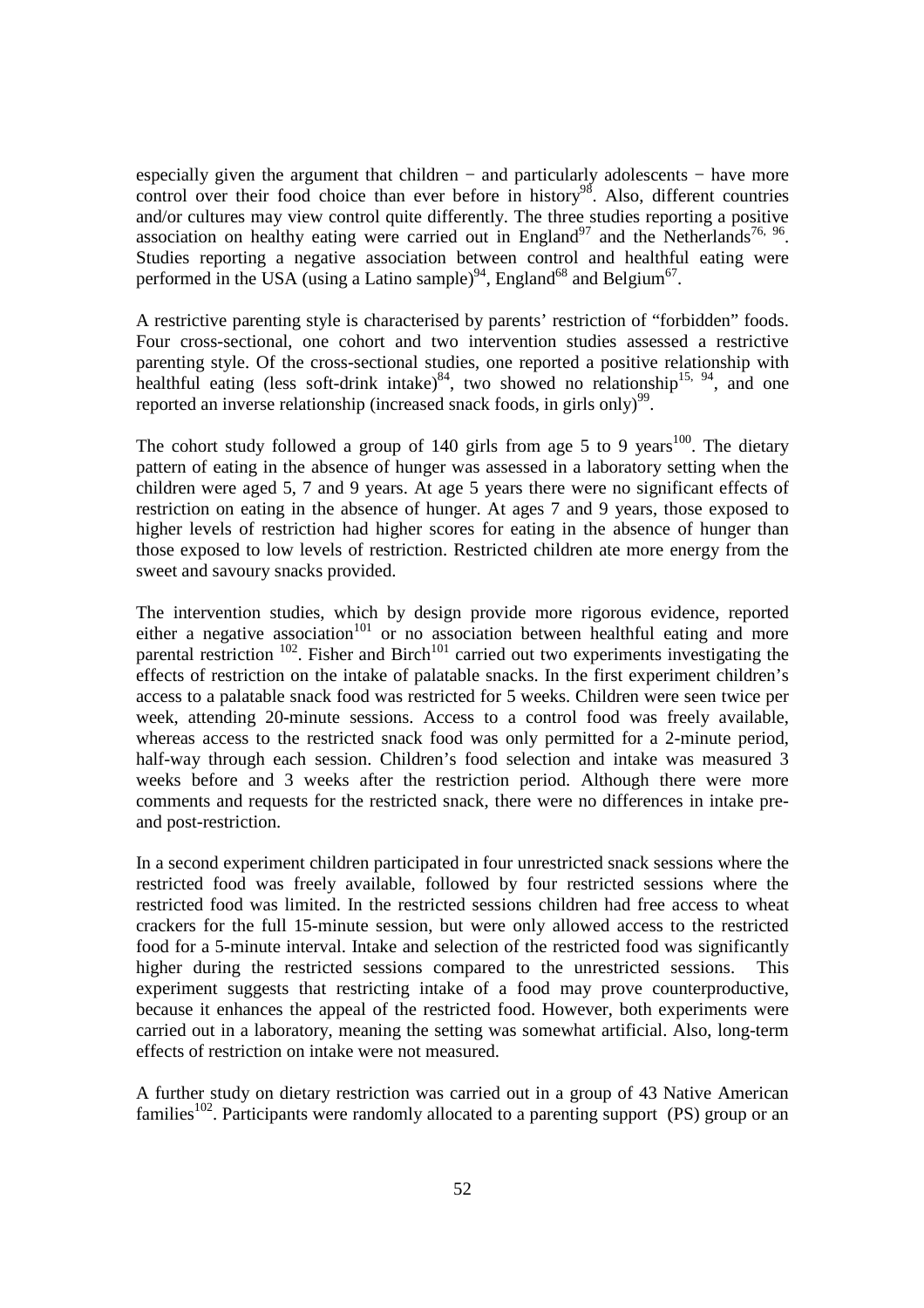especially given the argument that children − and particularly adolescents − have more control over their food choice than ever before in history[98]. Also, different countries and/or cultures may view control quite differently. The three studies reporting a positive association on healthy eating were carried out in England[97] and the Netherlands[76, 96]. Studies reporting a negative association between control and healthful eating were performed in the USA (using a Latino sample)[94], England[68] and Belgium[67].

A restrictive parenting style is characterised by parents' restriction of "forbidden" foods. Four cross-sectional, one cohort and two intervention studies assessed a restrictive parenting style. Of the cross-sectional studies, one reported a positive relationship with healthful eating (less soft-drink intake)[84], two showed no relationship[15, 94], and one reported an inverse relationship (increased snack foods, in girls only)[99].

The cohort study followed a group of 140 girls from age 5 to 9 years[100]. The dietary pattern of eating in the absence of hunger was assessed in a laboratory setting when the children were aged 5, 7 and 9 years. At age 5 years there were no significant effects of restriction on eating in the absence of hunger. At ages 7 and 9 years, those exposed to higher levels of restriction had higher scores for eating in the absence of hunger than those exposed to low levels of restriction. Restricted children ate more energy from the sweet and savoury snacks provided.

The intervention studies, which by design provide more rigorous evidence, reported either a negative association[101] or no association between healthful eating and more parental restriction [102]. Fisher and Birch[101] carried out two experiments investigating the effects of restriction on the intake of palatable snacks. In the first experiment children's access to a palatable snack food was restricted for 5 weeks. Children were seen twice per week, attending 20-minute sessions. Access to a control food was freely available, whereas access to the restricted snack food was only permitted for a 2-minute period, half-way through each session. Children's food selection and intake was measured 3 weeks before and 3 weeks after the restriction period. Although there were more comments and requests for the restricted snack, there were no differences in intake pre- and post-restriction.

In a second experiment children participated in four unrestricted snack sessions where the restricted food was freely available, followed by four restricted sessions where the restricted food was limited. In the restricted sessions children had free access to wheat crackers for the full 15-minute session, but were only allowed access to the restricted food for a 5-minute interval. Intake and selection of the restricted food was significantly higher during the restricted sessions compared to the unrestricted sessions. This experiment suggests that restricting intake of a food may prove counterproductive, because it enhances the appeal of the restricted food. However, both experiments were carried out in a laboratory, meaning the setting was somewhat artificial. Also, long-term effects of restriction on intake were not measured.

A further study on dietary restriction was carried out in a group of 43 Native American families[102]. Participants were randomly allocated to a parenting support (PS) group or an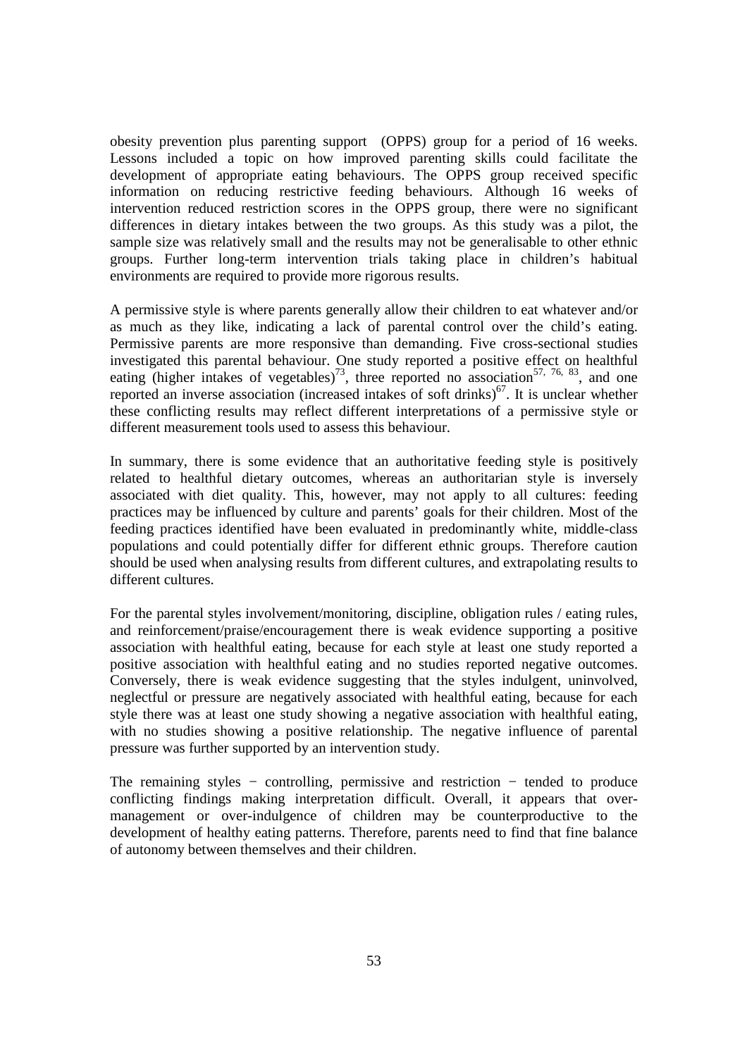obesity prevention plus parenting support (OPPS) group for a period of 16 weeks. Lessons included a topic on how improved parenting skills could facilitate the development of appropriate eating behaviours. The OPPS group received specific information on reducing restrictive feeding behaviours. Although 16 weeks of intervention reduced restriction scores in the OPPS group, there were no significant differences in dietary intakes between the two groups. As this study was a pilot, the sample size was relatively small and the results may not be generalisable to other ethnic groups. Further long-term intervention trials taking place in children's habitual environments are required to provide more rigorous results.

A permissive style is where parents generally allow their children to eat whatever and/or as much as they like, indicating a lack of parental control over the child's eating. Permissive parents are more responsive than demanding. Five cross-sectional studies investigated this parental behaviour. One study reported a positive effect on healthful eating (higher intakes of vegetables)[73], three reported no association[57, 76, 83], and one reported an inverse association (increased intakes of soft drinks)[67]. It is unclear whether these conflicting results may reflect different interpretations of a permissive style or different measurement tools used to assess this behaviour.

In summary, there is some evidence that an authoritative feeding style is positively related to healthful dietary outcomes, whereas an authoritarian style is inversely associated with diet quality. This, however, may not apply to all cultures: feeding practices may be influenced by culture and parents' goals for their children. Most of the feeding practices identified have been evaluated in predominantly white, middle-class populations and could potentially differ for different ethnic groups. Therefore caution should be used when analysing results from different cultures, and extrapolating results to different cultures.

For the parental styles involvement/monitoring, discipline, obligation rules / eating rules, and reinforcement/praise/encouragement there is weak evidence supporting a positive association with healthful eating, because for each style at least one study reported a positive association with healthful eating and no studies reported negative outcomes. Conversely, there is weak evidence suggesting that the styles indulgent, uninvolved, neglectful or pressure are negatively associated with healthful eating, because for each style there was at least one study showing a negative association with healthful eating, with no studies showing a positive relationship. The negative influence of parental pressure was further supported by an intervention study.

The remaining styles − controlling, permissive and restriction − tended to produce conflicting findings making interpretation difficult. Overall, it appears that over-management or over-indulgence of children may be counterproductive to the development of healthy eating patterns. Therefore, parents need to find that fine balance of autonomy between themselves and their children.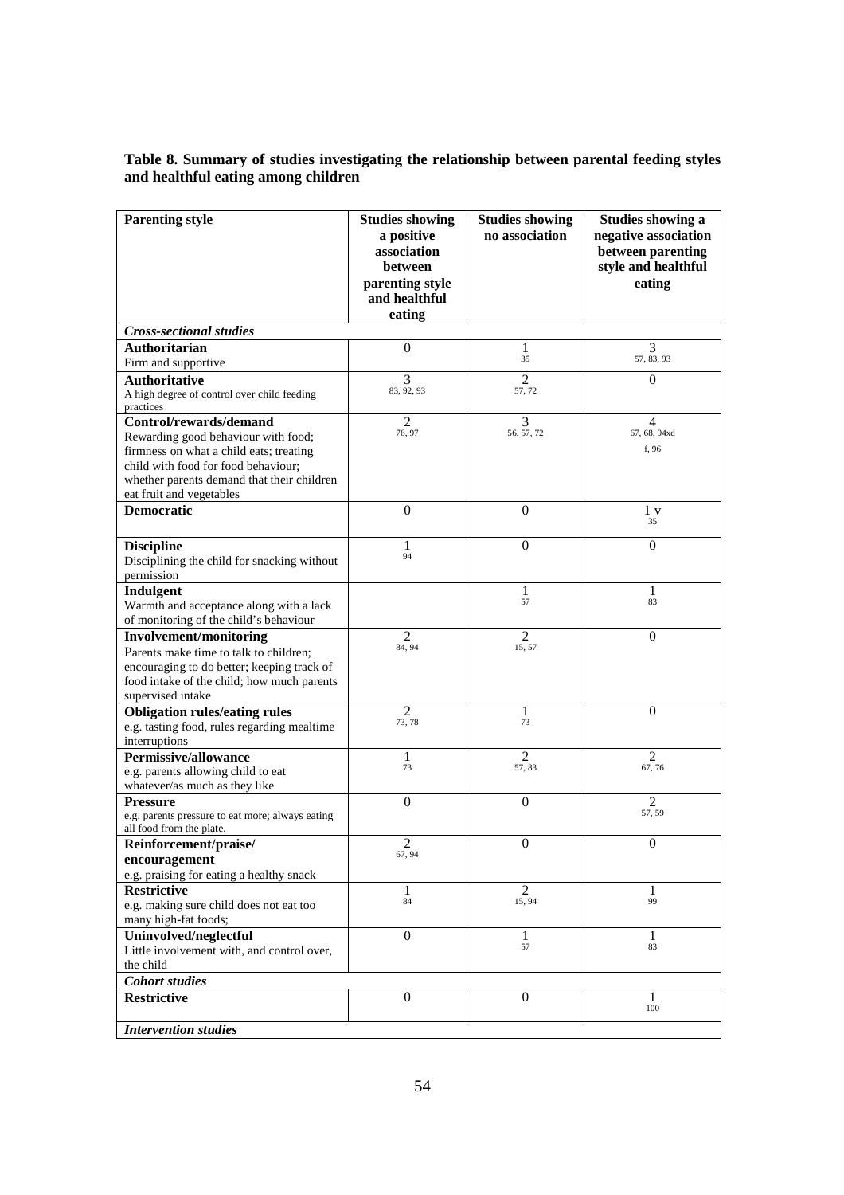**Table 8. Summary of studies investigating the relationship between parental feeding styles and healthful eating among children**

| Parenting style | Studies showing a positive association between parenting style and healthful eating | Studies showing no association | Studies showing a negative association between parenting style and healthful eating |
|---|---|---|---|
| ***Cross-sectional studies*** | | | |
| **Authoritarian**<br>Firm and supportive | 0 | 1<br>35 | 3<br>57, 83, 93 |
| **Authoritative**<br>A high degree of control over child feeding practices | 3<br>83, 92, 93 | 2<br>57, 72 | 0 |
| **Control/rewards/demand**<br>Rewarding good behaviour with food; firmness on what a child eats; treating child with food for food behaviour; whether parents demand that their children eat fruit and vegetables | 2<br>76, 97 | 3<br>56, 57, 72 | 4<br>67, 68, 94xd<br>f, 96 |
| **Democratic** | 0 | 0 | 1 v<br>35 |
| **Discipline**<br>Disciplining the child for snacking without permission | 1<br>94 | 0 | 0 |
| **Indulgent**<br>Warmth and acceptance along with a lack of monitoring of the child's behaviour | | 1<br>57 | 1<br>83 |
| **Involvement/monitoring**<br>Parents make time to talk to children; encouraging to do better; keeping track of food intake of the child; how much parents supervised intake | 2<br>84, 94 | 2<br>15, 57 | 0 |
| **Obligation rules/eating rules**<br>e.g. tasting food, rules regarding mealtime interruptions | 2<br>73, 78 | 1<br>73 | 0 |
| **Permissive/allowance**<br>e.g. parents allowing child to eat whatever/as much as they like | 1<br>73 | 2<br>57, 83 | 2<br>67, 76 |
| **Pressure**<br>e.g. parents pressure to eat more; always eating all food from the plate. | 0 | 0 | 2<br>57, 59 |
| **Reinforcement/praise/ encouragement**<br>e.g. praising for eating a healthy snack | 2<br>67, 94 | 0 | 0 |
| **Restrictive**<br>e.g. making sure child does not eat too many high-fat foods; | 1<br>84 | 2<br>15, 94 | 1<br>99 |
| **Uninvolved/neglectful**<br>Little involvement with, and control over, the child | 0 | 1<br>57 | 1<br>83 |
| ***Cohort studies*** | | | |
| **Restrictive** | 0 | 0 | 1<br>100 |
| ***Intervention studies*** | | | |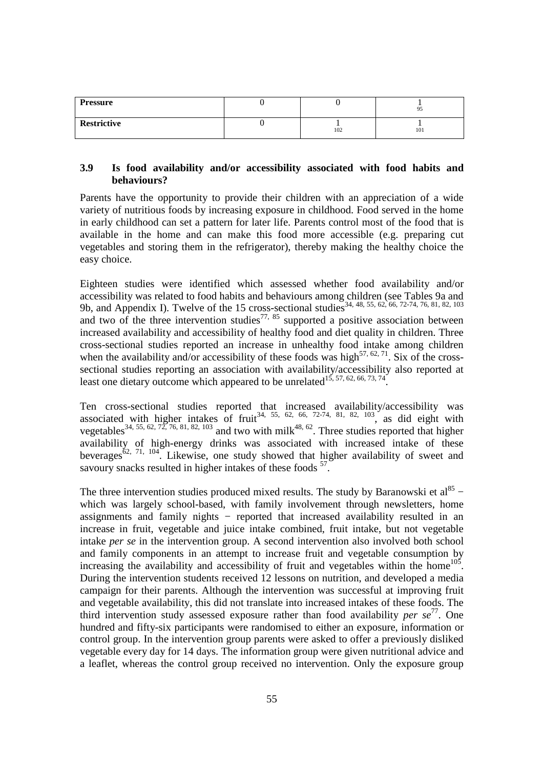| Pressure | 0 | 0 | 1<br>95 |
|---|---|---|---|
| Restrictive | 0 | 1<br>102 | 1<br>101 |

### 3.9 Is food availability and/or accessibility associated with food habits and behaviours?

Parents have the opportunity to provide their children with an appreciation of a wide variety of nutritious foods by increasing exposure in childhood. Food served in the home in early childhood can set a pattern for later life. Parents control most of the food that is available in the home and can make this food more accessible (e.g. preparing cut vegetables and storing them in the refrigerator), thereby making the healthy choice the easy choice.

Eighteen studies were identified which assessed whether food availability and/or accessibility was related to food habits and behaviours among children (see Tables 9a and 9b, and Appendix I). Twelve of the 15 cross-sectional studies[34, 48, 55, 62, 66, 72-74, 76, 81, 82, 103] and two of the three intervention studies[77, 85] supported a positive association between increased availability and accessibility of healthy food and diet quality in children. Three cross-sectional studies reported an increase in unhealthy food intake among children when the availability and/or accessibility of these foods was high[57, 62, 71]. Six of the cross-sectional studies reporting an association with availability/accessibility also reported at least one dietary outcome which appeared to be unrelated[15, 57, 62, 66, 73, 74].

Ten cross-sectional studies reported that increased availability/accessibility was associated with higher intakes of fruit[34, 55, 62, 66, 72-74, 81, 82, 103], as did eight with vegetables[34, 55, 62, 72, 76, 81, 82, 103] and two with milk[48, 62]. Three studies reported that higher availability of high-energy drinks was associated with increased intake of these beverages[62, 71, 104]. Likewise, one study showed that higher availability of sweet and savoury snacks resulted in higher intakes of these foods [57].

The three intervention studies produced mixed results. The study by Baranowski et al[85] − which was largely school-based, with family involvement through newsletters, home assignments and family nights − reported that increased availability resulted in an increase in fruit, vegetable and juice intake combined, fruit intake, but not vegetable intake *per se* in the intervention group. A second intervention also involved both school and family components in an attempt to increase fruit and vegetable consumption by increasing the availability and accessibility of fruit and vegetables within the home[105]. During the intervention students received 12 lessons on nutrition, and developed a media campaign for their parents. Although the intervention was successful at improving fruit and vegetable availability, this did not translate into increased intakes of these foods. The third intervention study assessed exposure rather than food availability *per se*[77]. One hundred and fifty-six participants were randomised to either an exposure, information or control group. In the intervention group parents were asked to offer a previously disliked vegetable every day for 14 days. The information group were given nutritional advice and a leaflet, whereas the control group received no intervention. Only the exposure group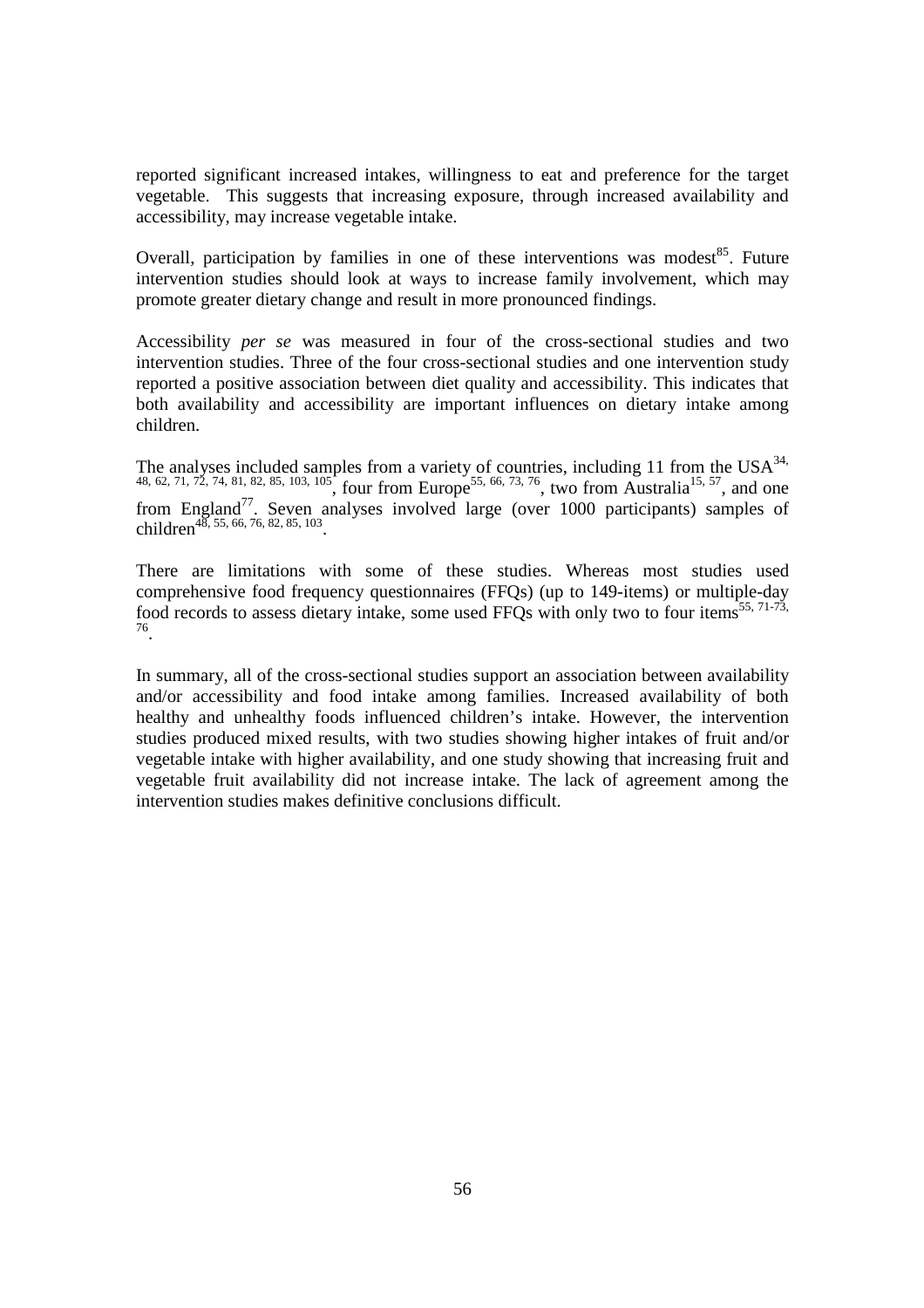reported significant increased intakes, willingness to eat and preference for the target vegetable. This suggests that increasing exposure, through increased availability and accessibility, may increase vegetable intake.

Overall, participation by families in one of these interventions was modest[85]. Future intervention studies should look at ways to increase family involvement, which may promote greater dietary change and result in more pronounced findings.

Accessibility *per se* was measured in four of the cross-sectional studies and two intervention studies. Three of the four cross-sectional studies and one intervention study reported a positive association between diet quality and accessibility. This indicates that both availability and accessibility are important influences on dietary intake among children.

The analyses included samples from a variety of countries, including 11 from the USA[34, 48, 62, 71, 72, 74, 81, 82, 85, 103, 105], four from Europe[55, 66, 73, 76], two from Australia[15, 57], and one from England[77]. Seven analyses involved large (over 1000 participants) samples of children[48, 55, 66, 76, 82, 85, 103].

There are limitations with some of these studies. Whereas most studies used comprehensive food frequency questionnaires (FFQs) (up to 149-items) or multiple-day food records to assess dietary intake, some used FFQs with only two to four items[55, 71-73, 76].

In summary, all of the cross-sectional studies support an association between availability and/or accessibility and food intake among families. Increased availability of both healthy and unhealthy foods influenced children's intake. However, the intervention studies produced mixed results, with two studies showing higher intakes of fruit and/or vegetable intake with higher availability, and one study showing that increasing fruit and vegetable fruit availability did not increase intake. The lack of agreement among the intervention studies makes definitive conclusions difficult.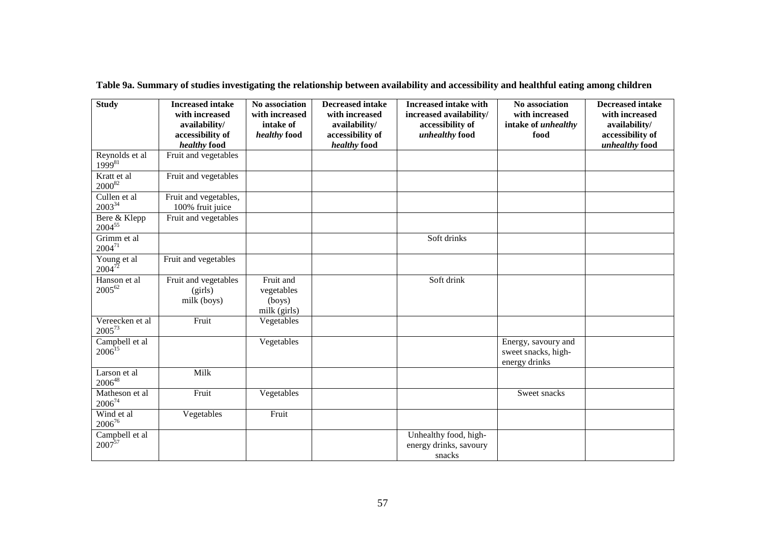**Table 9a. Summary of studies investigating the relationship between availability and accessibility and healthful eating among children**

| Study | Increased intake with increased availability/ accessibility of *healthy* food | No association with increased intake of *healthy* food | Decreased intake with increased availability/ accessibility of *healthy* food | Increased intake with increased availability/ accessibility of *unhealthy* food | No association with increased intake of *unhealthy* food | Decreased intake with increased availability/ accessibility of *unhealthy* food |
|---|---|---|---|---|---|---|
| Reynolds et al 1999[81] | Fruit and vegetables | | | | | |
| Kratt et al 2000[82] | Fruit and vegetables | | | | | |
| Cullen et al 2003[34] | Fruit and vegetables, 100% fruit juice | | | | | |
| Bere & Klepp 2004[55] | Fruit and vegetables | | | | | |
| Grimm et al 2004[71] | | | | Soft drinks | | |
| Young et al 2004[72] | Fruit and vegetables | | | | | |
| Hanson et al 2005[62] | Fruit and vegetables (girls) milk (boys) | Fruit and vegetables (boys) milk (girls) | | Soft drink | | |
| Vereecken et al 2005[73] | Fruit | Vegetables | | | | |
| Campbell et al 2006[15] | | Vegetables | | | Energy, savoury and sweet snacks, high-energy drinks | |
| Larson et al 2006[48] | Milk | | | | | |
| Matheson et al 2006[74] | Fruit | Vegetables | | | Sweet snacks | |
| Wind et al 2006[76] | Vegetables | Fruit | | | | |
| Campbell et al 2007[57] | | | | Unhealthy food, high-energy drinks, savoury snacks | | |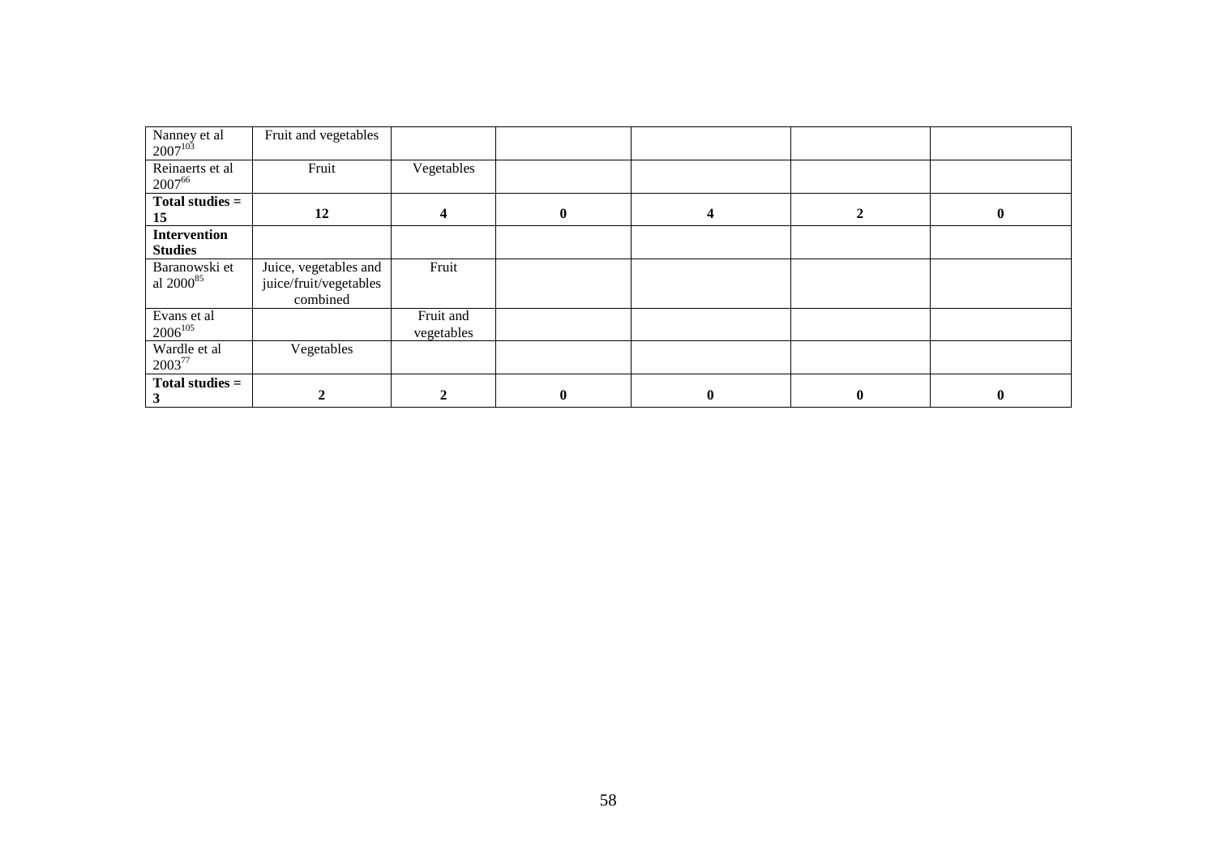| | | | | | | |
|---|---|---|---|---|---|---|
| Nanney et al 2007[103] | Fruit and vegetables | | | | | |
| Reinaerts et al 2007[66] | Fruit | Vegetables | | | | |
| **Total studies = 15** | **12** | **4** | **0** | **4** | **2** | **0** |
| **Intervention Studies** | | | | | | |
| Baranowski et al 2000[85] | Juice, vegetables and juice/fruit/vegetables combined | Fruit | | | | |
| Evans et al 2006[105] | | Fruit and vegetables | | | | |
| Wardle et al 2003[77] | Vegetables | | | | | |
| **Total studies = 3** | **2** | **2** | **0** | **0** | **0** | **0** |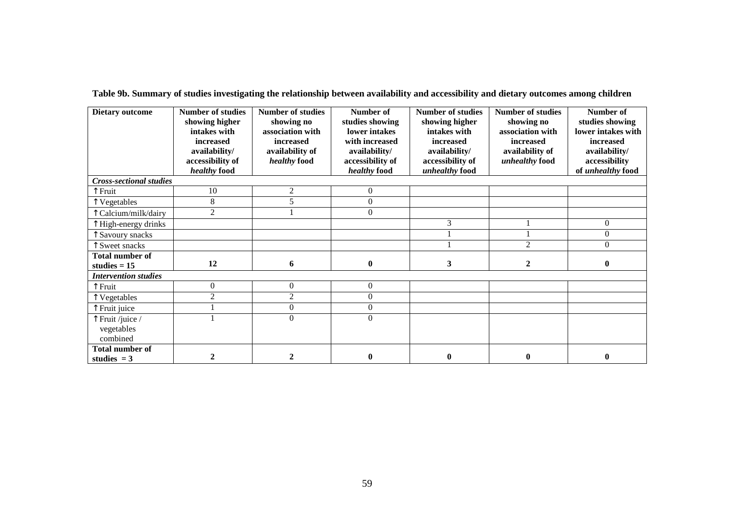**Table 9b. Summary of studies investigating the relationship between availability and accessibility and dietary outcomes among children**

| Dietary outcome | Number of studies showing higher intakes with increased availability/ accessibility of *healthy* food | Number of studies showing no association with increased availability of *healthy* food | Number of studies showing lower intakes with increased availability/ accessibility of *healthy* food | Number of studies showing higher intakes with increased availability/ accessibility of *unhealthy* food | Number of studies showing no association with increased availability of *unhealthy* food | Number of studies showing lower intakes with increased availability/ accessibility of *unhealthy* food |
|---|---|---|---|---|---|---|
| ***Cross-sectional studies*** | | | | | | |
| ↑Fruit | 10 | 2 | 0 | | | |
| ↑Vegetables | 8 | 5 | 0 | | | |
| ↑Calcium/milk/dairy | 2 | 1 | 0 | | | |
| ↑High-energy drinks | | | | 3 | 1 | 0 |
| ↑Savoury snacks | | | | 1 | 1 | 0 |
| ↑Sweet snacks | | | | 1 | 2 | 0 |
| **Total number of studies = 15** | **12** | **6** | **0** | **3** | **2** | **0** |
| ***Intervention studies*** | | | | | | |
| ↑Fruit | 0 | 0 | 0 | | | |
| ↑Vegetables | 2 | 2 | 0 | | | |
| ↑Fruit juice | 1 | 0 | 0 | | | |
| ↑Fruit /juice / vegetables combined | 1 | 0 | 0 | | | |
| **Total number of studies = 3** | **2** | **2** | **0** | **0** | **0** | **0** |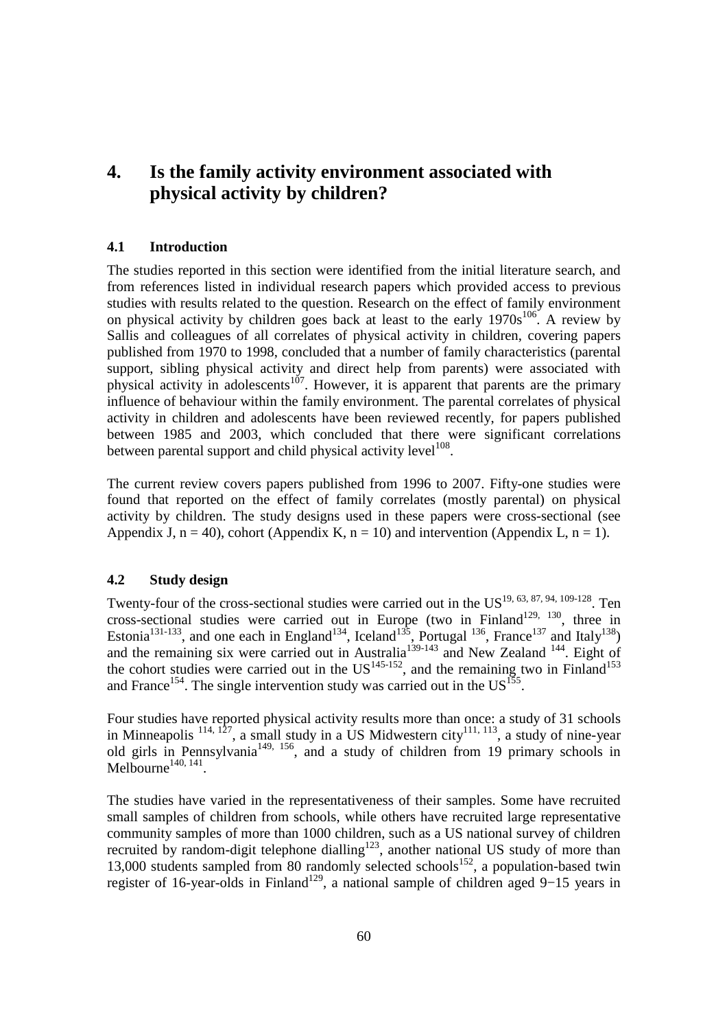# 4. Is the family activity environment associated with physical activity by children?

## 4.1 Introduction

The studies reported in this section were identified from the initial literature search, and from references listed in individual research papers which provided access to previous studies with results related to the question. Research on the effect of family environment on physical activity by children goes back at least to the early 1970s[106]. A review by Sallis and colleagues of all correlates of physical activity in children, covering papers published from 1970 to 1998, concluded that a number of family characteristics (parental support, sibling physical activity and direct help from parents) were associated with physical activity in adolescents[107]. However, it is apparent that parents are the primary influence of behaviour within the family environment. The parental correlates of physical activity in children and adolescents have been reviewed recently, for papers published between 1985 and 2003, which concluded that there were significant correlations between parental support and child physical activity level[108].

The current review covers papers published from 1996 to 2007. Fifty-one studies were found that reported on the effect of family correlates (mostly parental) on physical activity by children. The study designs used in these papers were cross-sectional (see Appendix J, n = 40), cohort (Appendix K, n = 10) and intervention (Appendix L, n = 1).

## 4.2 Study design

Twenty-four of the cross-sectional studies were carried out in the US[19, 63, 87, 94, 109-128]. Ten cross-sectional studies were carried out in Europe (two in Finland[129, 130], three in Estonia[131-133], and one each in England[134], Iceland[135], Portugal[136], France[137] and Italy[138]) and the remaining six were carried out in Australia[139-143] and New Zealand[144]. Eight of the cohort studies were carried out in the US[145-152], and the remaining two in Finland[153] and France[154]. The single intervention study was carried out in the US[155].

Four studies have reported physical activity results more than once: a study of 31 schools in Minneapolis[114, 127], a small study in a US Midwestern city[111, 113], a study of nine-year old girls in Pennsylvania[149, 156], and a study of children from 19 primary schools in Melbourne[140, 141].

The studies have varied in the representativeness of their samples. Some have recruited small samples of children from schools, while others have recruited large representative community samples of more than 1000 children, such as a US national survey of children recruited by random-digit telephone dialling[123], another national US study of more than 13,000 students sampled from 80 randomly selected schools[152], a population-based twin register of 16-year-olds in Finland[129], a national sample of children aged 9−15 years in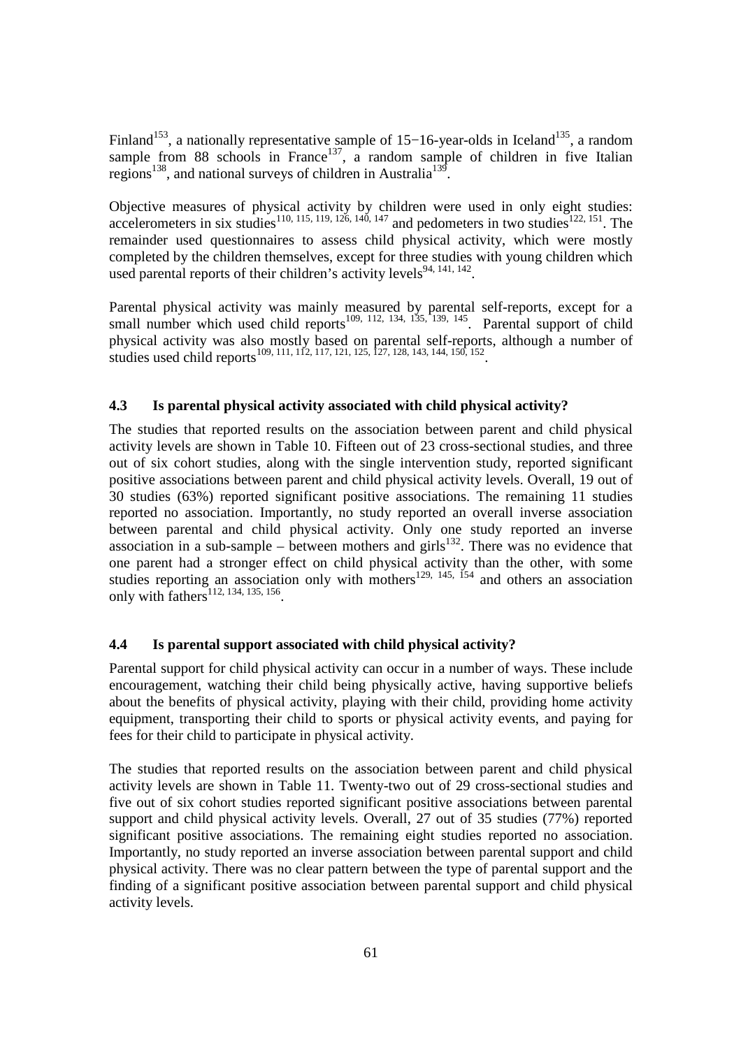Finland[153], a nationally representative sample of 15−16-year-olds in Iceland[135], a random sample from 88 schools in France[137], a random sample of children in five Italian regions[138], and national surveys of children in Australia[139].

Objective measures of physical activity by children were used in only eight studies: accelerometers in six studies[110, 115, 119, 126, 140, 147] and pedometers in two studies[122, 151]. The remainder used questionnaires to assess child physical activity, which were mostly completed by the children themselves, except for three studies with young children which used parental reports of their children's activity levels[94, 141, 142].

Parental physical activity was mainly measured by parental self-reports, except for a small number which used child reports[109, 112, 134, 135, 139, 145]. Parental support of child physical activity was also mostly based on parental self-reports, although a number of studies used child reports[109, 111, 112, 117, 121, 125, 127, 128, 143, 144, 150, 152].

### 4.3 Is parental physical activity associated with child physical activity?

The studies that reported results on the association between parent and child physical activity levels are shown in Table 10. Fifteen out of 23 cross-sectional studies, and three out of six cohort studies, along with the single intervention study, reported significant positive associations between parent and child physical activity levels. Overall, 19 out of 30 studies (63%) reported significant positive associations. The remaining 11 studies reported no association. Importantly, no study reported an overall inverse association between parental and child physical activity. Only one study reported an inverse association in a sub-sample – between mothers and girls[132]. There was no evidence that one parent had a stronger effect on child physical activity than the other, with some studies reporting an association only with mothers[129, 145, 154] and others an association only with fathers[112, 134, 135, 156].

### 4.4 Is parental support associated with child physical activity?

Parental support for child physical activity can occur in a number of ways. These include encouragement, watching their child being physically active, having supportive beliefs about the benefits of physical activity, playing with their child, providing home activity equipment, transporting their child to sports or physical activity events, and paying for fees for their child to participate in physical activity.

The studies that reported results on the association between parent and child physical activity levels are shown in Table 11. Twenty-two out of 29 cross-sectional studies and five out of six cohort studies reported significant positive associations between parental support and child physical activity levels. Overall, 27 out of 35 studies (77%) reported significant positive associations. The remaining eight studies reported no association. Importantly, no study reported an inverse association between parental support and child physical activity. There was no clear pattern between the type of parental support and the finding of a significant positive association between parental support and child physical activity levels.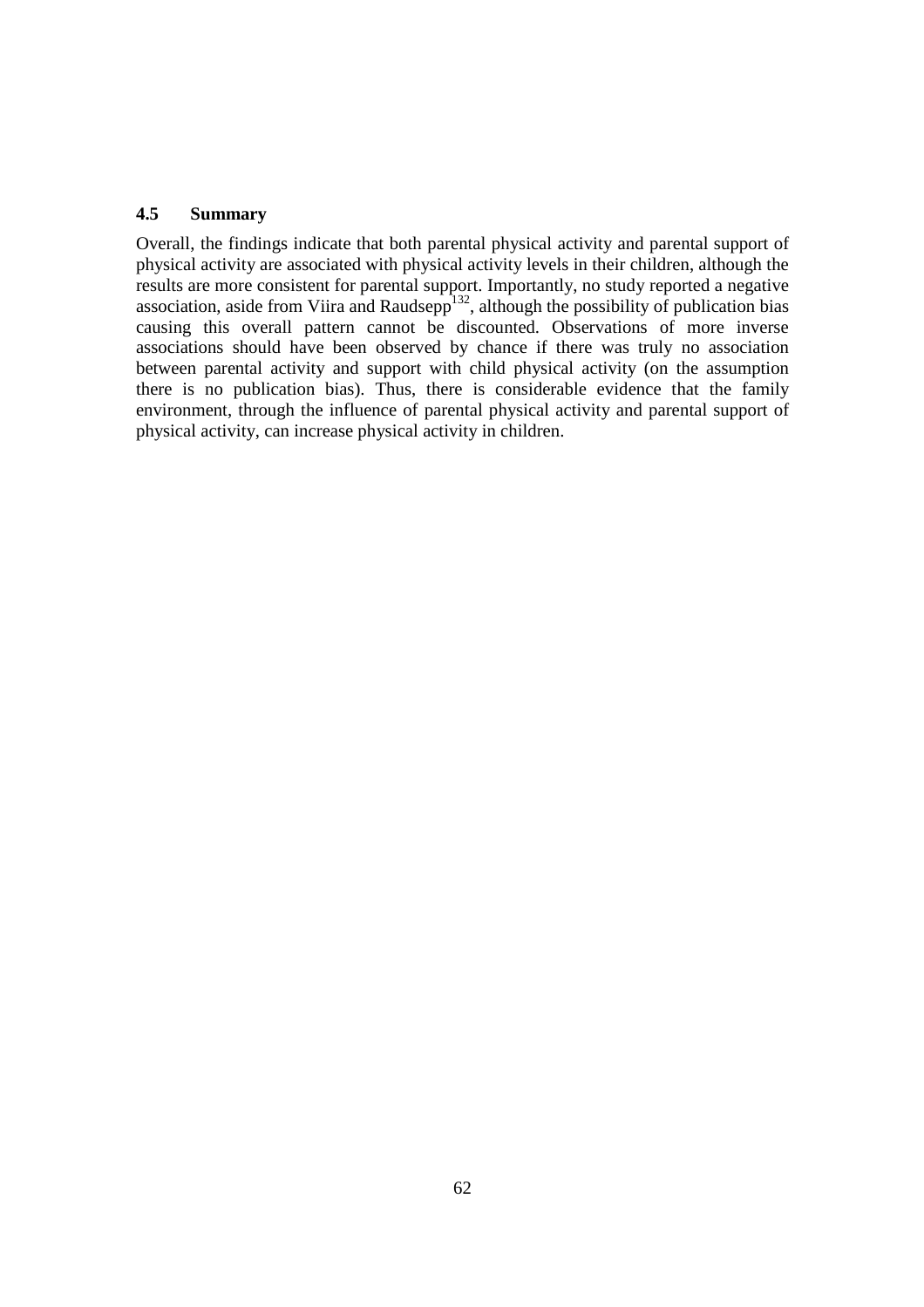### 4.5 Summary

Overall, the findings indicate that both parental physical activity and parental support of physical activity are associated with physical activity levels in their children, although the results are more consistent for parental support. Importantly, no study reported a negative association, aside from Viira and Raudsepp[132], although the possibility of publication bias causing this overall pattern cannot be discounted. Observations of more inverse associations should have been observed by chance if there was truly no association between parental activity and support with child physical activity (on the assumption there is no publication bias). Thus, there is considerable evidence that the family environment, through the influence of parental physical activity and parental support of physical activity, can increase physical activity in children.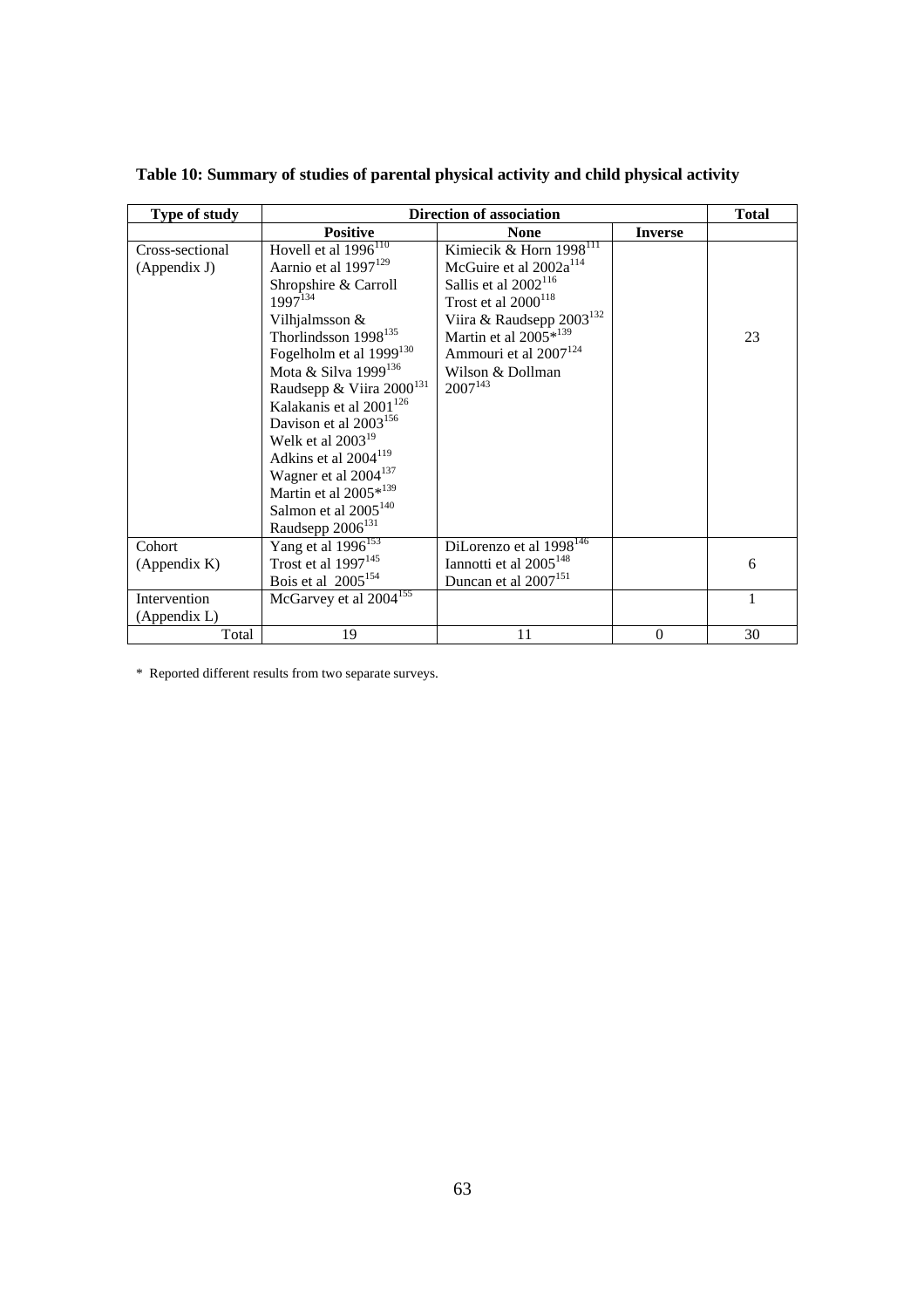**Table 10: Summary of studies of parental physical activity and child physical activity**

| Type of study | Direction of association | | | Total |
|---|---|---|---|---|
| | Positive | None | Inverse | |
| Cross-sectional (Appendix J) | Hovell et al 1996[110]<br>Aarnio et al 1997[129]<br>Shropshire & Carroll 1997[134]<br>Vilhjalmsson & Thorlindsson 1998[135]<br>Fogelholm et al 1999[130]<br>Mota & Silva 1999[136]<br>Raudsepp & Viira 2000[131]<br>Kalakanis et al 2001[126]<br>Davison et al 2003[156]<br>Welk et al 2003[19]<br>Adkins et al 2004[119]<br>Wagner et al 2004[137]<br>Martin et al 2005*[139]<br>Salmon et al 2005[140]<br>Raudsepp 2006[131] | Kimiecik & Horn 1998[111]<br>McGuire et al 2002a[114]<br>Sallis et al 2002[116]<br>Trost et al 2000[118]<br>Viira & Raudsepp 2003[132]<br>Martin et al 2005*[139]<br>Ammouri et al 2007[124]<br>Wilson & Dollman 2007[143] | | 23 |
| Cohort (Appendix K) | Yang et al 1996[153]<br>Trost et al 1997[145]<br>Bois et al 2005[154] | DiLorenzo et al 1998[146]<br>Iannotti et al 2005[148]<br>Duncan et al 2007[151] | | 6 |
| Intervention (Appendix L) | McGarvey et al 2004[155] | | | 1 |
| Total | 19 | 11 | 0 | 30 |

\* Reported different results from two separate surveys.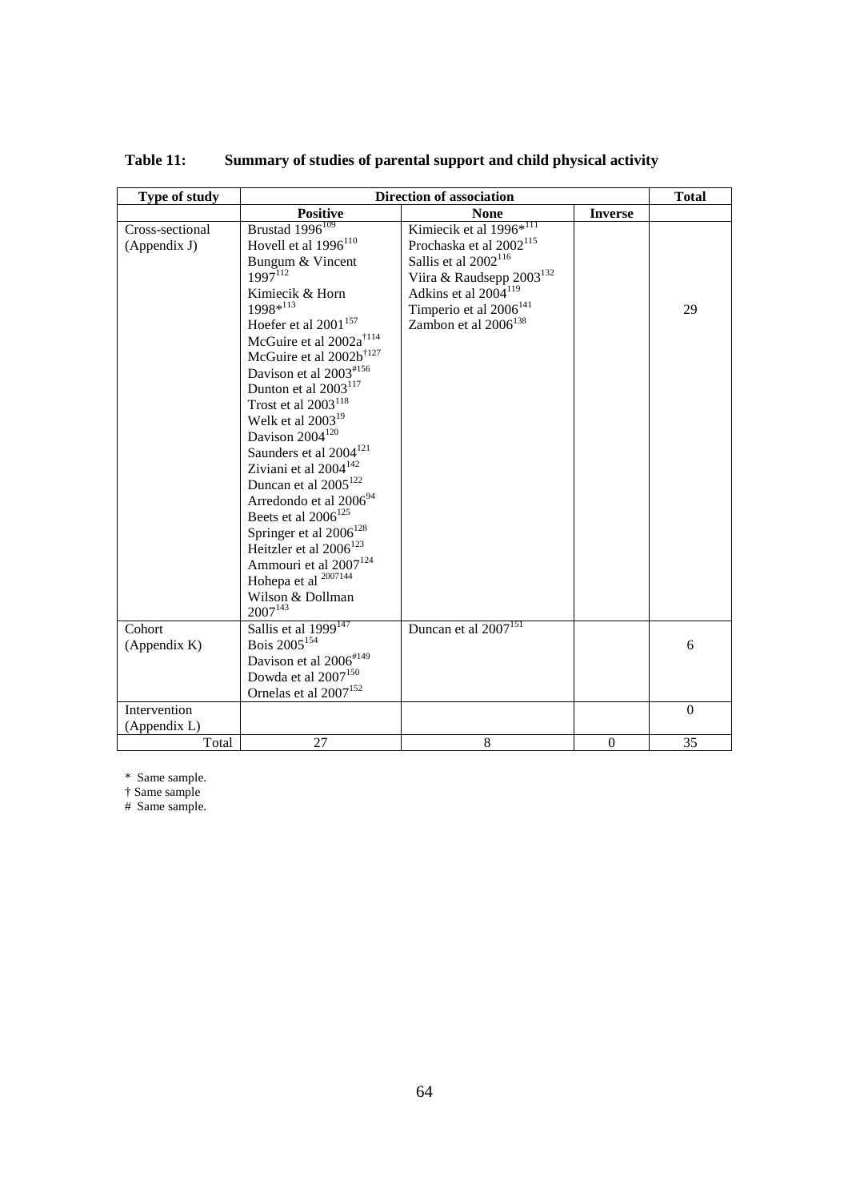**Table 11: Summary of studies of parental support and child physical activity**

| Type of study | Direction of association | | | Total |
|---|---|---|---|---|
| | Positive | None | Inverse | |
| Cross-sectional (Appendix J) | Brustad 1996[109]<br>Hovell et al 1996[110]<br>Bungum & Vincent 1997[112]<br>Kimiecik & Horn 1998*[113]<br>Hoefer et al 2001[157]<br>McGuire et al 2002a[†114]<br>McGuire et al 2002b[†127]<br>Davison et al 2003[#156]<br>Dunton et al 2003[117]<br>Trost et al 2003[118]<br>Welk et al 2003[19]<br>Davison 2004[120]<br>Saunders et al 2004[121]<br>Ziviani et al 2004[142]<br>Duncan et al 2005[122]<br>Arredondo et al 2006[94]<br>Beets et al 2006[125]<br>Springer et al 2006[128]<br>Heitzler et al 2006[123]<br>Ammouri et al 2007[124]<br>Hohepa et al [2007144]<br>Wilson & Dollman 2007[143] | Kimiecik et al 1996*[111]<br>Prochaska et al 2002[115]<br>Sallis et al 2002[116]<br>Viira & Raudsepp 2003[132]<br>Adkins et al 2004[119]<br>Timperio et al 2006[141]<br>Zambon et al 2006[138] | | 29 |
| Cohort (Appendix K) | Sallis et al 1999[147]<br>Bois 2005[154]<br>Davison et al 2006[#149]<br>Dowda et al 2007[150]<br>Ornelas et al 2007[152] | Duncan et al 2007[151] | | 6 |
| Intervention (Appendix L) | | | | 0 |
| Total | 27 | 8 | 0 | 35 |

\* Same sample.
† Same sample
\# Same sample.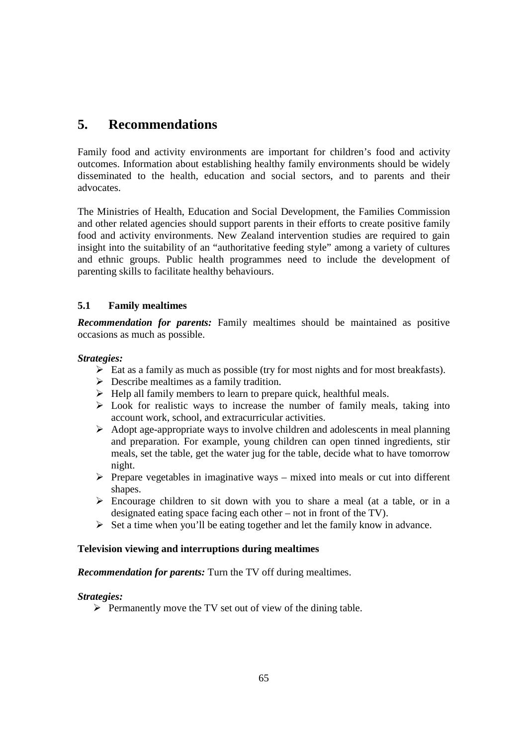# 5. Recommendations

Family food and activity environments are important for children's food and activity outcomes. Information about establishing healthy family environments should be widely disseminated to the health, education and social sectors, and to parents and their advocates.

The Ministries of Health, Education and Social Development, the Families Commission and other related agencies should support parents in their efforts to create positive family food and activity environments. New Zealand intervention studies are required to gain insight into the suitability of an "authoritative feeding style" among a variety of cultures and ethnic groups. Public health programmes need to include the development of parenting skills to facilitate healthy behaviours.

## 5.1 Family mealtimes

***Recommendation for parents:*** Family mealtimes should be maintained as positive occasions as much as possible.

***Strategies:***

- Eat as a family as much as possible (try for most nights and for most breakfasts).
- Describe mealtimes as a family tradition.
- Help all family members to learn to prepare quick, healthful meals.
- Look for realistic ways to increase the number of family meals, taking into account work, school, and extracurricular activities.
- Adopt age-appropriate ways to involve children and adolescents in meal planning and preparation. For example, young children can open tinned ingredients, stir meals, set the table, get the water jug for the table, decide what to have tomorrow night.
- Prepare vegetables in imaginative ways – mixed into meals or cut into different shapes.
- Encourage children to sit down with you to share a meal (at a table, or in a designated eating space facing each other – not in front of the TV).
- Set a time when you'll be eating together and let the family know in advance.

### Television viewing and interruptions during mealtimes

***Recommendation for parents:*** Turn the TV off during mealtimes.

***Strategies:***

- Permanently move the TV set out of view of the dining table.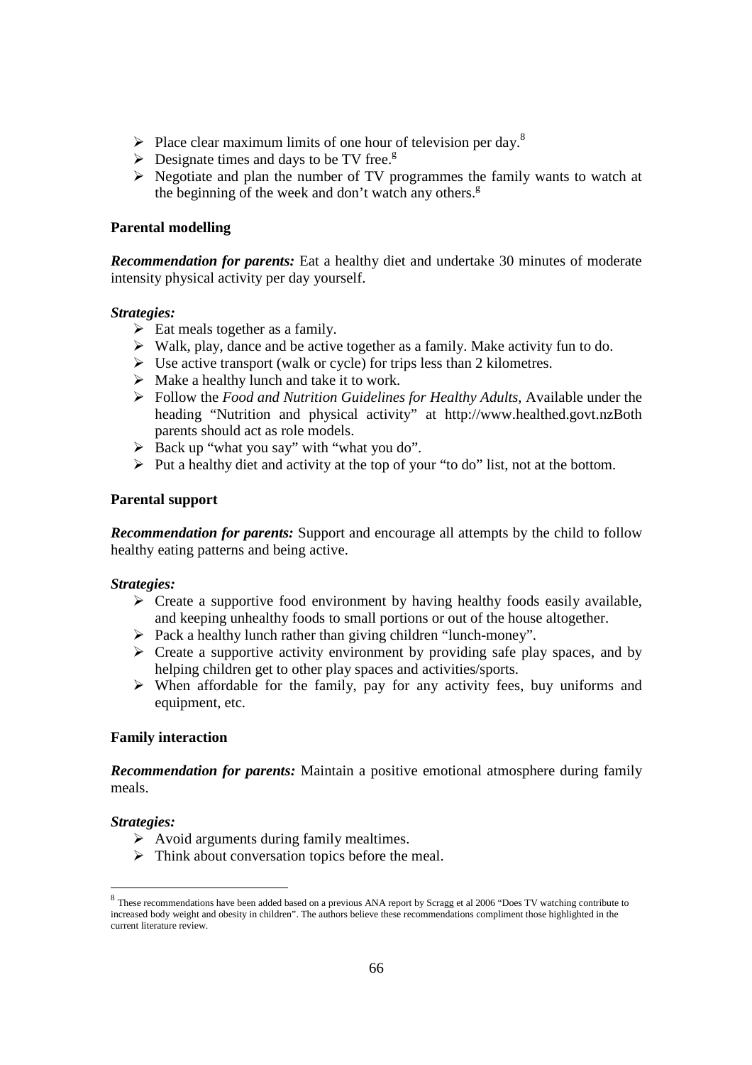- Place clear maximum limits of one hour of television per day.[8]
- Designate times and days to be TV free.[8]
- Negotiate and plan the number of TV programmes the family wants to watch at the beginning of the week and don't watch any others.[8]

**Parental modelling**

***Recommendation for parents:*** Eat a healthy diet and undertake 30 minutes of moderate intensity physical activity per day yourself.

***Strategies:***

- Eat meals together as a family.
- Walk, play, dance and be active together as a family. Make activity fun to do.
- Use active transport (walk or cycle) for trips less than 2 kilometres.
- Make a healthy lunch and take it to work.
- Follow the *Food and Nutrition Guidelines for Healthy Adults*, Available under the heading "Nutrition and physical activity" at http://www.healthed.govt.nzBoth parents should act as role models.
- Back up "what you say" with "what you do".
- Put a healthy diet and activity at the top of your "to do" list, not at the bottom.

**Parental support**

***Recommendation for parents:*** Support and encourage all attempts by the child to follow healthy eating patterns and being active.

***Strategies:***

- Create a supportive food environment by having healthy foods easily available, and keeping unhealthy foods to small portions or out of the house altogether.
- Pack a healthy lunch rather than giving children "lunch-money".
- Create a supportive activity environment by providing safe play spaces, and by helping children get to other play spaces and activities/sports.
- When affordable for the family, pay for any activity fees, buy uniforms and equipment, etc.

**Family interaction**

***Recommendation for parents:*** Maintain a positive emotional atmosphere during family meals.

***Strategies:***

- Avoid arguments during family mealtimes.
- Think about conversation topics before the meal.

[8] These recommendations have been added based on a previous ANA report by Scragg et al 2006 "Does TV watching contribute to increased body weight and obesity in children". The authors believe these recommendations compliment those highlighted in the current literature review.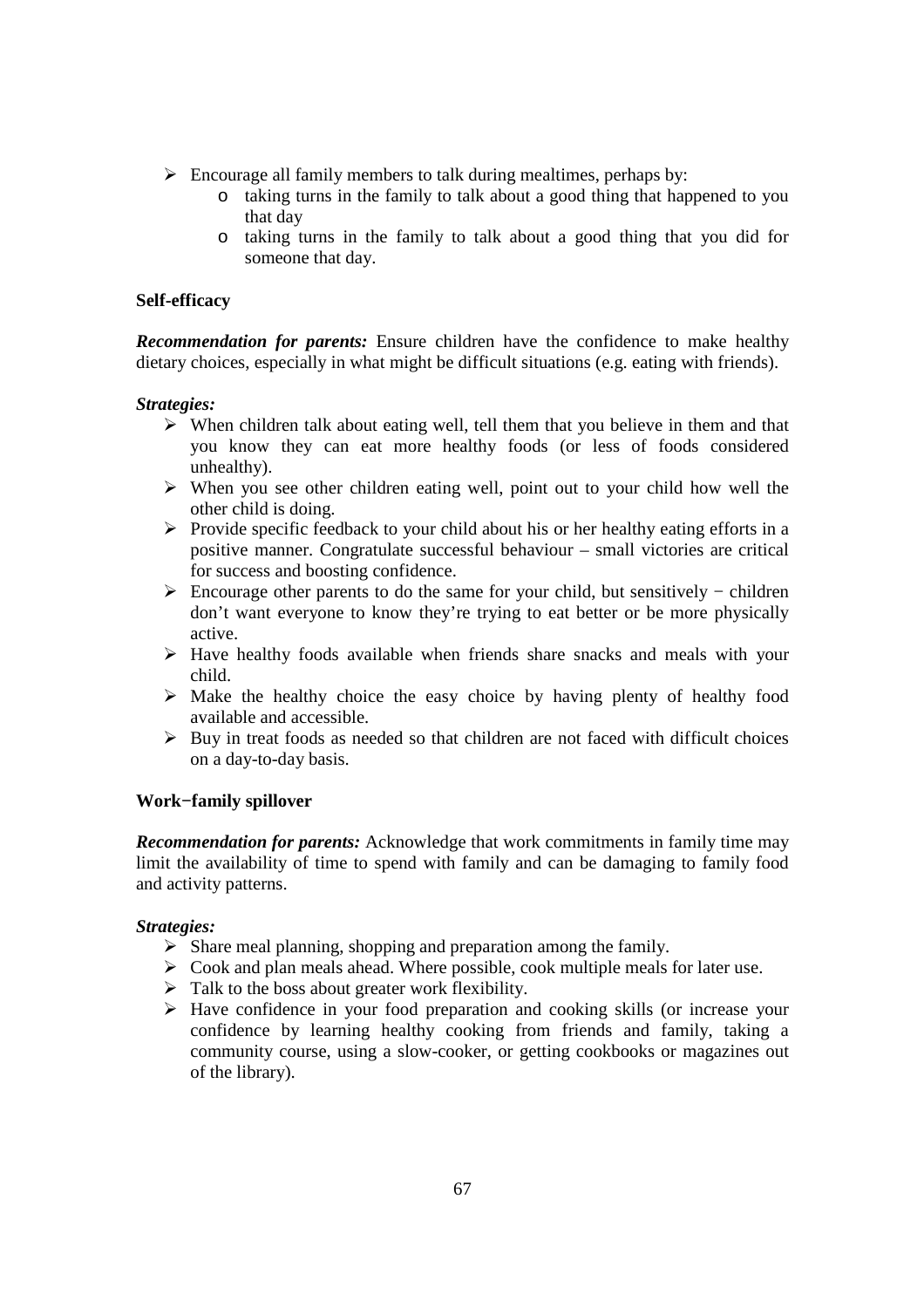- Encourage all family members to talk during mealtimes, perhaps by:
  - taking turns in the family to talk about a good thing that happened to you that day
  - taking turns in the family to talk about a good thing that you did for someone that day.

**Self-efficacy**

***Recommendation for parents:*** Ensure children have the confidence to make healthy dietary choices, especially in what might be difficult situations (e.g. eating with friends).

***Strategies:***

- When children talk about eating well, tell them that you believe in them and that you know they can eat more healthy foods (or less of foods considered unhealthy).
- When you see other children eating well, point out to your child how well the other child is doing.
- Provide specific feedback to your child about his or her healthy eating efforts in a positive manner. Congratulate successful behaviour – small victories are critical for success and boosting confidence.
- Encourage other parents to do the same for your child, but sensitively − children don't want everyone to know they're trying to eat better or be more physically active.
- Have healthy foods available when friends share snacks and meals with your child.
- Make the healthy choice the easy choice by having plenty of healthy food available and accessible.
- Buy in treat foods as needed so that children are not faced with difficult choices on a day-to-day basis.

**Work−family spillover**

***Recommendation for parents:*** Acknowledge that work commitments in family time may limit the availability of time to spend with family and can be damaging to family food and activity patterns.

***Strategies:***

- Share meal planning, shopping and preparation among the family.
- Cook and plan meals ahead. Where possible, cook multiple meals for later use.
- Talk to the boss about greater work flexibility.
- Have confidence in your food preparation and cooking skills (or increase your confidence by learning healthy cooking from friends and family, taking a community course, using a slow-cooker, or getting cookbooks or magazines out of the library).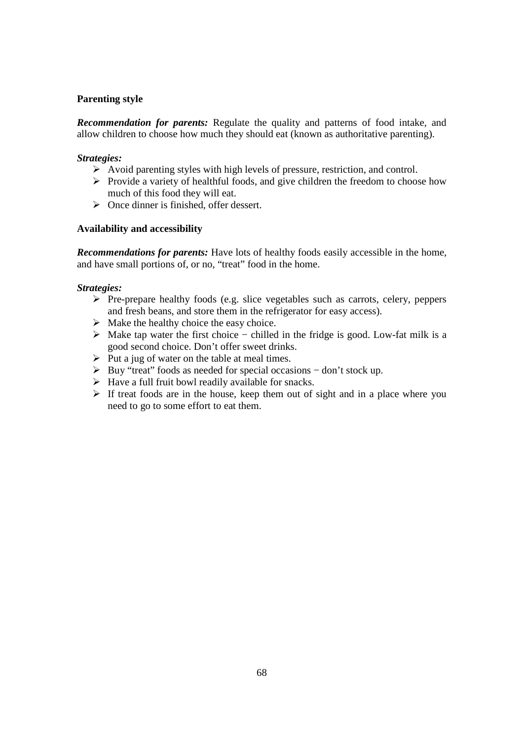**Parenting style**

***Recommendation for parents:*** Regulate the quality and patterns of food intake, and allow children to choose how much they should eat (known as authoritative parenting).

***Strategies:***

- Avoid parenting styles with high levels of pressure, restriction, and control.
- Provide a variety of healthful foods, and give children the freedom to choose how much of this food they will eat.
- Once dinner is finished, offer dessert.

**Availability and accessibility**

***Recommendations for parents:*** Have lots of healthy foods easily accessible in the home, and have small portions of, or no, "treat" food in the home.

***Strategies:***

- Pre-prepare healthy foods (e.g. slice vegetables such as carrots, celery, peppers and fresh beans, and store them in the refrigerator for easy access).
- Make the healthy choice the easy choice.
- Make tap water the first choice − chilled in the fridge is good. Low-fat milk is a good second choice. Don't offer sweet drinks.
- Put a jug of water on the table at meal times.
- Buy "treat" foods as needed for special occasions − don't stock up.
- Have a full fruit bowl readily available for snacks.
- If treat foods are in the house, keep them out of sight and in a place where you need to go to some effort to eat them.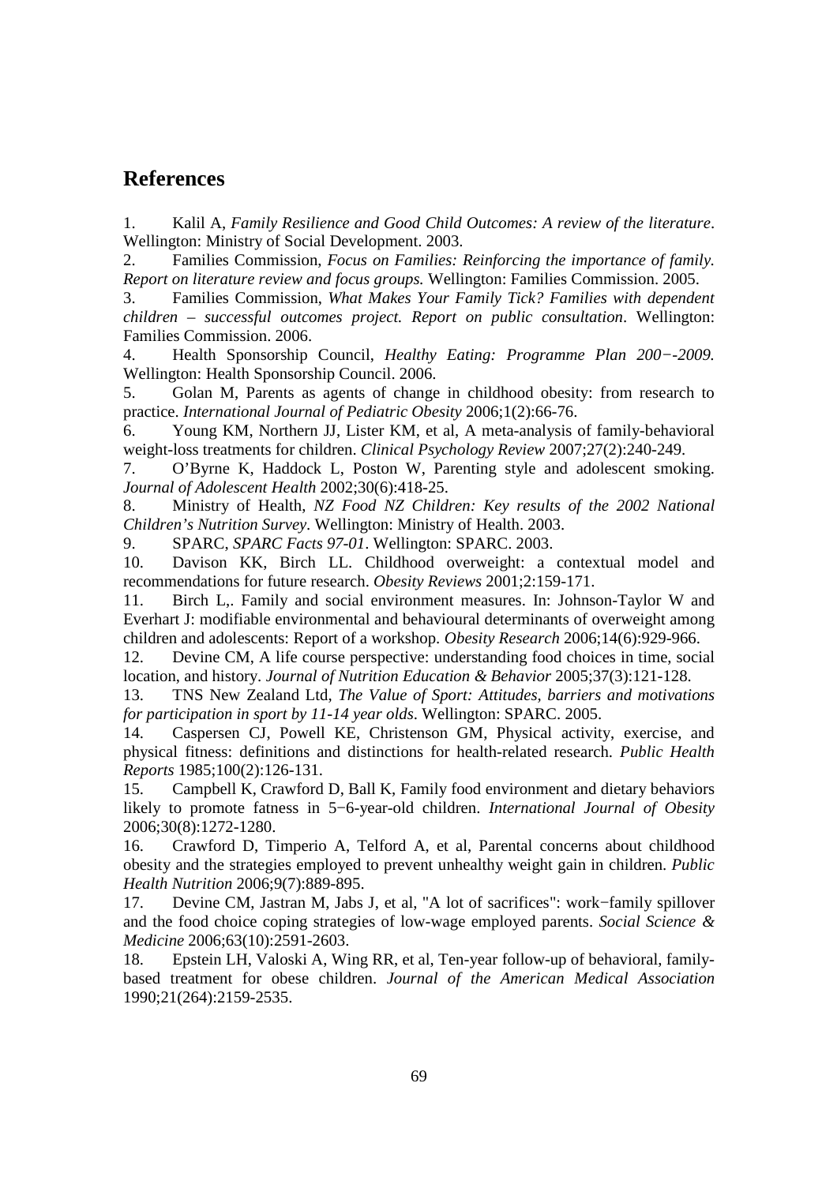## References

1. Kalil A, *Family Resilience and Good Child Outcomes: A review of the literature*. Wellington: Ministry of Social Development. 2003.
2. Families Commission, *Focus on Families: Reinforcing the importance of family. Report on literature review and focus groups.* Wellington: Families Commission. 2005.
3. Families Commission, *What Makes Your Family Tick? Families with dependent children – successful outcomes project. Report on public consultation*. Wellington: Families Commission. 2006.
4. Health Sponsorship Council, *Healthy Eating: Programme Plan 200−-2009.* Wellington: Health Sponsorship Council. 2006.
5. Golan M, Parents as agents of change in childhood obesity: from research to practice. *International Journal of Pediatric Obesity* 2006;1(2):66-76.
6. Young KM, Northern JJ, Lister KM, et al, A meta-analysis of family-behavioral weight-loss treatments for children. *Clinical Psychology Review* 2007;27(2):240-249.
7. O'Byrne K, Haddock L, Poston W, Parenting style and adolescent smoking. *Journal of Adolescent Health* 2002;30(6):418-25.
8. Ministry of Health, *NZ Food NZ Children: Key results of the 2002 National Children's Nutrition Survey*. Wellington: Ministry of Health. 2003.
9. SPARC, *SPARC Facts 97-01*. Wellington: SPARC. 2003.
10. Davison KK, Birch LL. Childhood overweight: a contextual model and recommendations for future research. *Obesity Reviews* 2001;2:159-171.
11. Birch L,. Family and social environment measures. In: Johnson-Taylor W and Everhart J: modifiable environmental and behavioural determinants of overweight among children and adolescents: Report of a workshop. *Obesity Research* 2006;14(6):929-966.
12. Devine CM, A life course perspective: understanding food choices in time, social location, and history. *Journal of Nutrition Education & Behavior* 2005;37(3):121-128.
13. TNS New Zealand Ltd, *The Value of Sport: Attitudes, barriers and motivations for participation in sport by 11-14 year olds*. Wellington: SPARC. 2005.
14. Caspersen CJ, Powell KE, Christenson GM, Physical activity, exercise, and physical fitness: definitions and distinctions for health-related research. *Public Health Reports* 1985;100(2):126-131.
15. Campbell K, Crawford D, Ball K, Family food environment and dietary behaviors likely to promote fatness in 5−6-year-old children. *International Journal of Obesity* 2006;30(8):1272-1280.
16. Crawford D, Timperio A, Telford A, et al, Parental concerns about childhood obesity and the strategies employed to prevent unhealthy weight gain in children. *Public Health Nutrition* 2006;9(7):889-895.
17. Devine CM, Jastran M, Jabs J, et al, "A lot of sacrifices": work−family spillover and the food choice coping strategies of low-wage employed parents. *Social Science & Medicine* 2006;63(10):2591-2603.
18. Epstein LH, Valoski A, Wing RR, et al, Ten-year follow-up of behavioral, family-based treatment for obese children. *Journal of the American Medical Association* 1990;21(264):2159-2535.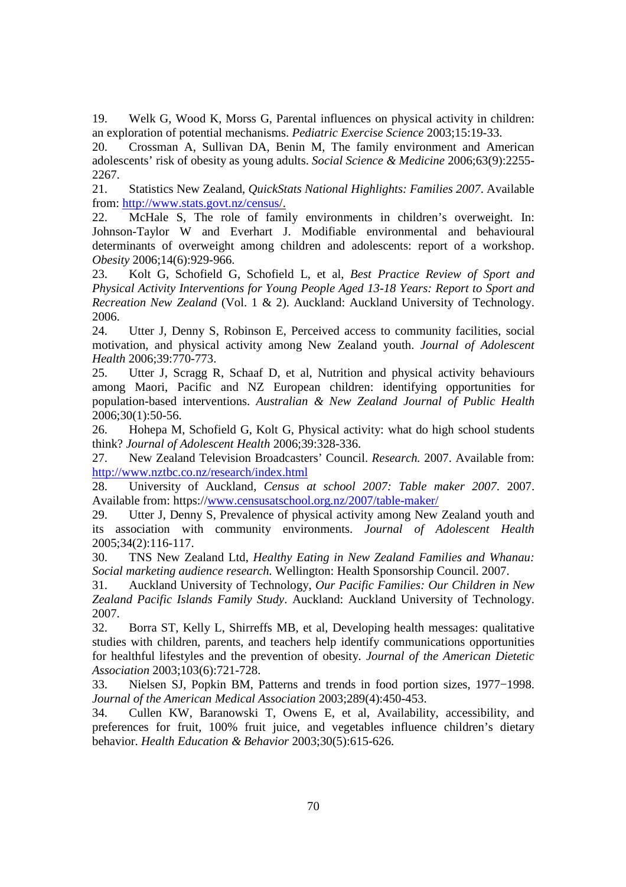19. Welk G, Wood K, Morss G, Parental influences on physical activity in children: an exploration of potential mechanisms. *Pediatric Exercise Science* 2003;15:19-33.

20. Crossman A, Sullivan DA, Benin M, The family environment and American adolescents' risk of obesity as young adults. *Social Science & Medicine* 2006;63(9):2255-2267.

21. Statistics New Zealand, *QuickStats National Highlights: Families 2007*. Available from: http://www.stats.govt.nz/census/.

22. McHale S, The role of family environments in children's overweight. In: Johnson-Taylor W and Everhart J. Modifiable environmental and behavioural determinants of overweight among children and adolescents: report of a workshop. *Obesity* 2006;14(6):929-966.

23. Kolt G, Schofield G, Schofield L, et al, *Best Practice Review of Sport and Physical Activity Interventions for Young People Aged 13-18 Years: Report to Sport and Recreation New Zealand* (Vol. 1 & 2). Auckland: Auckland University of Technology. 2006.

24. Utter J, Denny S, Robinson E, Perceived access to community facilities, social motivation, and physical activity among New Zealand youth. *Journal of Adolescent Health* 2006;39:770-773.

25. Utter J, Scragg R, Schaaf D, et al, Nutrition and physical activity behaviours among Maori, Pacific and NZ European children: identifying opportunities for population-based interventions. *Australian & New Zealand Journal of Public Health* 2006;30(1):50-56.

26. Hohepa M, Schofield G, Kolt G, Physical activity: what do high school students think? *Journal of Adolescent Health* 2006;39:328-336.

27. New Zealand Television Broadcasters' Council. *Research.* 2007. Available from: http://www.nztbc.co.nz/research/index.html

28. University of Auckland, *Census at school 2007: Table maker 2007*. 2007. Available from: https://www.censusatschool.org.nz/2007/table-maker/

29. Utter J, Denny S, Prevalence of physical activity among New Zealand youth and its association with community environments. *Journal of Adolescent Health* 2005;34(2):116-117.

30. TNS New Zealand Ltd, *Healthy Eating in New Zealand Families and Whanau: Social marketing audience research*. Wellington: Health Sponsorship Council. 2007.

31. Auckland University of Technology, *Our Pacific Families: Our Children in New Zealand Pacific Islands Family Study*. Auckland: Auckland University of Technology. 2007.

32. Borra ST, Kelly L, Shirreffs MB, et al, Developing health messages: qualitative studies with children, parents, and teachers help identify communications opportunities for healthful lifestyles and the prevention of obesity. *Journal of the American Dietetic Association* 2003;103(6):721-728.

33. Nielsen SJ, Popkin BM, Patterns and trends in food portion sizes, 1977−1998. *Journal of the American Medical Association* 2003;289(4):450-453.

34. Cullen KW, Baranowski T, Owens E, et al, Availability, accessibility, and preferences for fruit, 100% fruit juice, and vegetables influence children's dietary behavior. *Health Education & Behavior* 2003;30(5):615-626.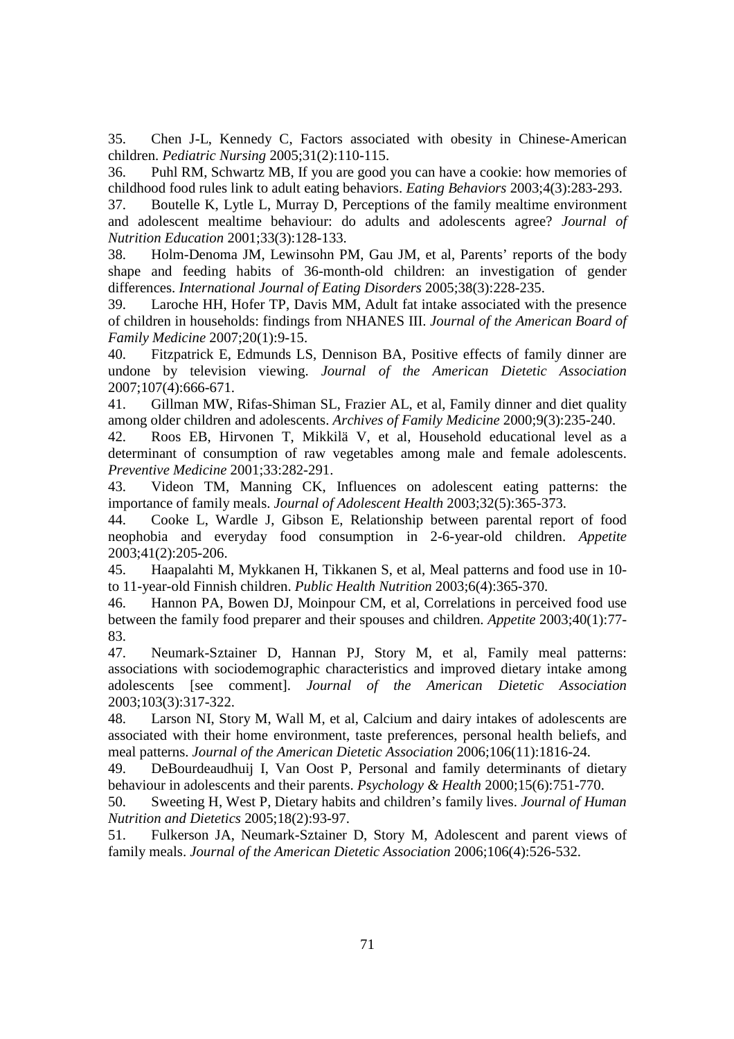35. Chen J-L, Kennedy C, Factors associated with obesity in Chinese-American children. *Pediatric Nursing* 2005;31(2):110-115.

36. Puhl RM, Schwartz MB, If you are good you can have a cookie: how memories of childhood food rules link to adult eating behaviors. *Eating Behaviors* 2003;4(3):283-293.

37. Boutelle K, Lytle L, Murray D, Perceptions of the family mealtime environment and adolescent mealtime behaviour: do adults and adolescents agree? *Journal of Nutrition Education* 2001;33(3):128-133.

38. Holm-Denoma JM, Lewinsohn PM, Gau JM, et al, Parents' reports of the body shape and feeding habits of 36-month-old children: an investigation of gender differences. *International Journal of Eating Disorders* 2005;38(3):228-235.

39. Laroche HH, Hofer TP, Davis MM, Adult fat intake associated with the presence of children in households: findings from NHANES III. *Journal of the American Board of Family Medicine* 2007;20(1):9-15.

40. Fitzpatrick E, Edmunds LS, Dennison BA, Positive effects of family dinner are undone by television viewing. *Journal of the American Dietetic Association* 2007;107(4):666-671.

41. Gillman MW, Rifas-Shiman SL, Frazier AL, et al, Family dinner and diet quality among older children and adolescents. *Archives of Family Medicine* 2000;9(3):235-240.

42. Roos EB, Hirvonen T, Mikkilä V, et al, Household educational level as a determinant of consumption of raw vegetables among male and female adolescents. *Preventive Medicine* 2001;33:282-291.

43. Videon TM, Manning CK, Influences on adolescent eating patterns: the importance of family meals. *Journal of Adolescent Health* 2003;32(5):365-373.

44. Cooke L, Wardle J, Gibson E, Relationship between parental report of food neophobia and everyday food consumption in 2-6-year-old children. *Appetite* 2003;41(2):205-206.

45. Haapalahti M, Mykkanen H, Tikkanen S, et al, Meal patterns and food use in 10- to 11-year-old Finnish children. *Public Health Nutrition* 2003;6(4):365-370.

46. Hannon PA, Bowen DJ, Moinpour CM, et al, Correlations in perceived food use between the family food preparer and their spouses and children. *Appetite* 2003;40(1):77-83.

47. Neumark-Sztainer D, Hannan PJ, Story M, et al, Family meal patterns: associations with sociodemographic characteristics and improved dietary intake among adolescents [see comment]. *Journal of the American Dietetic Association* 2003;103(3):317-322.

48. Larson NI, Story M, Wall M, et al, Calcium and dairy intakes of adolescents are associated with their home environment, taste preferences, personal health beliefs, and meal patterns. *Journal of the American Dietetic Association* 2006;106(11):1816-24.

49. DeBourdeaudhuij I, Van Oost P, Personal and family determinants of dietary behaviour in adolescents and their parents. *Psychology & Health* 2000;15(6):751-770.

50. Sweeting H, West P, Dietary habits and children's family lives. *Journal of Human Nutrition and Dietetics* 2005;18(2):93-97.

51. Fulkerson JA, Neumark-Sztainer D, Story M, Adolescent and parent views of family meals. *Journal of the American Dietetic Association* 2006;106(4):526-532.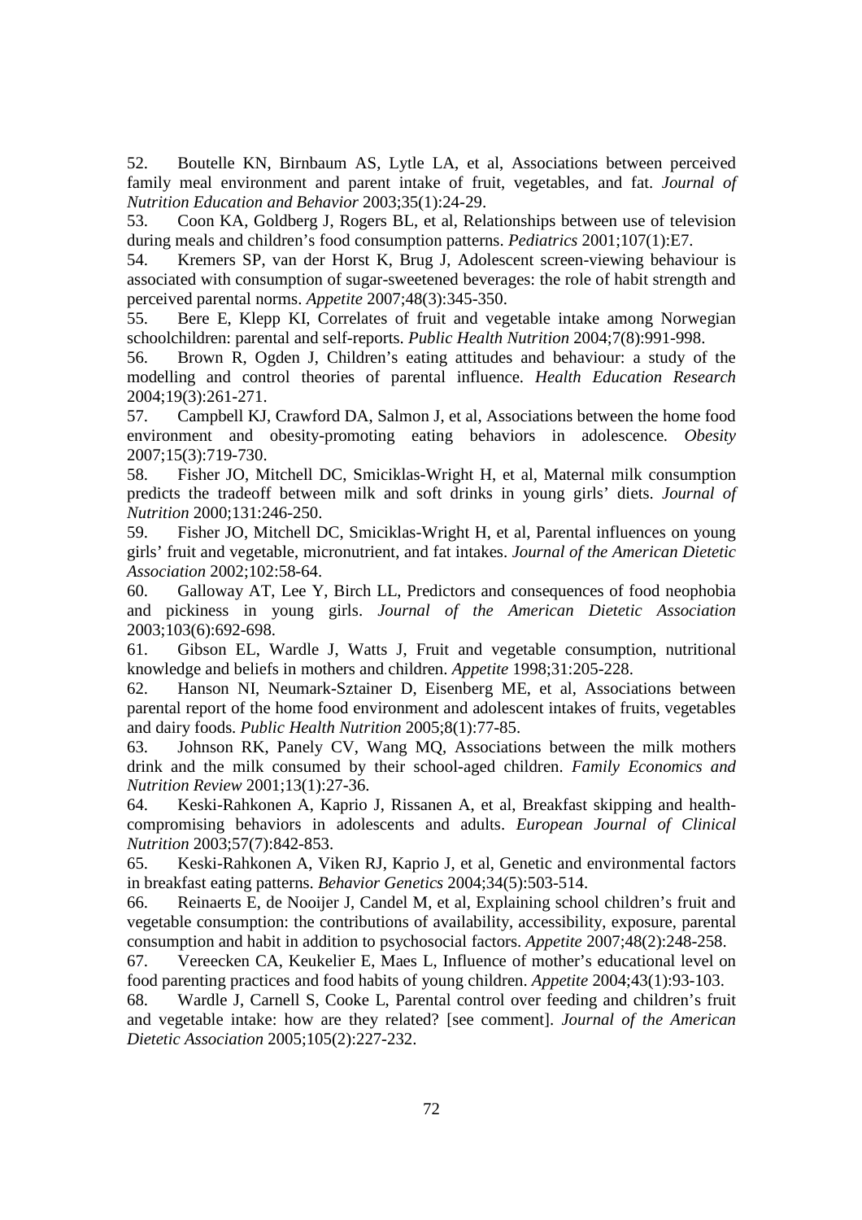52. Boutelle KN, Birnbaum AS, Lytle LA, et al, Associations between perceived family meal environment and parent intake of fruit, vegetables, and fat. *Journal of Nutrition Education and Behavior* 2003;35(1):24-29.

53. Coon KA, Goldberg J, Rogers BL, et al, Relationships between use of television during meals and children's food consumption patterns. *Pediatrics* 2001;107(1):E7.

54. Kremers SP, van der Horst K, Brug J, Adolescent screen-viewing behaviour is associated with consumption of sugar-sweetened beverages: the role of habit strength and perceived parental norms. *Appetite* 2007;48(3):345-350.

55. Bere E, Klepp KI, Correlates of fruit and vegetable intake among Norwegian schoolchildren: parental and self-reports. *Public Health Nutrition* 2004;7(8):991-998.

56. Brown R, Ogden J, Children's eating attitudes and behaviour: a study of the modelling and control theories of parental influence. *Health Education Research* 2004;19(3):261-271.

57. Campbell KJ, Crawford DA, Salmon J, et al, Associations between the home food environment and obesity-promoting eating behaviors in adolescence. *Obesity* 2007;15(3):719-730.

58. Fisher JO, Mitchell DC, Smiciklas-Wright H, et al, Maternal milk consumption predicts the tradeoff between milk and soft drinks in young girls' diets. *Journal of Nutrition* 2000;131:246-250.

59. Fisher JO, Mitchell DC, Smiciklas-Wright H, et al, Parental influences on young girls' fruit and vegetable, micronutrient, and fat intakes. *Journal of the American Dietetic Association* 2002;102:58-64.

60. Galloway AT, Lee Y, Birch LL, Predictors and consequences of food neophobia and pickiness in young girls. *Journal of the American Dietetic Association* 2003;103(6):692-698.

61. Gibson EL, Wardle J, Watts J, Fruit and vegetable consumption, nutritional knowledge and beliefs in mothers and children. *Appetite* 1998;31:205-228.

62. Hanson NI, Neumark-Sztainer D, Eisenberg ME, et al, Associations between parental report of the home food environment and adolescent intakes of fruits, vegetables and dairy foods. *Public Health Nutrition* 2005;8(1):77-85.

63. Johnson RK, Panely CV, Wang MQ, Associations between the milk mothers drink and the milk consumed by their school-aged children. *Family Economics and Nutrition Review* 2001;13(1):27-36.

64. Keski-Rahkonen A, Kaprio J, Rissanen A, et al, Breakfast skipping and health-compromising behaviors in adolescents and adults. *European Journal of Clinical Nutrition* 2003;57(7):842-853.

65. Keski-Rahkonen A, Viken RJ, Kaprio J, et al, Genetic and environmental factors in breakfast eating patterns. *Behavior Genetics* 2004;34(5):503-514.

66. Reinaerts E, de Nooijer J, Candel M, et al, Explaining school children's fruit and vegetable consumption: the contributions of availability, accessibility, exposure, parental consumption and habit in addition to psychosocial factors. *Appetite* 2007;48(2):248-258.

67. Vereecken CA, Keukelier E, Maes L, Influence of mother's educational level on food parenting practices and food habits of young children. *Appetite* 2004;43(1):93-103.

68. Wardle J, Carnell S, Cooke L, Parental control over feeding and children's fruit and vegetable intake: how are they related? [see comment]. *Journal of the American Dietetic Association* 2005;105(2):227-232.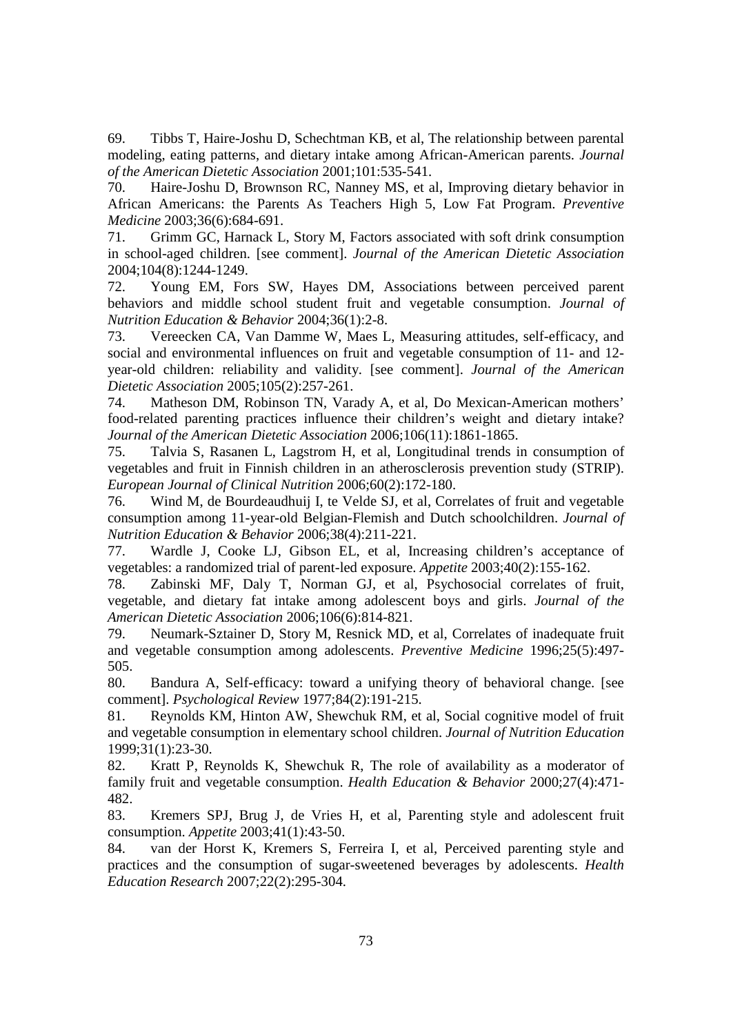69. Tibbs T, Haire-Joshu D, Schechtman KB, et al, The relationship between parental modeling, eating patterns, and dietary intake among African-American parents. *Journal of the American Dietetic Association* 2001;101:535-541.

70. Haire-Joshu D, Brownson RC, Nanney MS, et al, Improving dietary behavior in African Americans: the Parents As Teachers High 5, Low Fat Program. *Preventive Medicine* 2003;36(6):684-691.

71. Grimm GC, Harnack L, Story M, Factors associated with soft drink consumption in school-aged children. [see comment]. *Journal of the American Dietetic Association* 2004;104(8):1244-1249.

72. Young EM, Fors SW, Hayes DM, Associations between perceived parent behaviors and middle school student fruit and vegetable consumption. *Journal of Nutrition Education & Behavior* 2004;36(1):2-8.

73. Vereecken CA, Van Damme W, Maes L, Measuring attitudes, self-efficacy, and social and environmental influences on fruit and vegetable consumption of 11- and 12-year-old children: reliability and validity. [see comment]. *Journal of the American Dietetic Association* 2005;105(2):257-261.

74. Matheson DM, Robinson TN, Varady A, et al, Do Mexican-American mothers' food-related parenting practices influence their children's weight and dietary intake? *Journal of the American Dietetic Association* 2006;106(11):1861-1865.

75. Talvia S, Rasanen L, Lagstrom H, et al, Longitudinal trends in consumption of vegetables and fruit in Finnish children in an atherosclerosis prevention study (STRIP). *European Journal of Clinical Nutrition* 2006;60(2):172-180.

76. Wind M, de Bourdeaudhuij I, te Velde SJ, et al, Correlates of fruit and vegetable consumption among 11-year-old Belgian-Flemish and Dutch schoolchildren. *Journal of Nutrition Education & Behavior* 2006;38(4):211-221.

77. Wardle J, Cooke LJ, Gibson EL, et al, Increasing children's acceptance of vegetables: a randomized trial of parent-led exposure. *Appetite* 2003;40(2):155-162.

78. Zabinski MF, Daly T, Norman GJ, et al, Psychosocial correlates of fruit, vegetable, and dietary fat intake among adolescent boys and girls. *Journal of the American Dietetic Association* 2006;106(6):814-821.

79. Neumark-Sztainer D, Story M, Resnick MD, et al, Correlates of inadequate fruit and vegetable consumption among adolescents. *Preventive Medicine* 1996;25(5):497-505.

80. Bandura A, Self-efficacy: toward a unifying theory of behavioral change. [see comment]. *Psychological Review* 1977;84(2):191-215.

81. Reynolds KM, Hinton AW, Shewchuk RM, et al, Social cognitive model of fruit and vegetable consumption in elementary school children. *Journal of Nutrition Education* 1999;31(1):23-30.

82. Kratt P, Reynolds K, Shewchuk R, The role of availability as a moderator of family fruit and vegetable consumption. *Health Education & Behavior* 2000;27(4):471-482.

83. Kremers SPJ, Brug J, de Vries H, et al, Parenting style and adolescent fruit consumption. *Appetite* 2003;41(1):43-50.

84. van der Horst K, Kremers S, Ferreira I, et al, Perceived parenting style and practices and the consumption of sugar-sweetened beverages by adolescents. *Health Education Research* 2007;22(2):295-304.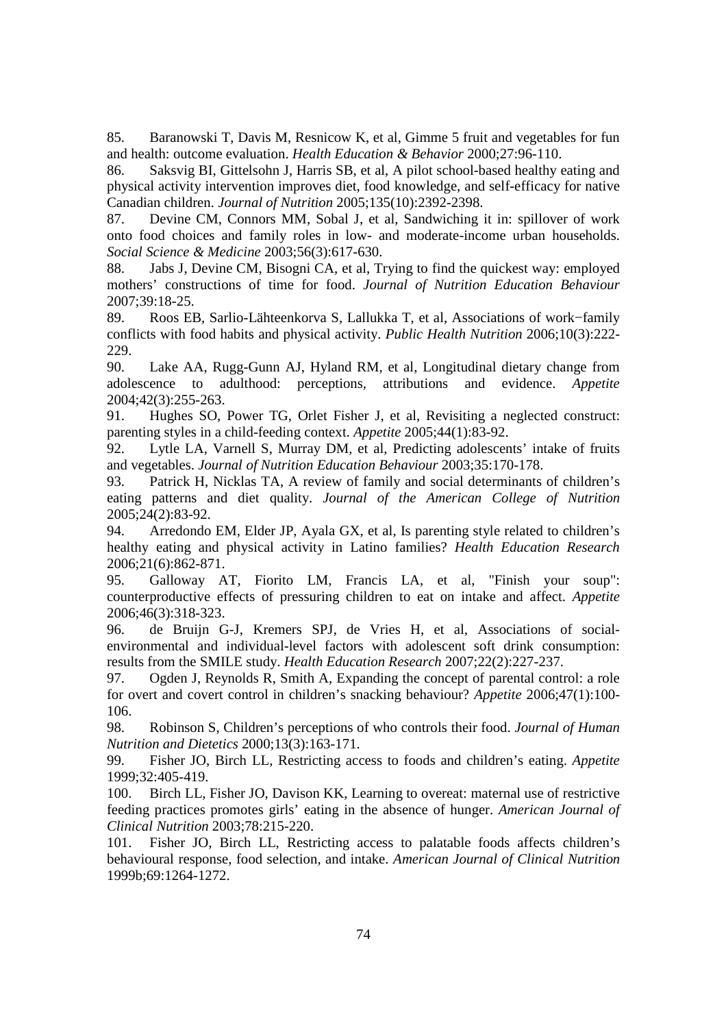85. Baranowski T, Davis M, Resnicow K, et al, Gimme 5 fruit and vegetables for fun and health: outcome evaluation. *Health Education & Behavior* 2000;27:96-110.

86. Saksvig BI, Gittelsohn J, Harris SB, et al, A pilot school-based healthy eating and physical activity intervention improves diet, food knowledge, and self-efficacy for native Canadian children. *Journal of Nutrition* 2005;135(10):2392-2398.

87. Devine CM, Connors MM, Sobal J, et al, Sandwiching it in: spillover of work onto food choices and family roles in low- and moderate-income urban households. *Social Science & Medicine* 2003;56(3):617-630.

88. Jabs J, Devine CM, Bisogni CA, et al, Trying to find the quickest way: employed mothers' constructions of time for food. *Journal of Nutrition Education Behaviour* 2007;39:18-25.

89. Roos EB, Sarlio-Lähteenkorva S, Lallukka T, et al, Associations of work−family conflicts with food habits and physical activity. *Public Health Nutrition* 2006;10(3):222-229.

90. Lake AA, Rugg-Gunn AJ, Hyland RM, et al, Longitudinal dietary change from adolescence to adulthood: perceptions, attributions and evidence. *Appetite* 2004;42(3):255-263.

91. Hughes SO, Power TG, Orlet Fisher J, et al, Revisiting a neglected construct: parenting styles in a child-feeding context. *Appetite* 2005;44(1):83-92.

92. Lytle LA, Varnell S, Murray DM, et al, Predicting adolescents' intake of fruits and vegetables. *Journal of Nutrition Education Behaviour* 2003;35:170-178.

93. Patrick H, Nicklas TA, A review of family and social determinants of children's eating patterns and diet quality. *Journal of the American College of Nutrition* 2005;24(2):83-92.

94. Arredondo EM, Elder JP, Ayala GX, et al, Is parenting style related to children's healthy eating and physical activity in Latino families? *Health Education Research* 2006;21(6):862-871.

95. Galloway AT, Fiorito LM, Francis LA, et al, "Finish your soup": counterproductive effects of pressuring children to eat on intake and affect. *Appetite* 2006;46(3):318-323.

96. de Bruijn G-J, Kremers SPJ, de Vries H, et al, Associations of social-environmental and individual-level factors with adolescent soft drink consumption: results from the SMILE study. *Health Education Research* 2007;22(2):227-237.

97. Ogden J, Reynolds R, Smith A, Expanding the concept of parental control: a role for overt and covert control in children's snacking behaviour? *Appetite* 2006;47(1):100-106.

98. Robinson S, Children's perceptions of who controls their food. *Journal of Human Nutrition and Dietetics* 2000;13(3):163-171.

99. Fisher JO, Birch LL, Restricting access to foods and children's eating. *Appetite* 1999;32:405-419.

100. Birch LL, Fisher JO, Davison KK, Learning to overeat: maternal use of restrictive feeding practices promotes girls' eating in the absence of hunger. *American Journal of Clinical Nutrition* 2003;78:215-220.

101. Fisher JO, Birch LL, Restricting access to palatable foods affects children's behavioural response, food selection, and intake. *American Journal of Clinical Nutrition* 1999b;69:1264-1272.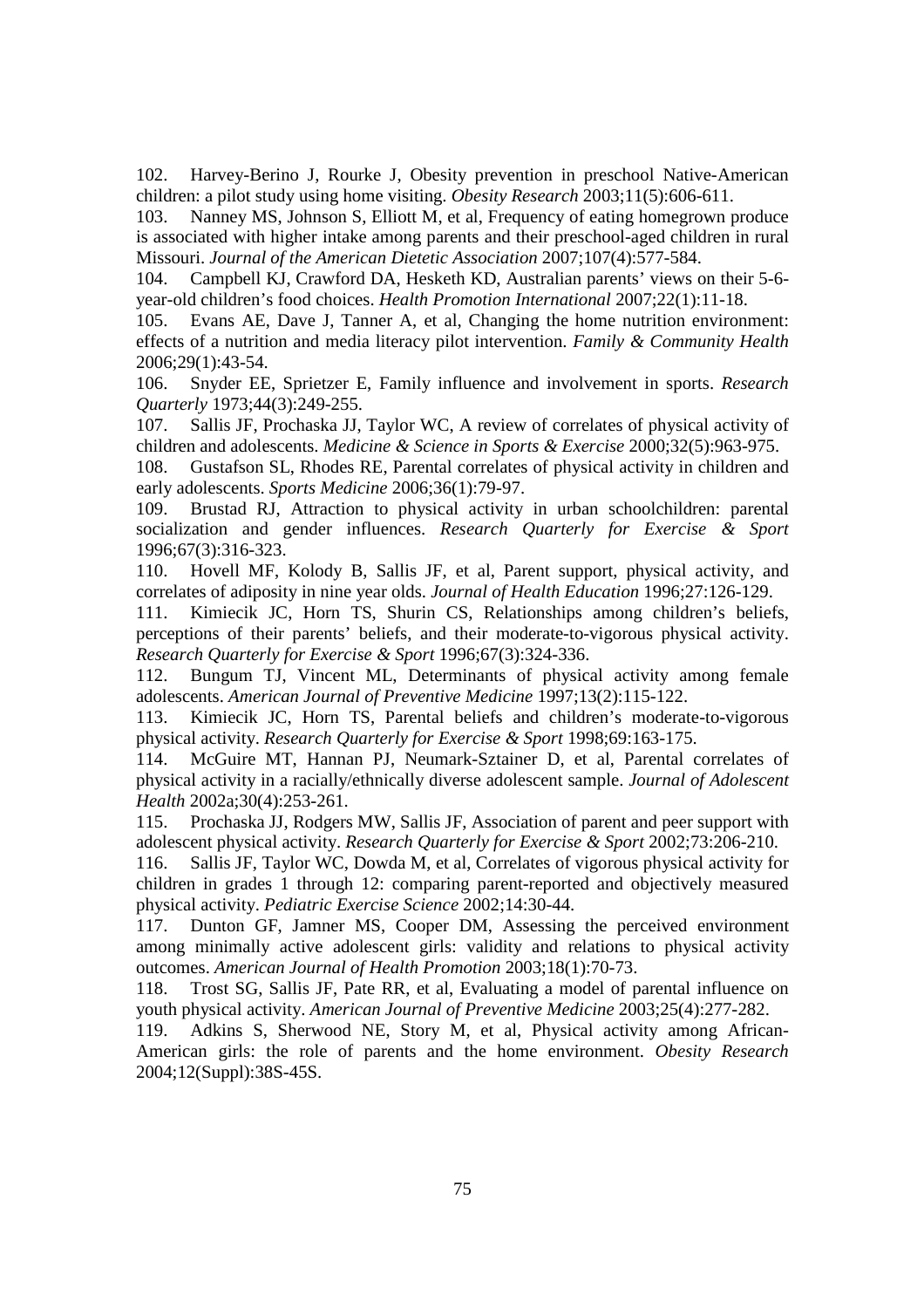102. Harvey-Berino J, Rourke J, Obesity prevention in preschool Native-American children: a pilot study using home visiting. *Obesity Research* 2003;11(5):606-611.

103. Nanney MS, Johnson S, Elliott M, et al, Frequency of eating homegrown produce is associated with higher intake among parents and their preschool-aged children in rural Missouri. *Journal of the American Dietetic Association* 2007;107(4):577-584.

104. Campbell KJ, Crawford DA, Hesketh KD, Australian parents' views on their 5-6-year-old children's food choices. *Health Promotion International* 2007;22(1):11-18.

105. Evans AE, Dave J, Tanner A, et al, Changing the home nutrition environment: effects of a nutrition and media literacy pilot intervention. *Family & Community Health* 2006;29(1):43-54.

106. Snyder EE, Sprietzer E, Family influence and involvement in sports. *Research Quarterly* 1973;44(3):249-255.

107. Sallis JF, Prochaska JJ, Taylor WC, A review of correlates of physical activity of children and adolescents. *Medicine & Science in Sports & Exercise* 2000;32(5):963-975.

108. Gustafson SL, Rhodes RE, Parental correlates of physical activity in children and early adolescents. *Sports Medicine* 2006;36(1):79-97.

109. Brustad RJ, Attraction to physical activity in urban schoolchildren: parental socialization and gender influences. *Research Quarterly for Exercise & Sport* 1996;67(3):316-323.

110. Hovell MF, Kolody B, Sallis JF, et al, Parent support, physical activity, and correlates of adiposity in nine year olds. *Journal of Health Education* 1996;27:126-129.

111. Kimiecik JC, Horn TS, Shurin CS, Relationships among children's beliefs, perceptions of their parents' beliefs, and their moderate-to-vigorous physical activity. *Research Quarterly for Exercise & Sport* 1996;67(3):324-336.

112. Bungum TJ, Vincent ML, Determinants of physical activity among female adolescents. *American Journal of Preventive Medicine* 1997;13(2):115-122.

113. Kimiecik JC, Horn TS, Parental beliefs and children's moderate-to-vigorous physical activity. *Research Quarterly for Exercise & Sport* 1998;69:163-175.

114. McGuire MT, Hannan PJ, Neumark-Sztainer D, et al, Parental correlates of physical activity in a racially/ethnically diverse adolescent sample. *Journal of Adolescent Health* 2002a;30(4):253-261.

115. Prochaska JJ, Rodgers MW, Sallis JF, Association of parent and peer support with adolescent physical activity. *Research Quarterly for Exercise & Sport* 2002;73:206-210.

116. Sallis JF, Taylor WC, Dowda M, et al, Correlates of vigorous physical activity for children in grades 1 through 12: comparing parent-reported and objectively measured physical activity. *Pediatric Exercise Science* 2002;14:30-44.

117. Dunton GF, Jamner MS, Cooper DM, Assessing the perceived environment among minimally active adolescent girls: validity and relations to physical activity outcomes. *American Journal of Health Promotion* 2003;18(1):70-73.

118. Trost SG, Sallis JF, Pate RR, et al, Evaluating a model of parental influence on youth physical activity. *American Journal of Preventive Medicine* 2003;25(4):277-282.

119. Adkins S, Sherwood NE, Story M, et al, Physical activity among African-American girls: the role of parents and the home environment. *Obesity Research* 2004;12(Suppl):38S-45S.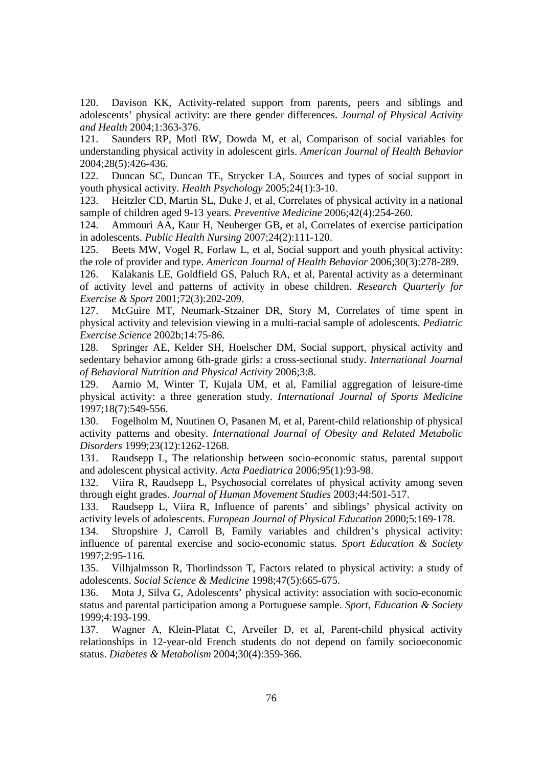120. Davison KK, Activity-related support from parents, peers and siblings and adolescents' physical activity: are there gender differences. *Journal of Physical Activity and Health* 2004;1:363-376.

121. Saunders RP, Motl RW, Dowda M, et al, Comparison of social variables for understanding physical activity in adolescent girls. *American Journal of Health Behavior* 2004;28(5):426-436.

122. Duncan SC, Duncan TE, Strycker LA, Sources and types of social support in youth physical activity. *Health Psychology* 2005;24(1):3-10.

123. Heitzler CD, Martin SL, Duke J, et al, Correlates of physical activity in a national sample of children aged 9-13 years. *Preventive Medicine* 2006;42(4):254-260.

124. Ammouri AA, Kaur H, Neuberger GB, et al, Correlates of exercise participation in adolescents. *Public Health Nursing* 2007;24(2):111-120.

125. Beets MW, Vogel R, Forlaw L, et al, Social support and youth physical activity: the role of provider and type. *American Journal of Health Behavior* 2006;30(3):278-289.

126. Kalakanis LE, Goldfield GS, Paluch RA, et al, Parental activity as a determinant of activity level and patterns of activity in obese children. *Research Quarterly for Exercise & Sport* 2001;72(3):202-209.

127. McGuire MT, Neumark-Stzainer DR, Story M, Correlates of time spent in physical activity and television viewing in a multi-racial sample of adolescents. *Pediatric Exercise Science* 2002b;14:75-86.

128. Springer AE, Kelder SH, Hoelscher DM, Social support, physical activity and sedentary behavior among 6th-grade girls: a cross-sectional study. *International Journal of Behavioral Nutrition and Physical Activity* 2006;3:8.

129. Aarnio M, Winter T, Kujala UM, et al, Familial aggregation of leisure-time physical activity: a three generation study. *International Journal of Sports Medicine* 1997;18(7):549-556.

130. Fogelholm M, Nuutinen O, Pasanen M, et al, Parent-child relationship of physical activity patterns and obesity. *International Journal of Obesity and Related Metabolic Disorders* 1999;23(12):1262-1268.

131. Raudsepp L, The relationship between socio-economic status, parental support and adolescent physical activity. *Acta Paediatrica* 2006;95(1):93-98.

132. Viira R, Raudsepp L, Psychosocial correlates of physical activity among seven through eight grades. *Journal of Human Movement Studies* 2003;44:501-517.

133. Raudsepp L, Viira R, Influence of parents' and siblings' physical activity on activity levels of adolescents. *European Journal of Physical Education* 2000;5:169-178.

134. Shropshire J, Carroll B, Family variables and children's physical activity: influence of parental exercise and socio-economic status. *Sport Education & Society* 1997;2:95-116.

135. Vilhjalmsson R, Thorlindsson T, Factors related to physical activity: a study of adolescents. *Social Science & Medicine* 1998;47(5):665-675.

136. Mota J, Silva G, Adolescents' physical activity: association with socio-economic status and parental participation among a Portuguese sample. *Sport, Education & Society* 1999;4:193-199.

137. Wagner A, Klein-Platat C, Arveiler D, et al, Parent-child physical activity relationships in 12-year-old French students do not depend on family socioeconomic status. *Diabetes & Metabolism* 2004;30(4):359-366.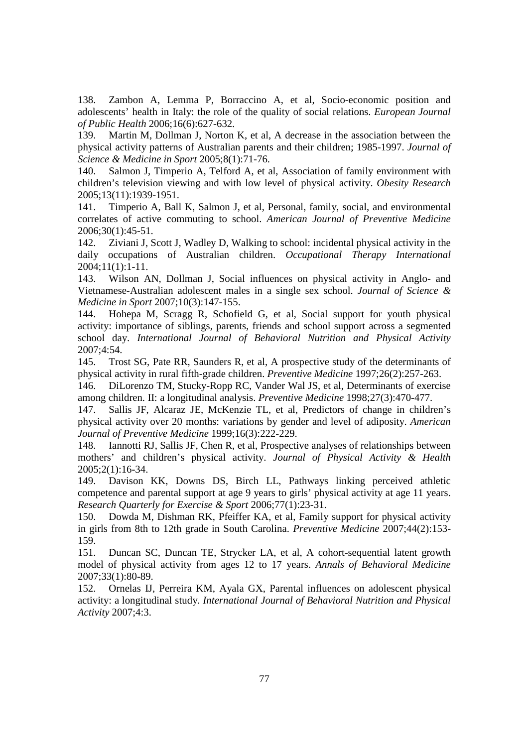138. Zambon A, Lemma P, Borraccino A, et al, Socio-economic position and adolescents' health in Italy: the role of the quality of social relations. *European Journal of Public Health* 2006;16(6):627-632.

139. Martin M, Dollman J, Norton K, et al, A decrease in the association between the physical activity patterns of Australian parents and their children; 1985-1997. *Journal of Science & Medicine in Sport* 2005;8(1):71-76.

140. Salmon J, Timperio A, Telford A, et al, Association of family environment with children's television viewing and with low level of physical activity. *Obesity Research* 2005;13(11):1939-1951.

141. Timperio A, Ball K, Salmon J, et al, Personal, family, social, and environmental correlates of active commuting to school. *American Journal of Preventive Medicine* 2006;30(1):45-51.

142. Ziviani J, Scott J, Wadley D, Walking to school: incidental physical activity in the daily occupations of Australian children. *Occupational Therapy International* 2004;11(1):1-11.

143. Wilson AN, Dollman J, Social influences on physical activity in Anglo- and Vietnamese-Australian adolescent males in a single sex school. *Journal of Science & Medicine in Sport* 2007;10(3):147-155.

144. Hohepa M, Scragg R, Schofield G, et al, Social support for youth physical activity: importance of siblings, parents, friends and school support across a segmented school day. *International Journal of Behavioral Nutrition and Physical Activity* 2007;4:54.

145. Trost SG, Pate RR, Saunders R, et al, A prospective study of the determinants of physical activity in rural fifth-grade children. *Preventive Medicine* 1997;26(2):257-263.

146. DiLorenzo TM, Stucky-Ropp RC, Vander Wal JS, et al, Determinants of exercise among children. II: a longitudinal analysis. *Preventive Medicine* 1998;27(3):470-477.

147. Sallis JF, Alcaraz JE, McKenzie TL, et al, Predictors of change in children's physical activity over 20 months: variations by gender and level of adiposity. *American Journal of Preventive Medicine* 1999;16(3):222-229.

148. Iannotti RJ, Sallis JF, Chen R, et al, Prospective analyses of relationships between mothers' and children's physical activity. *Journal of Physical Activity & Health* 2005;2(1):16-34.

149. Davison KK, Downs DS, Birch LL, Pathways linking perceived athletic competence and parental support at age 9 years to girls' physical activity at age 11 years. *Research Quarterly for Exercise & Sport* 2006;77(1):23-31.

150. Dowda M, Dishman RK, Pfeiffer KA, et al, Family support for physical activity in girls from 8th to 12th grade in South Carolina. *Preventive Medicine* 2007;44(2):153-159.

151. Duncan SC, Duncan TE, Strycker LA, et al, A cohort-sequential latent growth model of physical activity from ages 12 to 17 years. *Annals of Behavioral Medicine* 2007;33(1):80-89.

152. Ornelas IJ, Perreira KM, Ayala GX, Parental influences on adolescent physical activity: a longitudinal study. *International Journal of Behavioral Nutrition and Physical Activity* 2007;4:3.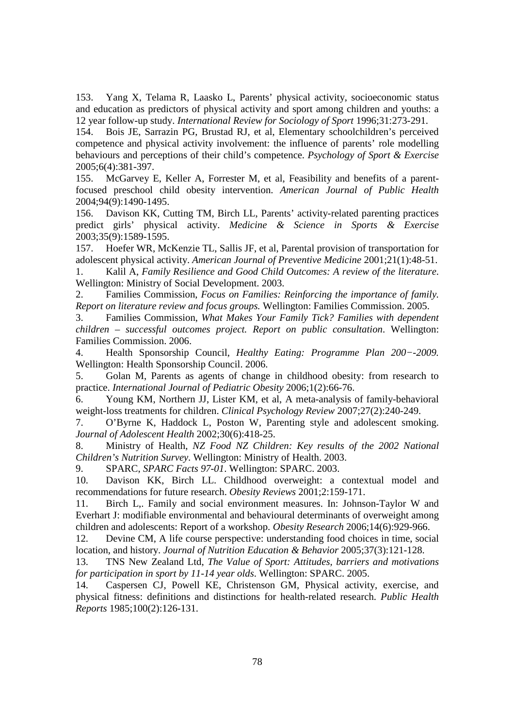153. Yang X, Telama R, Laasko L, Parents' physical activity, socioeconomic status and education as predictors of physical activity and sport among children and youths: a 12 year follow-up study. *International Review for Sociology of Sport* 1996;31:273-291.

154. Bois JE, Sarrazin PG, Brustad RJ, et al, Elementary schoolchildren's perceived competence and physical activity involvement: the influence of parents' role modelling behaviours and perceptions of their child's competence. *Psychology of Sport & Exercise* 2005;6(4):381-397.

155. McGarvey E, Keller A, Forrester M, et al, Feasibility and benefits of a parent-focused preschool child obesity intervention. *American Journal of Public Health* 2004;94(9):1490-1495.

156. Davison KK, Cutting TM, Birch LL, Parents' activity-related parenting practices predict girls' physical activity. *Medicine & Science in Sports & Exercise* 2003;35(9):1589-1595.

157. Hoefer WR, McKenzie TL, Sallis JF, et al, Parental provision of transportation for adolescent physical activity. *American Journal of Preventive Medicine* 2001;21(1):48-51.

1. Kalil A, *Family Resilience and Good Child Outcomes: A review of the literature*. Wellington: Ministry of Social Development. 2003.

2. Families Commission, *Focus on Families: Reinforcing the importance of family. Report on literature review and focus groups.* Wellington: Families Commission. 2005.

3. Families Commission, *What Makes Your Family Tick? Families with dependent children – successful outcomes project. Report on public consultation*. Wellington: Families Commission. 2006.

4. Health Sponsorship Council, *Healthy Eating: Programme Plan 200−-2009.* Wellington: Health Sponsorship Council. 2006.

5. Golan M, Parents as agents of change in childhood obesity: from research to practice. *International Journal of Pediatric Obesity* 2006;1(2):66-76.

6. Young KM, Northern JJ, Lister KM, et al, A meta-analysis of family-behavioral weight-loss treatments for children. *Clinical Psychology Review* 2007;27(2):240-249.

7. O'Byrne K, Haddock L, Poston W, Parenting style and adolescent smoking. *Journal of Adolescent Health* 2002;30(6):418-25.

8. Ministry of Health, *NZ Food NZ Children: Key results of the 2002 National Children's Nutrition Survey*. Wellington: Ministry of Health. 2003.

9. SPARC, *SPARC Facts 97-01*. Wellington: SPARC. 2003.

10. Davison KK, Birch LL. Childhood overweight: a contextual model and recommendations for future research. *Obesity Reviews* 2001;2:159-171.

11. Birch L,. Family and social environment measures. In: Johnson-Taylor W and Everhart J: modifiable environmental and behavioural determinants of overweight among children and adolescents: Report of a workshop. *Obesity Research* 2006;14(6):929-966.

12. Devine CM, A life course perspective: understanding food choices in time, social location, and history. *Journal of Nutrition Education & Behavior* 2005;37(3):121-128.

13. TNS New Zealand Ltd, *The Value of Sport: Attitudes, barriers and motivations for participation in sport by 11-14 year olds*. Wellington: SPARC. 2005.

14. Caspersen CJ, Powell KE, Christenson GM, Physical activity, exercise, and physical fitness: definitions and distinctions for health-related research. *Public Health Reports* 1985;100(2):126-131.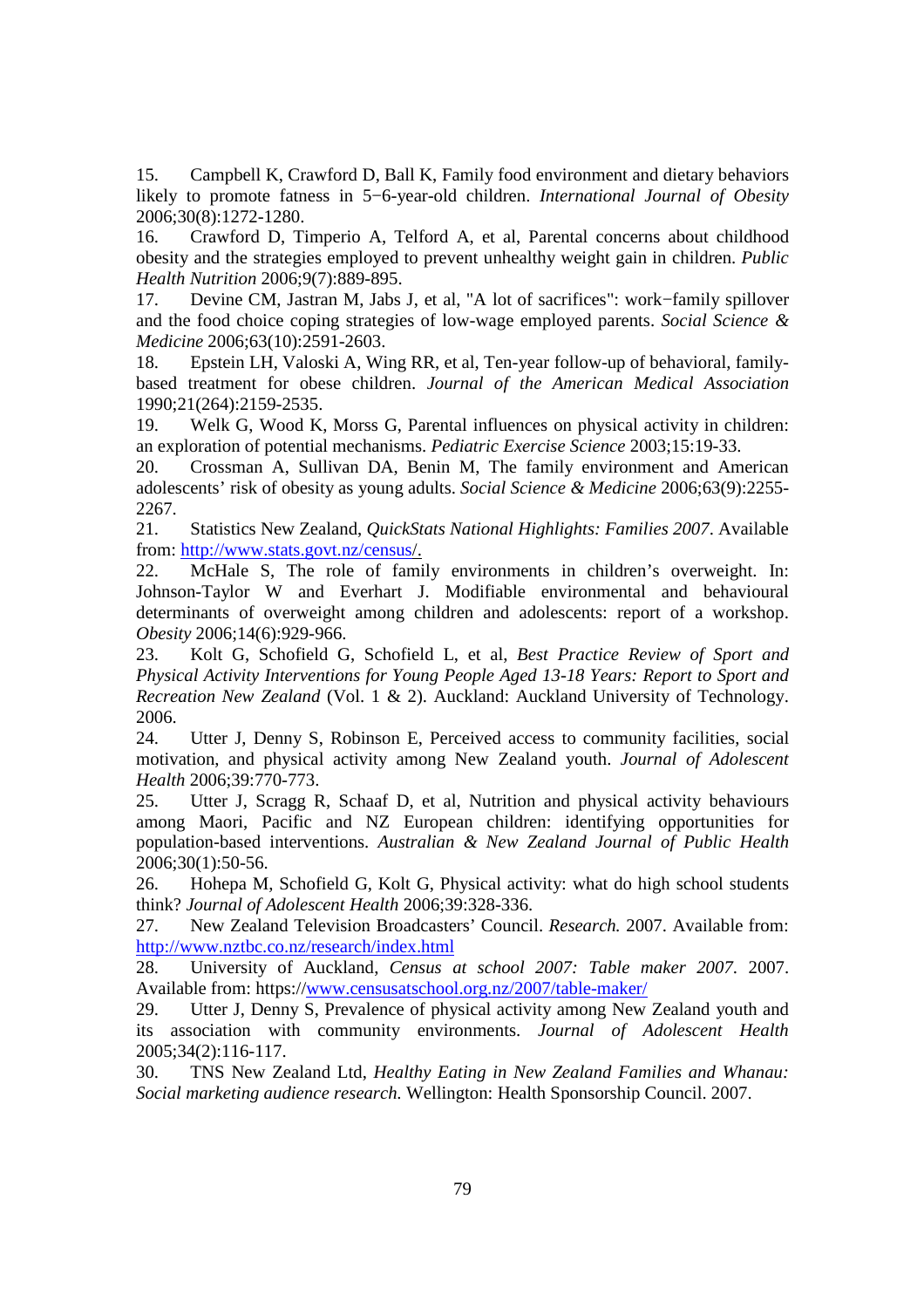15. Campbell K, Crawford D, Ball K, Family food environment and dietary behaviors likely to promote fatness in 5−6-year-old children. *International Journal of Obesity* 2006;30(8):1272-1280.
16. Crawford D, Timperio A, Telford A, et al, Parental concerns about childhood obesity and the strategies employed to prevent unhealthy weight gain in children. *Public Health Nutrition* 2006;9(7):889-895.
17. Devine CM, Jastran M, Jabs J, et al, "A lot of sacrifices": work−family spillover and the food choice coping strategies of low-wage employed parents. *Social Science & Medicine* 2006;63(10):2591-2603.
18. Epstein LH, Valoski A, Wing RR, et al, Ten-year follow-up of behavioral, family-based treatment for obese children. *Journal of the American Medical Association* 1990;21(264):2159-2535.
19. Welk G, Wood K, Morss G, Parental influences on physical activity in children: an exploration of potential mechanisms. *Pediatric Exercise Science* 2003;15:19-33.
20. Crossman A, Sullivan DA, Benin M, The family environment and American adolescents' risk of obesity as young adults. *Social Science & Medicine* 2006;63(9):2255-2267.
21. Statistics New Zealand, *QuickStats National Highlights: Families 2007*. Available from: http://www.stats.govt.nz/census/.
22. McHale S, The role of family environments in children's overweight. In: Johnson-Taylor W and Everhart J. Modifiable environmental and behavioural determinants of overweight among children and adolescents: report of a workshop. *Obesity* 2006;14(6):929-966.
23. Kolt G, Schofield G, Schofield L, et al, *Best Practice Review of Sport and Physical Activity Interventions for Young People Aged 13-18 Years: Report to Sport and Recreation New Zealand* (Vol. 1 & 2). Auckland: Auckland University of Technology. 2006.
24. Utter J, Denny S, Robinson E, Perceived access to community facilities, social motivation, and physical activity among New Zealand youth. *Journal of Adolescent Health* 2006;39:770-773.
25. Utter J, Scragg R, Schaaf D, et al, Nutrition and physical activity behaviours among Maori, Pacific and NZ European children: identifying opportunities for population-based interventions. *Australian & New Zealand Journal of Public Health* 2006;30(1):50-56.
26. Hohepa M, Schofield G, Kolt G, Physical activity: what do high school students think? *Journal of Adolescent Health* 2006;39:328-336.
27. New Zealand Television Broadcasters' Council. *Research.* 2007. Available from: http://www.nztbc.co.nz/research/index.html
28. University of Auckland, *Census at school 2007: Table maker 2007*. 2007. Available from: https://www.censusatschool.org.nz/2007/table-maker/
29. Utter J, Denny S, Prevalence of physical activity among New Zealand youth and its association with community environments. *Journal of Adolescent Health* 2005;34(2):116-117.
30. TNS New Zealand Ltd, *Healthy Eating in New Zealand Families and Whanau: Social marketing audience research.* Wellington: Health Sponsorship Council. 2007.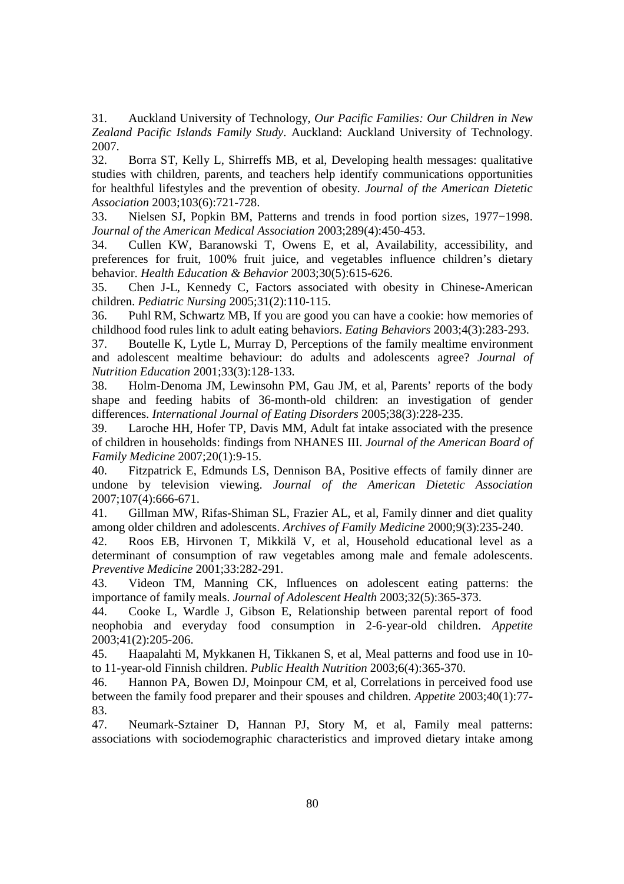31. Auckland University of Technology, *Our Pacific Families: Our Children in New Zealand Pacific Islands Family Study*. Auckland: Auckland University of Technology. 2007.

32. Borra ST, Kelly L, Shirreffs MB, et al, Developing health messages: qualitative studies with children, parents, and teachers help identify communications opportunities for healthful lifestyles and the prevention of obesity. *Journal of the American Dietetic Association* 2003;103(6):721-728.

33. Nielsen SJ, Popkin BM, Patterns and trends in food portion sizes, 1977−1998. *Journal of the American Medical Association* 2003;289(4):450-453.

34. Cullen KW, Baranowski T, Owens E, et al, Availability, accessibility, and preferences for fruit, 100% fruit juice, and vegetables influence children's dietary behavior. *Health Education & Behavior* 2003;30(5):615-626.

35. Chen J-L, Kennedy C, Factors associated with obesity in Chinese-American children. *Pediatric Nursing* 2005;31(2):110-115.

36. Puhl RM, Schwartz MB, If you are good you can have a cookie: how memories of childhood food rules link to adult eating behaviors. *Eating Behaviors* 2003;4(3):283-293.

37. Boutelle K, Lytle L, Murray D, Perceptions of the family mealtime environment and adolescent mealtime behaviour: do adults and adolescents agree? *Journal of Nutrition Education* 2001;33(3):128-133.

38. Holm-Denoma JM, Lewinsohn PM, Gau JM, et al, Parents' reports of the body shape and feeding habits of 36-month-old children: an investigation of gender differences. *International Journal of Eating Disorders* 2005;38(3):228-235.

39. Laroche HH, Hofer TP, Davis MM, Adult fat intake associated with the presence of children in households: findings from NHANES III. *Journal of the American Board of Family Medicine* 2007;20(1):9-15.

40. Fitzpatrick E, Edmunds LS, Dennison BA, Positive effects of family dinner are undone by television viewing. *Journal of the American Dietetic Association* 2007;107(4):666-671.

41. Gillman MW, Rifas-Shiman SL, Frazier AL, et al, Family dinner and diet quality among older children and adolescents. *Archives of Family Medicine* 2000;9(3):235-240.

42. Roos EB, Hirvonen T, Mikkilä V, et al, Household educational level as a determinant of consumption of raw vegetables among male and female adolescents. *Preventive Medicine* 2001;33:282-291.

43. Videon TM, Manning CK, Influences on adolescent eating patterns: the importance of family meals. *Journal of Adolescent Health* 2003;32(5):365-373.

44. Cooke L, Wardle J, Gibson E, Relationship between parental report of food neophobia and everyday food consumption in 2-6-year-old children. *Appetite* 2003;41(2):205-206.

45. Haapalahti M, Mykkanen H, Tikkanen S, et al, Meal patterns and food use in 10- to 11-year-old Finnish children. *Public Health Nutrition* 2003;6(4):365-370.

46. Hannon PA, Bowen DJ, Moinpour CM, et al, Correlations in perceived food use between the family food preparer and their spouses and children. *Appetite* 2003;40(1):77-83.

47. Neumark-Sztainer D, Hannan PJ, Story M, et al, Family meal patterns: associations with sociodemographic characteristics and improved dietary intake among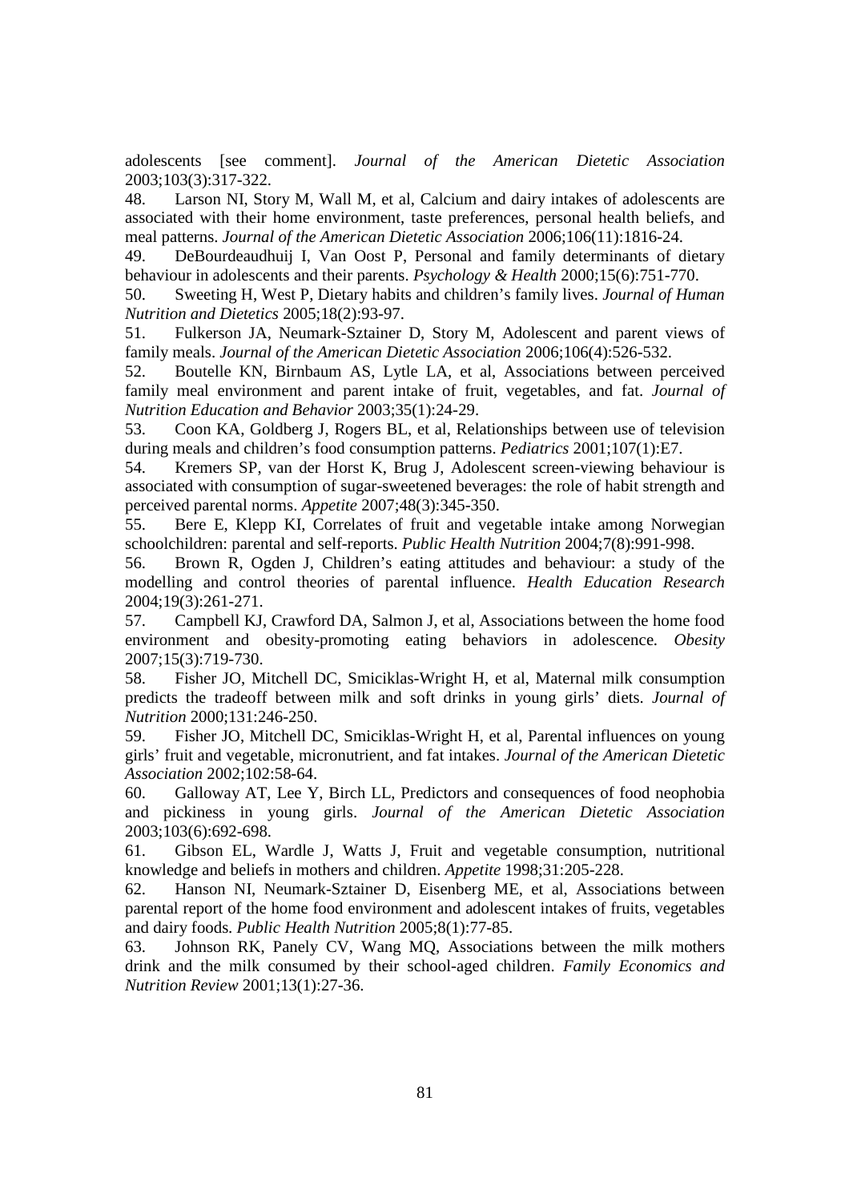adolescents [see comment]. *Journal of the American Dietetic Association* 2003;103(3):317-322.

48. Larson NI, Story M, Wall M, et al, Calcium and dairy intakes of adolescents are associated with their home environment, taste preferences, personal health beliefs, and meal patterns. *Journal of the American Dietetic Association* 2006;106(11):1816-24.

49. DeBourdeaudhuij I, Van Oost P, Personal and family determinants of dietary behaviour in adolescents and their parents. *Psychology & Health* 2000;15(6):751-770.

50. Sweeting H, West P, Dietary habits and children's family lives. *Journal of Human Nutrition and Dietetics* 2005;18(2):93-97.

51. Fulkerson JA, Neumark-Sztainer D, Story M, Adolescent and parent views of family meals. *Journal of the American Dietetic Association* 2006;106(4):526-532.

52. Boutelle KN, Birnbaum AS, Lytle LA, et al, Associations between perceived family meal environment and parent intake of fruit, vegetables, and fat. *Journal of Nutrition Education and Behavior* 2003;35(1):24-29.

53. Coon KA, Goldberg J, Rogers BL, et al, Relationships between use of television during meals and children's food consumption patterns. *Pediatrics* 2001;107(1):E7.

54. Kremers SP, van der Horst K, Brug J, Adolescent screen-viewing behaviour is associated with consumption of sugar-sweetened beverages: the role of habit strength and perceived parental norms. *Appetite* 2007;48(3):345-350.

55. Bere E, Klepp KI, Correlates of fruit and vegetable intake among Norwegian schoolchildren: parental and self-reports. *Public Health Nutrition* 2004;7(8):991-998.

56. Brown R, Ogden J, Children's eating attitudes and behaviour: a study of the modelling and control theories of parental influence. *Health Education Research* 2004;19(3):261-271.

57. Campbell KJ, Crawford DA, Salmon J, et al, Associations between the home food environment and obesity-promoting eating behaviors in adolescence. *Obesity* 2007;15(3):719-730.

58. Fisher JO, Mitchell DC, Smiciklas-Wright H, et al, Maternal milk consumption predicts the tradeoff between milk and soft drinks in young girls' diets. *Journal of Nutrition* 2000;131:246-250.

59. Fisher JO, Mitchell DC, Smiciklas-Wright H, et al, Parental influences on young girls' fruit and vegetable, micronutrient, and fat intakes. *Journal of the American Dietetic Association* 2002;102:58-64.

60. Galloway AT, Lee Y, Birch LL, Predictors and consequences of food neophobia and pickiness in young girls. *Journal of the American Dietetic Association* 2003;103(6):692-698.

61. Gibson EL, Wardle J, Watts J, Fruit and vegetable consumption, nutritional knowledge and beliefs in mothers and children. *Appetite* 1998;31:205-228.

62. Hanson NI, Neumark-Sztainer D, Eisenberg ME, et al, Associations between parental report of the home food environment and adolescent intakes of fruits, vegetables and dairy foods. *Public Health Nutrition* 2005;8(1):77-85.

63. Johnson RK, Panely CV, Wang MQ, Associations between the milk mothers drink and the milk consumed by their school-aged children. *Family Economics and Nutrition Review* 2001;13(1):27-36.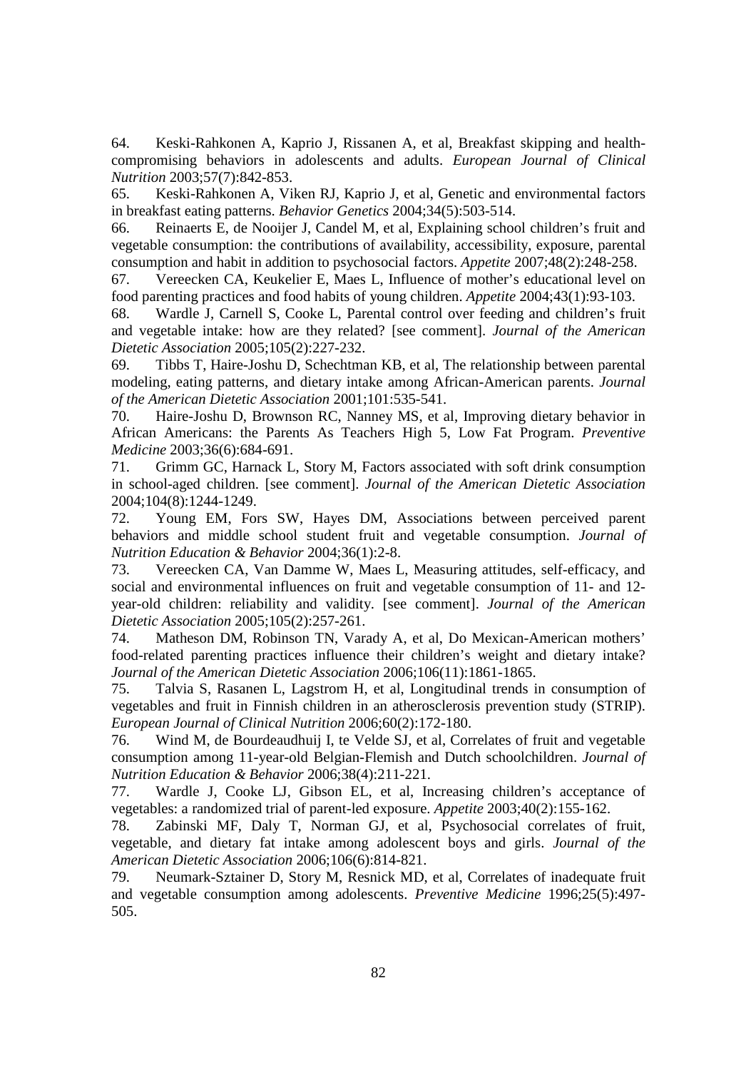64. Keski-Rahkonen A, Kaprio J, Rissanen A, et al, Breakfast skipping and health-compromising behaviors in adolescents and adults. *European Journal of Clinical Nutrition* 2003;57(7):842-853.

65. Keski-Rahkonen A, Viken RJ, Kaprio J, et al, Genetic and environmental factors in breakfast eating patterns. *Behavior Genetics* 2004;34(5):503-514.

66. Reinaerts E, de Nooijer J, Candel M, et al, Explaining school children's fruit and vegetable consumption: the contributions of availability, accessibility, exposure, parental consumption and habit in addition to psychosocial factors. *Appetite* 2007;48(2):248-258.

67. Vereecken CA, Keukelier E, Maes L, Influence of mother's educational level on food parenting practices and food habits of young children. *Appetite* 2004;43(1):93-103.

68. Wardle J, Carnell S, Cooke L, Parental control over feeding and children's fruit and vegetable intake: how are they related? [see comment]. *Journal of the American Dietetic Association* 2005;105(2):227-232.

69. Tibbs T, Haire-Joshu D, Schechtman KB, et al, The relationship between parental modeling, eating patterns, and dietary intake among African-American parents. *Journal of the American Dietetic Association* 2001;101:535-541.

70. Haire-Joshu D, Brownson RC, Nanney MS, et al, Improving dietary behavior in African Americans: the Parents As Teachers High 5, Low Fat Program. *Preventive Medicine* 2003;36(6):684-691.

71. Grimm GC, Harnack L, Story M, Factors associated with soft drink consumption in school-aged children. [see comment]. *Journal of the American Dietetic Association* 2004;104(8):1244-1249.

72. Young EM, Fors SW, Hayes DM, Associations between perceived parent behaviors and middle school student fruit and vegetable consumption. *Journal of Nutrition Education & Behavior* 2004;36(1):2-8.

73. Vereecken CA, Van Damme W, Maes L, Measuring attitudes, self-efficacy, and social and environmental influences on fruit and vegetable consumption of 11- and 12-year-old children: reliability and validity. [see comment]. *Journal of the American Dietetic Association* 2005;105(2):257-261.

74. Matheson DM, Robinson TN, Varady A, et al, Do Mexican-American mothers' food-related parenting practices influence their children's weight and dietary intake? *Journal of the American Dietetic Association* 2006;106(11):1861-1865.

75. Talvia S, Rasanen L, Lagstrom H, et al, Longitudinal trends in consumption of vegetables and fruit in Finnish children in an atherosclerosis prevention study (STRIP). *European Journal of Clinical Nutrition* 2006;60(2):172-180.

76. Wind M, de Bourdeaudhuij I, te Velde SJ, et al, Correlates of fruit and vegetable consumption among 11-year-old Belgian-Flemish and Dutch schoolchildren. *Journal of Nutrition Education & Behavior* 2006;38(4):211-221.

77. Wardle J, Cooke LJ, Gibson EL, et al, Increasing children's acceptance of vegetables: a randomized trial of parent-led exposure. *Appetite* 2003;40(2):155-162.

78. Zabinski MF, Daly T, Norman GJ, et al, Psychosocial correlates of fruit, vegetable, and dietary fat intake among adolescent boys and girls. *Journal of the American Dietetic Association* 2006;106(6):814-821.

79. Neumark-Sztainer D, Story M, Resnick MD, et al, Correlates of inadequate fruit and vegetable consumption among adolescents. *Preventive Medicine* 1996;25(5):497-505.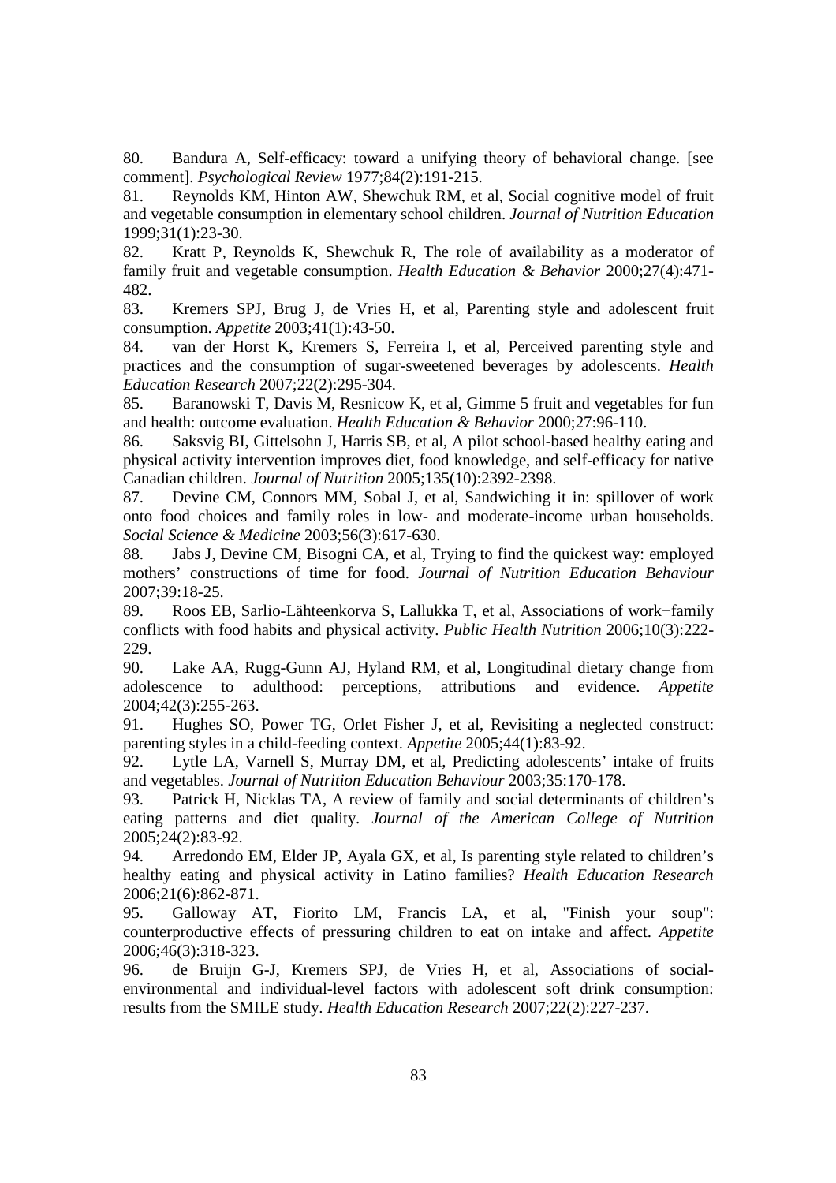80. Bandura A, Self-efficacy: toward a unifying theory of behavioral change. [see comment]. *Psychological Review* 1977;84(2):191-215.

81. Reynolds KM, Hinton AW, Shewchuk RM, et al, Social cognitive model of fruit and vegetable consumption in elementary school children. *Journal of Nutrition Education* 1999;31(1):23-30.

82. Kratt P, Reynolds K, Shewchuk R, The role of availability as a moderator of family fruit and vegetable consumption. *Health Education & Behavior* 2000;27(4):471-482.

83. Kremers SPJ, Brug J, de Vries H, et al, Parenting style and adolescent fruit consumption. *Appetite* 2003;41(1):43-50.

84. van der Horst K, Kremers S, Ferreira I, et al, Perceived parenting style and practices and the consumption of sugar-sweetened beverages by adolescents. *Health Education Research* 2007;22(2):295-304.

85. Baranowski T, Davis M, Resnicow K, et al, Gimme 5 fruit and vegetables for fun and health: outcome evaluation. *Health Education & Behavior* 2000;27:96-110.

86. Saksvig BI, Gittelsohn J, Harris SB, et al, A pilot school-based healthy eating and physical activity intervention improves diet, food knowledge, and self-efficacy for native Canadian children. *Journal of Nutrition* 2005;135(10):2392-2398.

87. Devine CM, Connors MM, Sobal J, et al, Sandwiching it in: spillover of work onto food choices and family roles in low- and moderate-income urban households. *Social Science & Medicine* 2003;56(3):617-630.

88. Jabs J, Devine CM, Bisogni CA, et al, Trying to find the quickest way: employed mothers' constructions of time for food. *Journal of Nutrition Education Behaviour* 2007;39:18-25.

89. Roos EB, Sarlio-Lähteenkorva S, Lallukka T, et al, Associations of work−family conflicts with food habits and physical activity. *Public Health Nutrition* 2006;10(3):222-229.

90. Lake AA, Rugg-Gunn AJ, Hyland RM, et al, Longitudinal dietary change from adolescence to adulthood: perceptions, attributions and evidence. *Appetite* 2004;42(3):255-263.

91. Hughes SO, Power TG, Orlet Fisher J, et al, Revisiting a neglected construct: parenting styles in a child-feeding context. *Appetite* 2005;44(1):83-92.

92. Lytle LA, Varnell S, Murray DM, et al, Predicting adolescents' intake of fruits and vegetables. *Journal of Nutrition Education Behaviour* 2003;35:170-178.

93. Patrick H, Nicklas TA, A review of family and social determinants of children's eating patterns and diet quality. *Journal of the American College of Nutrition* 2005;24(2):83-92.

94. Arredondo EM, Elder JP, Ayala GX, et al, Is parenting style related to children's healthy eating and physical activity in Latino families? *Health Education Research* 2006;21(6):862-871.

95. Galloway AT, Fiorito LM, Francis LA, et al, "Finish your soup": counterproductive effects of pressuring children to eat on intake and affect. *Appetite* 2006;46(3):318-323.

96. de Bruijn G-J, Kremers SPJ, de Vries H, et al, Associations of social-environmental and individual-level factors with adolescent soft drink consumption: results from the SMILE study. *Health Education Research* 2007;22(2):227-237.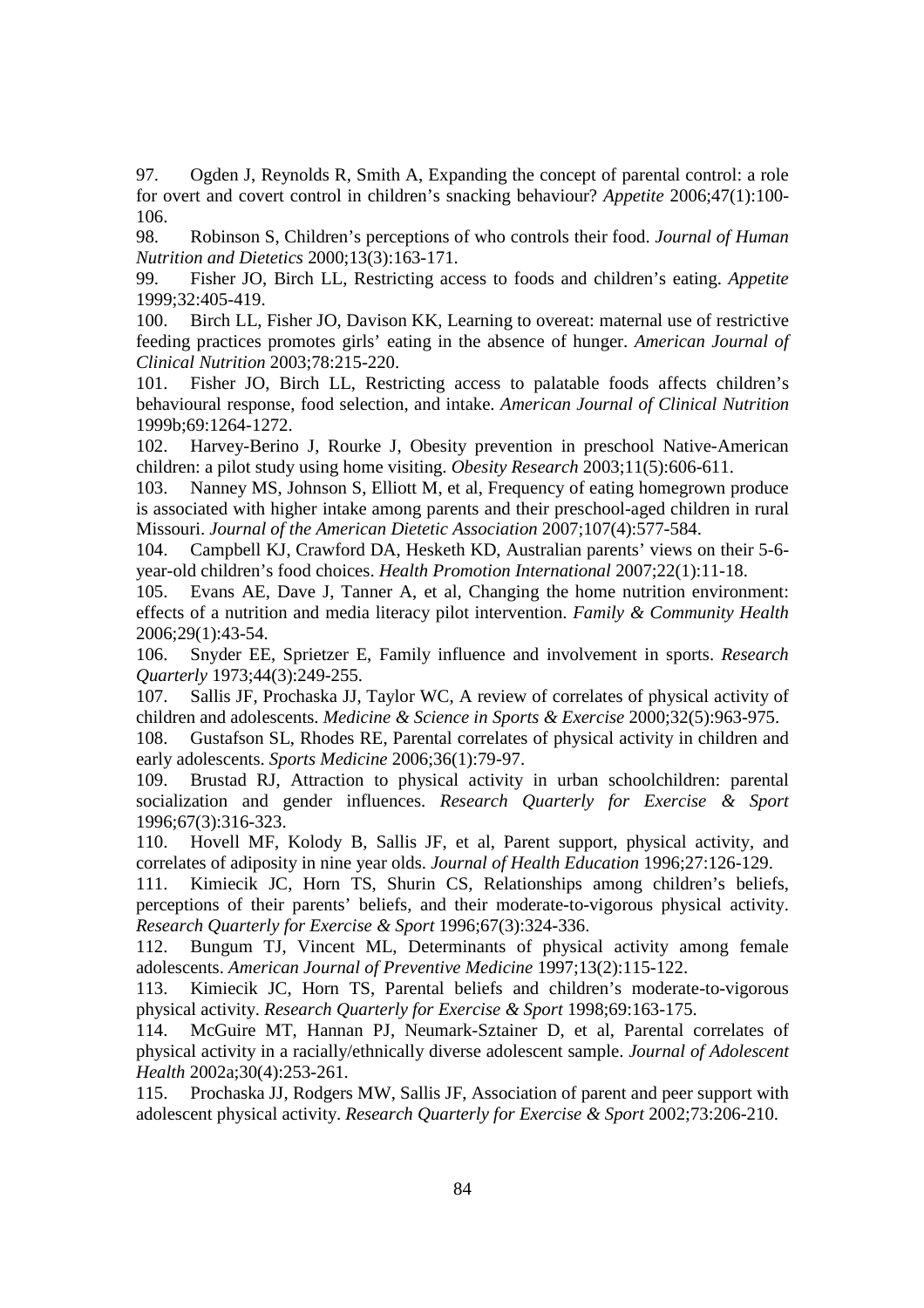97. Ogden J, Reynolds R, Smith A, Expanding the concept of parental control: a role for overt and covert control in children's snacking behaviour? *Appetite* 2006;47(1):100-106.

98. Robinson S, Children's perceptions of who controls their food. *Journal of Human Nutrition and Dietetics* 2000;13(3):163-171.

99. Fisher JO, Birch LL, Restricting access to foods and children's eating. *Appetite* 1999;32:405-419.

100. Birch LL, Fisher JO, Davison KK, Learning to overeat: maternal use of restrictive feeding practices promotes girls' eating in the absence of hunger. *American Journal of Clinical Nutrition* 2003;78:215-220.

101. Fisher JO, Birch LL, Restricting access to palatable foods affects children's behavioural response, food selection, and intake. *American Journal of Clinical Nutrition* 1999b;69:1264-1272.

102. Harvey-Berino J, Rourke J, Obesity prevention in preschool Native-American children: a pilot study using home visiting. *Obesity Research* 2003;11(5):606-611.

103. Nanney MS, Johnson S, Elliott M, et al, Frequency of eating homegrown produce is associated with higher intake among parents and their preschool-aged children in rural Missouri. *Journal of the American Dietetic Association* 2007;107(4):577-584.

104. Campbell KJ, Crawford DA, Hesketh KD, Australian parents' views on their 5-6-year-old children's food choices. *Health Promotion International* 2007;22(1):11-18.

105. Evans AE, Dave J, Tanner A, et al, Changing the home nutrition environment: effects of a nutrition and media literacy pilot intervention. *Family & Community Health* 2006;29(1):43-54.

106. Snyder EE, Sprietzer E, Family influence and involvement in sports. *Research Quarterly* 1973;44(3):249-255.

107. Sallis JF, Prochaska JJ, Taylor WC, A review of correlates of physical activity of children and adolescents. *Medicine & Science in Sports & Exercise* 2000;32(5):963-975.

108. Gustafson SL, Rhodes RE, Parental correlates of physical activity in children and early adolescents. *Sports Medicine* 2006;36(1):79-97.

109. Brustad RJ, Attraction to physical activity in urban schoolchildren: parental socialization and gender influences. *Research Quarterly for Exercise & Sport* 1996;67(3):316-323.

110. Hovell MF, Kolody B, Sallis JF, et al, Parent support, physical activity, and correlates of adiposity in nine year olds. *Journal of Health Education* 1996;27:126-129.

111. Kimiecik JC, Horn TS, Shurin CS, Relationships among children's beliefs, perceptions of their parents' beliefs, and their moderate-to-vigorous physical activity. *Research Quarterly for Exercise & Sport* 1996;67(3):324-336.

112. Bungum TJ, Vincent ML, Determinants of physical activity among female adolescents. *American Journal of Preventive Medicine* 1997;13(2):115-122.

113. Kimiecik JC, Horn TS, Parental beliefs and children's moderate-to-vigorous physical activity. *Research Quarterly for Exercise & Sport* 1998;69:163-175.

114. McGuire MT, Hannan PJ, Neumark-Sztainer D, et al, Parental correlates of physical activity in a racially/ethnically diverse adolescent sample. *Journal of Adolescent Health* 2002a;30(4):253-261.

115. Prochaska JJ, Rodgers MW, Sallis JF, Association of parent and peer support with adolescent physical activity. *Research Quarterly for Exercise & Sport* 2002;73:206-210.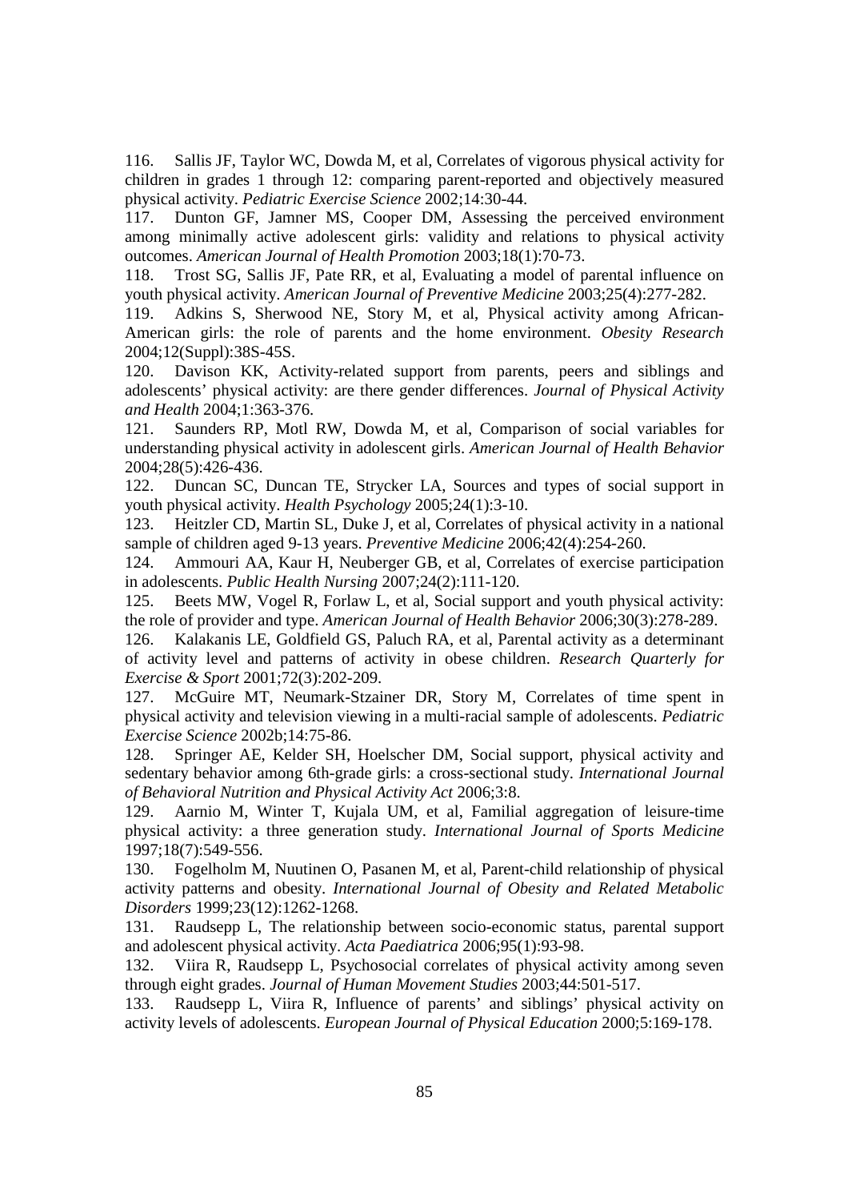116. Sallis JF, Taylor WC, Dowda M, et al, Correlates of vigorous physical activity for children in grades 1 through 12: comparing parent-reported and objectively measured physical activity. *Pediatric Exercise Science* 2002;14:30-44.

117. Dunton GF, Jamner MS, Cooper DM, Assessing the perceived environment among minimally active adolescent girls: validity and relations to physical activity outcomes. *American Journal of Health Promotion* 2003;18(1):70-73.

118. Trost SG, Sallis JF, Pate RR, et al, Evaluating a model of parental influence on youth physical activity. *American Journal of Preventive Medicine* 2003;25(4):277-282.

119. Adkins S, Sherwood NE, Story M, et al, Physical activity among African-American girls: the role of parents and the home environment. *Obesity Research* 2004;12(Suppl):38S-45S.

120. Davison KK, Activity-related support from parents, peers and siblings and adolescents' physical activity: are there gender differences. *Journal of Physical Activity and Health* 2004;1:363-376.

121. Saunders RP, Motl RW, Dowda M, et al, Comparison of social variables for understanding physical activity in adolescent girls. *American Journal of Health Behavior* 2004;28(5):426-436.

122. Duncan SC, Duncan TE, Strycker LA, Sources and types of social support in youth physical activity. *Health Psychology* 2005;24(1):3-10.

123. Heitzler CD, Martin SL, Duke J, et al, Correlates of physical activity in a national sample of children aged 9-13 years. *Preventive Medicine* 2006;42(4):254-260.

124. Ammouri AA, Kaur H, Neuberger GB, et al, Correlates of exercise participation in adolescents. *Public Health Nursing* 2007;24(2):111-120.

125. Beets MW, Vogel R, Forlaw L, et al, Social support and youth physical activity: the role of provider and type. *American Journal of Health Behavior* 2006;30(3):278-289.

126. Kalakanis LE, Goldfield GS, Paluch RA, et al, Parental activity as a determinant of activity level and patterns of activity in obese children. *Research Quarterly for Exercise & Sport* 2001;72(3):202-209.

127. McGuire MT, Neumark-Stzainer DR, Story M, Correlates of time spent in physical activity and television viewing in a multi-racial sample of adolescents. *Pediatric Exercise Science* 2002b;14:75-86.

128. Springer AE, Kelder SH, Hoelscher DM, Social support, physical activity and sedentary behavior among 6th-grade girls: a cross-sectional study. *International Journal of Behavioral Nutrition and Physical Activity Act* 2006;3:8.

129. Aarnio M, Winter T, Kujala UM, et al, Familial aggregation of leisure-time physical activity: a three generation study. *International Journal of Sports Medicine* 1997;18(7):549-556.

130. Fogelholm M, Nuutinen O, Pasanen M, et al, Parent-child relationship of physical activity patterns and obesity. *International Journal of Obesity and Related Metabolic Disorders* 1999;23(12):1262-1268.

131. Raudsepp L, The relationship between socio-economic status, parental support and adolescent physical activity. *Acta Paediatrica* 2006;95(1):93-98.

132. Viira R, Raudsepp L, Psychosocial correlates of physical activity among seven through eight grades. *Journal of Human Movement Studies* 2003;44:501-517.

133. Raudsepp L, Viira R, Influence of parents' and siblings' physical activity on activity levels of adolescents. *European Journal of Physical Education* 2000;5:169-178.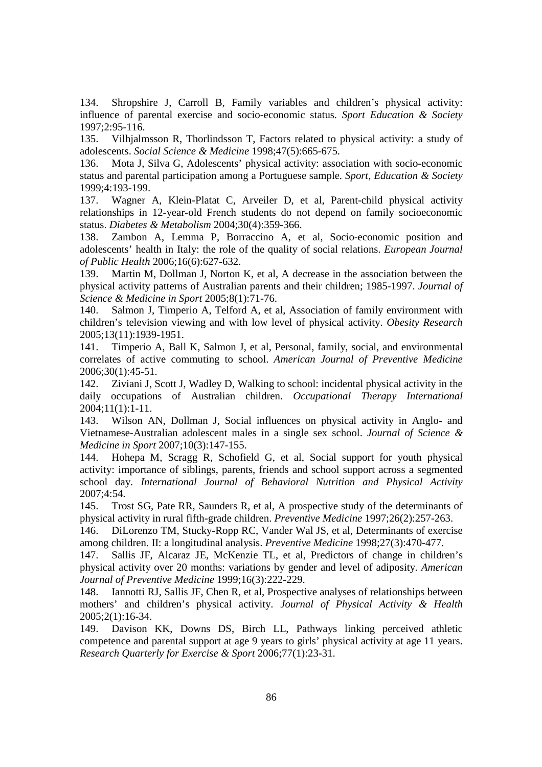134. Shropshire J, Carroll B, Family variables and children's physical activity: influence of parental exercise and socio-economic status. *Sport Education & Society* 1997;2:95-116.

135. Vilhjalmsson R, Thorlindsson T, Factors related to physical activity: a study of adolescents. *Social Science & Medicine* 1998;47(5):665-675.

136. Mota J, Silva G, Adolescents' physical activity: association with socio-economic status and parental participation among a Portuguese sample. *Sport, Education & Society* 1999;4:193-199.

137. Wagner A, Klein-Platat C, Arveiler D, et al, Parent-child physical activity relationships in 12-year-old French students do not depend on family socioeconomic status. *Diabetes & Metabolism* 2004;30(4):359-366.

138. Zambon A, Lemma P, Borraccino A, et al, Socio-economic position and adolescents' health in Italy: the role of the quality of social relations. *European Journal of Public Health* 2006;16(6):627-632.

139. Martin M, Dollman J, Norton K, et al, A decrease in the association between the physical activity patterns of Australian parents and their children; 1985-1997. *Journal of Science & Medicine in Sport* 2005;8(1):71-76.

140. Salmon J, Timperio A, Telford A, et al, Association of family environment with children's television viewing and with low level of physical activity. *Obesity Research* 2005;13(11):1939-1951.

141. Timperio A, Ball K, Salmon J, et al, Personal, family, social, and environmental correlates of active commuting to school. *American Journal of Preventive Medicine* 2006;30(1):45-51.

142. Ziviani J, Scott J, Wadley D, Walking to school: incidental physical activity in the daily occupations of Australian children. *Occupational Therapy International* 2004;11(1):1-11.

143. Wilson AN, Dollman J, Social influences on physical activity in Anglo- and Vietnamese-Australian adolescent males in a single sex school. *Journal of Science & Medicine in Sport* 2007;10(3):147-155.

144. Hohepa M, Scragg R, Schofield G, et al, Social support for youth physical activity: importance of siblings, parents, friends and school support across a segmented school day. *International Journal of Behavioral Nutrition and Physical Activity* 2007;4:54.

145. Trost SG, Pate RR, Saunders R, et al, A prospective study of the determinants of physical activity in rural fifth-grade children. *Preventive Medicine* 1997;26(2):257-263.

146. DiLorenzo TM, Stucky-Ropp RC, Vander Wal JS, et al, Determinants of exercise among children. II: a longitudinal analysis. *Preventive Medicine* 1998;27(3):470-477.

147. Sallis JF, Alcaraz JE, McKenzie TL, et al, Predictors of change in children's physical activity over 20 months: variations by gender and level of adiposity. *American Journal of Preventive Medicine* 1999;16(3):222-229.

148. Iannotti RJ, Sallis JF, Chen R, et al, Prospective analyses of relationships between mothers' and children's physical activity. *Journal of Physical Activity & Health* 2005;2(1):16-34.

149. Davison KK, Downs DS, Birch LL, Pathways linking perceived athletic competence and parental support at age 9 years to girls' physical activity at age 11 years. *Research Quarterly for Exercise & Sport* 2006;77(1):23-31.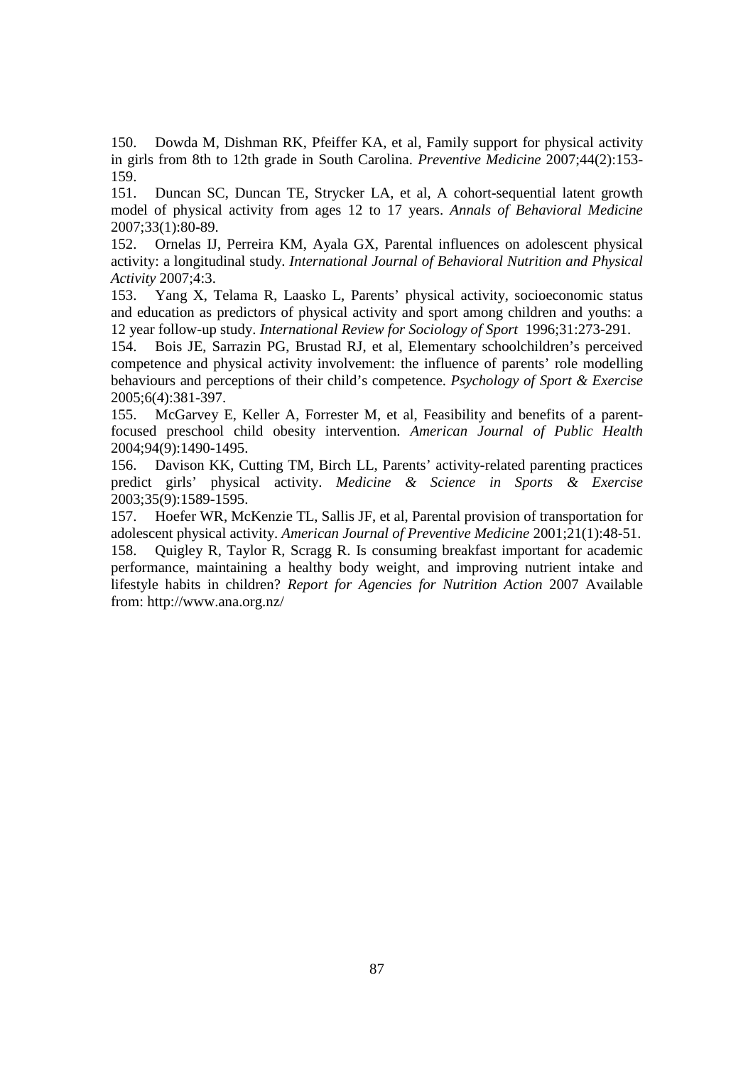150. Dowda M, Dishman RK, Pfeiffer KA, et al, Family support for physical activity in girls from 8th to 12th grade in South Carolina. *Preventive Medicine* 2007;44(2):153-159.

151. Duncan SC, Duncan TE, Strycker LA, et al, A cohort-sequential latent growth model of physical activity from ages 12 to 17 years. *Annals of Behavioral Medicine* 2007;33(1):80-89.

152. Ornelas IJ, Perreira KM, Ayala GX, Parental influences on adolescent physical activity: a longitudinal study. *International Journal of Behavioral Nutrition and Physical Activity* 2007;4:3.

153. Yang X, Telama R, Laasko L, Parents' physical activity, socioeconomic status and education as predictors of physical activity and sport among children and youths: a 12 year follow-up study. *International Review for Sociology of Sport* 1996;31:273-291.

154. Bois JE, Sarrazin PG, Brustad RJ, et al, Elementary schoolchildren's perceived competence and physical activity involvement: the influence of parents' role modelling behaviours and perceptions of their child's competence. *Psychology of Sport & Exercise* 2005;6(4):381-397.

155. McGarvey E, Keller A, Forrester M, et al, Feasibility and benefits of a parent-focused preschool child obesity intervention. *American Journal of Public Health* 2004;94(9):1490-1495.

156. Davison KK, Cutting TM, Birch LL, Parents' activity-related parenting practices predict girls' physical activity. *Medicine & Science in Sports & Exercise* 2003;35(9):1589-1595.

157. Hoefer WR, McKenzie TL, Sallis JF, et al, Parental provision of transportation for adolescent physical activity. *American Journal of Preventive Medicine* 2001;21(1):48-51.

158. Quigley R, Taylor R, Scragg R. Is consuming breakfast important for academic performance, maintaining a healthy body weight, and improving nutrient intake and lifestyle habits in children? *Report for Agencies for Nutrition Action* 2007 Available from: http://www.ana.org.nz/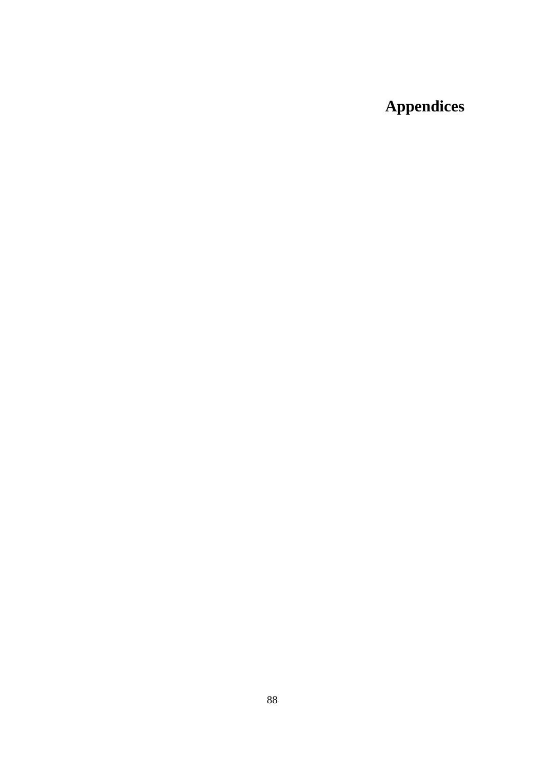# Appendices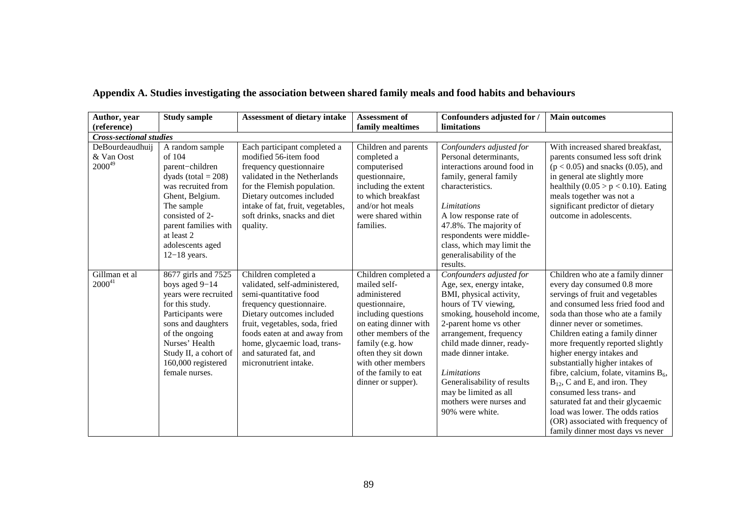## Appendix A. Studies investigating the association between shared family meals and food habits and behaviours

| Author, year (reference) | Study sample | Assessment of dietary intake | Assessment of family mealtimes | Confounders adjusted for / limitations | Main outcomes |
|---|---|---|---|---|---|
| ***Cross-sectional studies*** | | | | | |
| DeBourdeaudhuij & Van Oost 2000[49] | A random sample of 104 parent−children dyads (total = 208) was recruited from Ghent, Belgium. The sample consisted of 2-parent families with at least 2 adolescents aged 12−18 years. | Each participant completed a modified 56-item food frequency questionnaire validated in the Netherlands for the Flemish population. Dietary outcomes included intake of fat, fruit, vegetables, soft drinks, snacks and diet quality. | Children and parents completed a computerised questionnaire, including the extent to which breakfast and/or hot meals were shared within families. | *Confounders adjusted for* Personal determinants, interactions around food in family, general family characteristics. *Limitations* A low response rate of 47.8%. The majority of respondents were middle-class, which may limit the generalisability of the results. | With increased shared breakfast, parents consumed less soft drink ($p < 0.05$) and snacks (0.05), and in general ate slightly more healthily ($0.05 > p < 0.10$). Eating meals together was not a significant predictor of dietary outcome in adolescents. |
| Gillman et al 2000[41] | 8677 girls and 7525 boys aged 9−14 years were recruited for this study. Participants were sons and daughters of the ongoing Nurses' Health Study II, a cohort of 160,000 registered female nurses. | Children completed a validated, self-administered, semi-quantitative food frequency questionnaire. Dietary outcomes included fruit, vegetables, soda, fried foods eaten at and away from home, glycaemic load, trans- and saturated fat, and micronutrient intake. | Children completed a mailed self-administered questionnaire, including questions on eating dinner with other members of the family (e.g. how often they sit down with other members of the family to eat dinner or supper). | *Confounders adjusted for* Age, sex, energy intake, BMI, physical activity, hours of TV viewing, smoking, household income, 2-parent home vs other arrangement, frequency child made dinner, ready-made dinner intake. *Limitations* Generalisability of results may be limited as all mothers were nurses and 90% were white. | Children who ate a family dinner every day consumed 0.8 more servings of fruit and vegetables and consumed less fried food and soda than those who ate a family dinner never or sometimes. Children eating a family dinner more frequently reported slightly higher energy intakes and substantially higher intakes of fibre, calcium, folate, vitamins $B_6$, $B_{12}$, C and E, and iron. They consumed less trans- and saturated fat and their glycaemic load was lower. The odds ratios (OR) associated with frequency of family dinner most days vs never |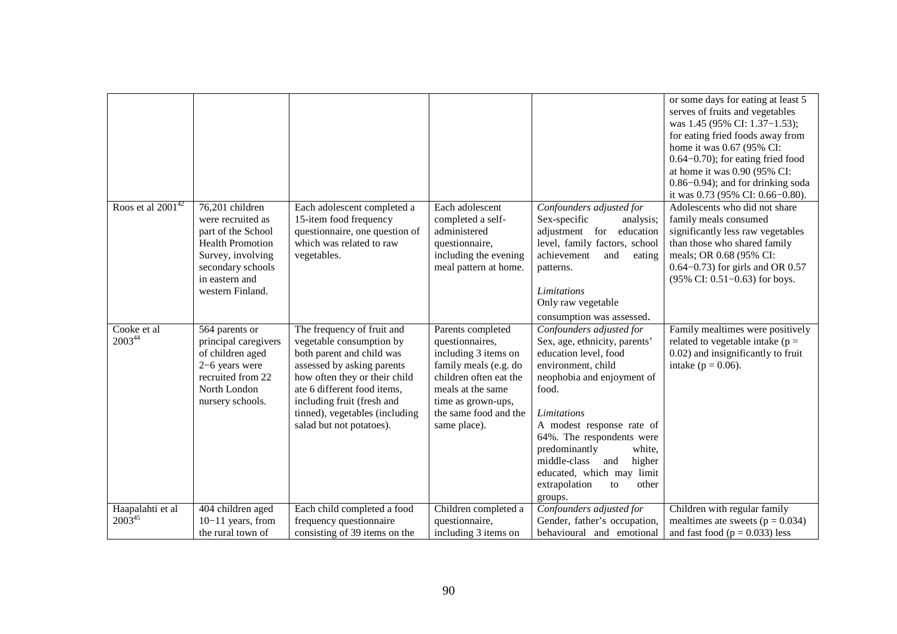| | | | | | |
|---|---|---|---|---|---|
| | | | | | or some days for eating at least 5 serves of fruits and vegetables was 1.45 (95% CI: 1.37−1.53); for eating fried foods away from home it was 0.67 (95% CI: 0.64−0.70); for eating fried food at home it was 0.90 (95% CI: 0.86−0.94); and for drinking soda it was 0.73 (95% CI: 0.66−0.80). |
| Roos et al 2001[42] | 76,201 children were recruited as part of the School Health Promotion Survey, involving secondary schools in eastern and western Finland. | Each adolescent completed a 15-item food frequency questionnaire, one question of which was related to raw vegetables. | Each adolescent completed a self-administered questionnaire, including the evening meal pattern at home. | *Confounders adjusted for* Sex-specific analysis; adjustment for education level, family factors, school achievement and eating patterns. *Limitations* Only raw vegetable consumption was assessed. | Adolescents who did not share family meals consumed significantly less raw vegetables than those who shared family meals; OR 0.68 (95% CI: 0.64−0.73) for girls and OR 0.57 (95% CI: 0.51−0.63) for boys. |
| Cooke et al 2003[44] | 564 parents or principal caregivers of children aged 2−6 years were recruited from 22 North London nursery schools. | The frequency of fruit and vegetable consumption by both parent and child was assessed by asking parents how often they or their child ate 6 different food items, including fruit (fresh and tinned), vegetables (including salad but not potatoes). | Parents completed questionnaires, including 3 items on family meals (e.g. do children often eat the meals at the same time as grown-ups, the same food and the same place). | *Confounders adjusted for* Sex, age, ethnicity, parents' education level, food environment, child neophobia and enjoyment of food. *Limitations* A modest response rate of 64%. The respondents were predominantly white, middle-class and higher educated, which may limit extrapolation to other groups. | Family mealtimes were positively related to vegetable intake ($p = 0.02$) and insignificantly to fruit intake ($p = 0.06$). |
| Haapalahti et al 2003[45] | 404 children aged 10−11 years, from the rural town of | Each child completed a food frequency questionnaire consisting of 39 items on the | Children completed a questionnaire, including 3 items on | *Confounders adjusted for* Gender, father's occupation, behavioural and emotional | Children with regular family mealtimes ate sweets ($p = 0.034$) and fast food ($p = 0.033$) less |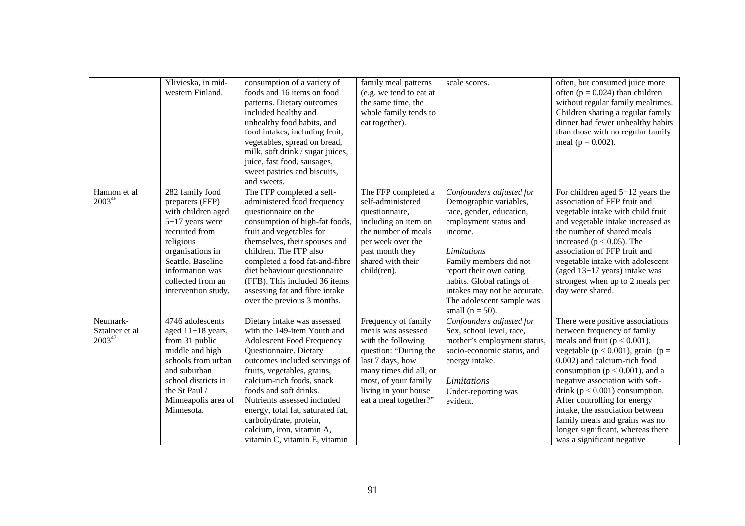|  |  |  |  |  |  |
|---|---|---|---|---|---|
|  | Ylivieska, in mid-western Finland. | consumption of a variety of foods and 16 items on food patterns. Dietary outcomes included healthy and unhealthy food habits, and food intakes, including fruit, vegetables, spread on bread, milk, soft drink / sugar juices, juice, fast food, sausages, sweet pastries and biscuits, and sweets. | family meal patterns (e.g. we tend to eat at the same time, the whole family tends to eat together). | scale scores. | often, but consumed juice more often ($p = 0.024$) than children without regular family mealtimes. Children sharing a regular family dinner had fewer unhealthy habits than those with no regular family meal ($p = 0.002$). |
| Hannon et al 2003[46] | 282 family food preparers (FFP) with children aged 5−17 years were recruited from religious organisations in Seattle. Baseline information was collected from an intervention study. | The FFP completed a self-administered food frequency questionnaire on the consumption of high-fat foods, fruit and vegetables for themselves, their spouses and children. The FFP also completed a food fat-and-fibre diet behaviour questionnaire (FFB). This included 36 items assessing fat and fibre intake over the previous 3 months. | The FFP completed a self-administered questionnaire, including an item on the number of meals per week over the past month they shared with their child(ren). | *Confounders adjusted for* Demographic variables, race, gender, education, employment status and income. *Limitations* Family members did not report their own eating habits. Global ratings of intakes may not be accurate. The adolescent sample was small ($n = 50$). | For children aged 5−12 years the association of FFP fruit and vegetable intake with child fruit and vegetable intake increased as the number of shared meals increased ($p < 0.05$). The association of FFP fruit and vegetable intake with adolescent (aged 13−17 years) intake was strongest when up to 2 meals per day were shared. |
| Neumark-Sztainer et al 2003[47] | 4746 adolescents aged 11−18 years, from 31 public middle and high schools from urban and suburban school districts in the St Paul / Minneapolis area of Minnesota. | Dietary intake was assessed with the 149-item Youth and Adolescent Food Frequency Questionnaire. Dietary outcomes included servings of fruits, vegetables, grains, calcium-rich foods, snack foods and soft drinks. Nutrients assessed included energy, total fat, saturated fat, carbohydrate, protein, calcium, iron, vitamin A, vitamin C, vitamin E, vitamin | Frequency of family meals was assessed with the following question: "During the last 7 days, how many times did all, or most, of your family living in your house eat a meal together?" | *Confounders adjusted for* Sex, school level, race, mother's employment status, socio-economic status, and energy intake. *Limitations* Under-reporting was evident. | There were positive associations between frequency of family meals and fruit ($p < 0.001$), vegetable ($p < 0.001$), grain ($p = 0.002$) and calcium-rich food consumption ($p < 0.001$), and a negative association with soft-drink ($p < 0.001$) consumption. After controlling for energy intake, the association between family meals and grains was no longer significant, whereas there was a significant negative |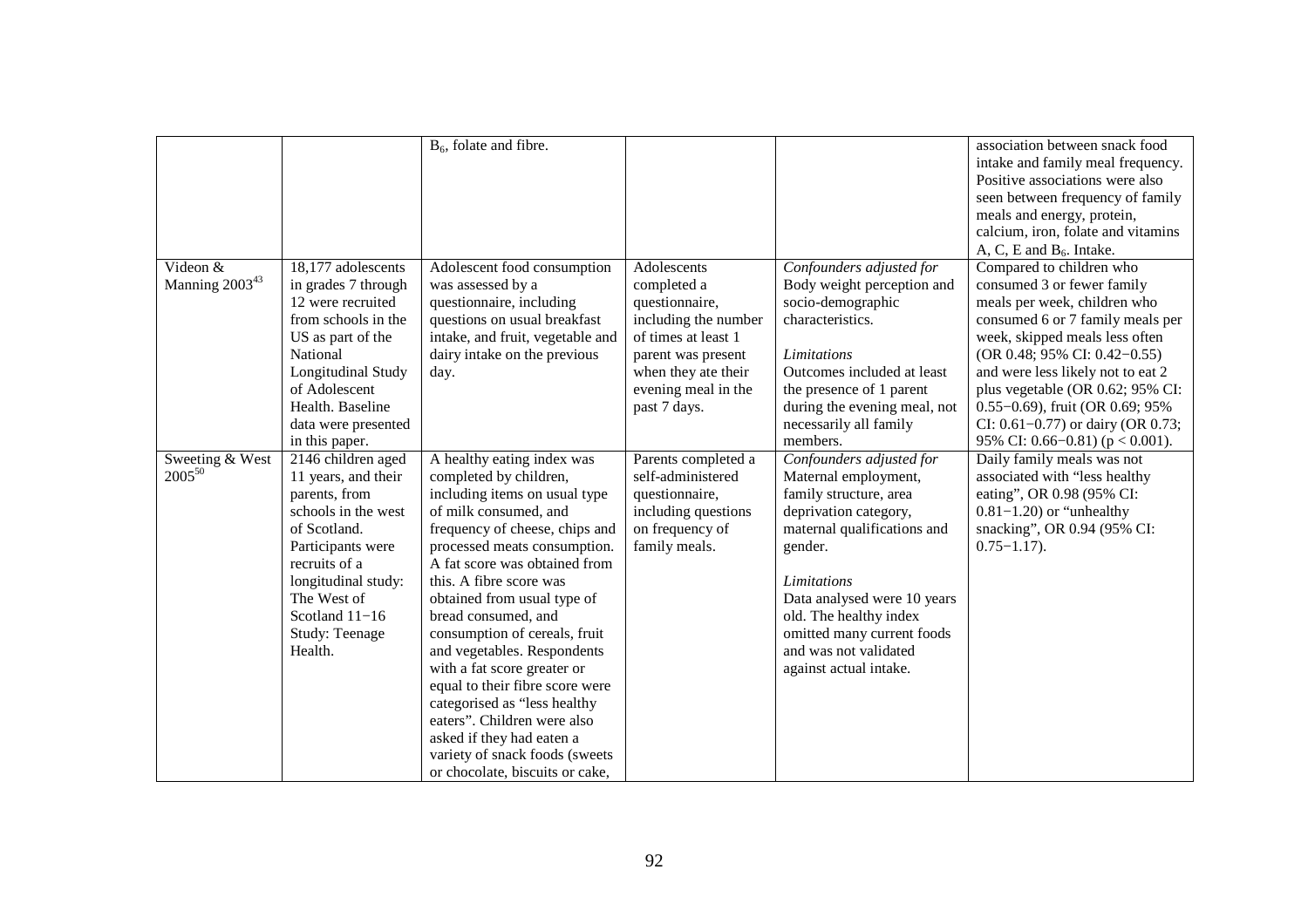|  |  |  |  |  |  |
|---|---|---|---|---|---|
|  |  | $B_6$, folate and fibre. |  |  | association between snack food intake and family meal frequency. Positive associations were also seen between frequency of family meals and energy, protein, calcium, iron, folate and vitamins A, C, E and $B_6$. Intake. |
| Videon & Manning 2003[43] | 18,177 adolescents in grades 7 through 12 were recruited from schools in the US as part of the National Longitudinal Study of Adolescent Health. Baseline data were presented in this paper. | Adolescent food consumption was assessed by a questionnaire, including questions on usual breakfast intake, and fruit, vegetable and dairy intake on the previous day. | Adolescents completed a questionnaire, including the number of times at least 1 parent was present when they ate their evening meal in the past 7 days. | *Confounders adjusted for* Body weight perception and socio-demographic characteristics. *Limitations* Outcomes included at least the presence of 1 parent during the evening meal, not necessarily all family members. | Compared to children who consumed 3 or fewer family meals per week, children who consumed 6 or 7 family meals per week, skipped meals less often (OR 0.48; 95% CI: 0.42−0.55) and were less likely not to eat 2 plus vegetable (OR 0.62; 95% CI: 0.55−0.69), fruit (OR 0.69; 95% CI: 0.61−0.77) or dairy (OR 0.73; 95% CI: 0.66−0.81) ($p < 0.001$). |
| Sweeting & West 2005[50] | 2146 children aged 11 years, and their parents, from schools in the west of Scotland. Participants were recruits of a longitudinal study: The West of Scotland 11−16 Study: Teenage Health. | A healthy eating index was completed by children, including items on usual type of milk consumed, and frequency of cheese, chips and processed meats consumption. A fat score was obtained from this. A fibre score was obtained from usual type of bread consumed, and consumption of cereals, fruit and vegetables. Respondents with a fat score greater or equal to their fibre score were categorised as "less healthy eaters". Children were also asked if they had eaten a variety of snack foods (sweets or chocolate, biscuits or cake, | Parents completed a self-administered questionnaire, including questions on frequency of family meals. | *Confounders adjusted for* Maternal employment, family structure, area deprivation category, maternal qualifications and gender. *Limitations* Data analysed were 10 years old. The healthy index omitted many current foods and was not validated against actual intake. | Daily family meals was not associated with "less healthy eating", OR 0.98 (95% CI: 0.81−1.20) or "unhealthy snacking", OR 0.94 (95% CI: 0.75−1.17). |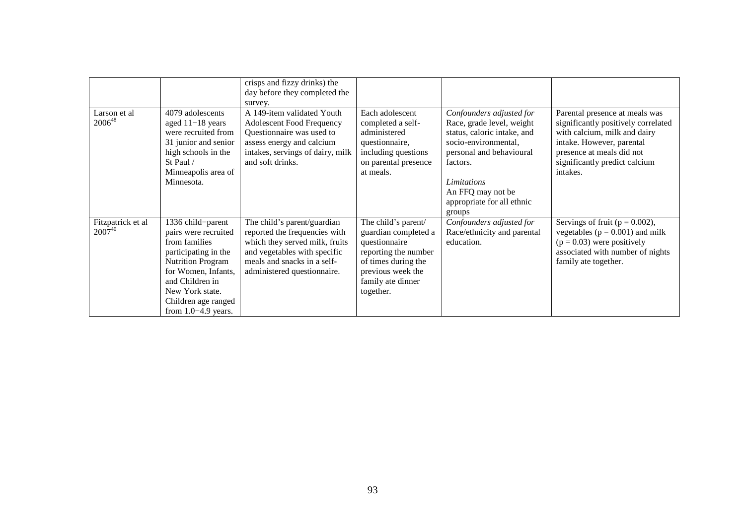| | | crisps and fizzy drinks) the day before they completed the survey. | | | |
|---|---|---|---|---|---|
| Larson et al 2006[48] | 4079 adolescents aged 11−18 years were recruited from 31 junior and senior high schools in the St Paul / Minneapolis area of Minnesota. | A 149-item validated Youth Adolescent Food Frequency Questionnaire was used to assess energy and calcium intakes, servings of dairy, milk and soft drinks. | Each adolescent completed a self-administered questionnaire, including questions on parental presence at meals. | *Confounders adjusted for* Race, grade level, weight status, caloric intake, and socio-environmental, personal and behavioural factors. *Limitations* An FFQ may not be appropriate for all ethnic groups | Parental presence at meals was significantly positively correlated with calcium, milk and dairy intake. However, parental presence at meals did not significantly predict calcium intakes. |
| Fitzpatrick et al 2007[40] | 1336 child−parent pairs were recruited from families participating in the Nutrition Program for Women, Infants, and Children in New York state. Children age ranged from 1.0−4.9 years. | The child's parent/guardian reported the frequencies with which they served milk, fruits and vegetables with specific meals and snacks in a self-administered questionnaire. | The child's parent/ guardian completed a questionnaire reporting the number of times during the previous week the family ate dinner together. | *Confounders adjusted for* Race/ethnicity and parental education. | Servings of fruit ($p = 0.002$), vegetables ($p = 0.001$) and milk ($p = 0.03$) were positively associated with number of nights family ate together. |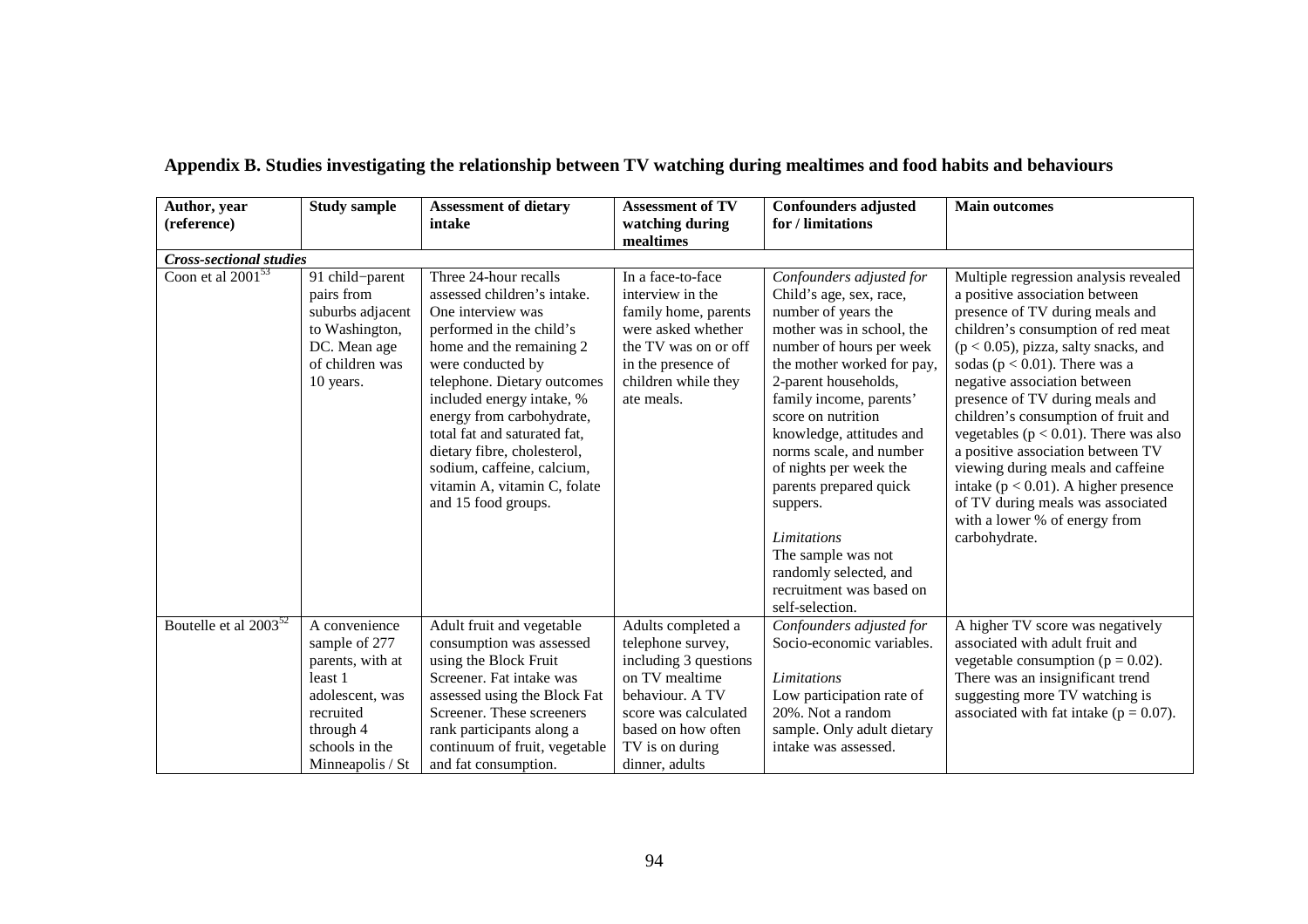## Appendix B. Studies investigating the relationship between TV watching during mealtimes and food habits and behaviours

| Author, year (reference) | Study sample | Assessment of dietary intake | Assessment of TV watching during mealtimes | Confounders adjusted for / limitations | Main outcomes |
|---|---|---|---|---|---|
| ***Cross-sectional studies*** | | | | | |
| Coon et al 2001[53] | 91 child−parent pairs from suburbs adjacent to Washington, DC. Mean age of children was 10 years. | Three 24-hour recalls assessed children's intake. One interview was performed in the child's home and the remaining 2 were conducted by telephone. Dietary outcomes included energy intake, % energy from carbohydrate, total fat and saturated fat, dietary fibre, cholesterol, sodium, caffeine, calcium, vitamin A, vitamin C, folate and 15 food groups. | In a face-to-face interview in the family home, parents were asked whether the TV was on or off in the presence of children while they ate meals. | *Confounders adjusted for* Child's age, sex, race, number of years the mother was in school, the number of hours per week the mother worked for pay, 2-parent households, family income, parents' score on nutrition knowledge, attitudes and norms scale, and number of nights per week the parents prepared quick suppers. *Limitations* The sample was not randomly selected, and recruitment was based on self-selection. | Multiple regression analysis revealed a positive association between presence of TV during meals and children's consumption of red meat ($p < 0.05$), pizza, salty snacks, and sodas ($p < 0.01$). There was a negative association between presence of TV during meals and children's consumption of fruit and vegetables ($p < 0.01$). There was also a positive association between TV viewing during meals and caffeine intake ($p < 0.01$). A higher presence of TV during meals was associated with a lower % of energy from carbohydrate. |
| Boutelle et al 2003[52] | A convenience sample of 277 parents, with at least 1 adolescent, was recruited through 4 schools in the Minneapolis / St | Adult fruit and vegetable consumption was assessed using the Block Fruit Screener. Fat intake was assessed using the Block Fat Screener. These screeners rank participants along a continuum of fruit, vegetable and fat consumption. | Adults completed a telephone survey, including 3 questions on TV mealtime behaviour. A TV score was calculated based on how often TV is on during dinner, adults | *Confounders adjusted for* Socio-economic variables. *Limitations* Low participation rate of 20%. Not a random sample. Only adult dietary intake was assessed. | A higher TV score was negatively associated with adult fruit and vegetable consumption ($p = 0.02$). There was an insignificant trend suggesting more TV watching is associated with fat intake ($p = 0.07$). |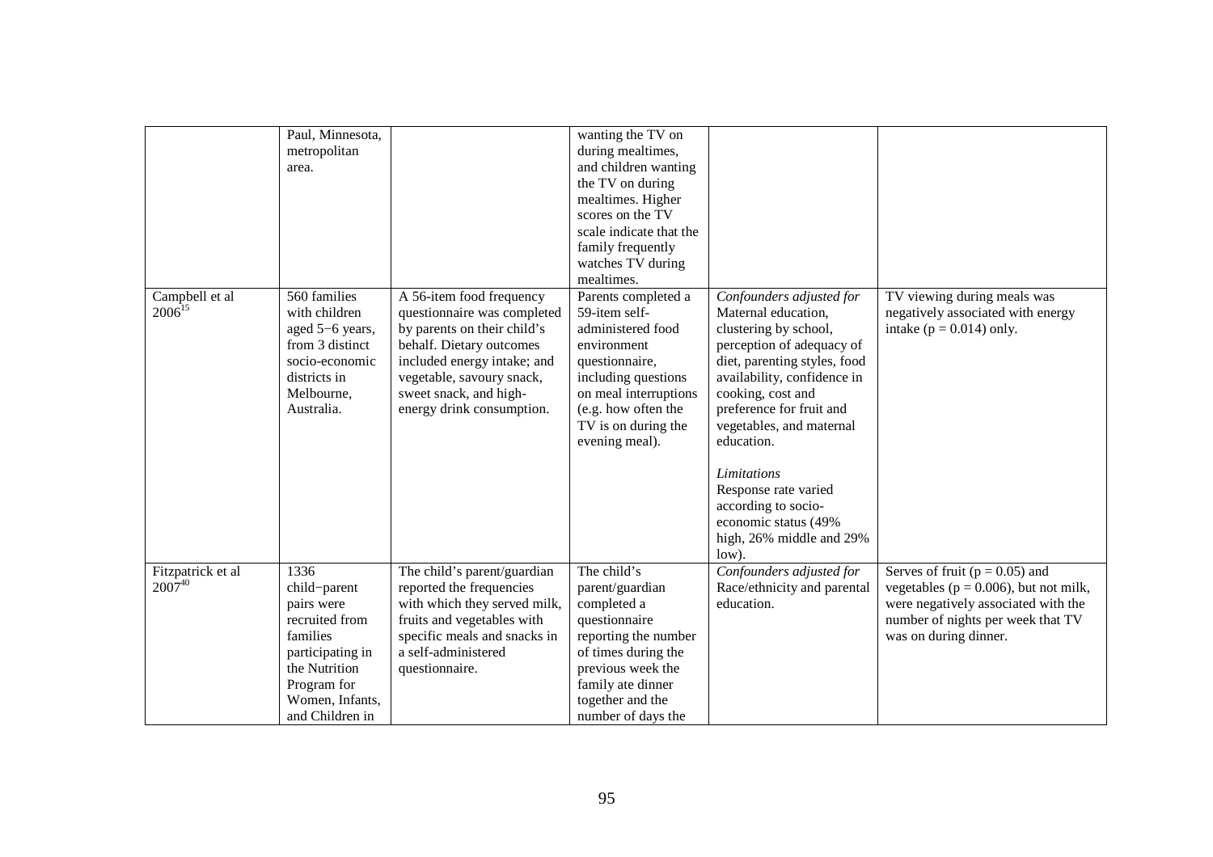| | | | | | |
|---|---|---|---|---|---|
| | Paul, Minnesota, metropolitan area. | | wanting the TV on during mealtimes, and children wanting the TV on during mealtimes. Higher scores on the TV scale indicate that the family frequently watches TV during mealtimes. | | |
| Campbell et al 2006[15] | 560 families with children aged 5−6 years, from 3 distinct socio-economic districts in Melbourne, Australia. | A 56-item food frequency questionnaire was completed by parents on their child's behalf. Dietary outcomes included energy intake; and vegetable, savoury snack, sweet snack, and high-energy drink consumption. | Parents completed a 59-item self-administered food environment questionnaire, including questions on meal interruptions (e.g. how often the TV is on during the evening meal). | *Confounders adjusted for* Maternal education, clustering by school, perception of adequacy of diet, parenting styles, food availability, confidence in cooking, cost and preference for fruit and vegetables, and maternal education. <br><br> *Limitations* Response rate varied according to socio-economic status (49% high, 26% middle and 29% low). | TV viewing during meals was negatively associated with energy intake ($p = 0.014$) only. |
| Fitzpatrick et al 2007[40] | 1336 child−parent pairs were recruited from families participating in the Nutrition Program for Women, Infants, and Children in | The child's parent/guardian reported the frequencies with which they served milk, fruits and vegetables with specific meals and snacks in a self-administered questionnaire. | The child's parent/guardian completed a questionnaire reporting the number of times during the previous week the family ate dinner together and the number of days the | *Confounders adjusted for* Race/ethnicity and parental education. | Serves of fruit ($p = 0.05$) and vegetables ($p = 0.006$), but not milk, were negatively associated with the number of nights per week that TV was on during dinner. |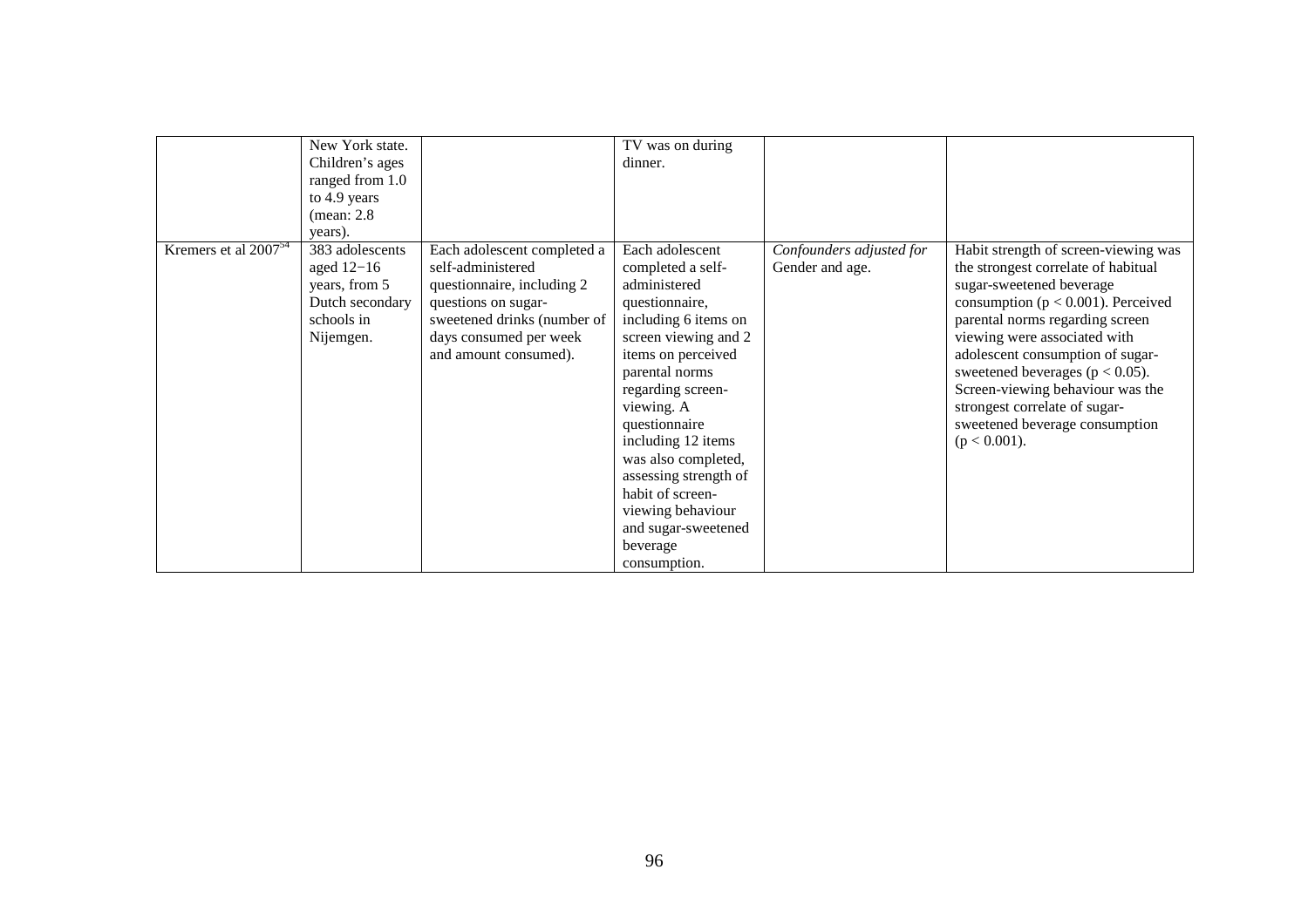| | | | | | |
|---|---|---|---|---|---|
| | New York state. Children's ages ranged from 1.0 to 4.9 years (mean: 2.8 years). | | TV was on during dinner. | | |
| Kremers et al 2007[54] | 383 adolescents aged 12−16 years, from 5 Dutch secondary schools in Nijemgen. | Each adolescent completed a self-administered questionnaire, including 2 questions on sugar-sweetened drinks (number of days consumed per week and amount consumed). | Each adolescent completed a self-administered questionnaire, including 6 items on screen viewing and 2 items on perceived parental norms regarding screen-viewing. A questionnaire including 12 items was also completed, assessing strength of habit of screen-viewing behaviour and sugar-sweetened beverage consumption. | *Confounders adjusted for* Gender and age. | Habit strength of screen-viewing was the strongest correlate of habitual sugar-sweetened beverage consumption ($p < 0.001$). Perceived parental norms regarding screen viewing were associated with adolescent consumption of sugar-sweetened beverages ($p < 0.05$). Screen-viewing behaviour was the strongest correlate of sugar-sweetened beverage consumption ($p < 0.001$). |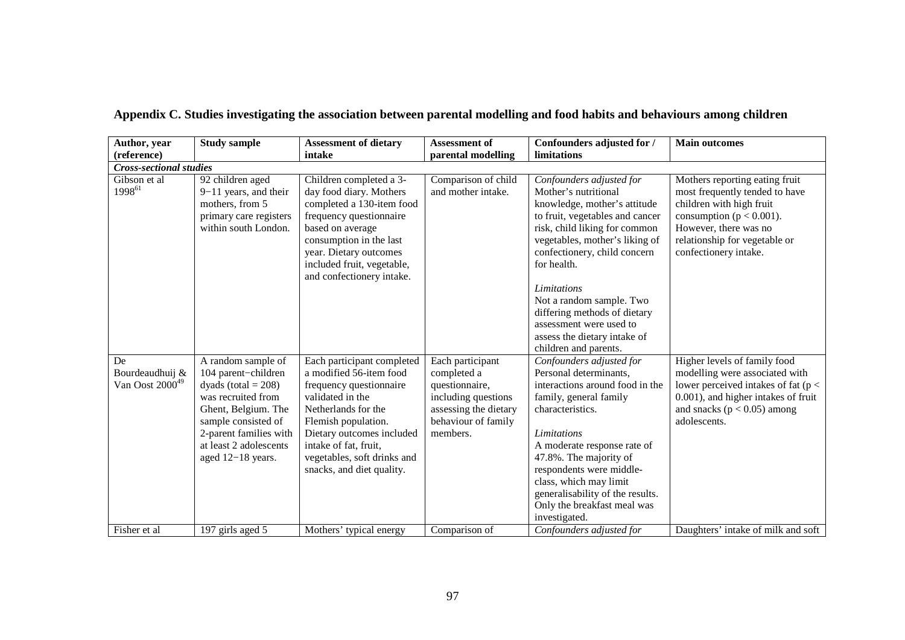## Appendix C. Studies investigating the association between parental modelling and food habits and behaviours among children

| Author, year (reference) | Study sample | Assessment of dietary intake | Assessment of parental modelling | Confounders adjusted for / limitations | Main outcomes |
|---|---|---|---|---|---|
| ***Cross-sectional studies*** | | | | | |
| Gibson et al 1998[61] | 92 children aged 9−11 years, and their mothers, from 5 primary care registers within south London. | Children completed a 3-day food diary. Mothers completed a 130-item food frequency questionnaire based on average consumption in the last year. Dietary outcomes included fruit, vegetable, and confectionery intake. | Comparison of child and mother intake. | *Confounders adjusted for* Mother's nutritional knowledge, mother's attitude to fruit, vegetables and cancer risk, child liking for common vegetables, mother's liking of confectionery, child concern for health. *Limitations* Not a random sample. Two differing methods of dietary assessment were used to assess the dietary intake of children and parents. | Mothers reporting eating fruit most frequently tended to have children with high fruit consumption ($p < 0.001$). However, there was no relationship for vegetable or confectionery intake. |
| De Bourdeaudhuij & Van Oost 2000[49] | A random sample of 104 parent−children dyads (total = 208) was recruited from Ghent, Belgium. The sample consisted of 2-parent families with at least 2 adolescents aged 12−18 years. | Each participant completed a modified 56-item food frequency questionnaire validated in the Netherlands for the Flemish population. Dietary outcomes included intake of fat, fruit, vegetables, soft drinks and snacks, and diet quality. | Each participant completed a questionnaire, including questions assessing the dietary behaviour of family members. | *Confounders adjusted for* Personal determinants, interactions around food in the family, general family characteristics. *Limitations* A moderate response rate of 47.8%. The majority of respondents were middle-class, which may limit generalisability of the results. Only the breakfast meal was investigated. | Higher levels of family food modelling were associated with lower perceived intakes of fat ($p < 0.001$), and higher intakes of fruit and snacks ($p < 0.05$) among adolescents. |
| Fisher et al | 197 girls aged 5 | Mothers' typical energy | Comparison of | *Confounders adjusted for* | Daughters' intake of milk and soft |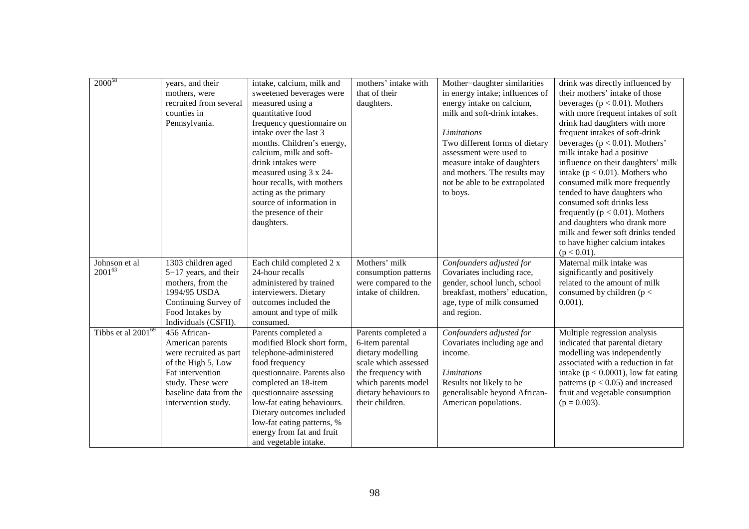| | | | | | |
|---|---|---|---|---|---|
| 2000[58] | years, and their mothers, were recruited from several counties in Pennsylvania. | intake, calcium, milk and sweetened beverages were measured using a quantitative food frequency questionnaire on intake over the last 3 months. Children's energy, calcium, milk and soft-drink intakes were measured using 3 x 24-hour recalls, with mothers acting as the primary source of information in the presence of their daughters. | mothers' intake with that of their daughters. | Mother−daughter similarities in energy intake; influences of energy intake on calcium, milk and soft-drink intakes.<br><br>*Limitations*<br>Two different forms of dietary assessment were used to measure intake of daughters and mothers. The results may not be able to be extrapolated to boys. | drink was directly influenced by their mothers' intake of those beverages ($p < 0.01$). Mothers with more frequent intakes of soft drink had daughters with more frequent intakes of soft-drink beverages ($p < 0.01$). Mothers' milk intake had a positive influence on their daughters' milk intake ($p < 0.01$). Mothers who consumed milk more frequently tended to have daughters who consumed soft drinks less frequently ($p < 0.01$). Mothers and daughters who drank more milk and fewer soft drinks tended to have higher calcium intakes ($p < 0.01$). |
| Johnson et al 2001[63] | 1303 children aged 5−17 years, and their mothers, from the 1994/95 USDA Continuing Survey of Food Intakes by Individuals (CSFII). | Each child completed 2 x 24-hour recalls administered by trained interviewers. Dietary outcomes included the amount and type of milk consumed. | Mothers' milk consumption patterns were compared to the intake of children. | *Confounders adjusted for*<br>Covariates including race, gender, school lunch, school breakfast, mothers' education, age, type of milk consumed and region. | Maternal milk intake was significantly and positively related to the amount of milk consumed by children ($p < 0.001$). |
| Tibbs et al 2001[69] | 456 African-American parents were recruited as part of the High 5, Low Fat intervention study. These were baseline data from the intervention study. | Parents completed a modified Block short form, telephone-administered food frequency questionnaire. Parents also completed an 18-item questionnaire assessing low-fat eating behaviours. Dietary outcomes included low-fat eating patterns, % energy from fat and fruit and vegetable intake. | Parents completed a 6-item parental dietary modelling scale which assessed the frequency with which parents model dietary behaviours to their children. | *Confounders adjusted for*<br>Covariates including age and income.<br><br>*Limitations*<br>Results not likely to be generalisable beyond African-American populations. | Multiple regression analysis indicated that parental dietary modelling was independently associated with a reduction in fat intake ($p < 0.0001$), low fat eating patterns ($p < 0.05$) and increased fruit and vegetable consumption ($p = 0.003$). |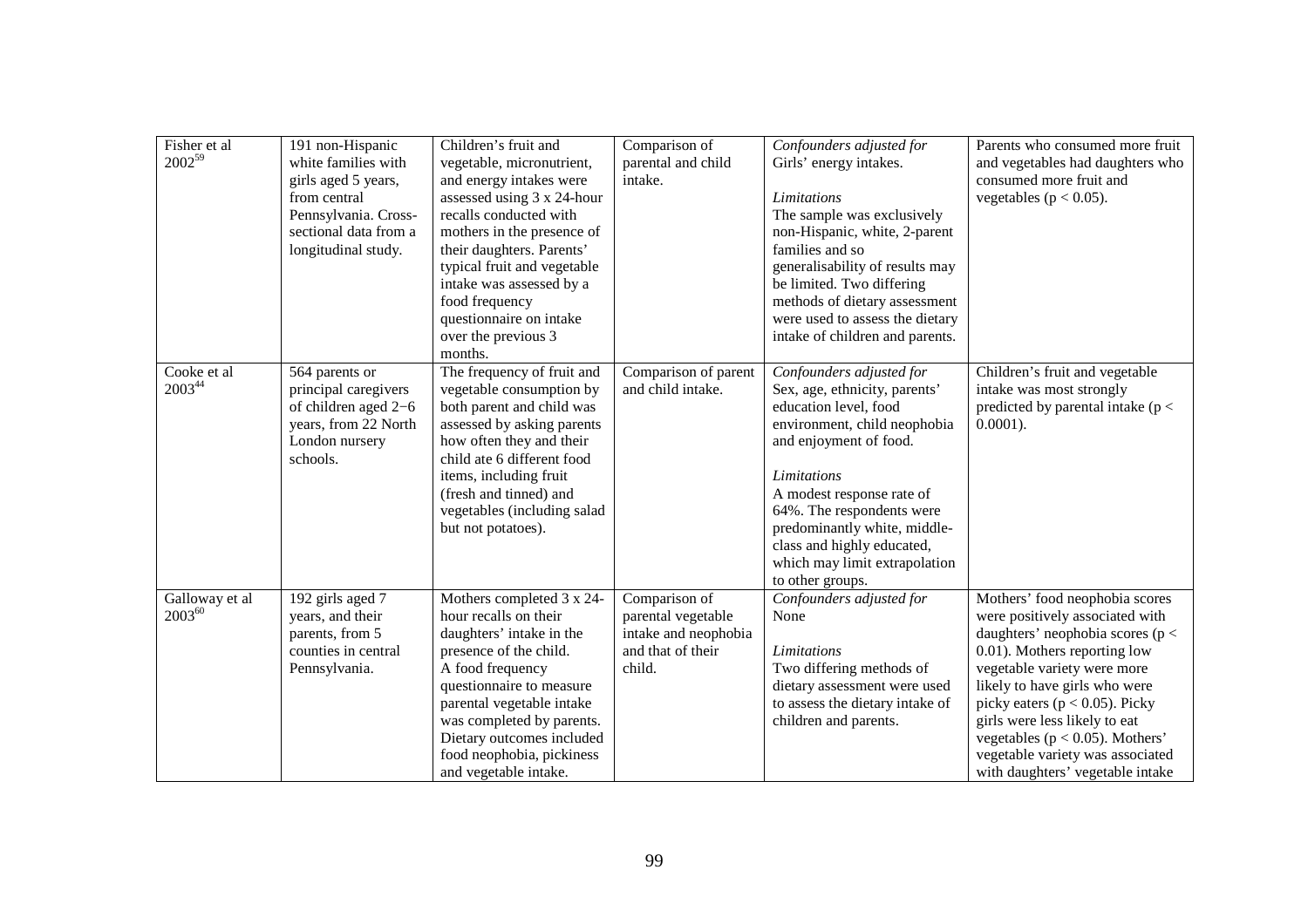| Fisher et al 2002[59] | 191 non-Hispanic white families with girls aged 5 years, from central Pennsylvania. Cross-sectional data from a longitudinal study. | Children's fruit and vegetable, micronutrient, and energy intakes were assessed using 3 x 24-hour recalls conducted with mothers in the presence of their daughters. Parents' typical fruit and vegetable intake was assessed by a food frequency questionnaire on intake over the previous 3 months. | Comparison of parental and child intake. | *Confounders adjusted for*<br>Girls' energy intakes.<br><br>*Limitations*<br>The sample was exclusively non-Hispanic, white, 2-parent families and so generalisability of results may be limited. Two differing methods of dietary assessment were used to assess the dietary intake of children and parents. | Parents who consumed more fruit and vegetables had daughters who consumed more fruit and vegetables ($p < 0.05$). |
|---|---|---|---|---|---|
| Cooke et al 2003[44] | 564 parents or principal caregivers of children aged 2−6 years, from 22 North London nursery schools. | The frequency of fruit and vegetable consumption by both parent and child was assessed by asking parents how often they and their child ate 6 different food items, including fruit (fresh and tinned) and vegetables (including salad but not potatoes). | Comparison of parent and child intake. | *Confounders adjusted for*<br>Sex, age, ethnicity, parents' education level, food environment, child neophobia and enjoyment of food.<br><br>*Limitations*<br>A modest response rate of 64%. The respondents were predominantly white, middle-class and highly educated, which may limit extrapolation to other groups. | Children's fruit and vegetable intake was most strongly predicted by parental intake ($p < 0.0001$). |
| Galloway et al 2003[60] | 192 girls aged 7 years, and their parents, from 5 counties in central Pennsylvania. | Mothers completed 3 x 24-hour recalls on their daughters' intake in the presence of the child.<br>A food frequency questionnaire to measure parental vegetable intake was completed by parents. Dietary outcomes included food neophobia, pickiness and vegetable intake. | Comparison of parental vegetable intake and neophobia and that of their child. | *Confounders adjusted for*<br>None<br><br>*Limitations*<br>Two differing methods of dietary assessment were used to assess the dietary intake of children and parents. | Mothers' food neophobia scores were positively associated with daughters' neophobia scores ($p < 0.01$). Mothers reporting low vegetable variety were more likely to have girls who were picky eaters ($p < 0.05$). Picky girls were less likely to eat vegetables ($p < 0.05$). Mothers' vegetable variety was associated with daughters' vegetable intake |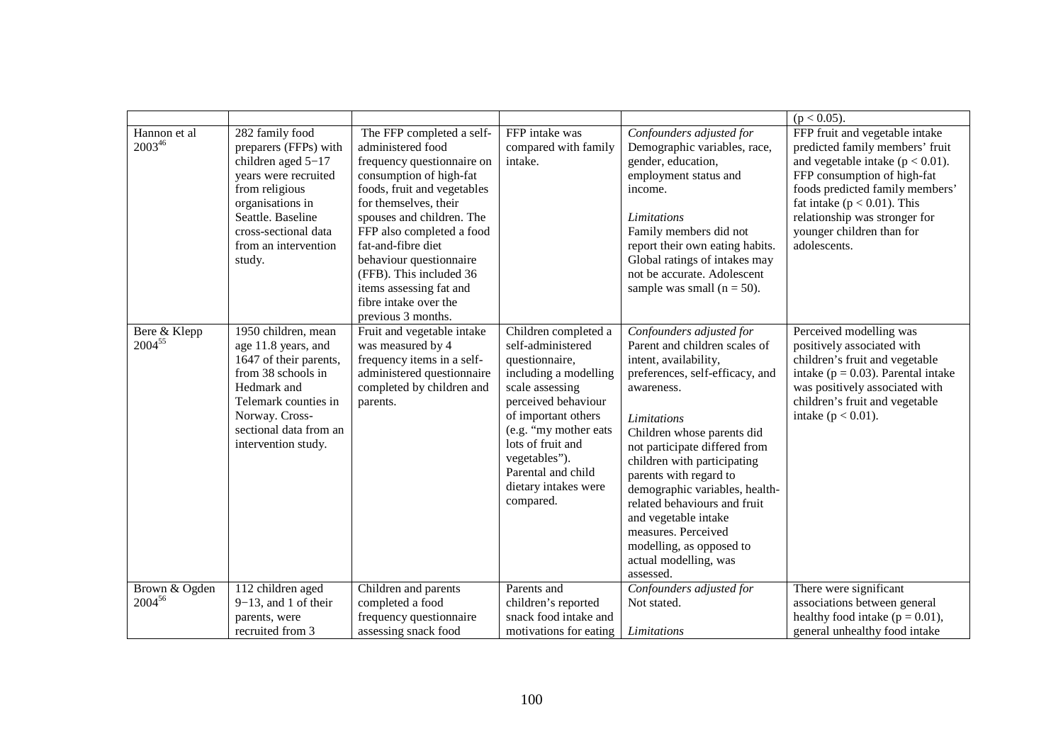| | | | | | |
|---|---|---|---|---|---|
| | | | | | ($p < 0.05$). |
| Hannon et al 2003[46] | 282 family food preparers (FFPs) with children aged 5−17 years were recruited from religious organisations in Seattle. Baseline cross-sectional data from an intervention study. | The FFP completed a self-administered food frequency questionnaire on consumption of high-fat foods, fruit and vegetables for themselves, their spouses and children. The FFP also completed a food fat-and-fibre diet behaviour questionnaire (FFB). This included 36 items assessing fat and fibre intake over the previous 3 months. | FFP intake was compared with family intake. | *Confounders adjusted for* Demographic variables, race, gender, education, employment status and income. *Limitations* Family members did not report their own eating habits. Global ratings of intakes may not be accurate. Adolescent sample was small ($n = 50$). | FFP fruit and vegetable intake predicted family members' fruit and vegetable intake ($p < 0.01$). FFP consumption of high-fat foods predicted family members' fat intake ($p < 0.01$). This relationship was stronger for younger children than for adolescents. |
| Bere & Klepp 2004[55] | 1950 children, mean age 11.8 years, and 1647 of their parents, from 38 schools in Hedmark and Telemark counties in Norway. Cross-sectional data from an intervention study. | Fruit and vegetable intake was measured by 4 frequency items in a self-administered questionnaire completed by children and parents. | Children completed a self-administered questionnaire, including a modelling scale assessing perceived behaviour of important others (e.g. "my mother eats lots of fruit and vegetables"). Parental and child dietary intakes were compared. | *Confounders adjusted for* Parent and children scales of intent, availability, preferences, self-efficacy, and awareness. *Limitations* Children whose parents did not participate differed from children with participating parents with regard to demographic variables, health-related behaviours and fruit and vegetable intake measures. Perceived modelling, as opposed to actual modelling, was assessed. | Perceived modelling was positively associated with children's fruit and vegetable intake ($p = 0.03$). Parental intake was positively associated with children's fruit and vegetable intake ($p < 0.01$). |
| Brown & Ogden 2004[56] | 112 children aged 9−13, and 1 of their parents, were recruited from 3 | Children and parents completed a food frequency questionnaire assessing snack food | Parents and children's reported snack food intake and motivations for eating | *Confounders adjusted for* Not stated. *Limitations* | There were significant associations between general healthy food intake ($p = 0.01$), general unhealthy food intake |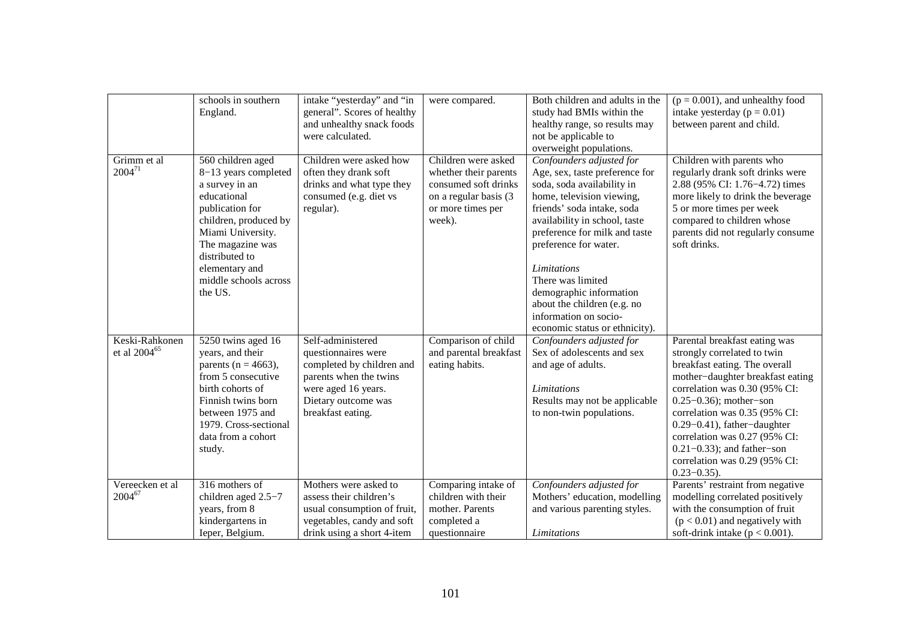| | schools in southern England. | intake "yesterday" and "in general". Scores of healthy and unhealthy snack foods were calculated. | were compared. | Both children and adults in the study had BMIs within the healthy range, so results may not be applicable to overweight populations. | ($p = 0.001$), and unhealthy food intake yesterday ($p = 0.01$) between parent and child. |
|---|---|---|---|---|---|
| Grimm et al 2004[71] | 560 children aged 8−13 years completed a survey in an educational publication for children, produced by Miami University. The magazine was distributed to elementary and middle schools across the US. | Children were asked how often they drank soft drinks and what type they consumed (e.g. diet vs regular). | Children were asked whether their parents consumed soft drinks on a regular basis (3 or more times per week). | *Confounders adjusted for* Age, sex, taste preference for soda, soda availability in home, television viewing, friends' soda intake, soda availability in school, taste preference for milk and taste preference for water. *Limitations* There was limited demographic information about the children (e.g. no information on socio-economic status or ethnicity). | Children with parents who regularly drank soft drinks were 2.88 (95% CI: 1.76−4.72) times more likely to drink the beverage 5 or more times per week compared to children whose parents did not regularly consume soft drinks. |
| Keski-Rahkonen et al 2004[65] | 5250 twins aged 16 years, and their parents (n = 4663), from 5 consecutive birth cohorts of Finnish twins born between 1975 and 1979. Cross-sectional data from a cohort study. | Self-administered questionnaires were completed by children and parents when the twins were aged 16 years. Dietary outcome was breakfast eating. | Comparison of child and parental breakfast eating habits. | *Confounders adjusted for* Sex of adolescents and sex and age of adults. *Limitations* Results may not be applicable to non-twin populations. | Parental breakfast eating was strongly correlated to twin breakfast eating. The overall mother−daughter breakfast eating correlation was 0.30 (95% CI: 0.25−0.36); mother−son correlation was 0.35 (95% CI: 0.29−0.41), father−daughter correlation was 0.27 (95% CI: 0.21−0.33); and father−son correlation was 0.29 (95% CI: 0.23−0.35). |
| Vereecken et al 2004[67] | 316 mothers of children aged 2.5−7 years, from 8 kindergartens in Ieper, Belgium. | Mothers were asked to assess their children's usual consumption of fruit, vegetables, candy and soft drink using a short 4-item | Comparing intake of children with their mother. Parents completed a questionnaire | *Confounders adjusted for* Mothers' education, modelling and various parenting styles. *Limitations* | Parents' restraint from negative modelling correlated positively with the consumption of fruit ($p < 0.01$) and negatively with soft-drink intake ($p < 0.001$). |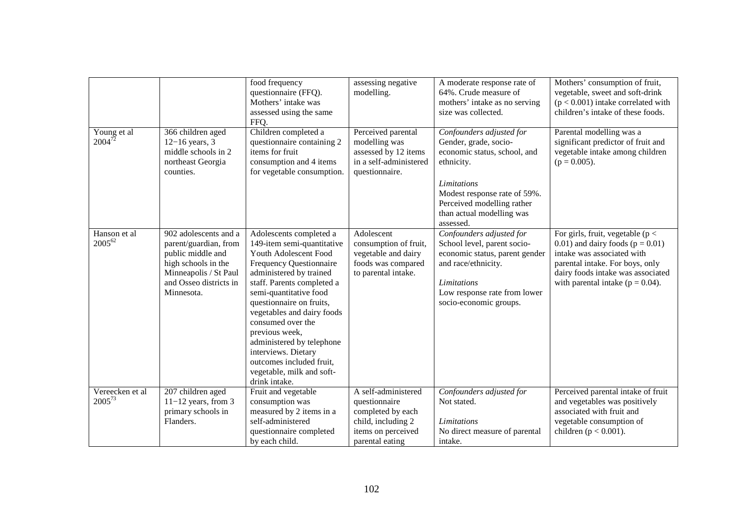|  |  | food frequency questionnaire (FFQ). Mothers' intake was assessed using the same FFQ. | assessing negative modelling. | A moderate response rate of 64%. Crude measure of mothers' intake as no serving size was collected. | Mothers' consumption of fruit, vegetable, sweet and soft-drink ($p < 0.001$) intake correlated with children's intake of these foods. |
|---|---|---|---|---|---|
| Young et al 2004[72] | 366 children aged 12−16 years, 3 middle schools in 2 northeast Georgia counties. | Children completed a questionnaire containing 2 items for fruit consumption and 4 items for vegetable consumption. | Perceived parental modelling was assessed by 12 items in a self-administered questionnaire. | *Confounders adjusted for* Gender, grade, socio-economic status, school, and ethnicity. *Limitations* Modest response rate of 59%. Perceived modelling rather than actual modelling was assessed. | Parental modelling was a significant predictor of fruit and vegetable intake among children ($p = 0.005$). |
| Hanson et al 2005[62] | 902 adolescents and a parent/guardian, from public middle and high schools in the Minneapolis / St Paul and Osseo districts in Minnesota. | Adolescents completed a 149-item semi-quantitative Youth Adolescent Food Frequency Questionnaire administered by trained staff. Parents completed a semi-quantitative food questionnaire on fruits, vegetables and dairy foods consumed over the previous week, administered by telephone interviews. Dietary outcomes included fruit, vegetable, milk and soft-drink intake. | Adolescent consumption of fruit, vegetable and dairy foods was compared to parental intake. | *Confounders adjusted for* School level, parent socio-economic status, parent gender and race/ethnicity. *Limitations* Low response rate from lower socio-economic groups. | For girls, fruit, vegetable ($p < 0.01$) and dairy foods ($p = 0.01$) intake was associated with parental intake. For boys, only dairy foods intake was associated with parental intake ($p = 0.04$). |
| Vereecken et al 2005[73] | 207 children aged 11−12 years, from 3 primary schools in Flanders. | Fruit and vegetable consumption was measured by 2 items in a self-administered questionnaire completed by each child. | A self-administered questionnaire completed by each child, including 2 items on perceived parental eating | *Confounders adjusted for* Not stated. *Limitations* No direct measure of parental intake. | Perceived parental intake of fruit and vegetables was positively associated with fruit and vegetable consumption of children ($p < 0.001$). |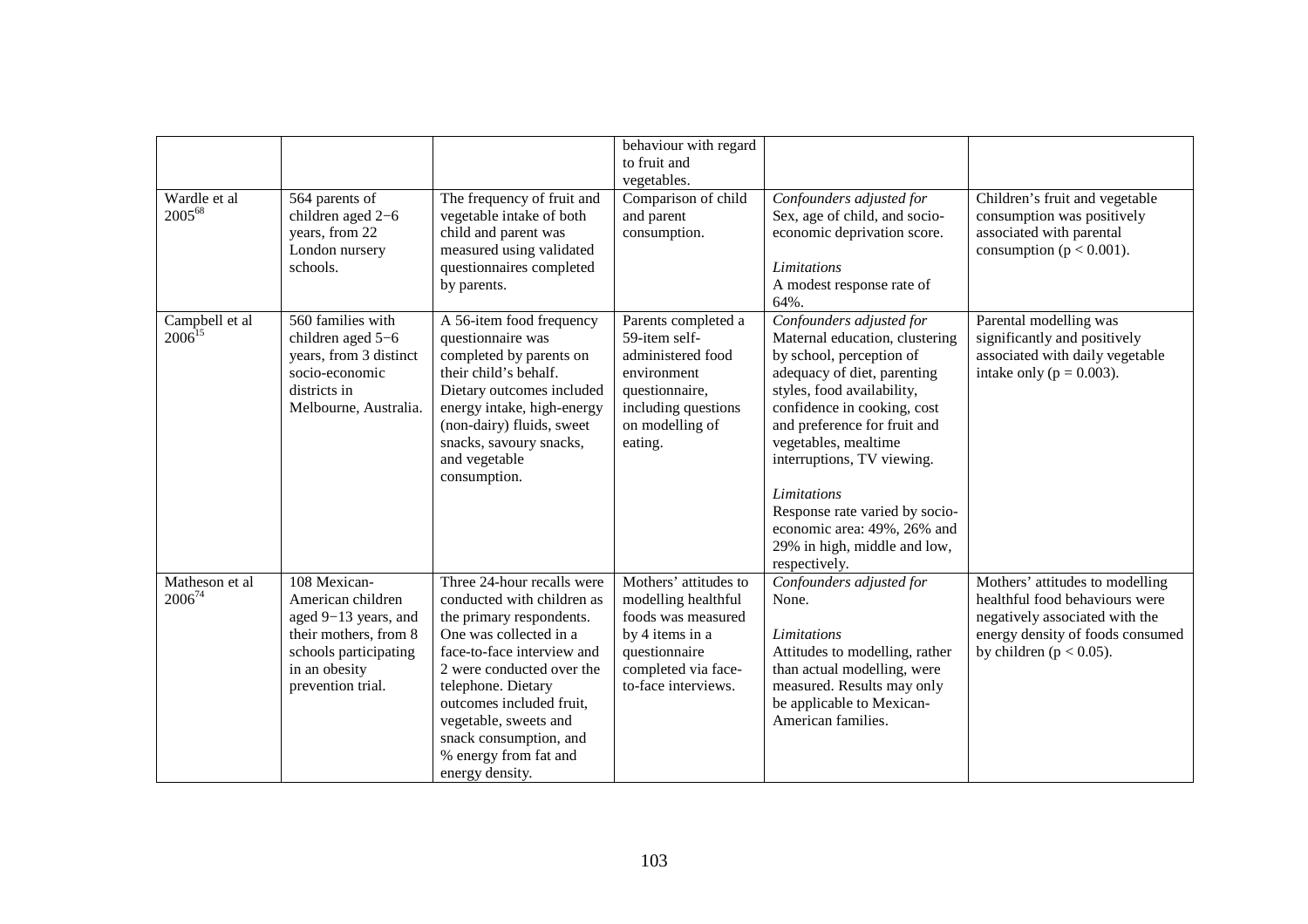| | | | behaviour with regard to fruit and vegetables. | | |
|---|---|---|---|---|---|
| Wardle et al 2005[68] | 564 parents of children aged 2−6 years, from 22 London nursery schools. | The frequency of fruit and vegetable intake of both child and parent was measured using validated questionnaires completed by parents. | Comparison of child and parent consumption. | *Confounders adjusted for* Sex, age of child, and socio-economic deprivation score. *Limitations* A modest response rate of 64%. | Children's fruit and vegetable consumption was positively associated with parental consumption ($p < 0.001$). |
| Campbell et al 2006[15] | 560 families with children aged 5−6 years, from 3 distinct socio-economic districts in Melbourne, Australia. | A 56-item food frequency questionnaire was completed by parents on their child's behalf. Dietary outcomes included energy intake, high-energy (non-dairy) fluids, sweet snacks, savoury snacks, and vegetable consumption. | Parents completed a 59-item self-administered food environment questionnaire, including questions on modelling of eating. | *Confounders adjusted for* Maternal education, clustering by school, perception of adequacy of diet, parenting styles, food availability, confidence in cooking, cost and preference for fruit and vegetables, mealtime interruptions, TV viewing. *Limitations* Response rate varied by socio-economic area: 49%, 26% and 29% in high, middle and low, respectively. | Parental modelling was significantly and positively associated with daily vegetable intake only ($p = 0.003$). |
| Matheson et al 2006[74] | 108 Mexican-American children aged 9−13 years, and their mothers, from 8 schools participating in an obesity prevention trial. | Three 24-hour recalls were conducted with children as the primary respondents. One was collected in a face-to-face interview and 2 were conducted over the telephone. Dietary outcomes included fruit, vegetable, sweets and snack consumption, and % energy from fat and energy density. | Mothers' attitudes to modelling healthful foods was measured by 4 items in a questionnaire completed via face-to-face interviews. | *Confounders adjusted for* None. *Limitations* Attitudes to modelling, rather than actual modelling, were measured. Results may only be applicable to Mexican-American families. | Mothers' attitudes to modelling healthful food behaviours were negatively associated with the energy density of foods consumed by children ($p < 0.05$). |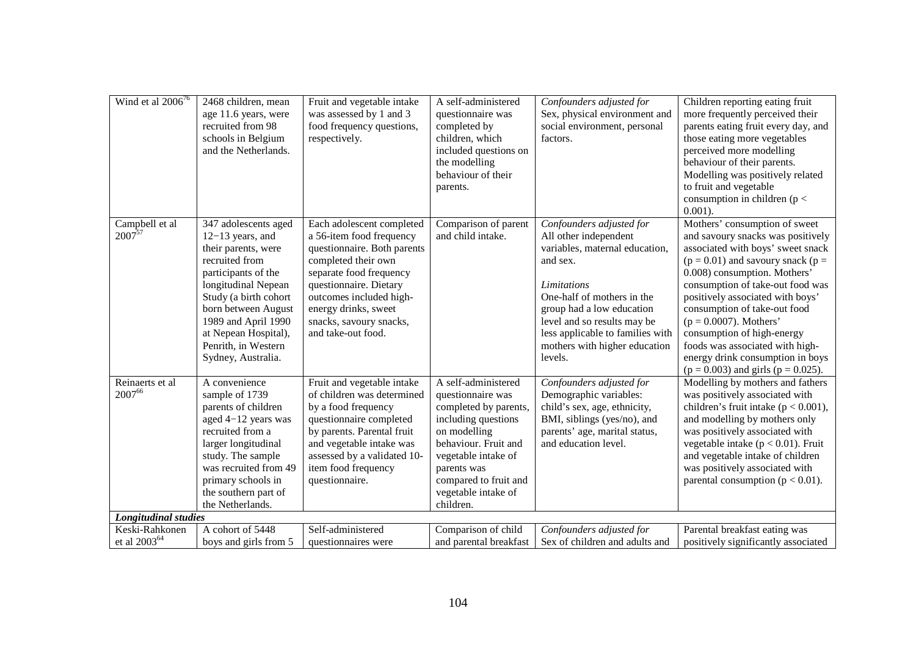| | | | | | |
|---|---|---|---|---|---|
| Wind et al 2006[76] | 2468 children, mean age 11.6 years, were recruited from 98 schools in Belgium and the Netherlands. | Fruit and vegetable intake was assessed by 1 and 3 food frequency questions, respectively. | A self-administered questionnaire was completed by children, which included questions on the modelling behaviour of their parents. | *Confounders adjusted for* Sex, physical environment and social environment, personal factors. | Children reporting eating fruit more frequently perceived their parents eating fruit every day, and those eating more vegetables perceived more modelling behaviour of their parents. Modelling was positively related to fruit and vegetable consumption in children ($p < 0.001$). |
| Campbell et al 2007[57] | 347 adolescents aged 12−13 years, and their parents, were recruited from participants of the longitudinal Nepean Study (a birth cohort born between August 1989 and April 1990 at Nepean Hospital), Penrith, in Western Sydney, Australia. | Each adolescent completed a 56-item food frequency questionnaire. Both parents completed their own separate food frequency questionnaire. Dietary outcomes included high-energy drinks, sweet snacks, savoury snacks, and take-out food. | Comparison of parent and child intake. | *Confounders adjusted for* All other independent variables, maternal education, and sex. <br><br> *Limitations* One-half of mothers in the group had a low education level and so results may be less applicable to families with mothers with higher education levels. | Mothers' consumption of sweet and savoury snacks was positively associated with boys' sweet snack ($p = 0.01$) and savoury snack ($p = 0.008$) consumption. Mothers' consumption of take-out food was positively associated with boys' consumption of take-out food ($p = 0.0007$). Mothers' consumption of high-energy foods was associated with high-energy drink consumption in boys ($p = 0.003$) and girls ($p = 0.025$). |
| Reinaerts et al 2007[66] | A convenience sample of 1739 parents of children aged 4−12 years was recruited from a larger longitudinal study. The sample was recruited from 49 primary schools in the southern part of the Netherlands. | Fruit and vegetable intake of children was determined by a food frequency questionnaire completed by parents. Parental fruit and vegetable intake was assessed by a validated 10-item food frequency questionnaire. | A self-administered questionnaire was completed by parents, including questions on modelling behaviour. Fruit and vegetable intake of parents was compared to fruit and vegetable intake of children. | *Confounders adjusted for* Demographic variables: child's sex, age, ethnicity, BMI, siblings (yes/no), and parents' age, marital status, and education level. | Modelling by mothers and fathers was positively associated with children's fruit intake ($p < 0.001$), and modelling by mothers only was positively associated with vegetable intake ($p < 0.01$). Fruit and vegetable intake of children was positively associated with parental consumption ($p < 0.01$). |
| ***Longitudinal studies*** | | | | | |
| Keski-Rahkonen et al 2003[64] | A cohort of 5448 boys and girls from 5 | Self-administered questionnaires were | Comparison of child and parental breakfast | *Confounders adjusted for* Sex of children and adults and | Parental breakfast eating was positively significantly associated |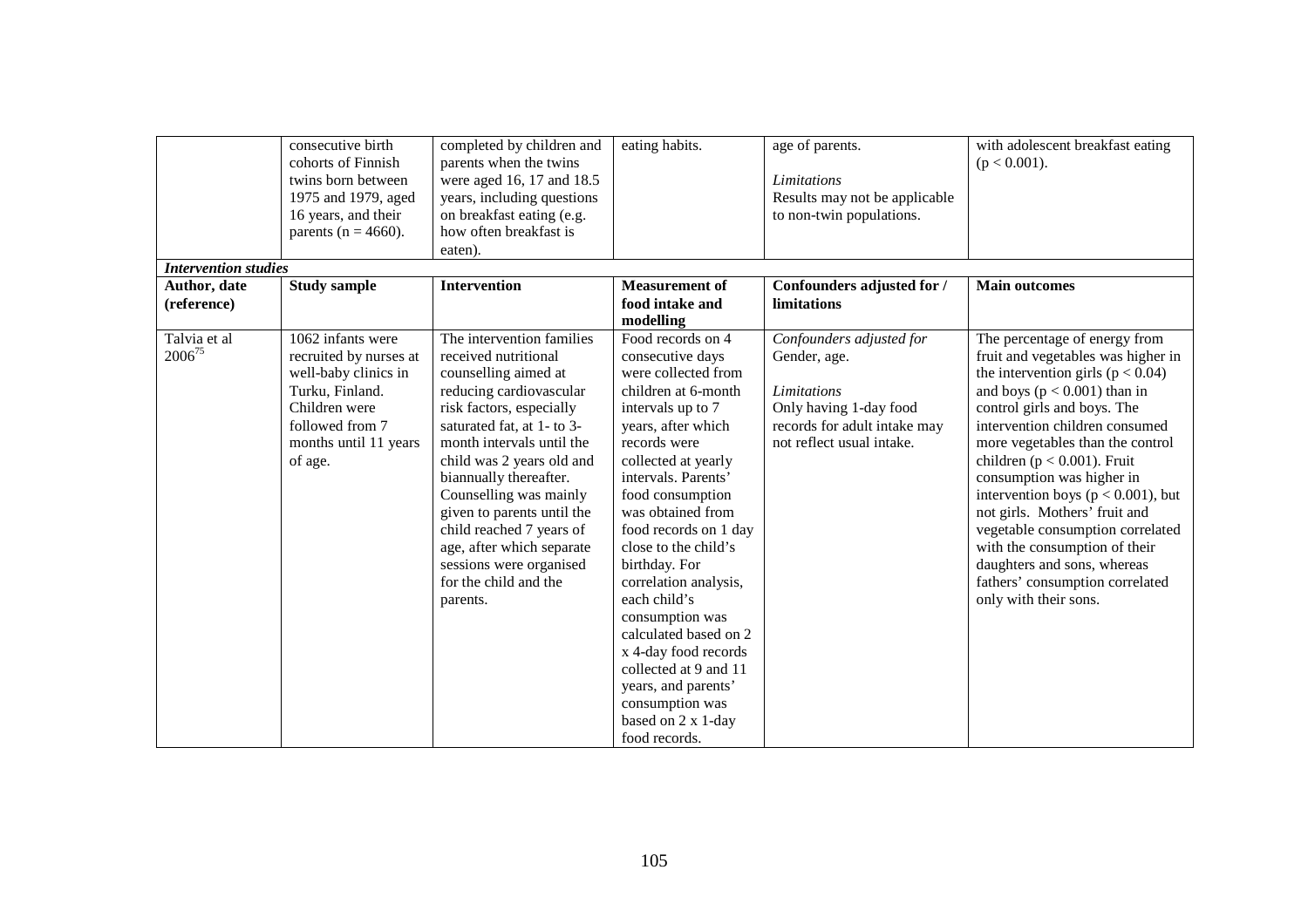|  | consecutive birth cohorts of Finnish twins born between 1975 and 1979, aged 16 years, and their parents (n = 4660). | completed by children and parents when the twins were aged 16, 17 and 18.5 years, including questions on breakfast eating (e.g. how often breakfast is eaten). | eating habits. | age of parents.<br><br>*Limitations*<br>Results may not be applicable to non-twin populations. | with adolescent breakfast eating ($p < 0.001$). |
|---|---|---|---|---|---|
| ***Intervention studies*** | | | | | |
| **Author, date (reference)** | **Study sample** | **Intervention** | **Measurement of food intake and modelling** | **Confounders adjusted for / limitations** | **Main outcomes** |
| Talvia et al 2006[75] | 1062 infants were recruited by nurses at well-baby clinics in Turku, Finland. Children were followed from 7 months until 11 years of age. | The intervention families received nutritional counselling aimed at reducing cardiovascular risk factors, especially saturated fat, at 1- to 3-month intervals until the child was 2 years old and biannually thereafter. Counselling was mainly given to parents until the child reached 7 years of age, after which separate sessions were organised for the child and the parents. | Food records on 4 consecutive days were collected from children at 6-month intervals up to 7 years, after which records were collected at yearly intervals. Parents' food consumption was obtained from food records on 1 day close to the child's birthday. For correlation analysis, each child's consumption was calculated based on 2 x 4-day food records collected at 9 and 11 years, and parents' consumption was based on 2 x 1-day food records. | *Confounders adjusted for*<br>Gender, age.<br><br>*Limitations*<br>Only having 1-day food records for adult intake may not reflect usual intake. | The percentage of energy from fruit and vegetables was higher in the intervention girls ($p < 0.04$) and boys ($p < 0.001$) than in control girls and boys. The intervention children consumed more vegetables than the control children ($p < 0.001$). Fruit consumption was higher in intervention boys ($p < 0.001$), but not girls. Mothers' fruit and vegetable consumption correlated with the consumption of their daughters and sons, whereas fathers' consumption correlated only with their sons. |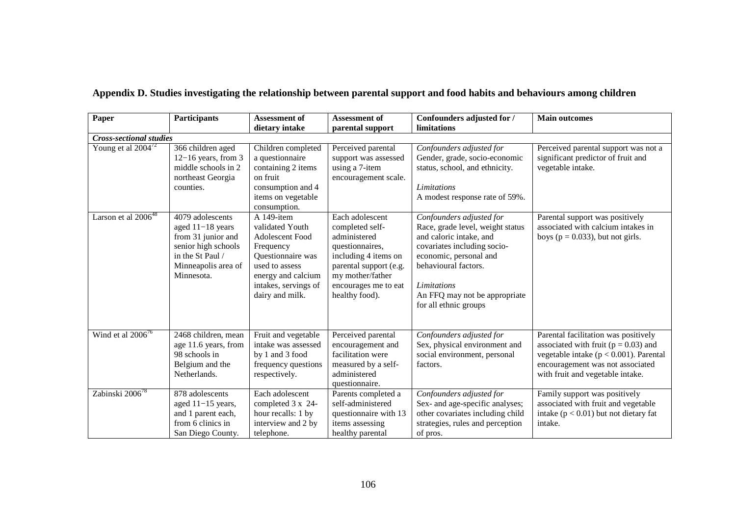## Appendix D. Studies investigating the relationship between parental support and food habits and behaviours among children

| Paper | Participants | Assessment of dietary intake | Assessment of parental support | Confounders adjusted for / limitations | Main outcomes |
|---|---|---|---|---|---|
| ***Cross-sectional studies*** | | | | | |
| Young et al 2004[72] | 366 children aged 12−16 years, from 3 middle schools in 2 northeast Georgia counties. | Children completed a questionnaire containing 2 items on fruit consumption and 4 items on vegetable consumption. | Perceived parental support was assessed using a 7-item encouragement scale. | *Confounders adjusted for* Gender, grade, socio-economic status, school, and ethnicity. *Limitations* A modest response rate of 59%. | Perceived parental support was not a significant predictor of fruit and vegetable intake. |
| Larson et al 2006[48] | 4079 adolescents aged 11−18 years from 31 junior and senior high schools in the St Paul / Minneapolis area of Minnesota. | A 149-item validated Youth Adolescent Food Frequency Questionnaire was used to assess energy and calcium intakes, servings of dairy and milk. | Each adolescent completed self-administered questionnaires, including 4 items on parental support (e.g. my mother/father encourages me to eat healthy food). | *Confounders adjusted for* Race, grade level, weight status and caloric intake, and covariates including socio-economic, personal and behavioural factors. *Limitations* An FFQ may not be appropriate for all ethnic groups | Parental support was positively associated with calcium intakes in boys ($p = 0.033$), but not girls. |
| Wind et al 2006[76] | 2468 children, mean age 11.6 years, from 98 schools in Belgium and the Netherlands. | Fruit and vegetable intake was assessed by 1 and 3 food frequency questions respectively. | Perceived parental encouragement and facilitation were measured by a self-administered questionnaire. | *Confounders adjusted for* Sex, physical environment and social environment, personal factors. | Parental facilitation was positively associated with fruit ($p = 0.03$) and vegetable intake ($p < 0.001$). Parental encouragement was not associated with fruit and vegetable intake. |
| Zabinski 2006[78] | 878 adolescents aged 11−15 years, and 1 parent each, from 6 clinics in San Diego County. | Each adolescent completed 3 x 24-hour recalls: 1 by interview and 2 by telephone. | Parents completed a self-administered questionnaire with 13 items assessing healthy parental | *Confounders adjusted for* Sex- and age-specific analyses; other covariates including child strategies, rules and perception of pros. | Family support was positively associated with fruit and vegetable intake ($p < 0.01$) but not dietary fat intake. |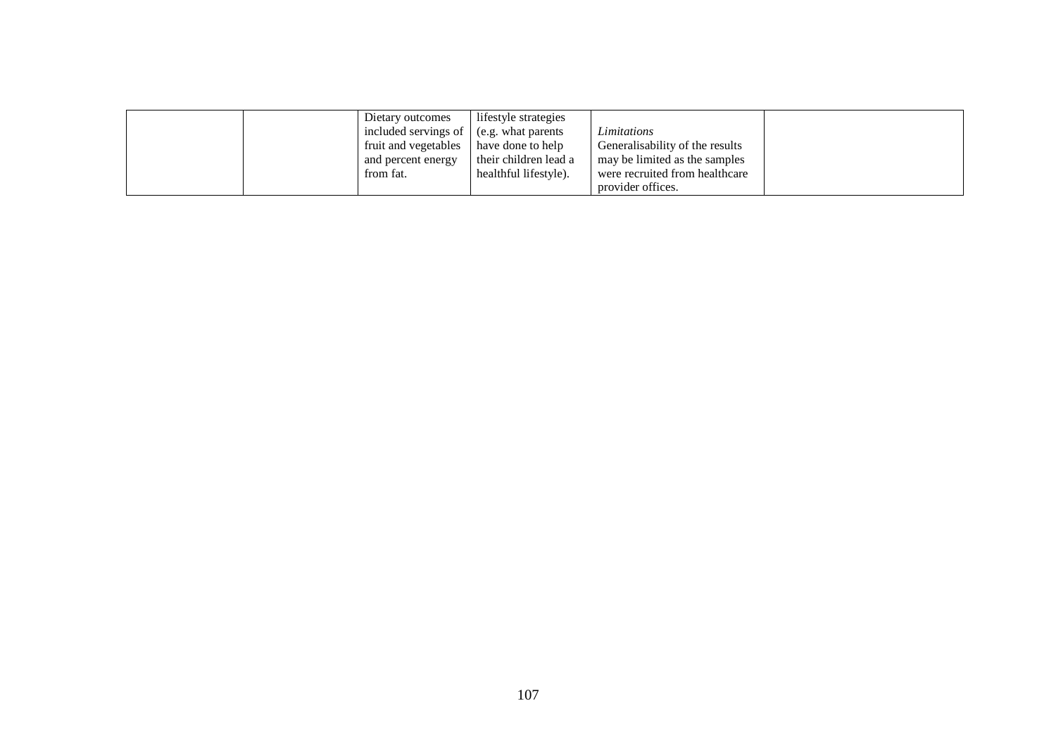| | | | | | |
|---|---|---|---|---|---|
| | | Dietary outcomes included servings of fruit and vegetables and percent energy from fat. | lifestyle strategies (e.g. what parents have done to help their children lead a healthful lifestyle). | *Limitations* Generalisability of the results may be limited as the samples were recruited from healthcare provider offices. | |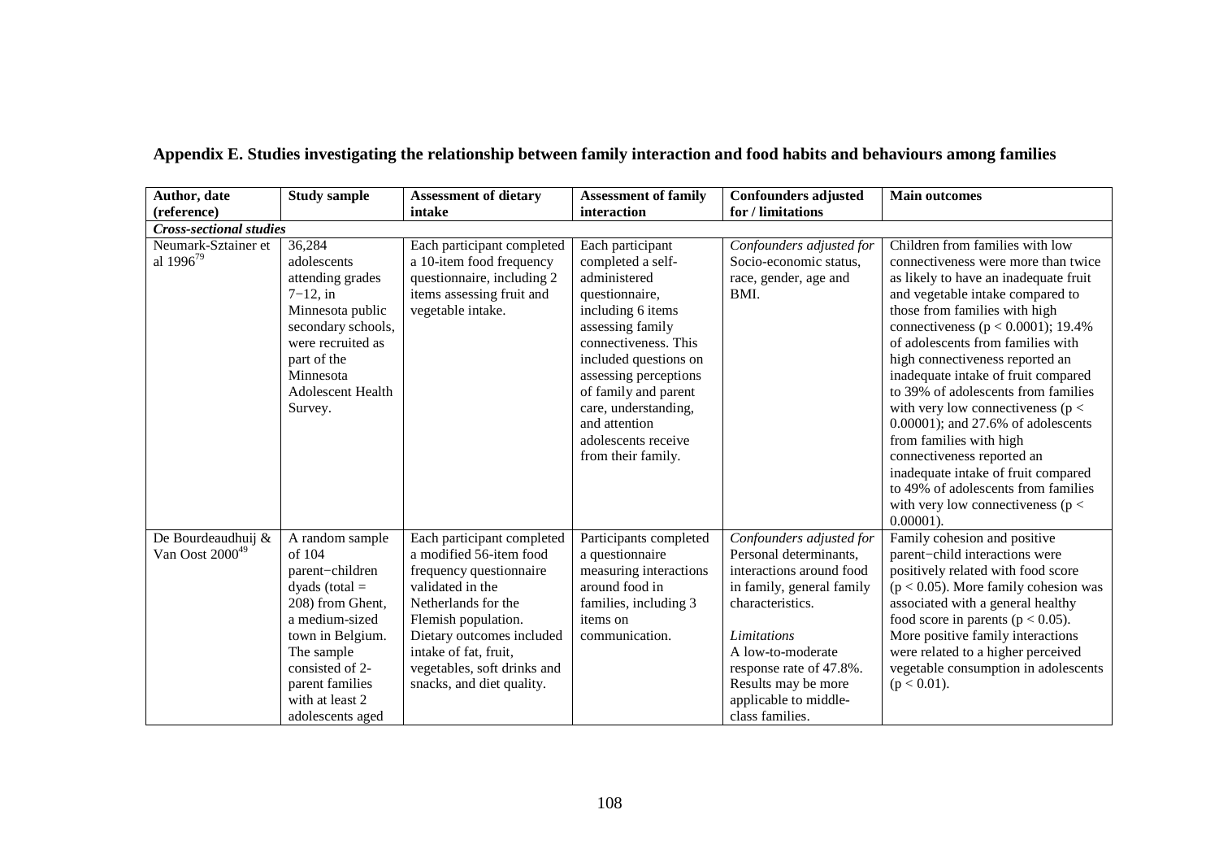## Appendix E. Studies investigating the relationship between family interaction and food habits and behaviours among families

| Author, date (reference) | Study sample | Assessment of dietary intake | Assessment of family interaction | Confounders adjusted for / limitations | Main outcomes |
|---|---|---|---|---|---|
| ***Cross-sectional studies*** | | | | | |
| Neumark-Sztainer et al 1996[79] | 36,284 adolescents attending grades 7−12, in Minnesota public secondary schools, were recruited as part of the Minnesota Adolescent Health Survey. | Each participant completed a 10-item food frequency questionnaire, including 2 items assessing fruit and vegetable intake. | Each participant completed a self-administered questionnaire, including 6 items assessing family connectiveness. This included questions on assessing perceptions of family and parent care, understanding, and attention adolescents receive from their family. | *Confounders adjusted for* Socio-economic status, race, gender, age and BMI. | Children from families with low connectiveness were more than twice as likely to have an inadequate fruit and vegetable intake compared to those from families with high connectiveness ($p < 0.0001$); 19.4% of adolescents from families with high connectiveness reported an inadequate intake of fruit compared to 39% of adolescents from families with very low connectiveness ($p < 0.00001$); and 27.6% of adolescents from families with high connectiveness reported an inadequate intake of fruit compared to 49% of adolescents from families with very low connectiveness ($p < 0.00001$). |
| De Bourdeaudhuij & Van Oost 2000[49] | A random sample of 104 parent−children dyads (total = 208) from Ghent, a medium-sized town in Belgium. The sample consisted of 2-parent families with at least 2 adolescents aged | Each participant completed a modified 56-item food frequency questionnaire validated in the Netherlands for the Flemish population. Dietary outcomes included intake of fat, fruit, vegetables, soft drinks and snacks, and diet quality. | Participants completed a questionnaire measuring interactions around food in families, including 3 items on communication. | *Confounders adjusted for* Personal determinants, interactions around food in family, general family characteristics.<br><br>*Limitations* A low-to-moderate response rate of 47.8%. Results may be more applicable to middle-class families. | Family cohesion and positive parent−child interactions were positively related with food score ($p < 0.05$). More family cohesion was associated with a general healthy food score in parents ($p < 0.05$). More positive family interactions were related to a higher perceived vegetable consumption in adolescents ($p < 0.01$). |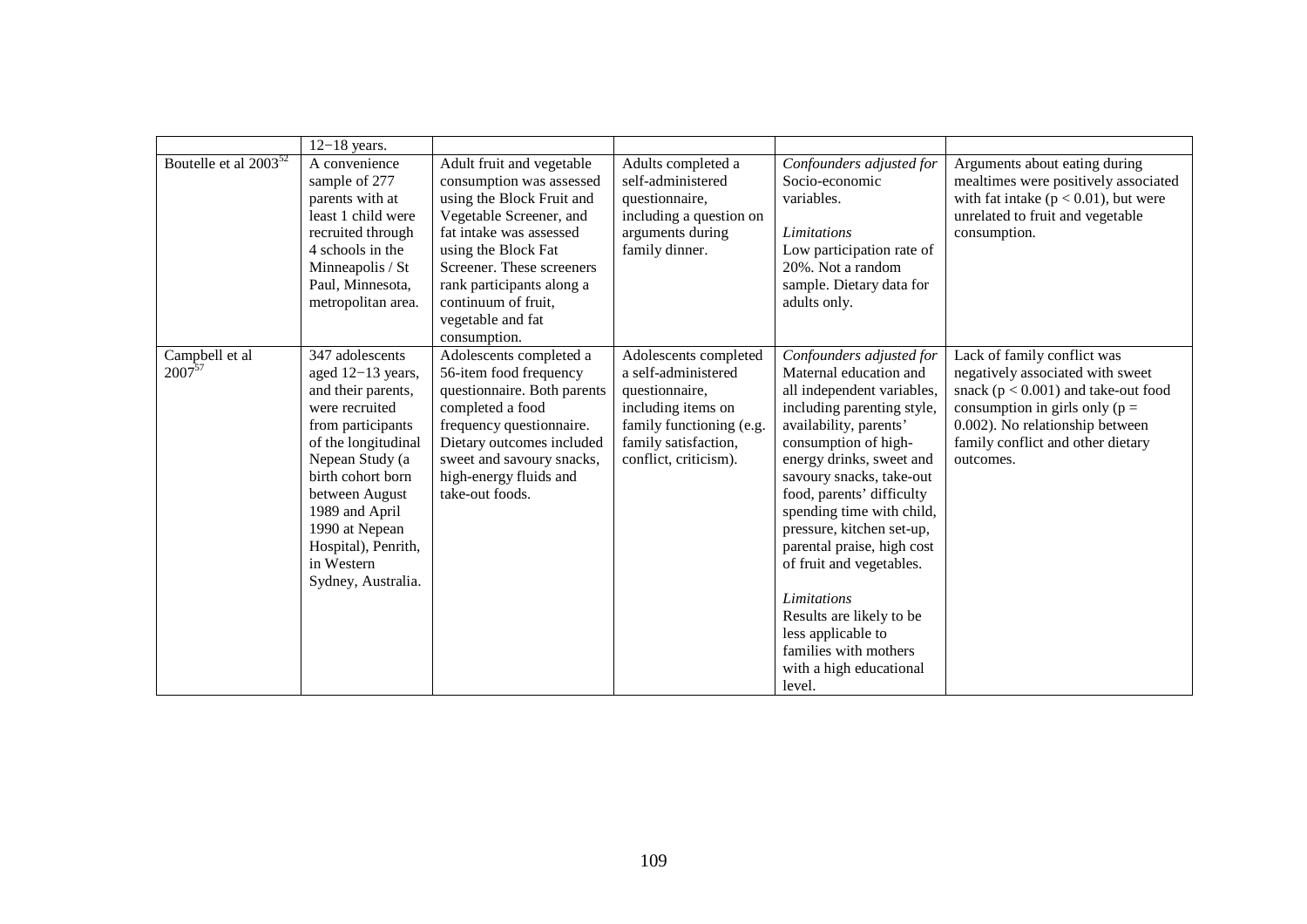| | | | | | |
|---|---|---|---|---|---|
| | 12−18 years. | | | | |
| Boutelle et al 2003[52] | A convenience sample of 277 parents with at least 1 child were recruited through 4 schools in the Minneapolis / St Paul, Minnesota, metropolitan area. | Adult fruit and vegetable consumption was assessed using the Block Fruit and Vegetable Screener, and fat intake was assessed using the Block Fat Screener. These screeners rank participants along a continuum of fruit, vegetable and fat consumption. | Adults completed a self-administered questionnaire, including a question on arguments during family dinner. | *Confounders adjusted for* Socio-economic variables. *Limitations* Low participation rate of 20%. Not a random sample. Dietary data for adults only. | Arguments about eating during mealtimes were positively associated with fat intake ($p < 0.01$), but were unrelated to fruit and vegetable consumption. |
| Campbell et al 2007[57] | 347 adolescents aged 12−13 years, and their parents, were recruited from participants of the longitudinal Nepean Study (a birth cohort born between August 1989 and April 1990 at Nepean Hospital), Penrith, in Western Sydney, Australia. | Adolescents completed a 56-item food frequency questionnaire. Both parents completed a food frequency questionnaire. Dietary outcomes included sweet and savoury snacks, high-energy fluids and take-out foods. | Adolescents completed a self-administered questionnaire, including items on family functioning (e.g. family satisfaction, conflict, criticism). | *Confounders adjusted for* Maternal education and all independent variables, including parenting style, availability, parents' consumption of high-energy drinks, sweet and savoury snacks, take-out food, parents' difficulty spending time with child, pressure, kitchen set-up, parental praise, high cost of fruit and vegetables. *Limitations* Results are likely to be less applicable to families with mothers with a high educational level. | Lack of family conflict was negatively associated with sweet snack ($p < 0.001$) and take-out food consumption in girls only ($p = 0.002$). No relationship between family conflict and other dietary outcomes. |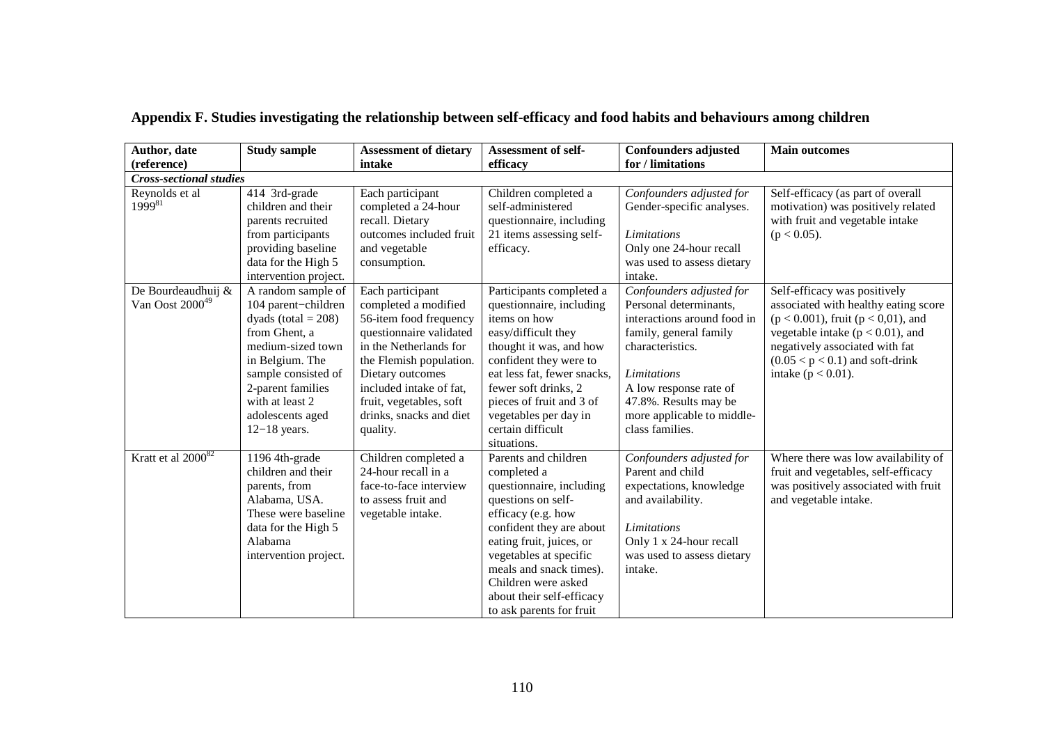## Appendix F. Studies investigating the relationship between self-efficacy and food habits and behaviours among children

| Author, date (reference) | Study sample | Assessment of dietary intake | Assessment of self-efficacy | Confounders adjusted for / limitations | Main outcomes |
|---|---|---|---|---|---|
| ***Cross-sectional studies*** | | | | | |
| Reynolds et al 1999[81] | 414 3rd-grade children and their parents recruited from participants providing baseline data for the High 5 intervention project. | Each participant completed a 24-hour recall. Dietary outcomes included fruit and vegetable consumption. | Children completed a self-administered questionnaire, including 21 items assessing self-efficacy. | *Confounders adjusted for* Gender-specific analyses. *Limitations* Only one 24-hour recall was used to assess dietary intake. | Self-efficacy (as part of overall motivation) was positively related with fruit and vegetable intake ($p < 0.05$). |
| De Bourdeaudhuij & Van Oost 2000[49] | A random sample of 104 parent−children dyads (total = 208) from Ghent, a medium-sized town in Belgium. The sample consisted of 2-parent families with at least 2 adolescents aged 12−18 years. | Each participant completed a modified 56-item food frequency questionnaire validated in the Netherlands for the Flemish population. Dietary outcomes included intake of fat, fruit, vegetables, soft drinks, snacks and diet quality. | Participants completed a questionnaire, including items on how easy/difficult they thought it was, and how confident they were to eat less fat, fewer snacks, fewer soft drinks, 2 pieces of fruit and 3 of vegetables per day in certain difficult situations. | *Confounders adjusted for* Personal determinants, interactions around food in family, general family characteristics. *Limitations* A low response rate of 47.8%. Results may be more applicable to middle-class families. | Self-efficacy was positively associated with healthy eating score ($p < 0.001$), fruit ($p < 0,01$), and vegetable intake ($p < 0.01$), and negatively associated with fat ($0.05 < p < 0.1$) and soft-drink intake ($p < 0.01$). |
| Kratt et al 2000[82] | 1196 4th-grade children and their parents, from Alabama, USA. These were baseline data for the High 5 Alabama intervention project. | Children completed a 24-hour recall in a face-to-face interview to assess fruit and vegetable intake. | Parents and children completed a questionnaire, including questions on self-efficacy (e.g. how confident they are about eating fruit, juices, or vegetables at specific meals and snack times). Children were asked about their self-efficacy to ask parents for fruit | *Confounders adjusted for* Parent and child expectations, knowledge and availability. *Limitations* Only 1 x 24-hour recall was used to assess dietary intake. | Where there was low availability of fruit and vegetables, self-efficacy was positively associated with fruit and vegetable intake. |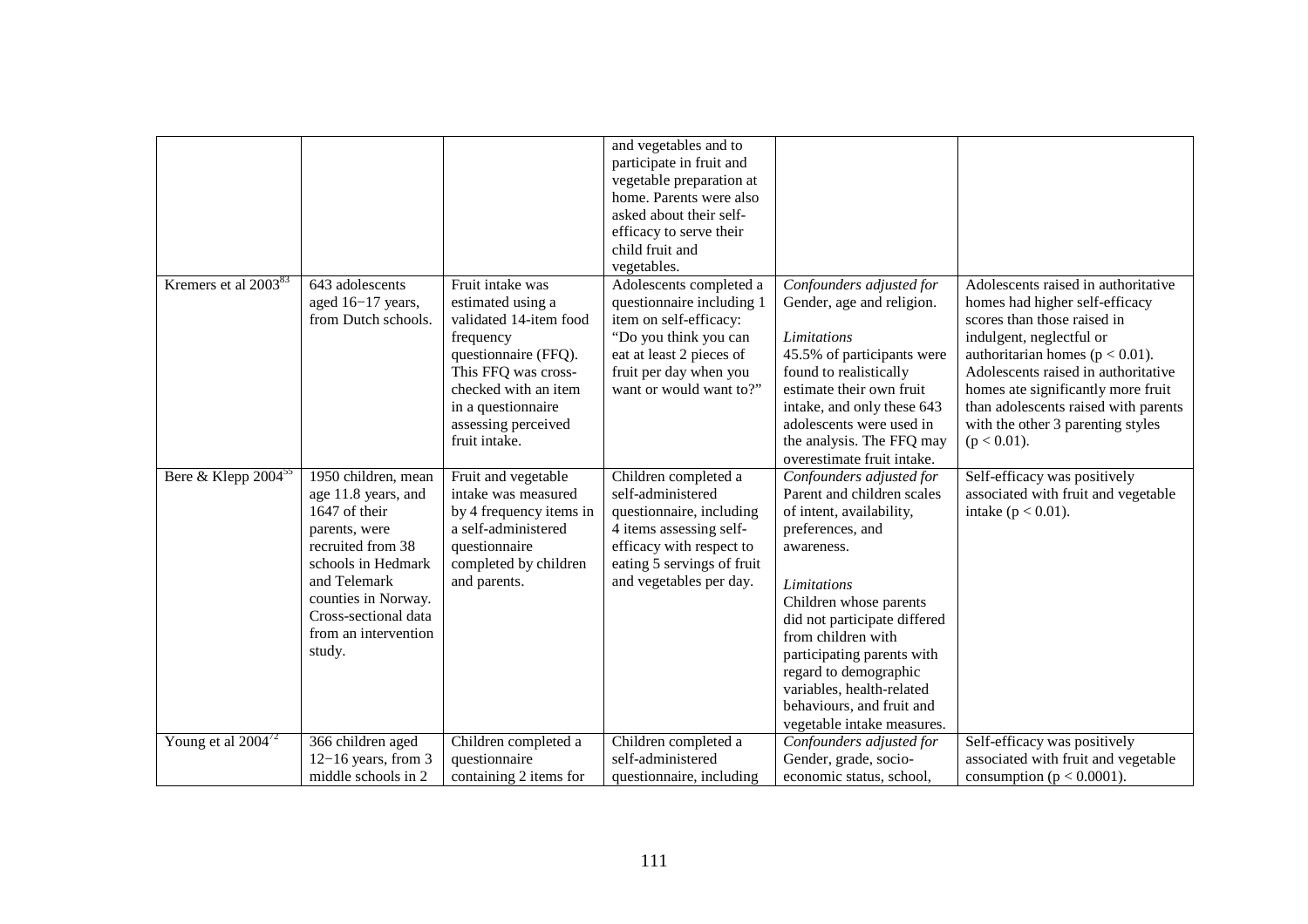| | | | and vegetables and to participate in fruit and vegetable preparation at home. Parents were also asked about their self-efficacy to serve their child fruit and vegetables. | | |
|---|---|---|---|---|---|
| Kremers et al 2003[83] | 643 adolescents aged 16−17 years, from Dutch schools. | Fruit intake was estimated using a validated 14-item food frequency questionnaire (FFQ). This FFQ was cross-checked with an item in a questionnaire assessing perceived fruit intake. | Adolescents completed a questionnaire including 1 item on self-efficacy: "Do you think you can eat at least 2 pieces of fruit per day when you want or would want to?" | *Confounders adjusted for* Gender, age and religion. *Limitations* 45.5% of participants were found to realistically estimate their own fruit intake, and only these 643 adolescents were used in the analysis. The FFQ may overestimate fruit intake. | Adolescents raised in authoritative homes had higher self-efficacy scores than those raised in indulgent, neglectful or authoritarian homes ($p < 0.01$). Adolescents raised in authoritative homes ate significantly more fruit than adolescents raised with parents with the other 3 parenting styles ($p < 0.01$). |
| Bere & Klepp 2004[55] | 1950 children, mean age 11.8 years, and 1647 of their parents, were recruited from 38 schools in Hedmark and Telemark counties in Norway. Cross-sectional data from an intervention study. | Fruit and vegetable intake was measured by 4 frequency items in a self-administered questionnaire completed by children and parents. | Children completed a self-administered questionnaire, including 4 items assessing self-efficacy with respect to eating 5 servings of fruit and vegetables per day. | *Confounders adjusted for* Parent and children scales of intent, availability, preferences, and awareness. *Limitations* Children whose parents did not participate differed from children with participating parents with regard to demographic variables, health-related behaviours, and fruit and vegetable intake measures. | Self-efficacy was positively associated with fruit and vegetable intake ($p < 0.01$). |
| Young et al 2004[72] | 366 children aged 12−16 years, from 3 middle schools in 2 | Children completed a questionnaire containing 2 items for | Children completed a self-administered questionnaire, including | *Confounders adjusted for* Gender, grade, socio-economic status, school, | Self-efficacy was positively associated with fruit and vegetable consumption ($p < 0.0001$). |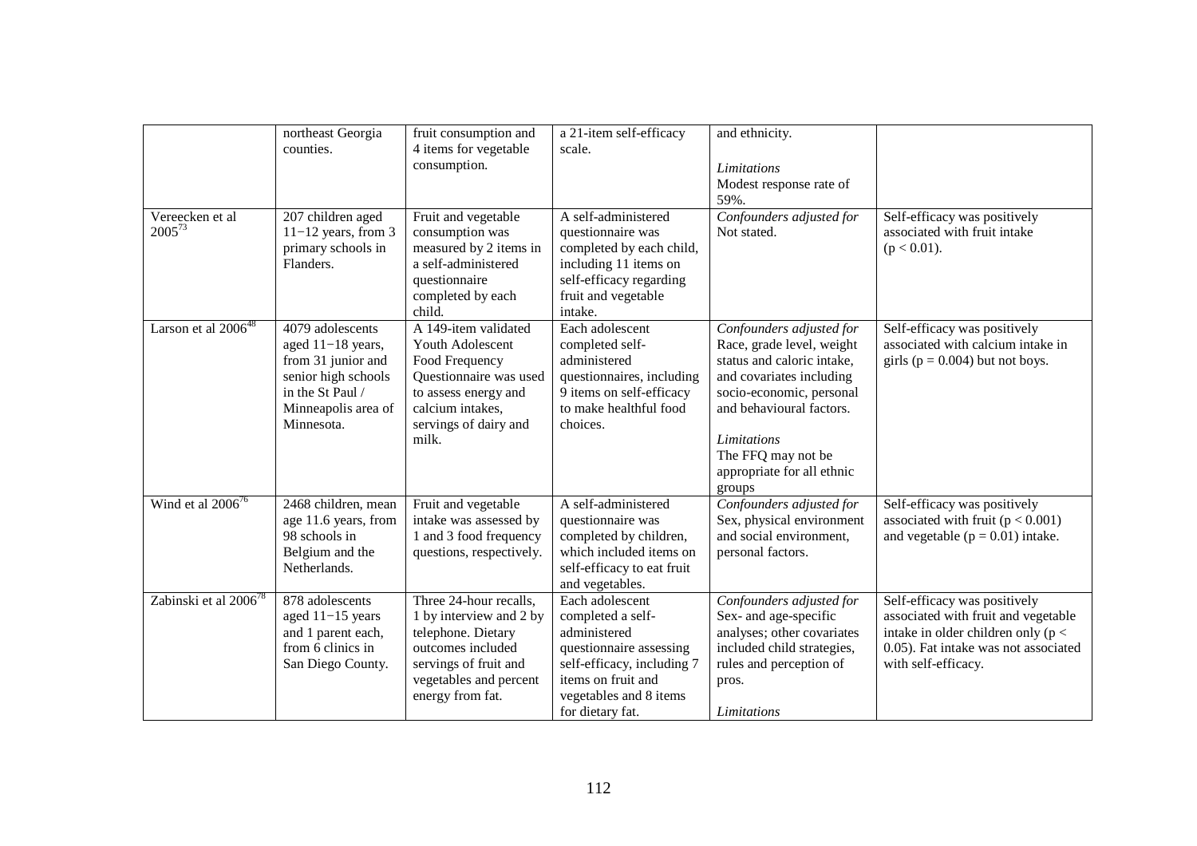| | | | | | |
|---|---|---|---|---|---|
| | northeast Georgia counties. | fruit consumption and 4 items for vegetable consumption. | a 21-item self-efficacy scale. | and ethnicity.<br><br>*Limitations*<br>Modest response rate of 59%. | |
| Vereecken et al 2005[73] | 207 children aged 11−12 years, from 3 primary schools in Flanders. | Fruit and vegetable consumption was measured by 2 items in a self-administered questionnaire completed by each child. | A self-administered questionnaire was completed by each child, including 11 items on self-efficacy regarding fruit and vegetable intake. | *Confounders adjusted for*<br>Not stated. | Self-efficacy was positively associated with fruit intake ($p < 0.01$). |
| Larson et al 2006[48] | 4079 adolescents aged 11−18 years, from 31 junior and senior high schools in the St Paul / Minneapolis area of Minnesota. | A 149-item validated Youth Adolescent Food Frequency Questionnaire was used to assess energy and calcium intakes, servings of dairy and milk. | Each adolescent completed self-administered questionnaires, including 9 items on self-efficacy to make healthful food choices. | *Confounders adjusted for*<br>Race, grade level, weight status and caloric intake, and covariates including socio-economic, personal and behavioural factors.<br><br>*Limitations*<br>The FFQ may not be appropriate for all ethnic groups | Self-efficacy was positively associated with calcium intake in girls ($p = 0.004$) but not boys. |
| Wind et al 2006[76] | 2468 children, mean age 11.6 years, from 98 schools in Belgium and the Netherlands. | Fruit and vegetable intake was assessed by 1 and 3 food frequency questions, respectively. | A self-administered questionnaire was completed by children, which included items on self-efficacy to eat fruit and vegetables. | *Confounders adjusted for*<br>Sex, physical environment and social environment, personal factors. | Self-efficacy was positively associated with fruit ($p < 0.001$) and vegetable ($p = 0.01$) intake. |
| Zabinski et al 2006[78] | 878 adolescents aged 11−15 years and 1 parent each, from 6 clinics in San Diego County. | Three 24-hour recalls, 1 by interview and 2 by telephone. Dietary outcomes included servings of fruit and vegetables and percent energy from fat. | Each adolescent completed a self-administered questionnaire assessing self-efficacy, including 7 items on fruit and vegetables and 8 items for dietary fat. | *Confounders adjusted for*<br>Sex- and age-specific analyses; other covariates included child strategies, rules and perception of pros.<br><br>*Limitations* | Self-efficacy was positively associated with fruit and vegetable intake in older children only ($p < 0.05$). Fat intake was not associated with self-efficacy. |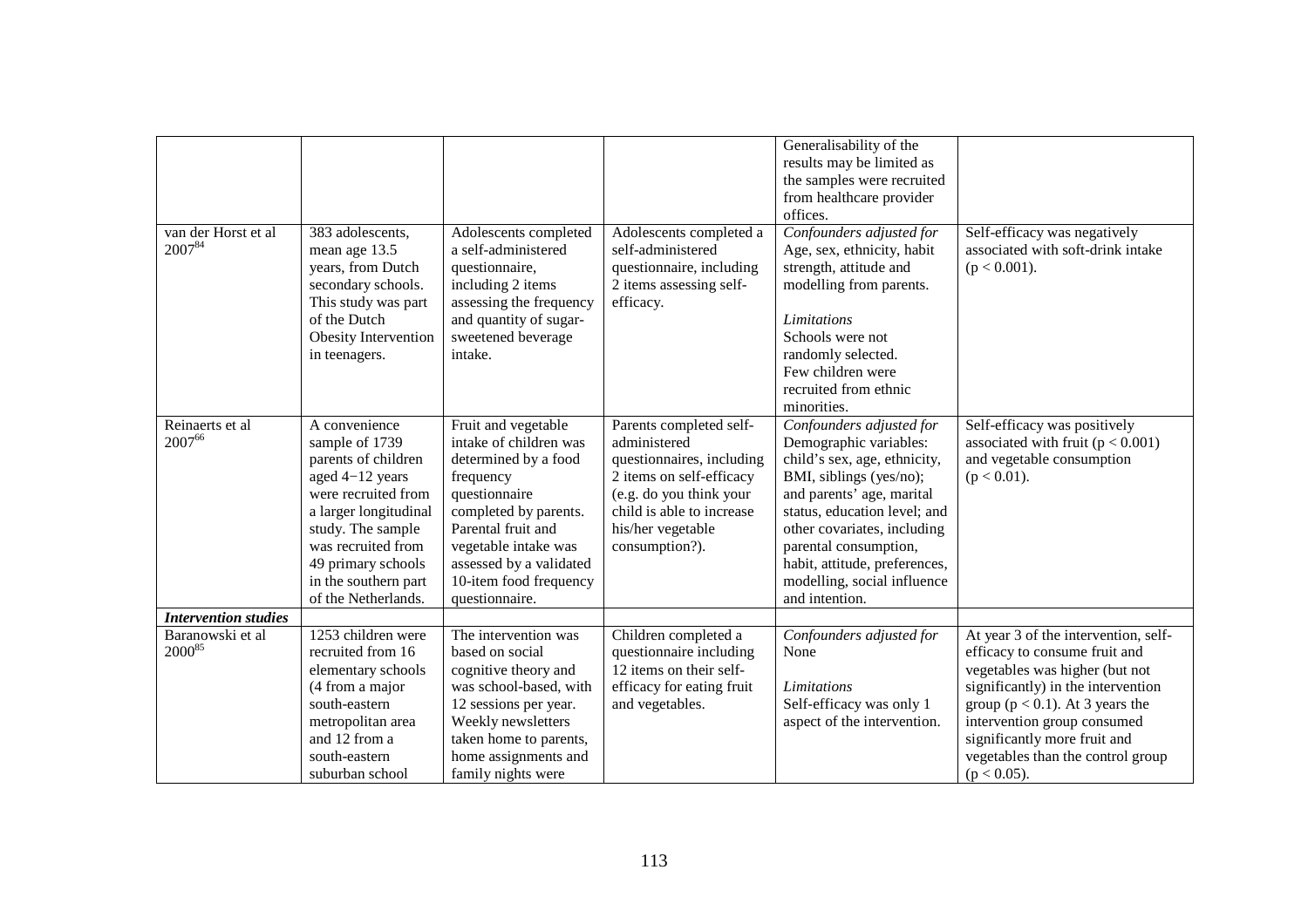| | | | | | |
|---|---|---|---|---|---|
| | | | | Generalisability of the results may be limited as the samples were recruited from healthcare provider offices. | |
| van der Horst et al 2007[84] | 383 adolescents, mean age 13.5 years, from Dutch secondary schools. This study was part of the Dutch Obesity Intervention in teenagers. | Adolescents completed a self-administered questionnaire, including 2 items assessing the frequency and quantity of sugar-sweetened beverage intake. | Adolescents completed a self-administered questionnaire, including 2 items assessing self-efficacy. | *Confounders adjusted for* Age, sex, ethnicity, habit strength, attitude and modelling from parents. <br><br> *Limitations* Schools were not randomly selected. Few children were recruited from ethnic minorities. | Self-efficacy was negatively associated with soft-drink intake ($p < 0.001$). |
| Reinaerts et al 2007[66] | A convenience sample of 1739 parents of children aged 4−12 years were recruited from a larger longitudinal study. The sample was recruited from 49 primary schools in the southern part of the Netherlands. | Fruit and vegetable intake of children was determined by a food frequency questionnaire completed by parents. Parental fruit and vegetable intake was assessed by a validated 10-item food frequency questionnaire. | Parents completed self-administered questionnaires, including 2 items on self-efficacy (e.g. do you think your child is able to increase his/her vegetable consumption?). | *Confounders adjusted for* Demographic variables: child's sex, age, ethnicity, BMI, siblings (yes/no); and parents' age, marital status, education level; and other covariates, including parental consumption, habit, attitude, preferences, modelling, social influence and intention. | Self-efficacy was positively associated with fruit ($p < 0.001$) and vegetable consumption ($p < 0.01$). |
| ***Intervention studies*** | | | | | |
| Baranowski et al 2000[85] | 1253 children were recruited from 16 elementary schools (4 from a major south-eastern metropolitan area and 12 from a south-eastern suburban school | The intervention was based on social cognitive theory and was school-based, with 12 sessions per year. Weekly newsletters taken home to parents, home assignments and family nights were | Children completed a questionnaire including 12 items on their self-efficacy for eating fruit and vegetables. | *Confounders adjusted for* None <br><br> *Limitations* Self-efficacy was only 1 aspect of the intervention. | At year 3 of the intervention, self-efficacy to consume fruit and vegetables was higher (but not significantly) in the intervention group ($p < 0.1$). At 3 years the intervention group consumed significantly more fruit and vegetables than the control group ($p < 0.05$). |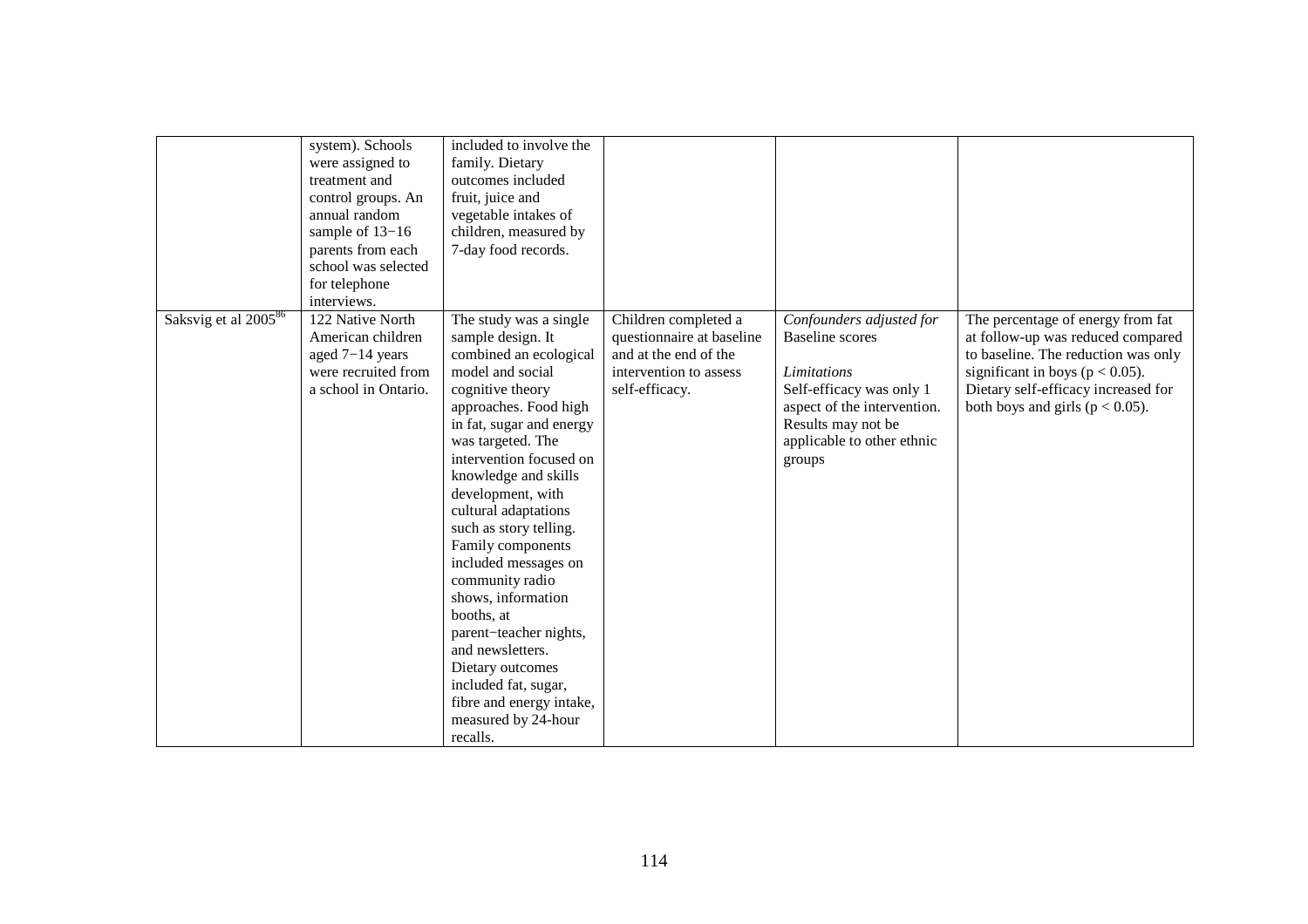| | | | | | |
|---|---|---|---|---|---|
| | system). Schools were assigned to treatment and control groups. An annual random sample of 13−16 parents from each school was selected for telephone interviews. | included to involve the family. Dietary outcomes included fruit, juice and vegetable intakes of children, measured by 7-day food records. | | | |
| Saksvig et al 2005[86] | 122 Native North American children aged 7−14 years were recruited from a school in Ontario. | The study was a single sample design. It combined an ecological model and social cognitive theory approaches. Food high in fat, sugar and energy was targeted. The intervention focused on knowledge and skills development, with cultural adaptations such as story telling. Family components included messages on community radio shows, information booths, at parent−teacher nights, and newsletters. Dietary outcomes included fat, sugar, fibre and energy intake, measured by 24-hour recalls. | Children completed a questionnaire at baseline and at the end of the intervention to assess self-efficacy. | *Confounders adjusted for*<br>Baseline scores<br><br>*Limitations*<br>Self-efficacy was only 1 aspect of the intervention. Results may not be applicable to other ethnic groups | The percentage of energy from fat at follow-up was reduced compared to baseline. The reduction was only significant in boys ($p < 0.05$). Dietary self-efficacy increased for both boys and girls ($p < 0.05$). |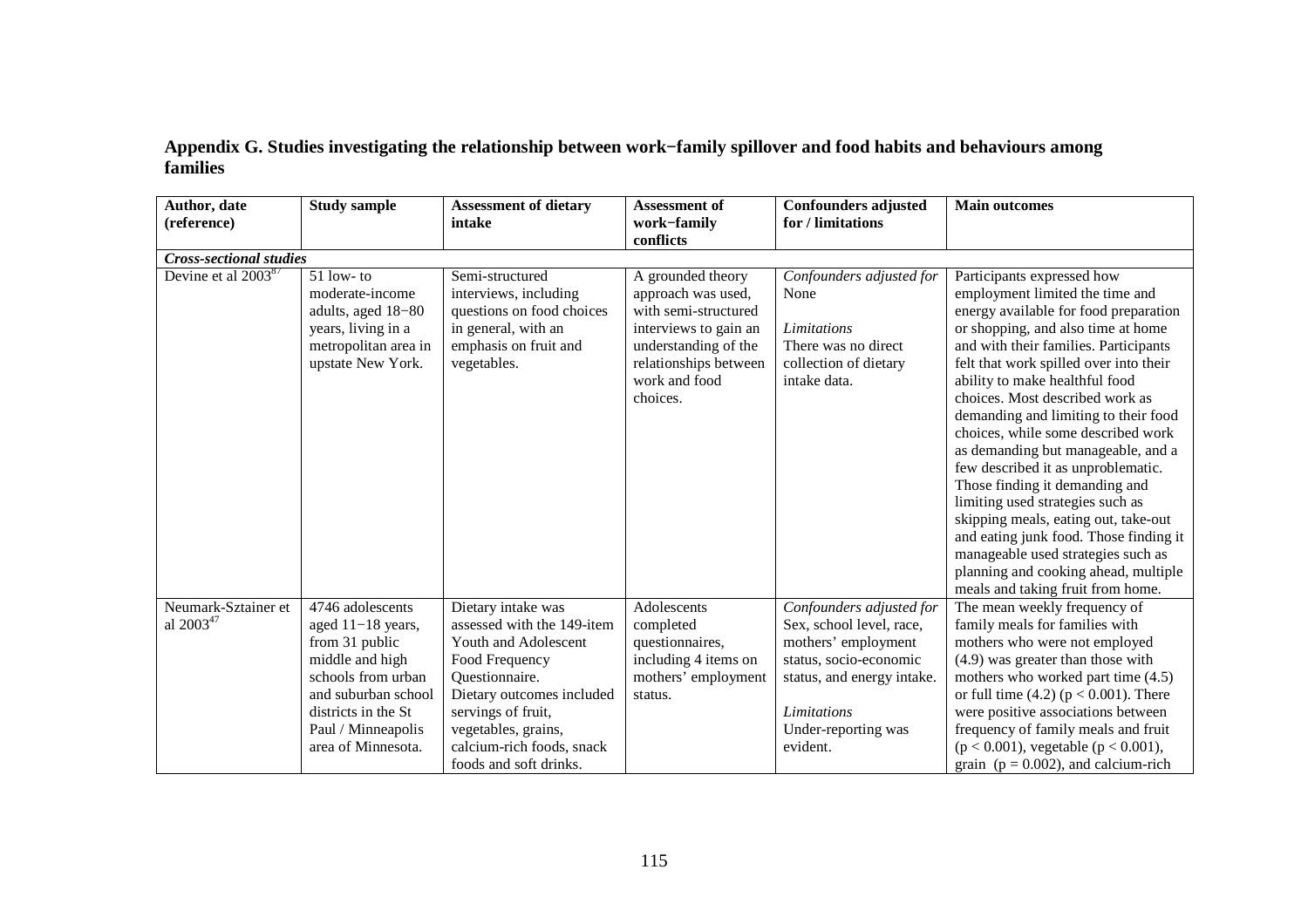## Appendix G. Studies investigating the relationship between work−family spillover and food habits and behaviours among families

| Author, date (reference) | Study sample | Assessment of dietary intake | Assessment of work−family conflicts | Confounders adjusted for / limitations | Main outcomes |
|---|---|---|---|---|---|
| ***Cross-sectional studies*** | | | | | |
| Devine et al 2003[87] | 51 low- to moderate-income adults, aged 18−80 years, living in a metropolitan area in upstate New York. | Semi-structured interviews, including questions on food choices in general, with an emphasis on fruit and vegetables. | A grounded theory approach was used, with semi-structured interviews to gain an understanding of the relationships between work and food choices. | *Confounders adjusted for* None  *Limitations* There was no direct collection of dietary intake data. | Participants expressed how employment limited the time and energy available for food preparation or shopping, and also time at home and with their families. Participants felt that work spilled over into their ability to make healthful food choices. Most described work as demanding and limiting to their food choices, while some described work as demanding but manageable, and a few described it as unproblematic. Those finding it demanding and limiting used strategies such as skipping meals, eating out, take-out and eating junk food. Those finding it manageable used strategies such as planning and cooking ahead, multiple meals and taking fruit from home. |
| Neumark-Sztainer et al 2003[47] | 4746 adolescents aged 11−18 years, from 31 public middle and high schools from urban and suburban school districts in the St Paul / Minneapolis area of Minnesota. | Dietary intake was assessed with the 149-item Youth and Adolescent Food Frequency Questionnaire. Dietary outcomes included servings of fruit, vegetables, grains, calcium-rich foods, snack foods and soft drinks. | Adolescents completed questionnaires, including 4 items on mothers' employment status. | *Confounders adjusted for* Sex, school level, race, mothers' employment status, socio-economic status, and energy intake.  *Limitations* Under-reporting was evident. | The mean weekly frequency of family meals for families with mothers who were not employed (4.9) was greater than those with mothers who worked part time (4.5) or full time (4.2) ($p < 0.001$). There were positive associations between frequency of family meals and fruit ($p < 0.001$), vegetable ($p < 0.001$), grain ($p = 0.002$), and calcium-rich |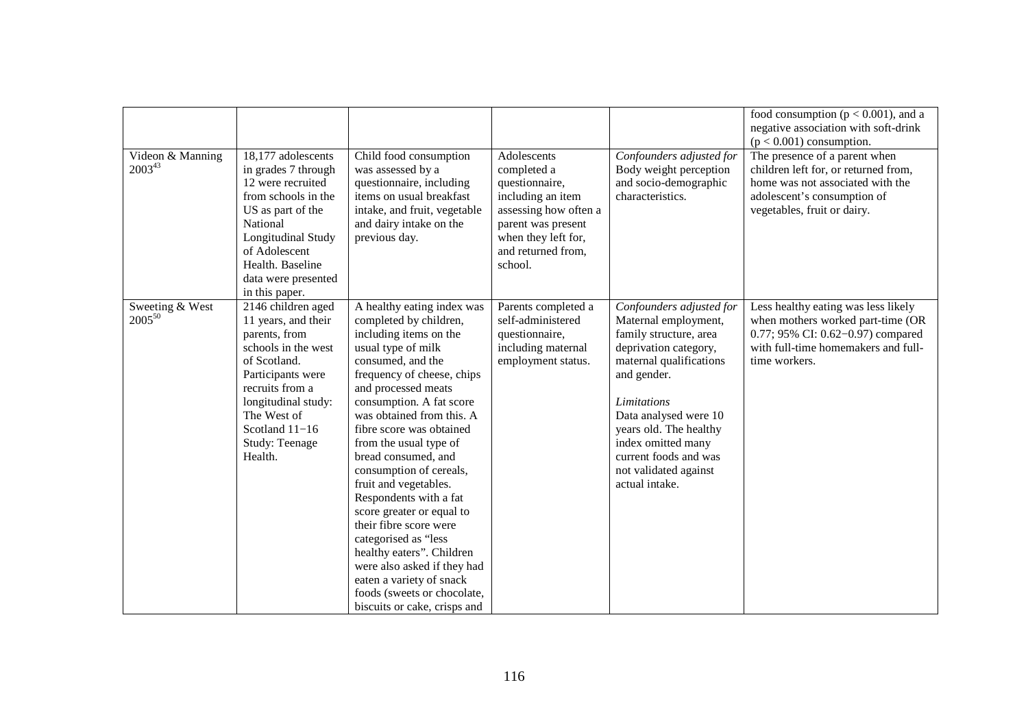| | | | | | |
|---|---|---|---|---|---|
| | | | | | food consumption ($p < 0.001$), and a negative association with soft-drink ($p < 0.001$) consumption. |
| Videon & Manning 2003[43] | 18,177 adolescents in grades 7 through 12 were recruited from schools in the US as part of the National Longitudinal Study of Adolescent Health. Baseline data were presented in this paper. | Child food consumption was assessed by a questionnaire, including items on usual breakfast intake, and fruit, vegetable and dairy intake on the previous day. | Adolescents completed a questionnaire, including an item assessing how often a parent was present when they left for, and returned from, school. | *Confounders adjusted for* Body weight perception and socio-demographic characteristics. | The presence of a parent when children left for, or returned from, home was not associated with the adolescent's consumption of vegetables, fruit or dairy. |
| Sweeting & West 2005[50] | 2146 children aged 11 years, and their parents, from schools in the west of Scotland. Participants were recruits from a longitudinal study: The West of Scotland 11−16 Study: Teenage Health. | A healthy eating index was completed by children, including items on the usual type of milk consumed, and the frequency of cheese, chips and processed meats consumption. A fat score was obtained from this. A fibre score was obtained from the usual type of bread consumed, and consumption of cereals, fruit and vegetables. Respondents with a fat score greater or equal to their fibre score were categorised as "less healthy eaters". Children were also asked if they had eaten a variety of snack foods (sweets or chocolate, biscuits or cake, crisps and | Parents completed a self-administered questionnaire, including maternal employment status. | *Confounders adjusted for* Maternal employment, family structure, area deprivation category, maternal qualifications and gender.<br><br>*Limitations* Data analysed were 10 years old. The healthy index omitted many current foods and was not validated against actual intake. | Less healthy eating was less likely when mothers worked part-time (OR 0.77; 95% CI: 0.62−0.97) compared with full-time homemakers and full-time workers. |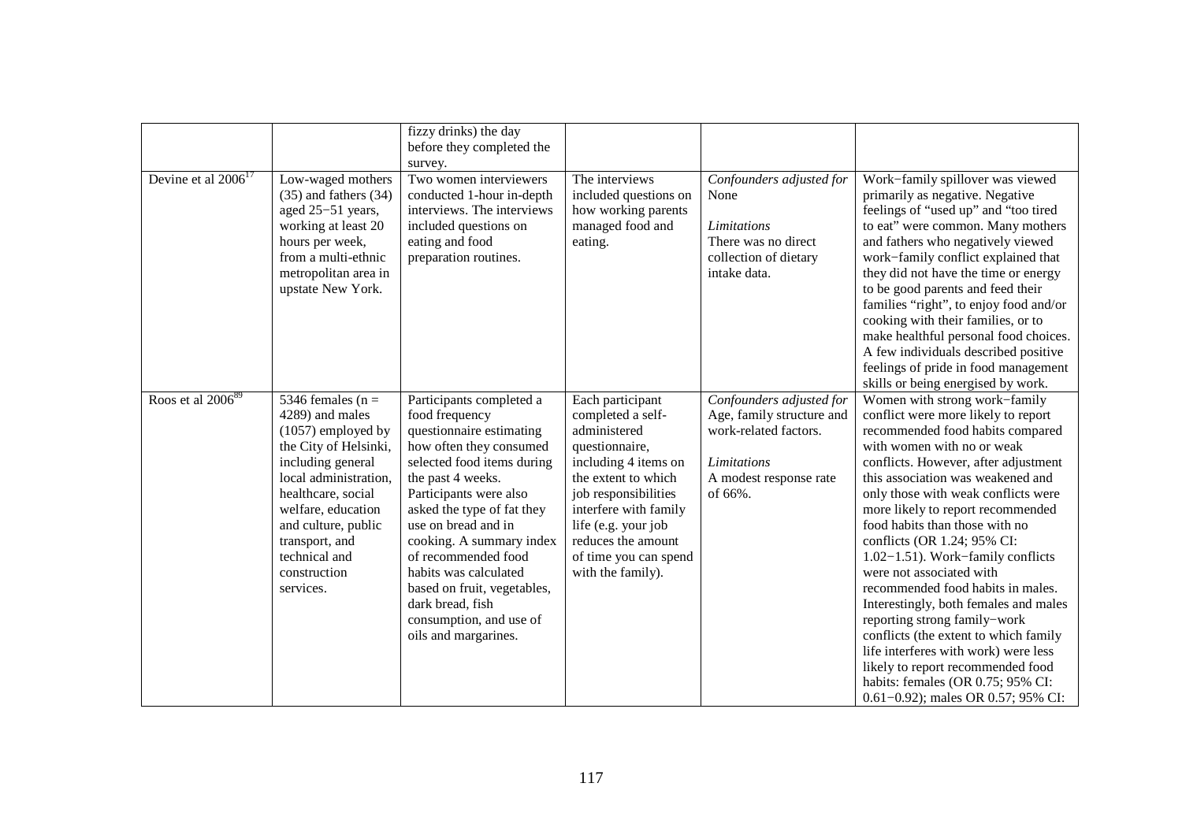| | | fizzy drinks) the day before they completed the survey. | | | |
|---|---|---|---|---|---|
| Devine et al 2006[17] | Low-waged mothers (35) and fathers (34) aged 25−51 years, working at least 20 hours per week, from a multi-ethnic metropolitan area in upstate New York. | Two women interviewers conducted 1-hour in-depth interviews. The interviews included questions on eating and food preparation routines. | The interviews included questions on how working parents managed food and eating. | *Confounders adjusted for* None<br><br>*Limitations* There was no direct collection of dietary intake data. | Work−family spillover was viewed primarily as negative. Negative feelings of "used up" and "too tired to eat" were common. Many mothers and fathers who negatively viewed work−family conflict explained that they did not have the time or energy to be good parents and feed their families "right", to enjoy food and/or cooking with their families, or to make healthful personal food choices. A few individuals described positive feelings of pride in food management skills or being energised by work. |
| Roos et al 2006[89] | 5346 females (n = 4289) and males (1057) employed by the City of Helsinki, including general local administration, healthcare, social welfare, education and culture, public transport, and technical and construction services. | Participants completed a food frequency questionnaire estimating how often they consumed selected food items during the past 4 weeks. Participants were also asked the type of fat they use on bread and in cooking. A summary index of recommended food habits was calculated based on fruit, vegetables, dark bread, fish consumption, and use of oils and margarines. | Each participant completed a self-administered questionnaire, including 4 items on the extent to which job responsibilities interfere with family life (e.g. your job reduces the amount of time you can spend with the family). | *Confounders adjusted for* Age, family structure and work-related factors.<br><br>*Limitations* A modest response rate of 66%. | Women with strong work−family conflict were more likely to report recommended food habits compared with women with no or weak conflicts. However, after adjustment this association was weakened and only those with weak conflicts were more likely to report recommended food habits than those with no conflicts (OR 1.24; 95% CI: 1.02−1.51). Work−family conflicts were not associated with recommended food habits in males. Interestingly, both females and males reporting strong family−work conflicts (the extent to which family life interferes with work) were less likely to report recommended food habits: females (OR 0.75; 95% CI: 0.61−0.92); males OR 0.57; 95% CI: |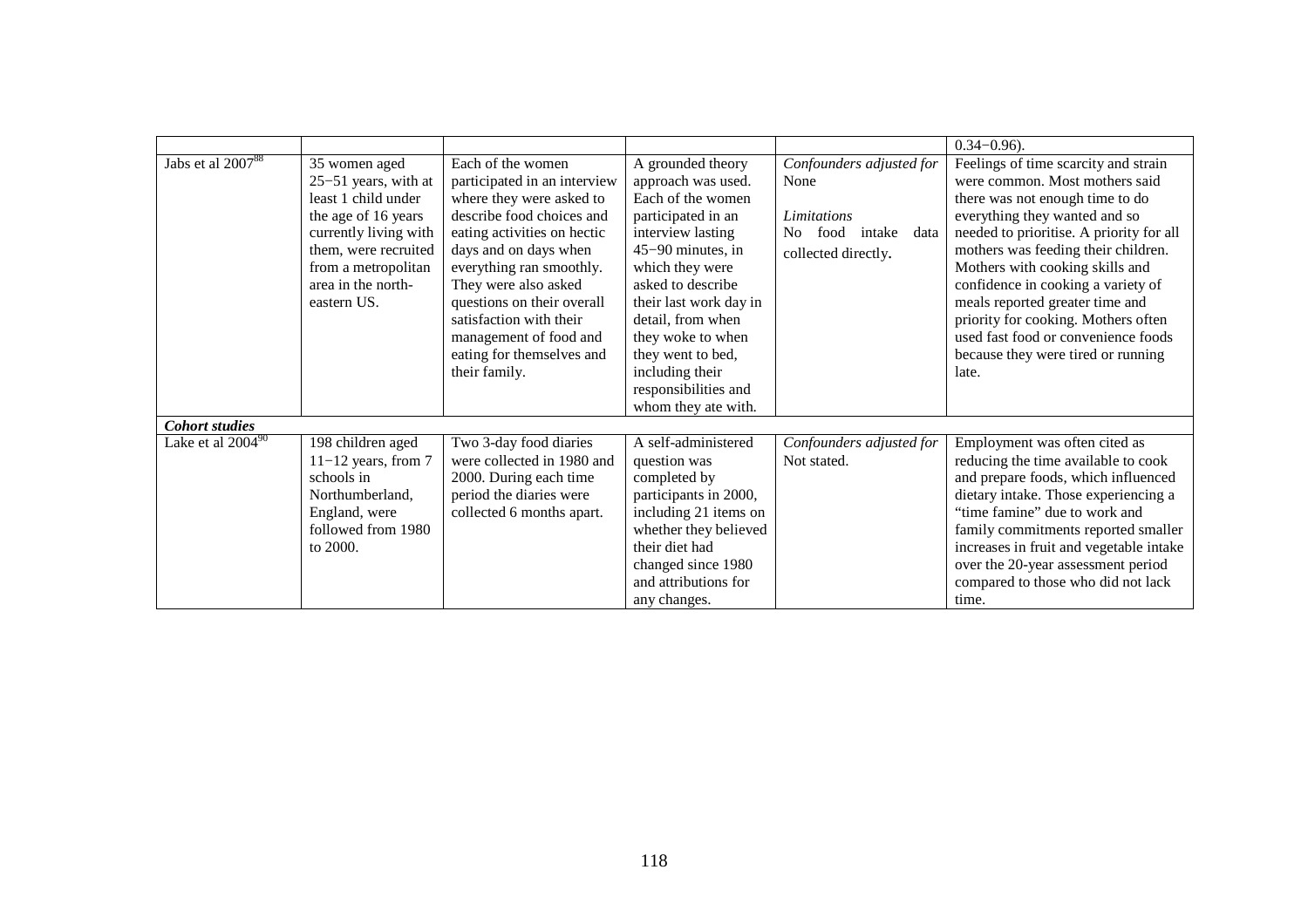| | | | | | |
|---|---|---|---|---|---|
| | | | | | 0.34−0.96). |
| Jabs et al 2007[88] | 35 women aged 25−51 years, with at least 1 child under the age of 16 years currently living with them, were recruited from a metropolitan area in the north-eastern US. | Each of the women participated in an interview where they were asked to describe food choices and eating activities on hectic days and on days when everything ran smoothly. They were also asked questions on their overall satisfaction with their management of food and eating for themselves and their family. | A grounded theory approach was used. Each of the women participated in an interview lasting 45−90 minutes, in which they were asked to describe their last work day in detail, from when they woke to when they went to bed, including their responsibilities and whom they ate with. | *Confounders adjusted for* None<br><br>*Limitations*<br>No food intake data collected directly. | Feelings of time scarcity and strain were common. Most mothers said there was not enough time to do everything they wanted and so needed to prioritise. A priority for all mothers was feeding their children. Mothers with cooking skills and confidence in cooking a variety of meals reported greater time and priority for cooking. Mothers often used fast food or convenience foods because they were tired or running late. |
| ***Cohort studies*** | | | | | |
| Lake et al 2004[90] | 198 children aged 11−12 years, from 7 schools in Northumberland, England, were followed from 1980 to 2000. | Two 3-day food diaries were collected in 1980 and 2000. During each time period the diaries were collected 6 months apart. | A self-administered question was completed by participants in 2000, including 21 items on whether they believed their diet had changed since 1980 and attributions for any changes. | *Confounders adjusted for* Not stated. | Employment was often cited as reducing the time available to cook and prepare foods, which influenced dietary intake. Those experiencing a "time famine" due to work and family commitments reported smaller increases in fruit and vegetable intake over the 20-year assessment period compared to those who did not lack time. |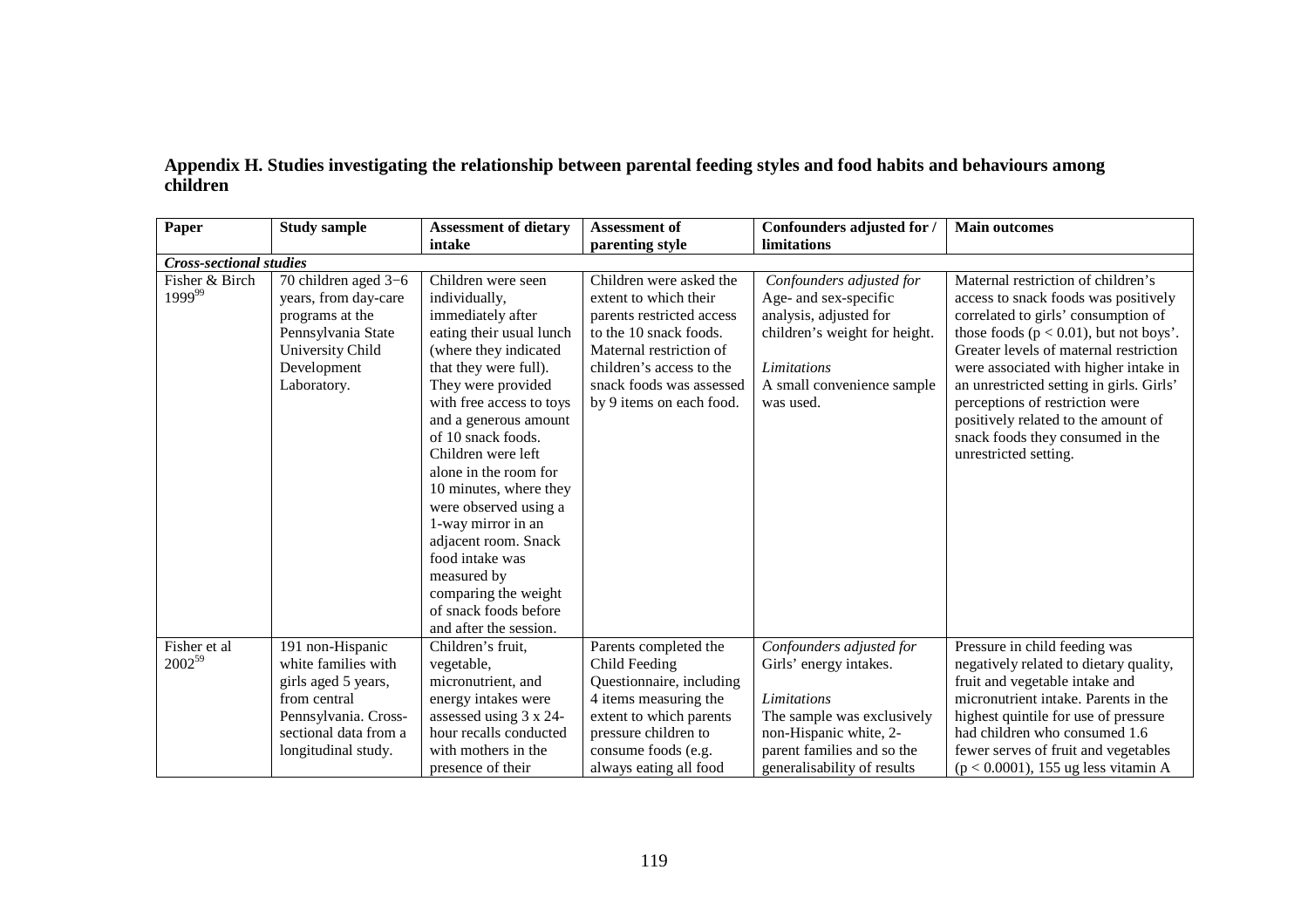## Appendix H. Studies investigating the relationship between parental feeding styles and food habits and behaviours among children

| Paper | Study sample | Assessment of dietary intake | Assessment of parenting style | Confounders adjusted for / limitations | Main outcomes |
|---|---|---|---|---|---|
| ***Cross-sectional studies*** | | | | | |
| Fisher & Birch 1999[99] | 70 children aged 3−6 years, from day-care programs at the Pennsylvania State University Child Development Laboratory. | Children were seen individually, immediately after eating their usual lunch (where they indicated that they were full). They were provided with free access to toys and a generous amount of 10 snack foods. Children were left alone in the room for 10 minutes, where they were observed using a 1-way mirror in an adjacent room. Snack food intake was measured by comparing the weight of snack foods before and after the session. | Children were asked the extent to which their parents restricted access to the 10 snack foods. Maternal restriction of children's access to the snack foods was assessed by 9 items on each food. | *Confounders adjusted for* Age- and sex-specific analysis, adjusted for children's weight for height. *Limitations* A small convenience sample was used. | Maternal restriction of children's access to snack foods was positively correlated to girls' consumption of those foods ($p < 0.01$), but not boys'. Greater levels of maternal restriction were associated with higher intake in an unrestricted setting in girls. Girls' perceptions of restriction were positively related to the amount of snack foods they consumed in the unrestricted setting. |
| Fisher et al 2002[59] | 191 non-Hispanic white families with girls aged 5 years, from central Pennsylvania. Cross-sectional data from a longitudinal study. | Children's fruit, vegetable, micronutrient, and energy intakes were assessed using 3 x 24-hour recalls conducted with mothers in the presence of their | Parents completed the Child Feeding Questionnaire, including 4 items measuring the extent to which parents pressure children to consume foods (e.g. always eating all food | *Confounders adjusted for* Girls' energy intakes. *Limitations* The sample was exclusively non-Hispanic white, 2-parent families and so the generalisability of results | Pressure in child feeding was negatively related to dietary quality, fruit and vegetable intake and micronutrient intake. Parents in the highest quintile for use of pressure had children who consumed 1.6 fewer serves of fruit and vegetables ($p < 0.0001$), 155 ug less vitamin A |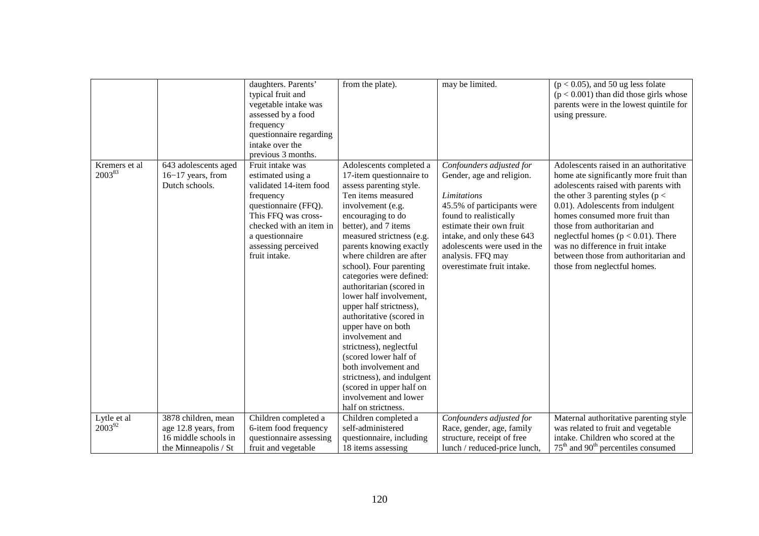| | | daughters. Parents' typical fruit and vegetable intake was assessed by a food frequency questionnaire regarding intake over the previous 3 months. | from the plate). | may be limited. | ($p < 0.05$), and 50 ug less folate ($p < 0.001$) than did those girls whose parents were in the lowest quintile for using pressure. |
|---|---|---|---|---|---|
| Kremers et al 2003[83] | 643 adolescents aged 16−17 years, from Dutch schools. | Fruit intake was estimated using a validated 14-item food frequency questionnaire (FFQ). This FFQ was cross-checked with an item in a questionnaire assessing perceived fruit intake. | Adolescents completed a 17-item questionnaire to assess parenting style. Ten items measured involvement (e.g. encouraging to do better), and 7 items measured strictness (e.g. parents knowing exactly where children are after school). Four parenting categories were defined: authoritarian (scored in lower half involvement, upper half strictness), authoritative (scored in upper have on both involvement and strictness), neglectful (scored lower half of both involvement and strictness), and indulgent (scored in upper half on involvement and lower half on strictness. | *Confounders adjusted for* Gender, age and religion. *Limitations* 45.5% of participants were found to realistically estimate their own fruit intake, and only these 643 adolescents were used in the analysis. FFQ may overestimate fruit intake. | Adolescents raised in an authoritative home ate significantly more fruit than adolescents raised with parents with the other 3 parenting styles ($p < 0.01$). Adolescents from indulgent homes consumed more fruit than those from authoritarian and neglectful homes ($p < 0.01$). There was no difference in fruit intake between those from authoritarian and those from neglectful homes. |
| Lytle et al 2003[92] | 3878 children, mean age 12.8 years, from 16 middle schools in the Minneapolis / St | Children completed a 6-item food frequency questionnaire assessing fruit and vegetable | Children completed a self-administered questionnaire, including 18 items assessing | *Confounders adjusted for* Race, gender, age, family structure, receipt of free lunch / reduced-price lunch, | Maternal authoritative parenting style was related to fruit and vegetable intake. Children who scored at the $75^{th}$ and $90^{th}$ percentiles consumed |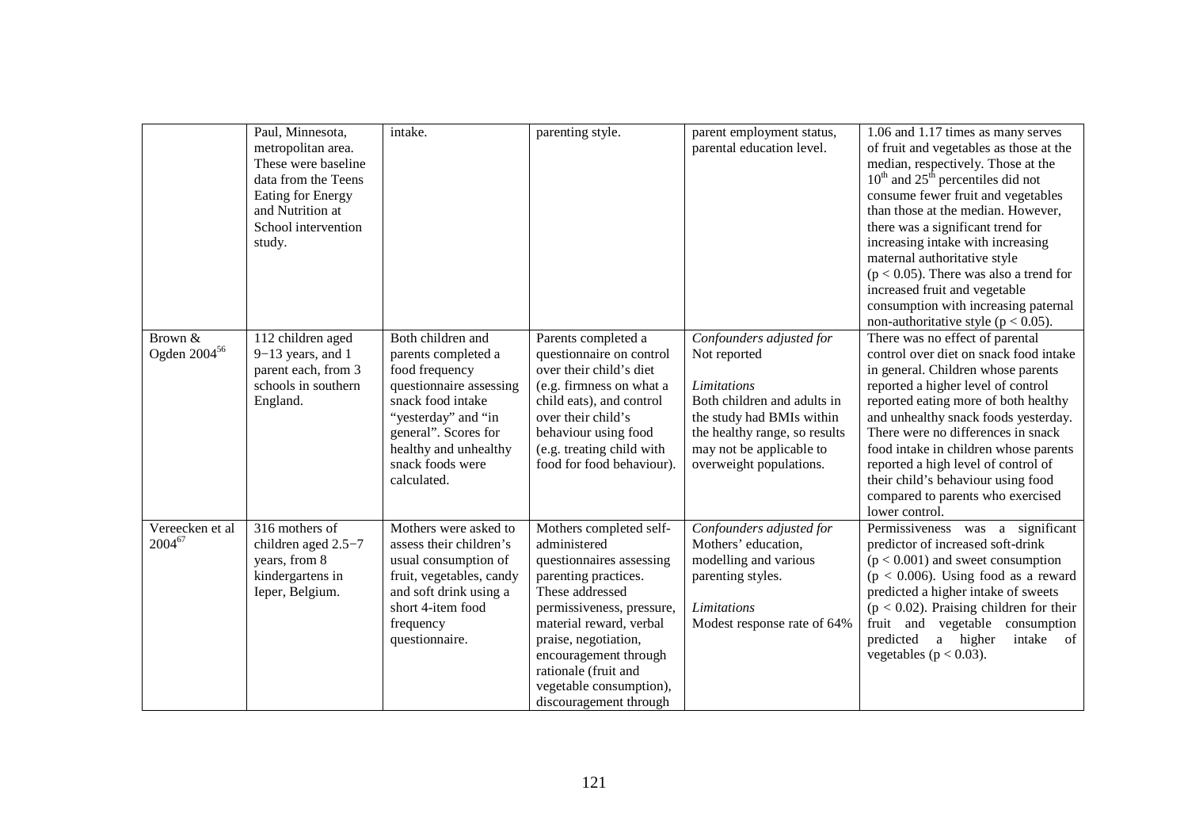| | Paul, Minnesota, metropolitan area. These were baseline data from the Teens Eating for Energy and Nutrition at School intervention study. | intake. | parenting style. | parent employment status, parental education level. | 1.06 and 1.17 times as many serves of fruit and vegetables as those at the median, respectively. Those at the $10^{th}$ and $25^{th}$ percentiles did not consume fewer fruit and vegetables than those at the median. However, there was a significant trend for increasing intake with increasing maternal authoritative style ($p < 0.05$). There was also a trend for increased fruit and vegetable consumption with increasing paternal non-authoritative style ($p < 0.05$). |
|---|---|---|---|---|---|
| Brown & Ogden 2004[56] | 112 children aged 9−13 years, and 1 parent each, from 3 schools in southern England. | Both children and parents completed a food frequency questionnaire assessing snack food intake "yesterday" and "in general". Scores for healthy and unhealthy snack foods were calculated. | Parents completed a questionnaire on control over their child's diet (e.g. firmness on what a child eats), and control over their child's behaviour using food (e.g. treating child with food for food behaviour). | *Confounders adjusted for* Not reported<br><br>*Limitations* Both children and adults in the study had BMIs within the healthy range, so results may not be applicable to overweight populations. | There was no effect of parental control over diet on snack food intake in general. Children whose parents reported a higher level of control reported eating more of both healthy and unhealthy snack foods yesterday. There were no differences in snack food intake in children whose parents reported a high level of control of their child's behaviour using food compared to parents who exercised lower control. |
| Vereecken et al 2004[67] | 316 mothers of children aged 2.5−7 years, from 8 kindergartens in Ieper, Belgium. | Mothers were asked to assess their children's usual consumption of fruit, vegetables, candy and soft drink using a short 4-item food frequency questionnaire. | Mothers completed self-administered questionnaires assessing parenting practices. These addressed permissiveness, pressure, material reward, verbal praise, negotiation, encouragement through rationale (fruit and vegetable consumption), discouragement through | *Confounders adjusted for* Mothers' education, modelling and various parenting styles.<br><br>*Limitations* Modest response rate of 64% | Permissiveness was a significant predictor of increased soft-drink ($p < 0.001$) and sweet consumption ($p < 0.006$). Using food as a reward predicted a higher intake of sweets ($p < 0.02$). Praising children for their fruit and vegetable consumption predicted a higher intake of vegetables ($p < 0.03$). |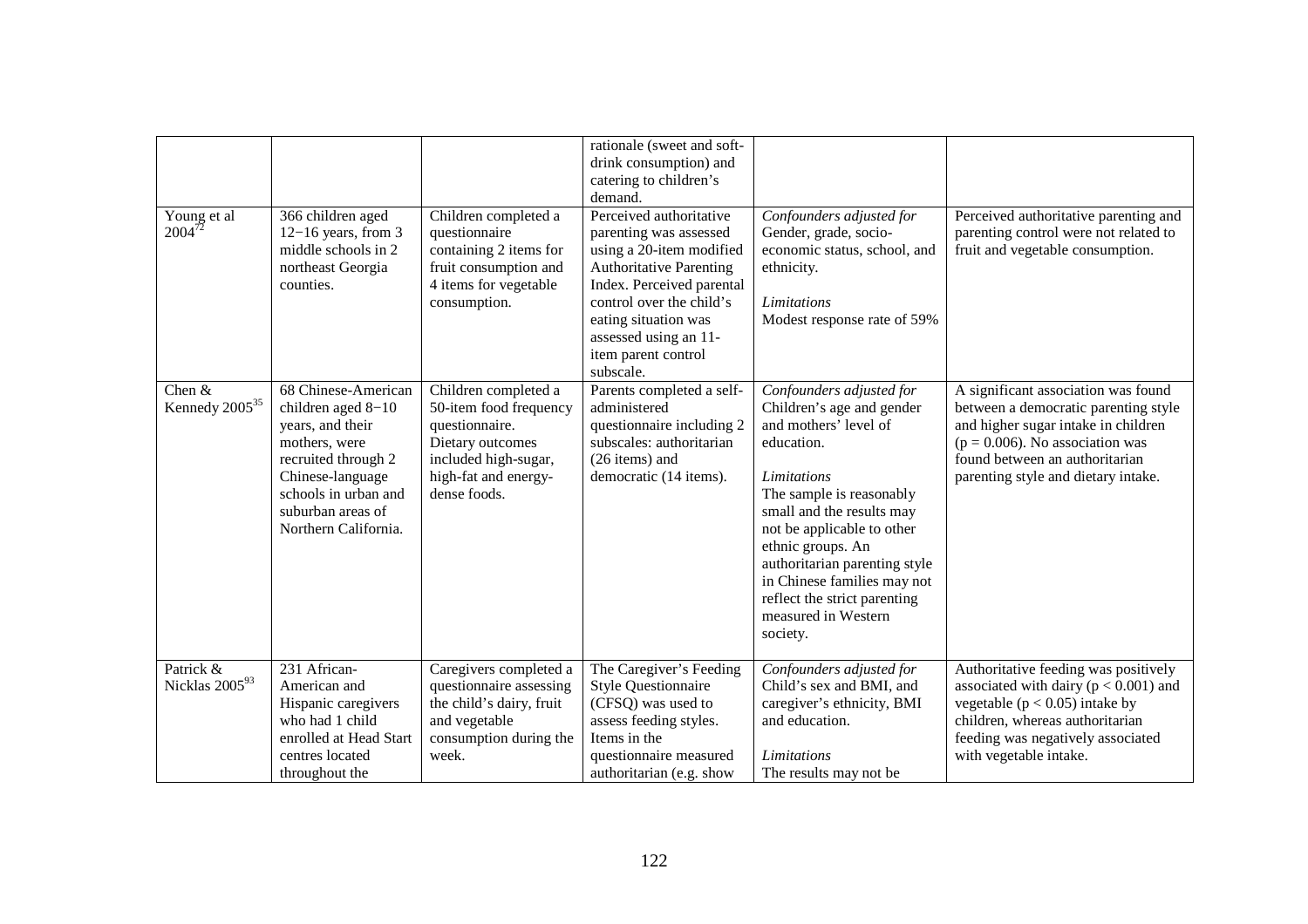| | | | | | |
|---|---|---|---|---|---|
| | | | rationale (sweet and soft-drink consumption) and catering to children's demand. | | |
| Young et al 2004[72] | 366 children aged 12−16 years, from 3 middle schools in 2 northeast Georgia counties. | Children completed a questionnaire containing 2 items for fruit consumption and 4 items for vegetable consumption. | Perceived authoritative parenting was assessed using a 20-item modified Authoritative Parenting Index. Perceived parental control over the child's eating situation was assessed using an 11-item parent control subscale. | *Confounders adjusted for* Gender, grade, socio-economic status, school, and ethnicity. *Limitations* Modest response rate of 59% | Perceived authoritative parenting and parenting control were not related to fruit and vegetable consumption. |
| Chen & Kennedy 2005[35] | 68 Chinese-American children aged 8−10 years, and their mothers, were recruited through 2 Chinese-language schools in urban and suburban areas of Northern California. | Children completed a 50-item food frequency questionnaire. Dietary outcomes included high-sugar, high-fat and energy-dense foods. | Parents completed a self-administered questionnaire including 2 subscales: authoritarian (26 items) and democratic (14 items). | *Confounders adjusted for* Children's age and gender and mothers' level of education. *Limitations* The sample is reasonably small and the results may not be applicable to other ethnic groups. An authoritarian parenting style in Chinese families may not reflect the strict parenting measured in Western society. | A significant association was found between a democratic parenting style and higher sugar intake in children ($p = 0.006$). No association was found between an authoritarian parenting style and dietary intake. |
| Patrick & Nicklas 2005[93] | 231 African-American and Hispanic caregivers who had 1 child enrolled at Head Start centres located throughout the | Caregivers completed a questionnaire assessing the child's dairy, fruit and vegetable consumption during the week. | The Caregiver's Feeding Style Questionnaire (CFSQ) was used to assess feeding styles. Items in the questionnaire measured authoritarian (e.g. show | *Confounders adjusted for* Child's sex and BMI, and caregiver's ethnicity, BMI and education. *Limitations* The results may not be | Authoritative feeding was positively associated with dairy ($p < 0.001$) and vegetable ($p < 0.05$) intake by children, whereas authoritarian feeding was negatively associated with vegetable intake. |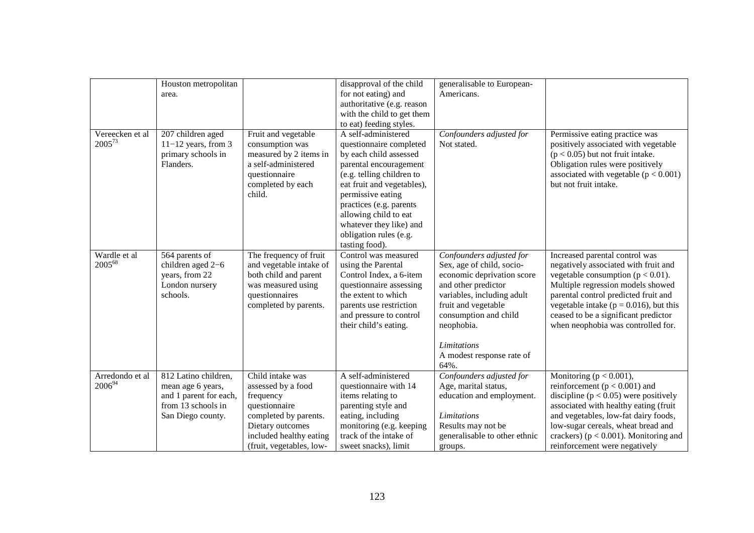| | | | | | |
|---|---|---|---|---|---|
| | Houston metropolitan area. | | disapproval of the child for not eating) and authoritative (e.g. reason with the child to get them to eat) feeding styles. | generalisable to European-Americans. | |
| Vereecken et al 2005[73] | 207 children aged 11−12 years, from 3 primary schools in Flanders. | Fruit and vegetable consumption was measured by 2 items in a self-administered questionnaire completed by each child. | A self-administered questionnaire completed by each child assessed parental encouragement (e.g. telling children to eat fruit and vegetables), permissive eating practices (e.g. parents allowing child to eat whatever they like) and obligation rules (e.g. tasting food). | *Confounders adjusted for* Not stated. | Permissive eating practice was positively associated with vegetable ($p < 0.05$) but not fruit intake. Obligation rules were positively associated with vegetable ($p < 0.001$) but not fruit intake. |
| Wardle et al 2005[68] | 564 parents of children aged 2−6 years, from 22 London nursery schools. | The frequency of fruit and vegetable intake of both child and parent was measured using questionnaires completed by parents. | Control was measured using the Parental Control Index, a 6-item questionnaire assessing the extent to which parents use restriction and pressure to control their child's eating. | *Confounders adjusted for* Sex, age of child, socio-economic deprivation score and other predictor variables, including adult fruit and vegetable consumption and child neophobia. *Limitations* A modest response rate of 64%. | Increased parental control was negatively associated with fruit and vegetable consumption ($p < 0.01$). Multiple regression models showed parental control predicted fruit and vegetable intake ($p = 0.016$), but this ceased to be a significant predictor when neophobia was controlled for. |
| Arredondo et al 2006[94] | 812 Latino children, mean age 6 years, and 1 parent for each, from 13 schools in San Diego county. | Child intake was assessed by a food frequency questionnaire completed by parents. Dietary outcomes included healthy eating (fruit, vegetables, low- | A self-administered questionnaire with 14 items relating to parenting style and eating, including monitoring (e.g. keeping track of the intake of sweet snacks), limit | *Confounders adjusted for* Age, marital status, education and employment. *Limitations* Results may not be generalisable to other ethnic groups. | Monitoring ($p < 0.001$), reinforcement ($p < 0.001$) and discipline ($p < 0.05$) were positively associated with healthy eating (fruit and vegetables, low-fat dairy foods, low-sugar cereals, wheat bread and crackers) ($p < 0.001$). Monitoring and reinforcement were negatively |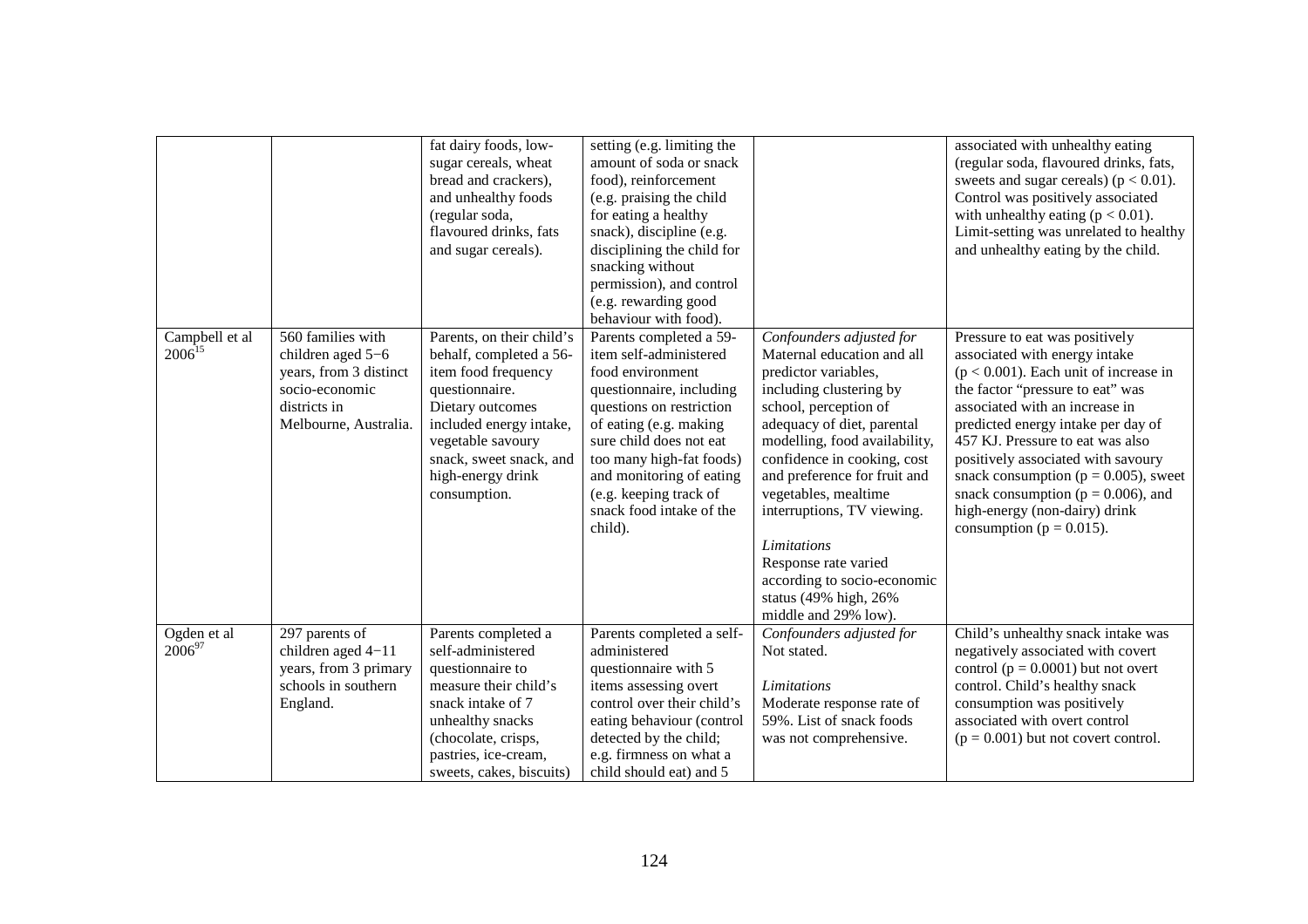| | | fat dairy foods, low-sugar cereals, wheat bread and crackers), and unhealthy foods (regular soda, flavoured drinks, fats and sugar cereals). | setting (e.g. limiting the amount of soda or snack food), reinforcement (e.g. praising the child for eating a healthy snack), discipline (e.g. disciplining the child for snacking without permission), and control (e.g. rewarding good behaviour with food). | | associated with unhealthy eating (regular soda, flavoured drinks, fats, sweets and sugar cereals) ($p < 0.01$). Control was positively associated with unhealthy eating ($p < 0.01$). Limit-setting was unrelated to healthy and unhealthy eating by the child. |
|---|---|---|---|---|---|
| Campbell et al 2006[15] | 560 families with children aged 5−6 years, from 3 distinct socio-economic districts in Melbourne, Australia. | Parents, on their child's behalf, completed a 56-item food frequency questionnaire. Dietary outcomes included energy intake, vegetable savoury snack, sweet snack, and high-energy drink consumption. | Parents completed a 59-item self-administered food environment questionnaire, including questions on restriction of eating (e.g. making sure child does not eat too many high-fat foods) and monitoring of eating (e.g. keeping track of snack food intake of the child). | *Confounders adjusted for* Maternal education and all predictor variables, including clustering by school, perception of adequacy of diet, parental modelling, food availability, confidence in cooking, cost and preference for fruit and vegetables, mealtime interruptions, TV viewing. <br><br> *Limitations* Response rate varied according to socio-economic status (49% high, 26% middle and 29% low). | Pressure to eat was positively associated with energy intake ($p < 0.001$). Each unit of increase in the factor "pressure to eat" was associated with an increase in predicted energy intake per day of 457 KJ. Pressure to eat was also positively associated with savoury snack consumption ($p = 0.005$), sweet snack consumption ($p = 0.006$), and high-energy (non-dairy) drink consumption ($p = 0.015$). |
| Ogden et al 2006[97] | 297 parents of children aged 4−11 years, from 3 primary schools in southern England. | Parents completed a self-administered questionnaire to measure their child's snack intake of 7 unhealthy snacks (chocolate, crisps, pastries, ice-cream, sweets, cakes, biscuits) | Parents completed a self-administered questionnaire with 5 items assessing overt control over their child's eating behaviour (control detected by the child; e.g. firmness on what a child should eat) and 5 | *Confounders adjusted for* Not stated. <br><br> *Limitations* Moderate response rate of 59%. List of snack foods was not comprehensive. | Child's unhealthy snack intake was negatively associated with covert control ($p = 0.0001$) but not overt control. Child's healthy snack consumption was positively associated with overt control ($p = 0.001$) but not covert control. |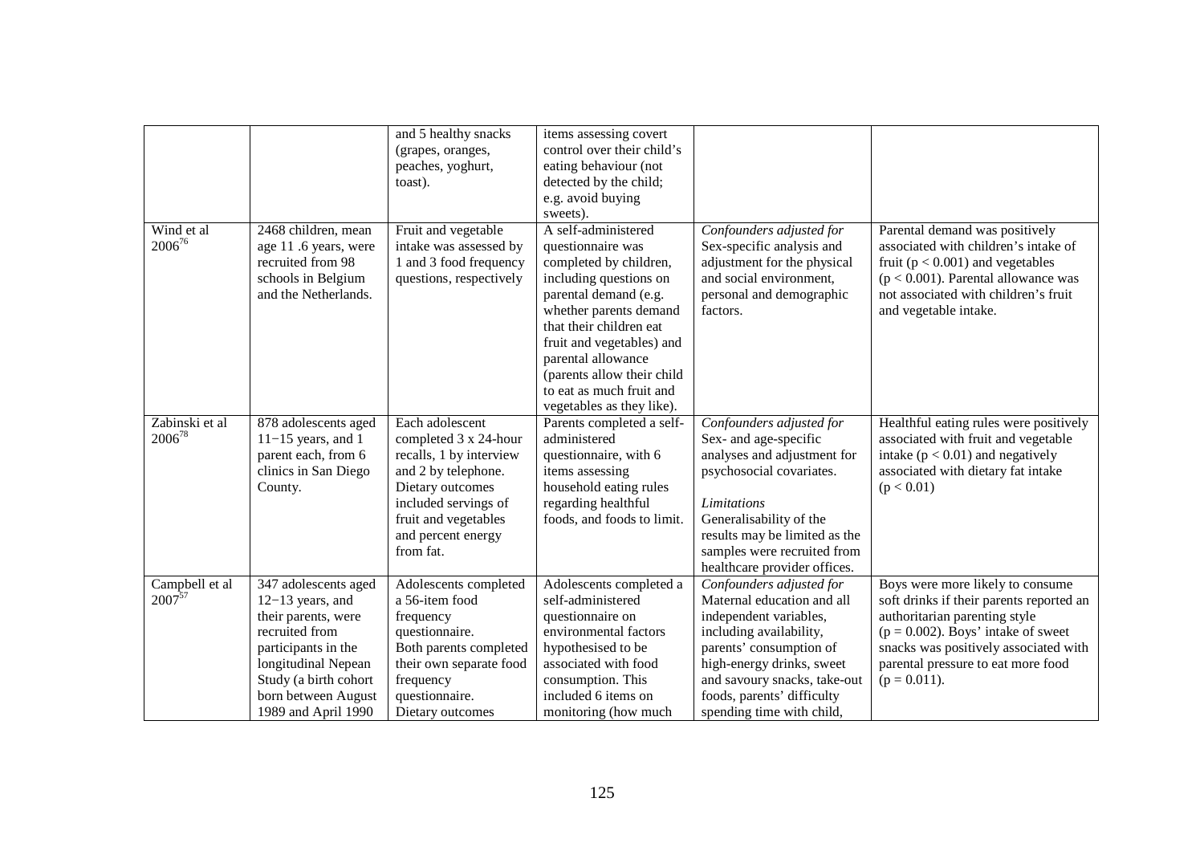| | | | | | |
|---|---|---|---|---|---|
| | | and 5 healthy snacks (grapes, oranges, peaches, yoghurt, toast). | items assessing covert control over their child's eating behaviour (not detected by the child; e.g. avoid buying sweets). | | |
| Wind et al 2006[76] | 2468 children, mean age 11 .6 years, were recruited from 98 schools in Belgium and the Netherlands. | Fruit and vegetable intake was assessed by 1 and 3 food frequency questions, respectively | A self-administered questionnaire was completed by children, including questions on parental demand (e.g. whether parents demand that their children eat fruit and vegetables) and parental allowance (parents allow their child to eat as much fruit and vegetables as they like). | *Confounders adjusted for* Sex-specific analysis and adjustment for the physical and social environment, personal and demographic factors. | Parental demand was positively associated with children's intake of fruit ($p < 0.001$) and vegetables ($p < 0.001$). Parental allowance was not associated with children's fruit and vegetable intake. |
| Zabinski et al 2006[78] | 878 adolescents aged 11−15 years, and 1 parent each, from 6 clinics in San Diego County. | Each adolescent completed 3 x 24-hour recalls, 1 by interview and 2 by telephone. Dietary outcomes included servings of fruit and vegetables and percent energy from fat. | Parents completed a self-administered questionnaire, with 6 items assessing household eating rules regarding healthful foods, and foods to limit. | *Confounders adjusted for* Sex- and age-specific analyses and adjustment for psychosocial covariates. *Limitations* Generalisability of the results may be limited as the samples were recruited from healthcare provider offices. | Healthful eating rules were positively associated with fruit and vegetable intake ($p < 0.01$) and negatively associated with dietary fat intake ($p < 0.01$) |
| Campbell et al 2007[57] | 347 adolescents aged 12−13 years, and their parents, were recruited from participants in the longitudinal Nepean Study (a birth cohort born between August 1989 and April 1990 | Adolescents completed a 56-item food frequency questionnaire. Both parents completed their own separate food frequency questionnaire. Dietary outcomes | Adolescents completed a self-administered questionnaire on environmental factors hypothesised to be associated with food consumption. This included 6 items on monitoring (how much | *Confounders adjusted for* Maternal education and all independent variables, including availability, parents' consumption of high-energy drinks, sweet and savoury snacks, take-out foods, parents' difficulty spending time with child, | Boys were more likely to consume soft drinks if their parents reported an authoritarian parenting style ($p = 0.002$). Boys' intake of sweet snacks was positively associated with parental pressure to eat more food ($p = 0.011$). |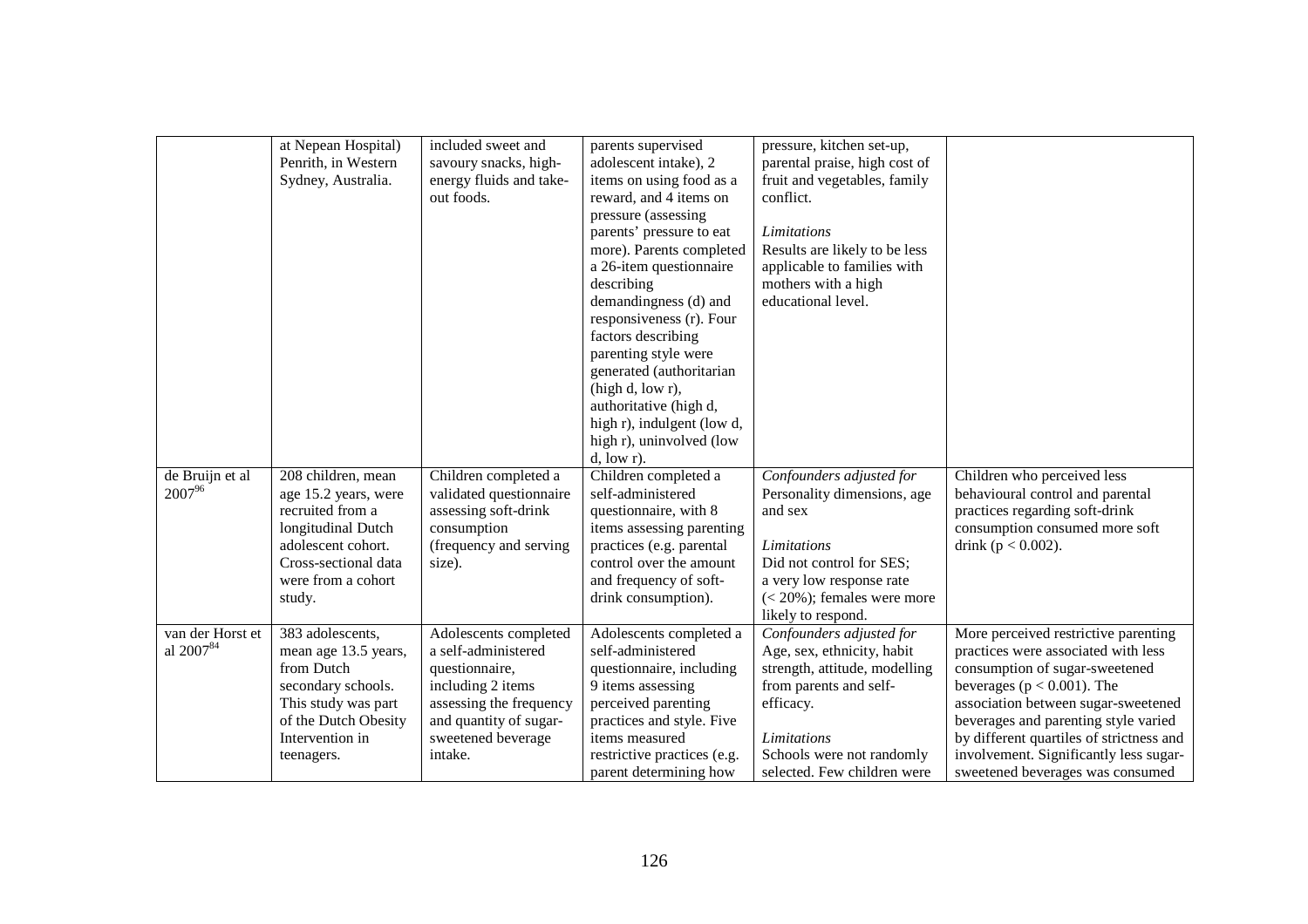| | | | | | |
|---|---|---|---|---|---|
| | at Nepean Hospital) Penrith, in Western Sydney, Australia. | included sweet and savoury snacks, high-energy fluids and take-out foods. | parents supervised adolescent intake), 2 items on using food as a reward, and 4 items on pressure (assessing parents' pressure to eat more). Parents completed a 26-item questionnaire describing demandingness (d) and responsiveness (r). Four factors describing parenting style were generated (authoritarian (high d, low r), authoritative (high d, high r), indulgent (low d, high r), uninvolved (low d, low r). | pressure, kitchen set-up, parental praise, high cost of fruit and vegetables, family conflict.<br><br>*Limitations*<br>Results are likely to be less applicable to families with mothers with a high educational level. | |
| de Bruijn et al 2007[96] | 208 children, mean age 15.2 years, were recruited from a longitudinal Dutch adolescent cohort. Cross-sectional data were from a cohort study. | Children completed a validated questionnaire assessing soft-drink consumption (frequency and serving size). | Children completed a self-administered questionnaire, with 8 items assessing parenting practices (e.g. parental control over the amount and frequency of soft-drink consumption). | *Confounders adjusted for*<br>Personality dimensions, age and sex<br><br>*Limitations*<br>Did not control for SES; a very low response rate (< 20%); females were more likely to respond. | Children who perceived less behavioural control and parental practices regarding soft-drink consumption consumed more soft drink ($p < 0.002$). |
| van der Horst et al 2007[84] | 383 adolescents, mean age 13.5 years, from Dutch secondary schools. This study was part of the Dutch Obesity Intervention in teenagers. | Adolescents completed a self-administered questionnaire, including 2 items assessing the frequency and quantity of sugar-sweetened beverage intake. | Adolescents completed a self-administered questionnaire, including 9 items assessing perceived parenting practices and style. Five items measured restrictive practices (e.g. parent determining how | *Confounders adjusted for*<br>Age, sex, ethnicity, habit strength, attitude, modelling from parents and self-efficacy.<br><br>*Limitations*<br>Schools were not randomly selected. Few children were | More perceived restrictive parenting practices were associated with less consumption of sugar-sweetened beverages ($p < 0.001$). The association between sugar-sweetened beverages and parenting style varied by different quartiles of strictness and involvement. Significantly less sugar-sweetened beverages was consumed |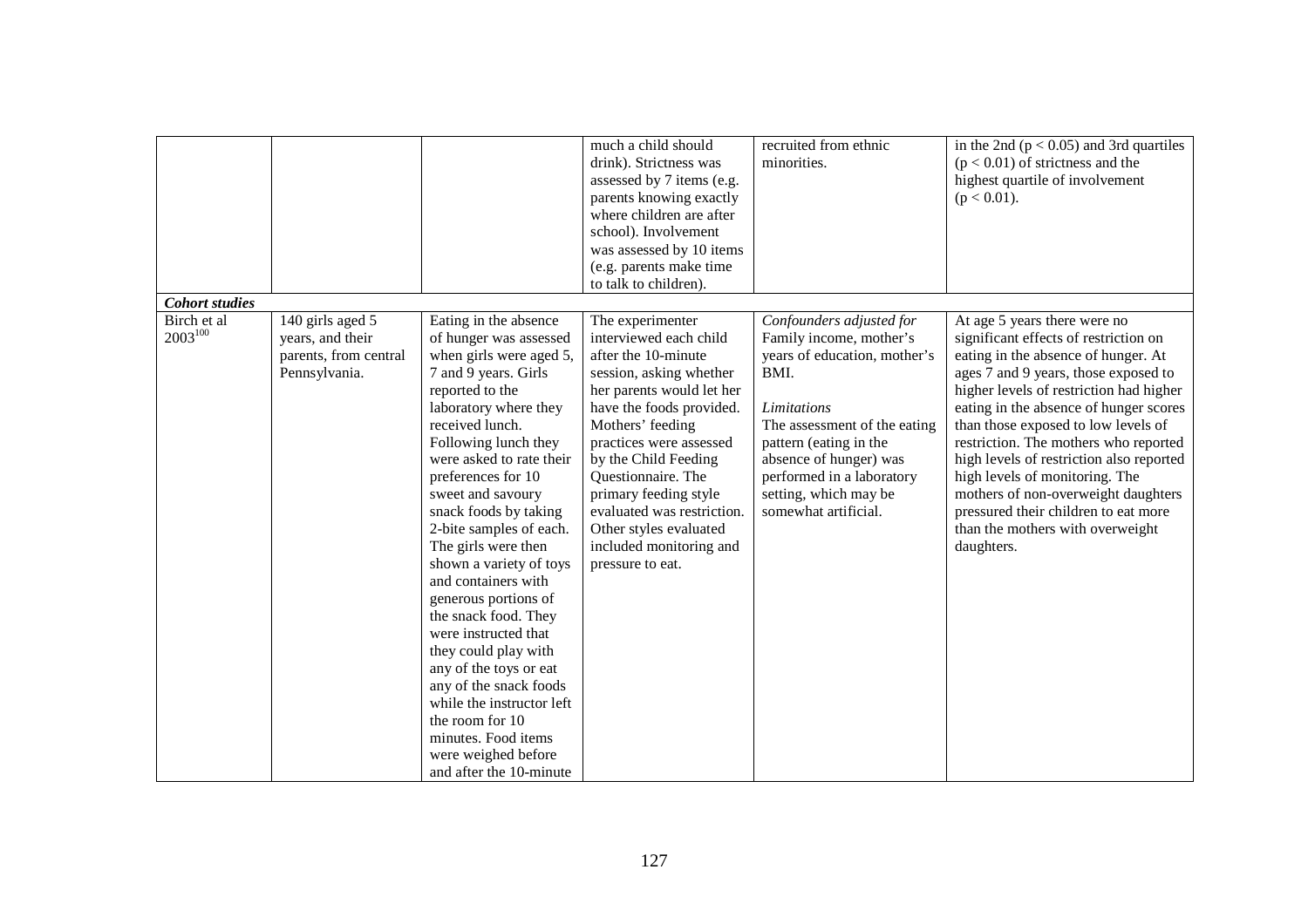| | | | much a child should drink). Strictness was assessed by 7 items (e.g. parents knowing exactly where children are after school). Involvement was assessed by 10 items (e.g. parents make time to talk to children). | recruited from ethnic minorities. | in the 2nd ($p < 0.05$) and 3rd quartiles ($p < 0.01$) of strictness and the highest quartile of involvement ($p < 0.01$). |
|---|---|---|---|---|---|
| ***Cohort studies*** | | | | | |
| Birch et al 2003[100] | 140 girls aged 5 years, and their parents, from central Pennsylvania. | Eating in the absence of hunger was assessed when girls were aged 5, 7 and 9 years. Girls reported to the laboratory where they received lunch. Following lunch they were asked to rate their preferences for 10 sweet and savoury snack foods by taking 2-bite samples of each. The girls were then shown a variety of toys and containers with generous portions of the snack food. They were instructed that they could play with any of the toys or eat any of the snack foods while the instructor left the room for 10 minutes. Food items were weighed before and after the 10-minute | The experimenter interviewed each child after the 10-minute session, asking whether her parents would let her have the foods provided. Mothers' feeding practices were assessed by the Child Feeding Questionnaire. The primary feeding style evaluated was restriction. Other styles evaluated included monitoring and pressure to eat. | *Confounders adjusted for* Family income, mother's years of education, mother's BMI.<br><br>*Limitations* The assessment of the eating pattern (eating in the absence of hunger) was performed in a laboratory setting, which may be somewhat artificial. | At age 5 years there were no significant effects of restriction on eating in the absence of hunger. At ages 7 and 9 years, those exposed to higher levels of restriction had higher eating in the absence of hunger scores than those exposed to low levels of restriction. The mothers who reported high levels of restriction also reported high levels of monitoring. The mothers of non-overweight daughters pressured their children to eat more than the mothers with overweight daughters. |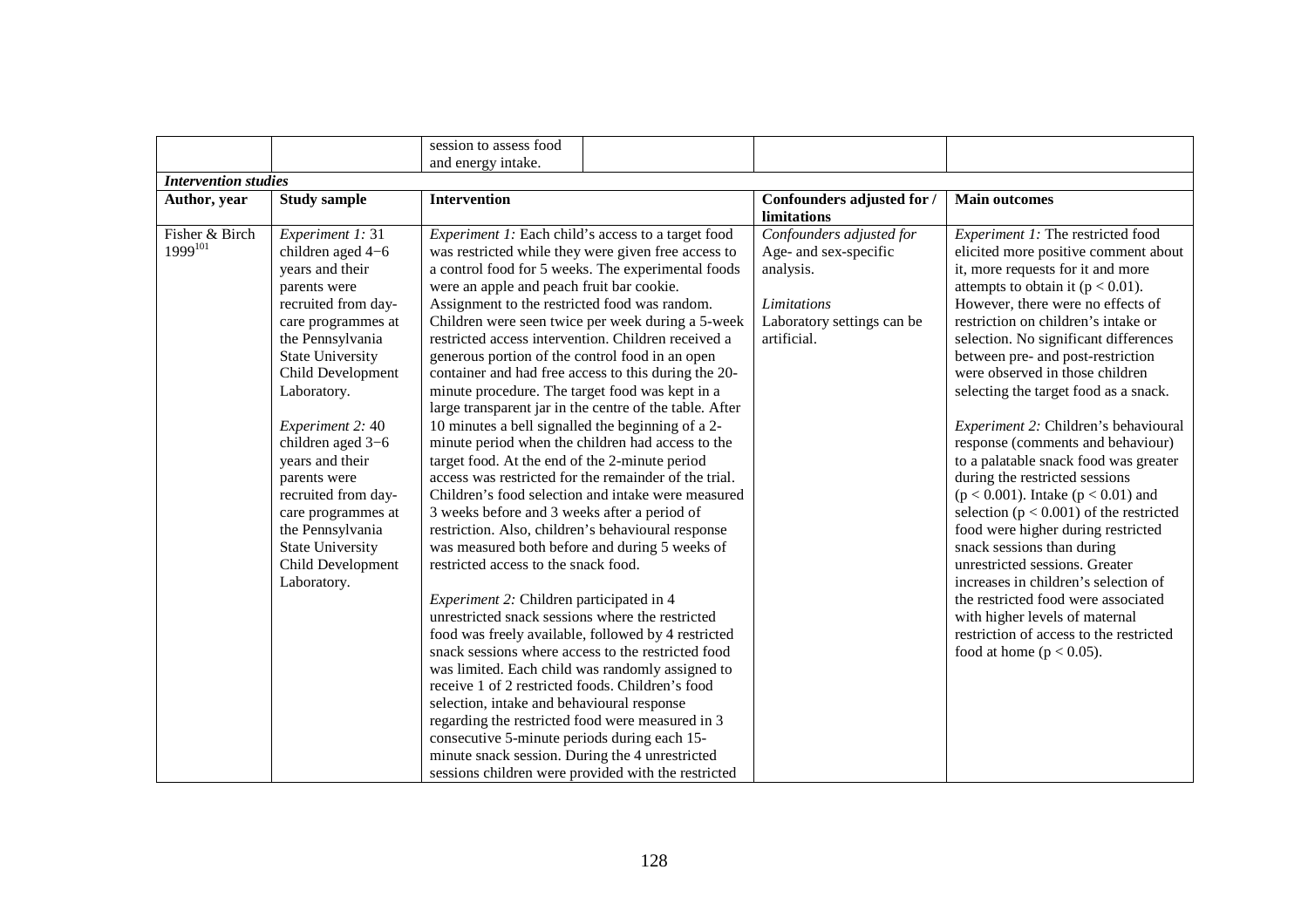| | | | | |
|---|---|---|---|---|
| | | session to assess food and energy intake. | | |
| ***Intervention studies*** | | | | |
| **Author, year** | **Study sample** | **Intervention** | **Confounders adjusted for / limitations** | **Main outcomes** |
| Fisher & Birch 1999[101] | *Experiment 1:* 31 children aged 4−6 years and their parents were recruited from day-care programmes at the Pennsylvania State University Child Development Laboratory.<br><br>*Experiment 2:* 40 children aged 3−6 years and their parents were recruited from day-care programmes at the Pennsylvania State University Child Development Laboratory. | *Experiment 1:* Each child's access to a target food was restricted while they were given free access to a control food for 5 weeks. The experimental foods were an apple and peach fruit bar cookie. Assignment to the restricted food was random. Children were seen twice per week during a 5-week restricted access intervention. Children received a generous portion of the control food in an open container and had free access to this during the 20-minute procedure. The target food was kept in a large transparent jar in the centre of the table. After 10 minutes a bell signalled the beginning of a 2-minute period when the children had access to the target food. At the end of the 2-minute period access was restricted for the remainder of the trial. Children's food selection and intake were measured 3 weeks before and 3 weeks after a period of restriction. Also, children's behavioural response was measured both before and during 5 weeks of restricted access to the snack food.<br><br>*Experiment 2:* Children participated in 4 unrestricted snack sessions where the restricted food was freely available, followed by 4 restricted snack sessions where access to the restricted food was limited. Each child was randomly assigned to receive 1 of 2 restricted foods. Children's food selection, intake and behavioural response regarding the restricted food were measured in 3 consecutive 5-minute periods during each 15-minute snack session. During the 4 unrestricted sessions children were provided with the restricted | *Confounders adjusted for*<br>Age- and sex-specific analysis.<br><br>*Limitations*<br>Laboratory settings can be artificial. | *Experiment 1:* The restricted food elicited more positive comment about it, more requests for it and more attempts to obtain it ($p < 0.01$). However, there were no effects of restriction on children's intake or selection. No significant differences between pre- and post-restriction were observed in those children selecting the target food as a snack.<br><br>*Experiment 2:* Children's behavioural response (comments and behaviour) to a palatable snack food was greater during the restricted sessions ($p < 0.001$). Intake ($p < 0.01$) and selection ($p < 0.001$) of the restricted food were higher during restricted snack sessions than during unrestricted sessions. Greater increases in children's selection of the restricted food were associated with higher levels of maternal restriction of access to the restricted food at home ($p < 0.05$). |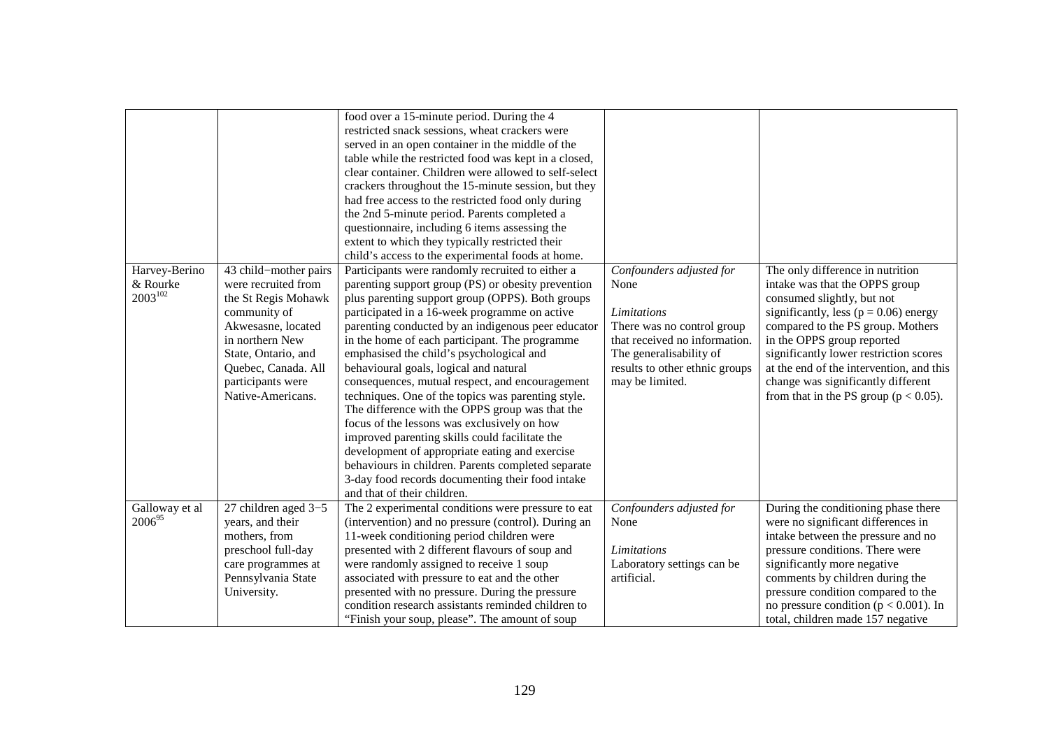| | | | | |
|---|---|---|---|---|
| | | food over a 15-minute period. During the 4 restricted snack sessions, wheat crackers were served in an open container in the middle of the table while the restricted food was kept in a closed, clear container. Children were allowed to self-select crackers throughout the 15-minute session, but they had free access to the restricted food only during the 2nd 5-minute period. Parents completed a questionnaire, including 6 items assessing the extent to which they typically restricted their child's access to the experimental foods at home. | | |
| Harvey-Berino & Rourke 2003[102] | 43 child−mother pairs were recruited from the St Regis Mohawk community of Akwesasne, located in northern New State, Ontario, and Quebec, Canada. All participants were Native-Americans. | Participants were randomly recruited to either a parenting support group (PS) or obesity prevention plus parenting support group (OPPS). Both groups participated in a 16-week programme on active parenting conducted by an indigenous peer educator in the home of each participant. The programme emphasised the child's psychological and behavioural goals, logical and natural consequences, mutual respect, and encouragement techniques. One of the topics was parenting style. The difference with the OPPS group was that the focus of the lessons was exclusively on how improved parenting skills could facilitate the development of appropriate eating and exercise behaviours in children. Parents completed separate 3-day food records documenting their food intake and that of their children. | *Confounders adjusted for* None<br><br>*Limitations* There was no control group that received no information. The generalisability of results to other ethnic groups may be limited. | The only difference in nutrition intake was that the OPPS group consumed slightly, but not significantly, less ($p = 0.06$) energy compared to the PS group. Mothers in the OPPS group reported significantly lower restriction scores at the end of the intervention, and this change was significantly different from that in the PS group ($p < 0.05$). |
| Galloway et al 2006[95] | 27 children aged 3−5 years, and their mothers, from preschool full-day care programmes at Pennsylvania State University. | The 2 experimental conditions were pressure to eat (intervention) and no pressure (control). During an 11-week conditioning period children were presented with 2 different flavours of soup and were randomly assigned to receive 1 soup associated with pressure to eat and the other presented with no pressure. During the pressure condition research assistants reminded children to "Finish your soup, please". The amount of soup | *Confounders adjusted for* None<br><br>*Limitations* Laboratory settings can be artificial. | During the conditioning phase there were no significant differences in intake between the pressure and no pressure conditions. There were significantly more negative comments by children during the pressure condition compared to the no pressure condition ($p < 0.001$). In total, children made 157 negative |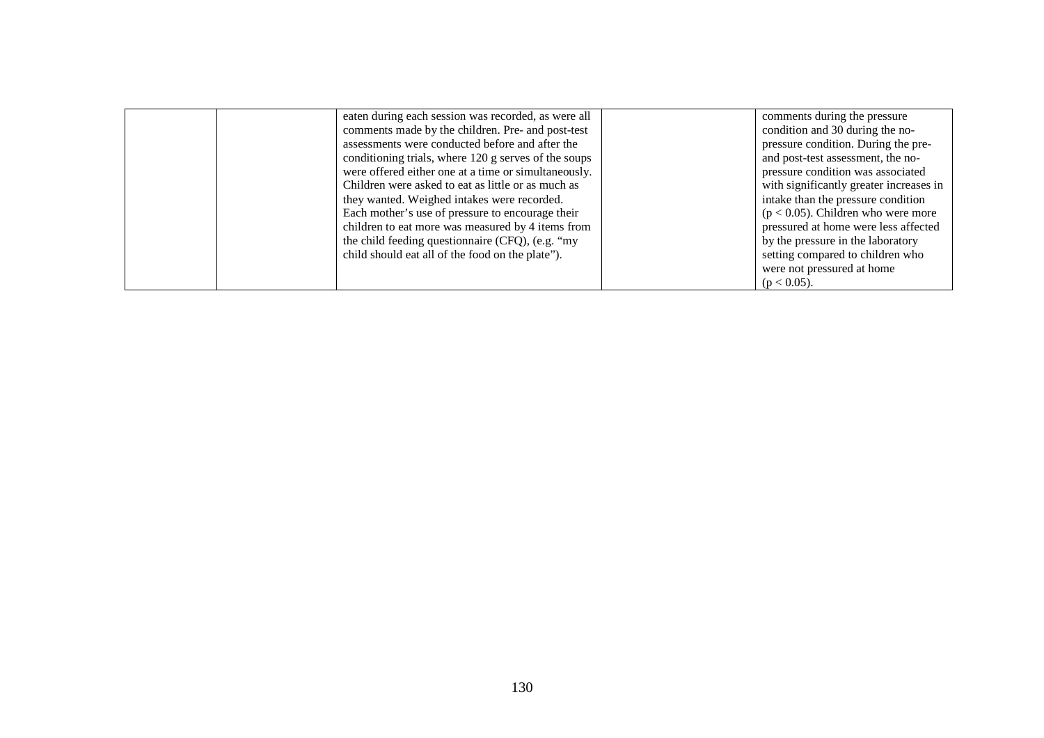| | | | | |
|---|---|---|---|---|
| | | eaten during each session was recorded, as were all comments made by the children. Pre- and post-test assessments were conducted before and after the conditioning trials, where 120 g serves of the soups were offered either one at a time or simultaneously. Children were asked to eat as little or as much as they wanted. Weighed intakes were recorded. Each mother's use of pressure to encourage their children to eat more was measured by 4 items from the child feeding questionnaire (CFQ), (e.g. "my child should eat all of the food on the plate"). | | comments during the pressure condition and 30 during the no-pressure condition. During the pre- and post-test assessment, the no-pressure condition was associated with significantly greater increases in intake than the pressure condition ($p < 0.05$). Children who were more pressured at home were less affected by the pressure in the laboratory setting compared to children who were not pressured at home ($p < 0.05$). |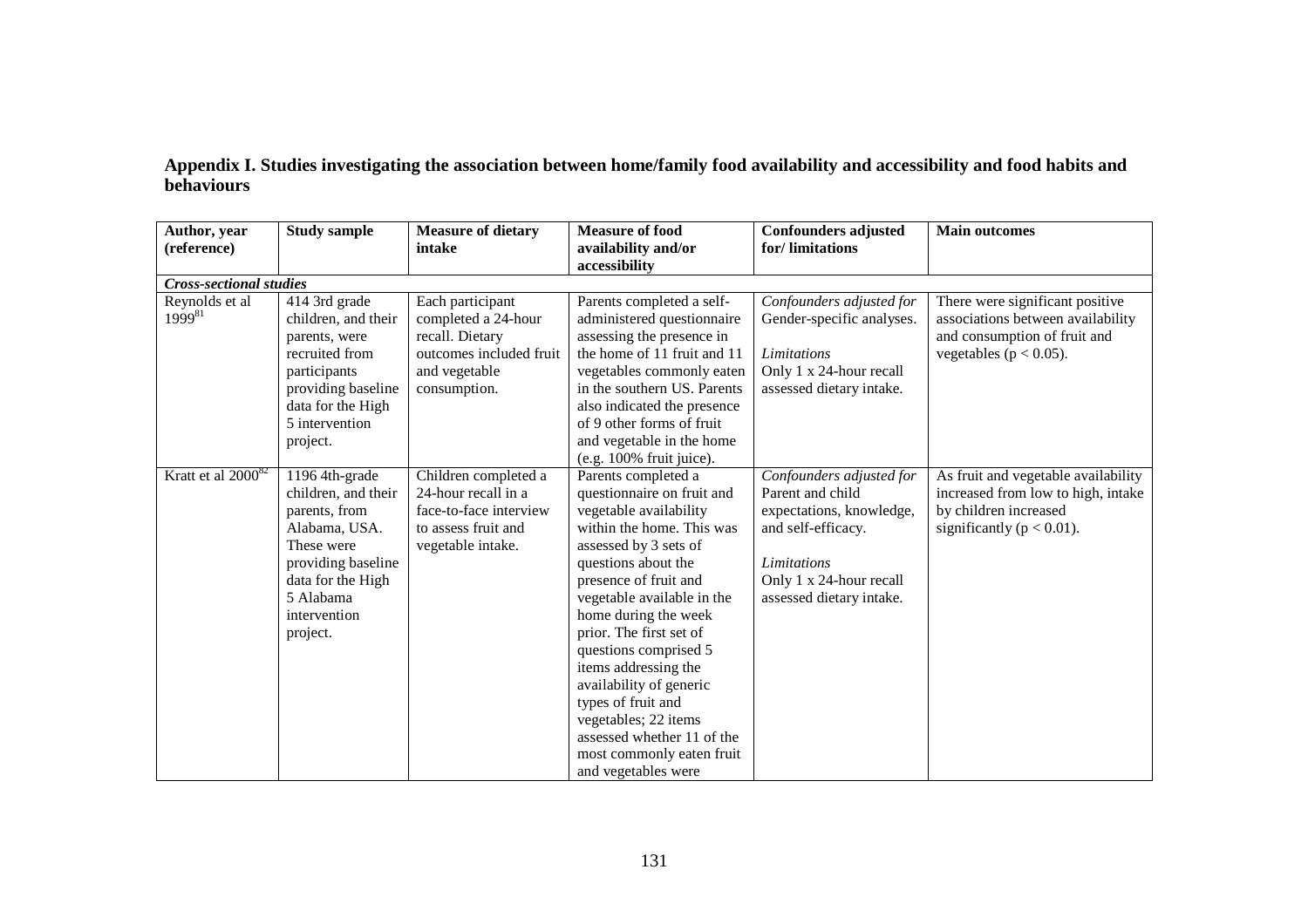**Appendix I. Studies investigating the association between home/family food availability and accessibility and food habits and behaviours**

| Author, year (reference) | Study sample | Measure of dietary intake | Measure of food availability and/or accessibility | Confounders adjusted for/ limitations | Main outcomes |
|---|---|---|---|---|---|
| ***Cross-sectional studies*** | | | | | |
| Reynolds et al 1999[81] | 414 3rd grade children, and their parents, were recruited from participants providing baseline data for the High 5 intervention project. | Each participant completed a 24-hour recall. Dietary outcomes included fruit and vegetable consumption. | Parents completed a self-administered questionnaire assessing the presence in the home of 11 fruit and 11 vegetables commonly eaten in the southern US. Parents also indicated the presence of 9 other forms of fruit and vegetable in the home (e.g. 100% fruit juice). | *Confounders adjusted for* Gender-specific analyses. *Limitations* Only 1 x 24-hour recall assessed dietary intake. | There were significant positive associations between availability and consumption of fruit and vegetables ($p < 0.05$). |
| Kratt et al 2000[82] | 1196 4th-grade children, and their parents, from Alabama, USA. These were providing baseline data for the High 5 Alabama intervention project. | Children completed a 24-hour recall in a face-to-face interview to assess fruit and vegetable intake. | Parents completed a questionnaire on fruit and vegetable availability within the home. This was assessed by 3 sets of questions about the presence of fruit and vegetable available in the home during the week prior. The first set of questions comprised 5 items addressing the availability of generic types of fruit and vegetables; 22 items assessed whether 11 of the most commonly eaten fruit and vegetables were | *Confounders adjusted for* Parent and child expectations, knowledge, and self-efficacy. *Limitations* Only 1 x 24-hour recall assessed dietary intake. | As fruit and vegetable availability increased from low to high, intake by children increased significantly ($p < 0.01$). |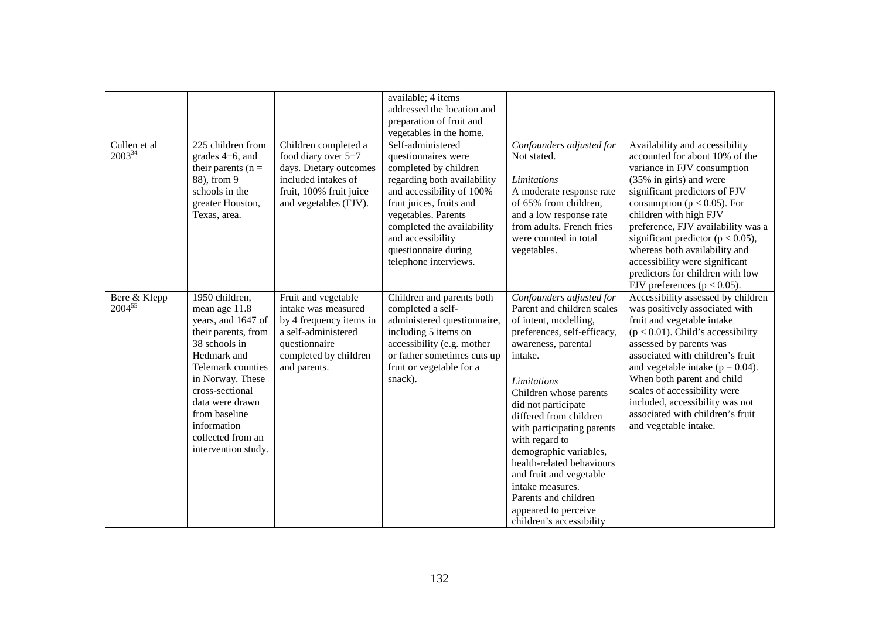| | | | available; 4 items addressed the location and preparation of fruit and vegetables in the home. | | |
|---|---|---|---|---|---|
| Cullen et al 2003[34] | 225 children from grades 4−6, and their parents (n = 88), from 9 schools in the greater Houston, Texas, area. | Children completed a food diary over 5−7 days. Dietary outcomes included intakes of fruit, 100% fruit juice and vegetables (FJV). | Self-administered questionnaires were completed by children regarding both availability and accessibility of 100% fruit juices, fruits and vegetables. Parents completed the availability and accessibility questionnaire during telephone interviews. | *Confounders adjusted for* Not stated.<br><br>*Limitations* A moderate response rate of 65% from children, and a low response rate from adults. French fries were counted in total vegetables. | Availability and accessibility accounted for about 10% of the variance in FJV consumption (35% in girls) and were significant predictors of FJV consumption ($p < 0.05$). For children with high FJV preference, FJV availability was a significant predictor ($p < 0.05$), whereas both availability and accessibility were significant predictors for children with low FJV preferences ($p < 0.05$). |
| Bere & Klepp 2004[55] | 1950 children, mean age 11.8 years, and 1647 of their parents, from 38 schools in Hedmark and Telemark counties in Norway. These cross-sectional data were drawn from baseline information collected from an intervention study. | Fruit and vegetable intake was measured by 4 frequency items in a self-administered questionnaire completed by children and parents. | Children and parents both completed a self-administered questionnaire, including 5 items on accessibility (e.g. mother or father sometimes cuts up fruit or vegetable for a snack). | *Confounders adjusted for* Parent and children scales of intent, modelling, preferences, self-efficacy, awareness, parental intake.<br><br>*Limitations* Children whose parents did not participate differed from children with participating parents with regard to demographic variables, health-related behaviours and fruit and vegetable intake measures. Parents and children appeared to perceive children's accessibility | Accessibility assessed by children was positively associated with fruit and vegetable intake ($p < 0.01$). Child's accessibility assessed by parents was associated with children's fruit and vegetable intake ($p = 0.04$). When both parent and child scales of accessibility were included, accessibility was not associated with children's fruit and vegetable intake. |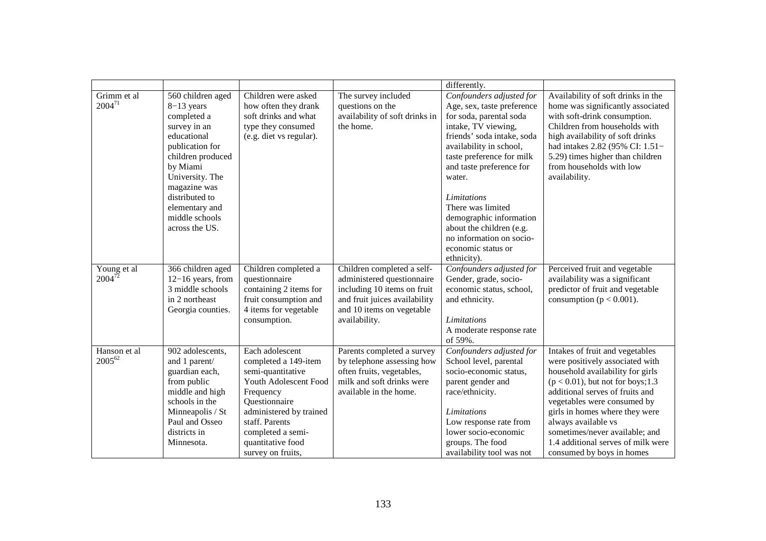| | | | | differently. | |
|---|---|---|---|---|---|
| Grimm et al 2004[71] | 560 children aged 8−13 years completed a survey in an educational publication for children produced by Miami University. The magazine was distributed to elementary and middle schools across the US. | Children were asked how often they drank soft drinks and what type they consumed (e.g. diet vs regular). | The survey included questions on the availability of soft drinks in the home. | *Confounders adjusted for* Age, sex, taste preference for soda, parental soda intake, TV viewing, friends' soda intake, soda availability in school, taste preference for milk and taste preference for water. *Limitations* There was limited demographic information about the children (e.g. no information on socio-economic status or ethnicity). | Availability of soft drinks in the home was significantly associated with soft-drink consumption. Children from households with high availability of soft drinks had intakes 2.82 (95% CI: 1.51−5.29) times higher than children from households with low availability. |
| Young et al 2004[72] | 366 children aged 12−16 years, from 3 middle schools in 2 northeast Georgia counties. | Children completed a questionnaire containing 2 items for fruit consumption and 4 items for vegetable consumption. | Children completed a self-administered questionnaire including 10 items on fruit and fruit juices availability and 10 items on vegetable availability. | *Confounders adjusted for* Gender, grade, socio-economic status, school, and ethnicity. *Limitations* A moderate response rate of 59%. | Perceived fruit and vegetable availability was a significant predictor of fruit and vegetable consumption ($p < 0.001$). |
| Hanson et al 2005[62] | 902 adolescents, and 1 parent/ guardian each, from public middle and high schools in the Minneapolis / St Paul and Osseo districts in Minnesota. | Each adolescent completed a 149-item semi-quantitative Youth Adolescent Food Frequency Questionnaire administered by trained staff. Parents completed a semi-quantitative food survey on fruits, | Parents completed a survey by telephone assessing how often fruits, vegetables, milk and soft drinks were available in the home. | *Confounders adjusted for* School level, parental socio-economic status, parent gender and race/ethnicity. *Limitations* Low response rate from lower socio-economic groups. The food availability tool was not | Intakes of fruit and vegetables were positively associated with household availability for girls ($p < 0.01$), but not for boys;1.3 additional serves of fruits and vegetables were consumed by girls in homes where they were always available vs sometimes/never available; and 1.4 additional serves of milk were consumed by boys in homes |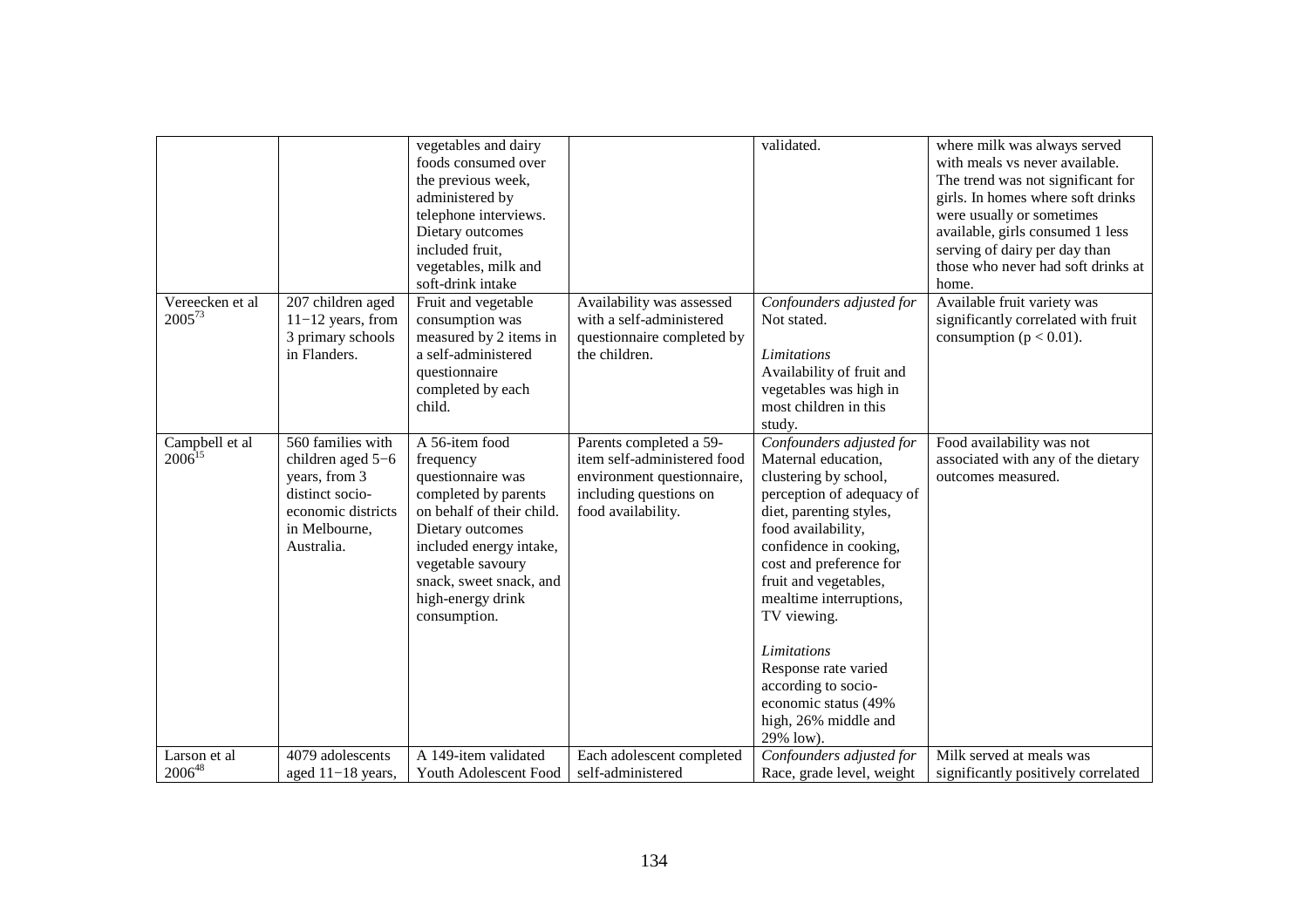| | | vegetables and dairy foods consumed over the previous week, administered by telephone interviews. Dietary outcomes included fruit, vegetables, milk and soft-drink intake | | validated. | where milk was always served with meals vs never available. The trend was not significant for girls. In homes where soft drinks were usually or sometimes available, girls consumed 1 less serving of dairy per day than those who never had soft drinks at home. |
|---|---|---|---|---|---|
| Vereecken et al 2005[73] | 207 children aged 11−12 years, from 3 primary schools in Flanders. | Fruit and vegetable consumption was measured by 2 items in a self-administered questionnaire completed by each child. | Availability was assessed with a self-administered questionnaire completed by the children. | *Confounders adjusted for* Not stated. *Limitations* Availability of fruit and vegetables was high in most children in this study. | Available fruit variety was significantly correlated with fruit consumption ($p < 0.01$). |
| Campbell et al 2006[15] | 560 families with children aged 5−6 years, from 3 distinct socio-economic districts in Melbourne, Australia. | A 56-item food frequency questionnaire was completed by parents on behalf of their child. Dietary outcomes included energy intake, vegetable savoury snack, sweet snack, and high-energy drink consumption. | Parents completed a 59-item self-administered food environment questionnaire, including questions on food availability. | *Confounders adjusted for* Maternal education, clustering by school, perception of adequacy of diet, parenting styles, food availability, confidence in cooking, cost and preference for fruit and vegetables, mealtime interruptions, TV viewing. *Limitations* Response rate varied according to socio-economic status (49% high, 26% middle and 29% low). | Food availability was not associated with any of the dietary outcomes measured. |
| Larson et al 2006[48] | 4079 adolescents aged 11−18 years, | A 149-item validated Youth Adolescent Food | Each adolescent completed self-administered | *Confounders adjusted for* Race, grade level, weight | Milk served at meals was significantly positively correlated |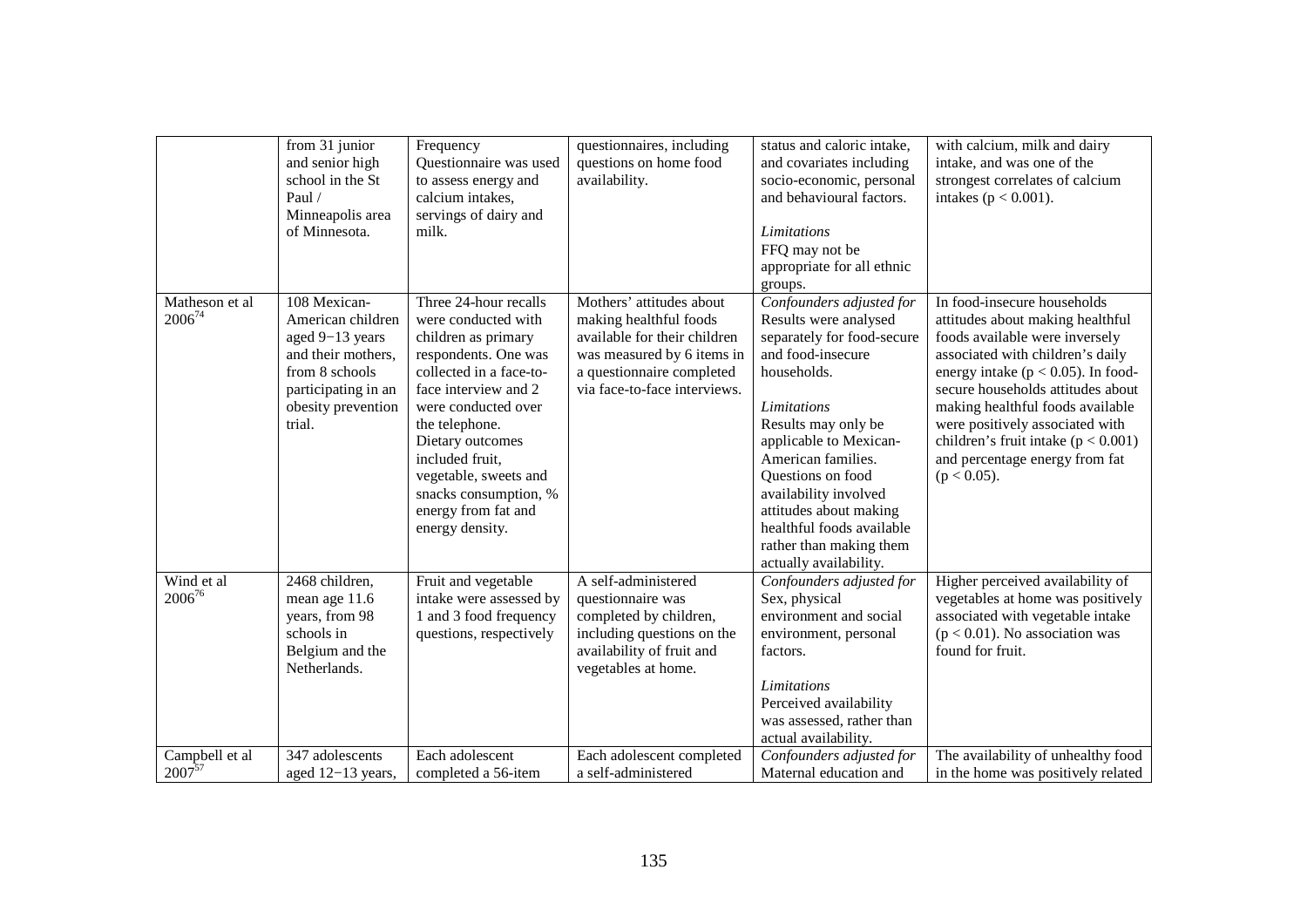| | from 31 junior and senior high school in the St Paul / Minneapolis area of Minnesota. | Frequency Questionnaire was used to assess energy and calcium intakes, servings of dairy and milk. | questionnaires, including questions on home food availability. | status and caloric intake, and covariates including socio-economic, personal and behavioural factors.<br><br>*Limitations*<br>FFQ may not be appropriate for all ethnic groups. | with calcium, milk and dairy intake, and was one of the strongest correlates of calcium intakes ($p < 0.001$). |
|---|---|---|---|---|---|
| Matheson et al 2006[74] | 108 Mexican-American children aged 9−13 years and their mothers, from 8 schools participating in an obesity prevention trial. | Three 24-hour recalls were conducted with children as primary respondents. One was collected in a face-to-face interview and 2 were conducted over the telephone. Dietary outcomes included fruit, vegetable, sweets and snacks consumption, % energy from fat and energy density. | Mothers' attitudes about making healthful foods available for their children was measured by 6 items in a questionnaire completed via face-to-face interviews. | *Confounders adjusted for*<br>Results were analysed separately for food-secure and food-insecure households.<br><br>*Limitations*<br>Results may only be applicable to Mexican-American families. Questions on food availability involved attitudes about making healthful foods available rather than making them actually availability. | In food-insecure households attitudes about making healthful foods available were inversely associated with children's daily energy intake ($p < 0.05$). In food-secure households attitudes about making healthful foods available were positively associated with children's fruit intake ($p < 0.001$) and percentage energy from fat ($p < 0.05$). |
| Wind et al 2006[76] | 2468 children, mean age 11.6 years, from 98 schools in Belgium and the Netherlands. | Fruit and vegetable intake were assessed by 1 and 3 food frequency questions, respectively | A self-administered questionnaire was completed by children, including questions on the availability of fruit and vegetables at home. | *Confounders adjusted for*<br>Sex, physical environment and social environment, personal factors.<br><br>*Limitations*<br>Perceived availability was assessed, rather than actual availability. | Higher perceived availability of vegetables at home was positively associated with vegetable intake ($p < 0.01$). No association was found for fruit. |
| Campbell et al 2007[57] | 347 adolescents aged 12−13 years, | Each adolescent completed a 56-item | Each adolescent completed a self-administered | *Confounders adjusted for*<br>Maternal education and | The availability of unhealthy food in the home was positively related |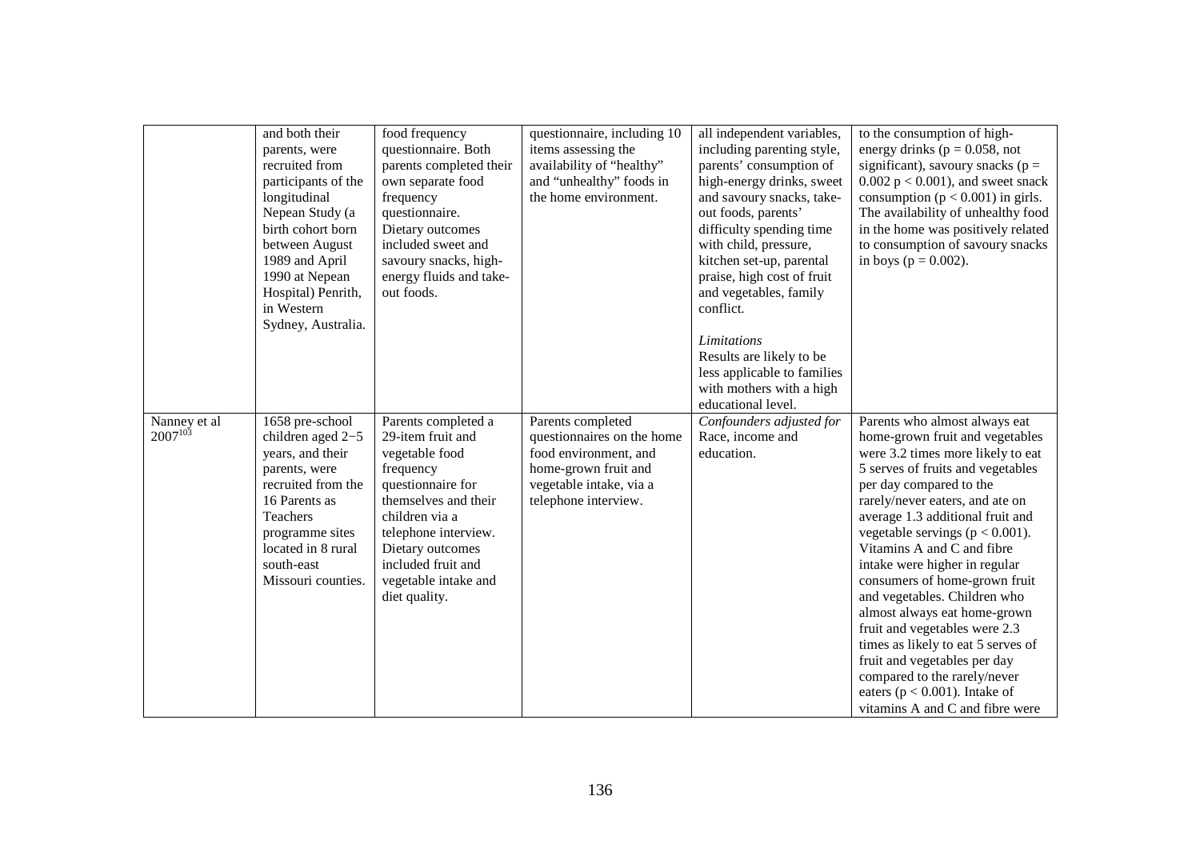| | | | | | |
|---|---|---|---|---|---|
| | and both their parents, were recruited from participants of the longitudinal Nepean Study (a birth cohort born between August 1989 and April 1990 at Nepean Hospital) Penrith, in Western Sydney, Australia. | food frequency questionnaire. Both parents completed their own separate food frequency questionnaire. Dietary outcomes included sweet and savoury snacks, high-energy fluids and take-out foods. | questionnaire, including 10 items assessing the availability of "healthy" and "unhealthy" foods in the home environment. | all independent variables, including parenting style, parents' consumption of high-energy drinks, sweet and savoury snacks, take-out foods, parents' difficulty spending time with child, pressure, kitchen set-up, parental praise, high cost of fruit and vegetables, family conflict.<br><br>*Limitations*<br>Results are likely to be less applicable to families with mothers with a high educational level. | to the consumption of high-energy drinks ($p = 0.058$, not significant), savoury snacks ($p = 0.002$ $p < 0.001$), and sweet snack consumption ($p < 0.001$) in girls. The availability of unhealthy food in the home was positively related to consumption of savoury snacks in boys ($p = 0.002$). |
| Nanney et al 2007[103] | 1658 pre-school children aged 2−5 years, and their parents, were recruited from the 16 Parents as Teachers programme sites located in 8 rural south-east Missouri counties. | Parents completed a 29-item fruit and vegetable food frequency questionnaire for themselves and their children via a telephone interview. Dietary outcomes included fruit and vegetable intake and diet quality. | Parents completed questionnaires on the home food environment, and home-grown fruit and vegetable intake, via a telephone interview. | *Confounders adjusted for*<br>Race, income and education. | Parents who almost always eat home-grown fruit and vegetables were 3.2 times more likely to eat 5 serves of fruits and vegetables per day compared to the rarely/never eaters, and ate on average 1.3 additional fruit and vegetable servings ($p < 0.001$). Vitamins A and C and fibre intake were higher in regular consumers of home-grown fruit and vegetables. Children who almost always eat home-grown fruit and vegetables were 2.3 times as likely to eat 5 serves of fruit and vegetables per day compared to the rarely/never eaters ($p < 0.001$). Intake of vitamins A and C and fibre were |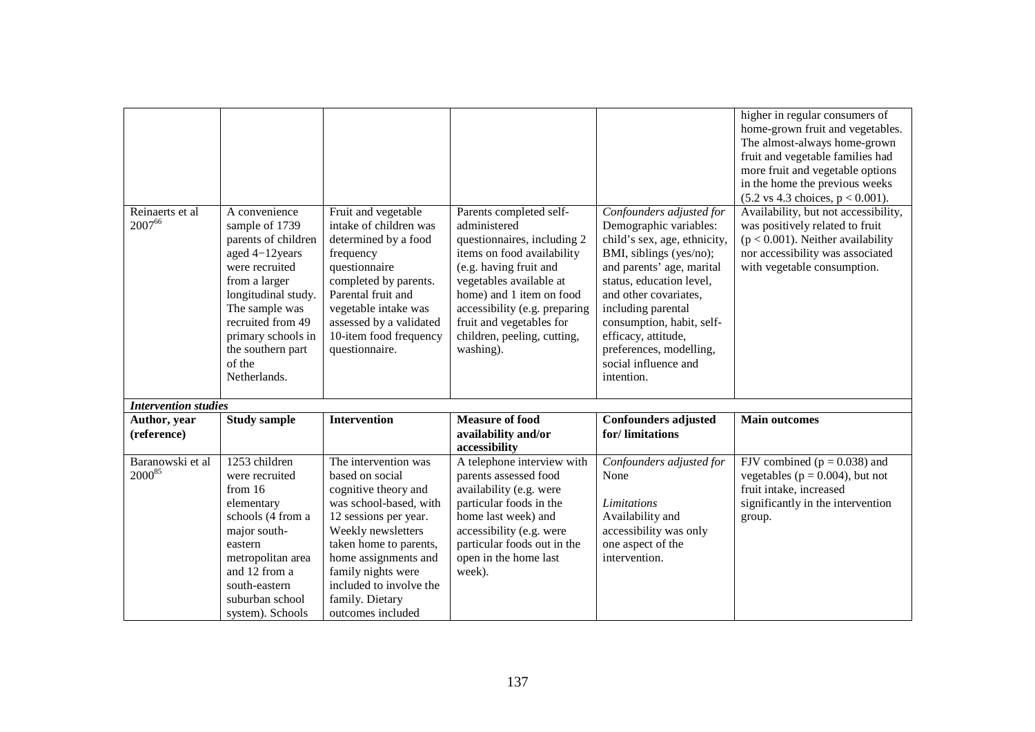| | | | | | |
|---|---|---|---|---|---|
| | | | | | higher in regular consumers of home-grown fruit and vegetables. The almost-always home-grown fruit and vegetable families had more fruit and vegetable options in the home the previous weeks (5.2 vs 4.3 choices, $p < 0.001$). |
| Reinaerts et al 2007[66] | A convenience sample of 1739 parents of children aged 4−12years were recruited from a larger longitudinal study. The sample was recruited from 49 primary schools in the southern part of the Netherlands. | Fruit and vegetable intake of children was determined by a food frequency questionnaire completed by parents. Parental fruit and vegetable intake was assessed by a validated 10-item food frequency questionnaire. | Parents completed self-administered questionnaires, including 2 items on food availability (e.g. having fruit and vegetables available at home) and 1 item on food accessibility (e.g. preparing fruit and vegetables for children, peeling, cutting, washing). | *Confounders adjusted for* Demographic variables: child's sex, age, ethnicity, BMI, siblings (yes/no); and parents' age, marital status, education level, and other covariates, including parental consumption, habit, self-efficacy, attitude, preferences, modelling, social influence and intention. | Availability, but not accessibility, was positively related to fruit ($p < 0.001$). Neither availability nor accessibility was associated with vegetable consumption. |
| ***Intervention studies*** | | | | | |
| **Author, year (reference)** | **Study sample** | **Intervention** | **Measure of food availability and/or accessibility** | **Confounders adjusted for/ limitations** | **Main outcomes** |
| Baranowski et al 2000[85] | 1253 children were recruited from 16 elementary schools (4 from a major south-eastern metropolitan area and 12 from a south-eastern suburban school system). Schools | The intervention was based on social cognitive theory and was school-based, with 12 sessions per year. Weekly newsletters taken home to parents, home assignments and family nights were included to involve the family. Dietary outcomes included | A telephone interview with parents assessed food availability (e.g. were particular foods in the home last week) and accessibility (e.g. were particular foods out in the open in the home last week). | *Confounders adjusted for* None<br><br>*Limitations* Availability and accessibility was only one aspect of the intervention. | FJV combined ($p = 0.038$) and vegetables ($p = 0.004$), but not fruit intake, increased significantly in the intervention group. |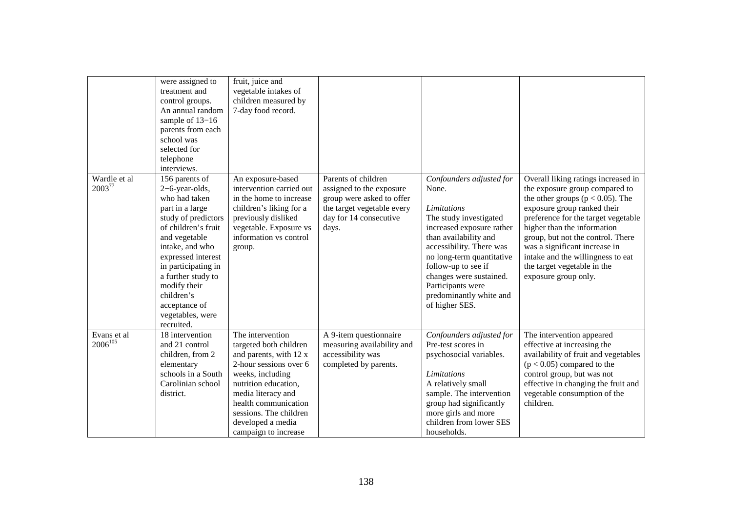|  |  |  |  |  |  |
|---|---|---|---|---|---|
|  | were assigned to treatment and control groups. An annual random sample of 13−16 parents from each school was selected for telephone interviews. | fruit, juice and vegetable intakes of children measured by 7-day food record. |  |  |  |
| Wardle et al 2003[77] | 156 parents of 2−6-year-olds, who had taken part in a large study of predictors of children's fruit and vegetable intake, and who expressed interest in participating in a further study to modify their children's acceptance of vegetables, were recruited. | An exposure-based intervention carried out in the home to increase children's liking for a previously disliked vegetable. Exposure vs information vs control group. | Parents of children assigned to the exposure group were asked to offer the target vegetable every day for 14 consecutive days. | *Confounders adjusted for* None. *Limitations* The study investigated increased exposure rather than availability and accessibility. There was no long-term quantitative follow-up to see if changes were sustained. Participants were predominantly white and of higher SES. | Overall liking ratings increased in the exposure group compared to the other groups ($p < 0.05$). The exposure group ranked their preference for the target vegetable higher than the information group, but not the control. There was a significant increase in intake and the willingness to eat the target vegetable in the exposure group only. |
| Evans et al 2006[105] | 18 intervention and 21 control children, from 2 elementary schools in a South Carolinian school district. | The intervention targeted both children and parents, with 12 x 2-hour sessions over 6 weeks, including nutrition education, media literacy and health communication sessions. The children developed a media campaign to increase | A 9-item questionnaire measuring availability and accessibility was completed by parents. | *Confounders adjusted for* Pre-test scores in psychosocial variables. *Limitations* A relatively small sample. The intervention group had significantly more girls and more children from lower SES households. | The intervention appeared effective at increasing the availability of fruit and vegetables ($p < 0.05$) compared to the control group, but was not effective in changing the fruit and vegetable consumption of the children. |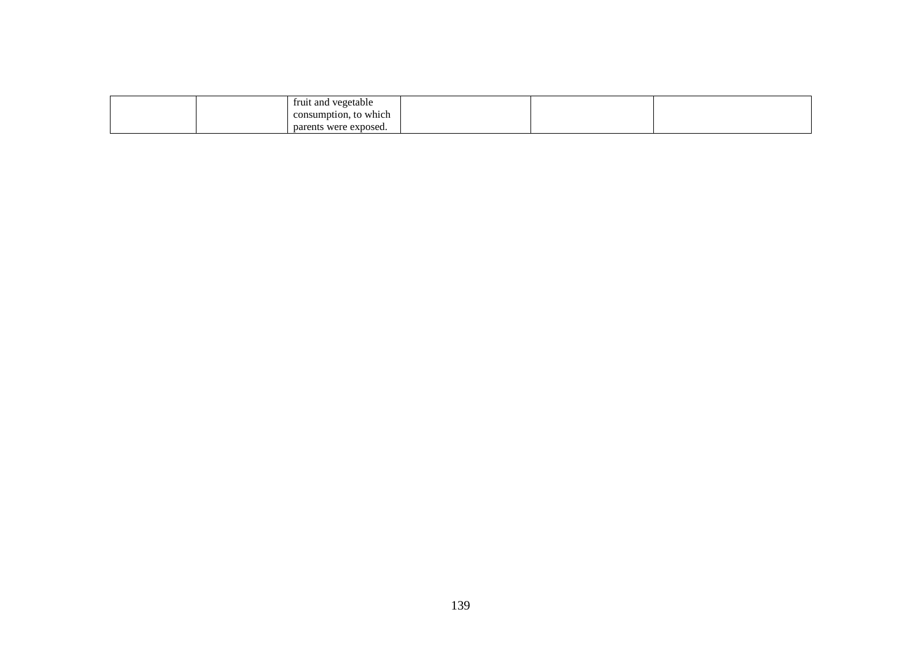| | | | | | |
|---|---|---|---|---|---|
| | | fruit and vegetable consumption, to which parents were exposed. | | | |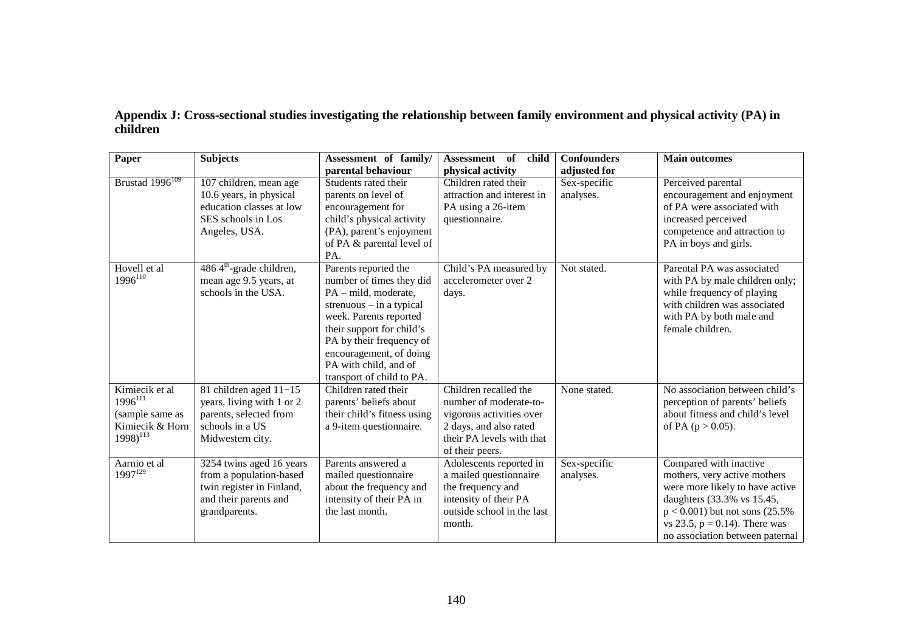**Appendix J: Cross-sectional studies investigating the relationship between family environment and physical activity (PA) in children**

| Paper | Subjects | Assessment of family/ parental behaviour | Assessment of child physical activity | Confounders adjusted for | Main outcomes |
|---|---|---|---|---|---|
| Brustad 1996[109] | 107 children, mean age 10.6 years, in physical education classes at low SES schools in Los Angeles, USA. | Students rated their parents on level of encouragement for child's physical activity (PA), parent's enjoyment of PA & parental level of PA. | Children rated their attraction and interest in PA using a 26-item questionnaire. | Sex-specific analyses. | Perceived parental encouragement and enjoyment of PA were associated with increased perceived competence and attraction to PA in boys and girls. |
| Hovell et al 1996[110] | 486 4th-grade children, mean age 9.5 years, at schools in the USA. | Parents reported the number of times they did PA – mild, moderate, strenuous – in a typical week. Parents reported their support for child's PA by their frequency of encouragement, of doing PA with child, and of transport of child to PA. | Child's PA measured by accelerometer over 2 days. | Not stated. | Parental PA was associated with PA by male children only; while frequency of playing with children was associated with PA by both male and female children. |
| Kimiecik et al 1996[111] (sample same as Kimiecik & Horn 1998)[113] | 81 children aged 11−15 years, living with 1 or 2 parents, selected from schools in a US Midwestern city. | Children rated their parents' beliefs about their child's fitness using a 9-item questionnaire. | Children recalled the number of moderate-to-vigorous activities over 2 days, and also rated their PA levels with that of their peers. | None stated. | No association between child's perception of parents' beliefs about fitness and child's level of PA ($p > 0.05$). |
| Aarnio et al 1997[129] | 3254 twins aged 16 years from a population-based twin register in Finland, and their parents and grandparents. | Parents answered a mailed questionnaire about the frequency and intensity of their PA in the last month. | Adolescents reported in a mailed questionnaire the frequency and intensity of their PA outside school in the last month. | Sex-specific analyses. | Compared with inactive mothers, very active mothers were more likely to have active daughters (33.3% vs 15.45, $p < 0.001$) but not sons (25.5% vs 23.5, $p = 0.14$). There was no association between paternal |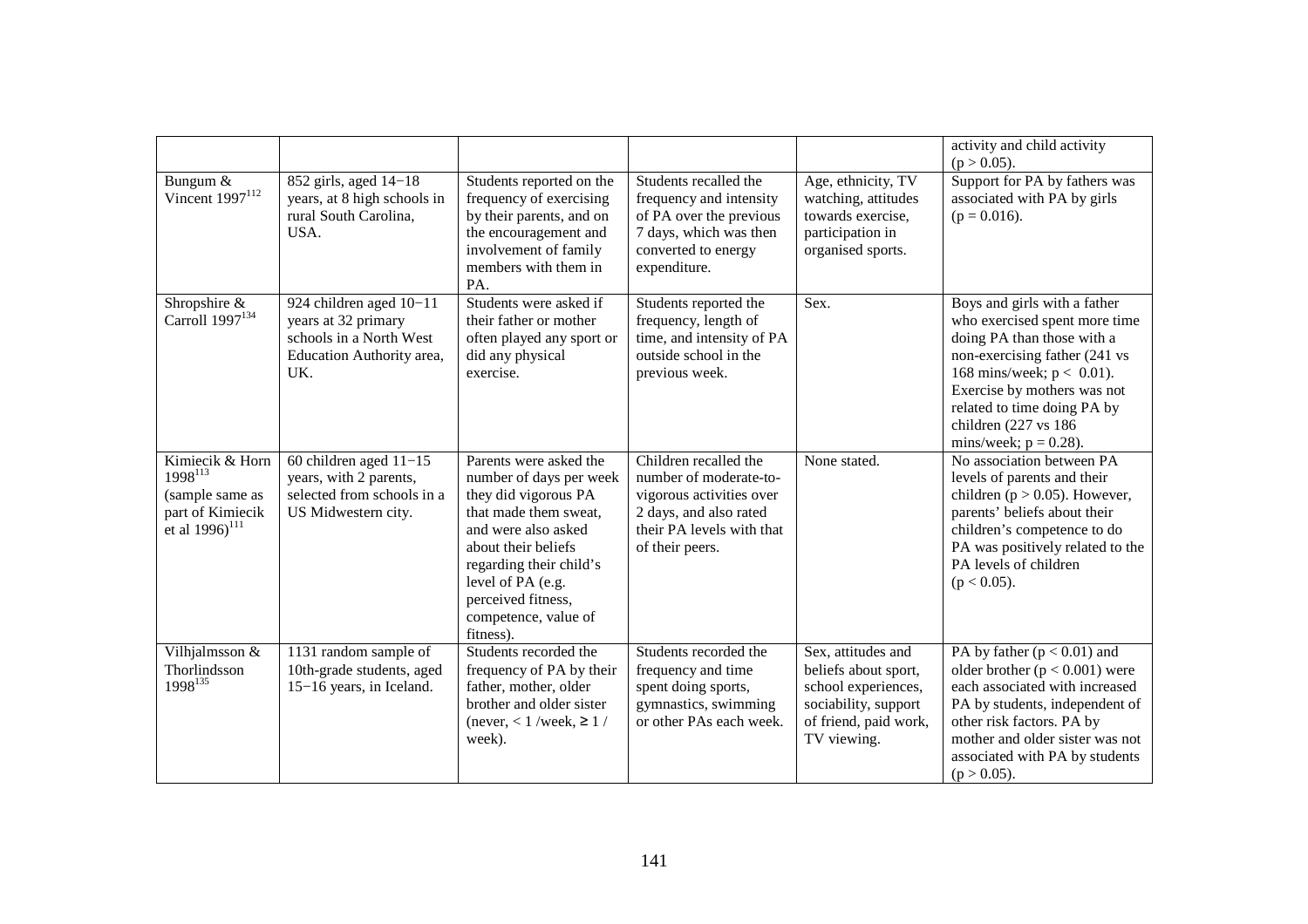| | | | | | |
|---|---|---|---|---|---|
| | | | | | activity and child activity ($p > 0.05$). |
| Bungum & Vincent 1997[112] | 852 girls, aged 14−18 years, at 8 high schools in rural South Carolina, USA. | Students reported on the frequency of exercising by their parents, and on the encouragement and involvement of family members with them in PA. | Students recalled the frequency and intensity of PA over the previous 7 days, which was then converted to energy expenditure. | Age, ethnicity, TV watching, attitudes towards exercise, participation in organised sports. | Support for PA by fathers was associated with PA by girls ($p = 0.016$). |
| Shropshire & Carroll 1997[134] | 924 children aged 10−11 years at 32 primary schools in a North West Education Authority area, UK. | Students were asked if their father or mother often played any sport or did any physical exercise. | Students reported the frequency, length of time, and intensity of PA outside school in the previous week. | Sex. | Boys and girls with a father who exercised spent more time doing PA than those with a non-exercising father (241 vs 168 mins/week; $p < 0.01$). Exercise by mothers was not related to time doing PA by children (227 vs 186 mins/week; $p = 0.28$). |
| Kimiecik & Horn 1998[113] (sample same as part of Kimiecik et al 1996)[111] | 60 children aged 11−15 years, with 2 parents, selected from schools in a US Midwestern city. | Parents were asked the number of days per week they did vigorous PA that made them sweat, and were also asked about their beliefs regarding their child's level of PA (e.g. perceived fitness, competence, value of fitness). | Children recalled the number of moderate-to-vigorous activities over 2 days, and also rated their PA levels with that of their peers. | None stated. | No association between PA levels of parents and their children ($p > 0.05$). However, parents' beliefs about their children's competence to do PA was positively related to the PA levels of children ($p < 0.05$). |
| Vilhjalmsson & Thorlindsson 1998[135] | 1131 random sample of 10th-grade students, aged 15−16 years, in Iceland. | Students recorded the frequency of PA by their father, mother, older brother and older sister (never, < 1 /week, ≥ 1 / week). | Students recorded the frequency and time spent doing sports, gymnastics, swimming or other PAs each week. | Sex, attitudes and beliefs about sport, school experiences, sociability, support of friend, paid work, TV viewing. | PA by father ($p < 0.01$) and older brother ($p < 0.001$) were each associated with increased PA by students, independent of other risk factors. PA by mother and older sister was not associated with PA by students ($p > 0.05$). |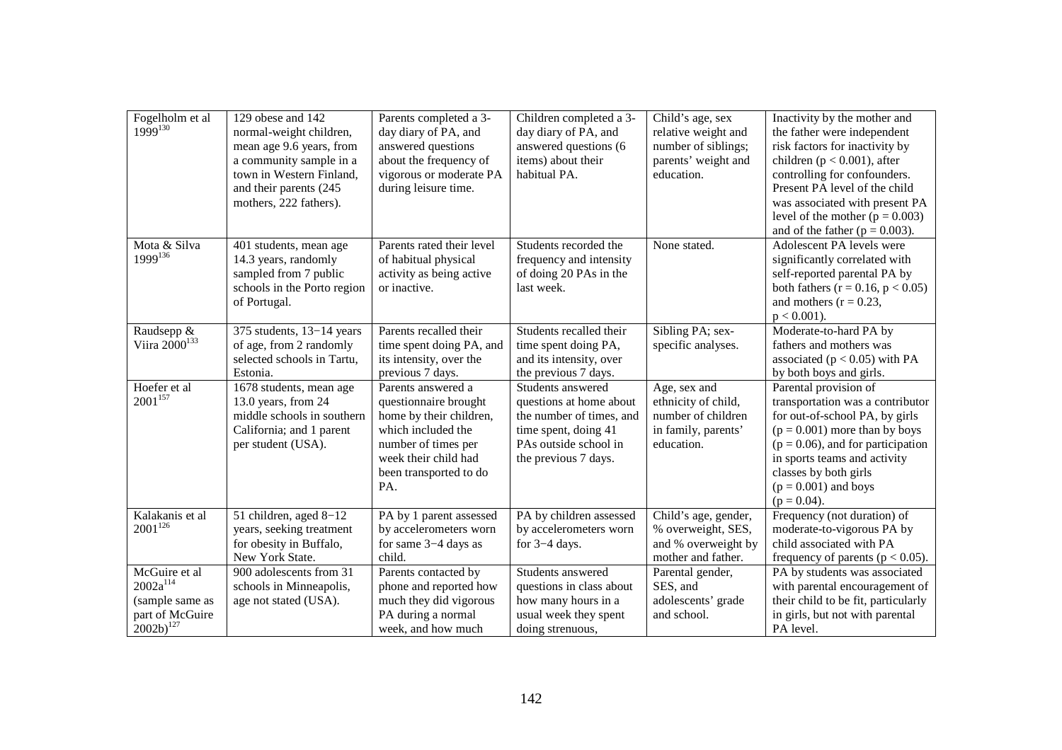| Fogelholm et al 1999[130] | 129 obese and 142 normal-weight children, mean age 9.6 years, from a community sample in a town in Western Finland, and their parents (245 mothers, 222 fathers). | Parents completed a 3-day diary of PA, and answered questions about the frequency of vigorous or moderate PA during leisure time. | Children completed a 3-day diary of PA, and answered questions (6 items) about their habitual PA. | Child's age, sex relative weight and number of siblings; parents' weight and education. | Inactivity by the mother and the father were independent risk factors for inactivity by children ($p < 0.001$), after controlling for confounders. Present PA level of the child was associated with present PA level of the mother ($p = 0.003$) and of the father ($p = 0.003$). |
|---|---|---|---|---|---|
| Mota & Silva 1999[136] | 401 students, mean age 14.3 years, randomly sampled from 7 public schools in the Porto region of Portugal. | Parents rated their level of habitual physical activity as being active or inactive. | Students recorded the frequency and intensity of doing 20 PAs in the last week. | None stated. | Adolescent PA levels were significantly correlated with self-reported parental PA by both fathers ($r = 0.16$, $p < 0.05$) and mothers ($r = 0.23$, $p < 0.001$). |
| Raudsepp & Viira 2000[133] | 375 students, 13−14 years of age, from 2 randomly selected schools in Tartu, Estonia. | Parents recalled their time spent doing PA, and its intensity, over the previous 7 days. | Students recalled their time spent doing PA, and its intensity, over the previous 7 days. | Sibling PA; sex-specific analyses. | Moderate-to-hard PA by fathers and mothers was associated ($p < 0.05$) with PA by both boys and girls. |
| Hoefer et al 2001[157] | 1678 students, mean age 13.0 years, from 24 middle schools in southern California; and 1 parent per student (USA). | Parents answered a questionnaire brought home by their children, which included the number of times per week their child had been transported to do PA. | Students answered questions at home about the number of times, and time spent, doing 41 PAs outside school in the previous 7 days. | Age, sex and ethnicity of child, number of children in family, parents' education. | Parental provision of transportation was a contributor for out-of-school PA, by girls ($p = 0.001$) more than by boys ($p = 0.06$), and for participation in sports teams and activity classes by both girls ($p = 0.001$) and boys ($p = 0.04$). |
| Kalakanis et al 2001[126] | 51 children, aged 8−12 years, seeking treatment for obesity in Buffalo, New York State. | PA by 1 parent assessed by accelerometers worn for same 3−4 days as child. | PA by children assessed by accelerometers worn for 3−4 days. | Child's age, gender, % overweight, SES, and % overweight by mother and father. | Frequency (not duration) of moderate-to-vigorous PA by child associated with PA frequency of parents ($p < 0.05$). |
| McGuire et al 2002a[114] (sample same as part of McGuire 2002b)[127] | 900 adolescents from 31 schools in Minneapolis, age not stated (USA). | Parents contacted by phone and reported how much they did vigorous PA during a normal week, and how much | Students answered questions in class about how many hours in a usual week they spent doing strenuous, | Parental gender, SES, and adolescents' grade and school. | PA by students was associated with parental encouragement of their child to be fit, particularly in girls, but not with parental PA level. |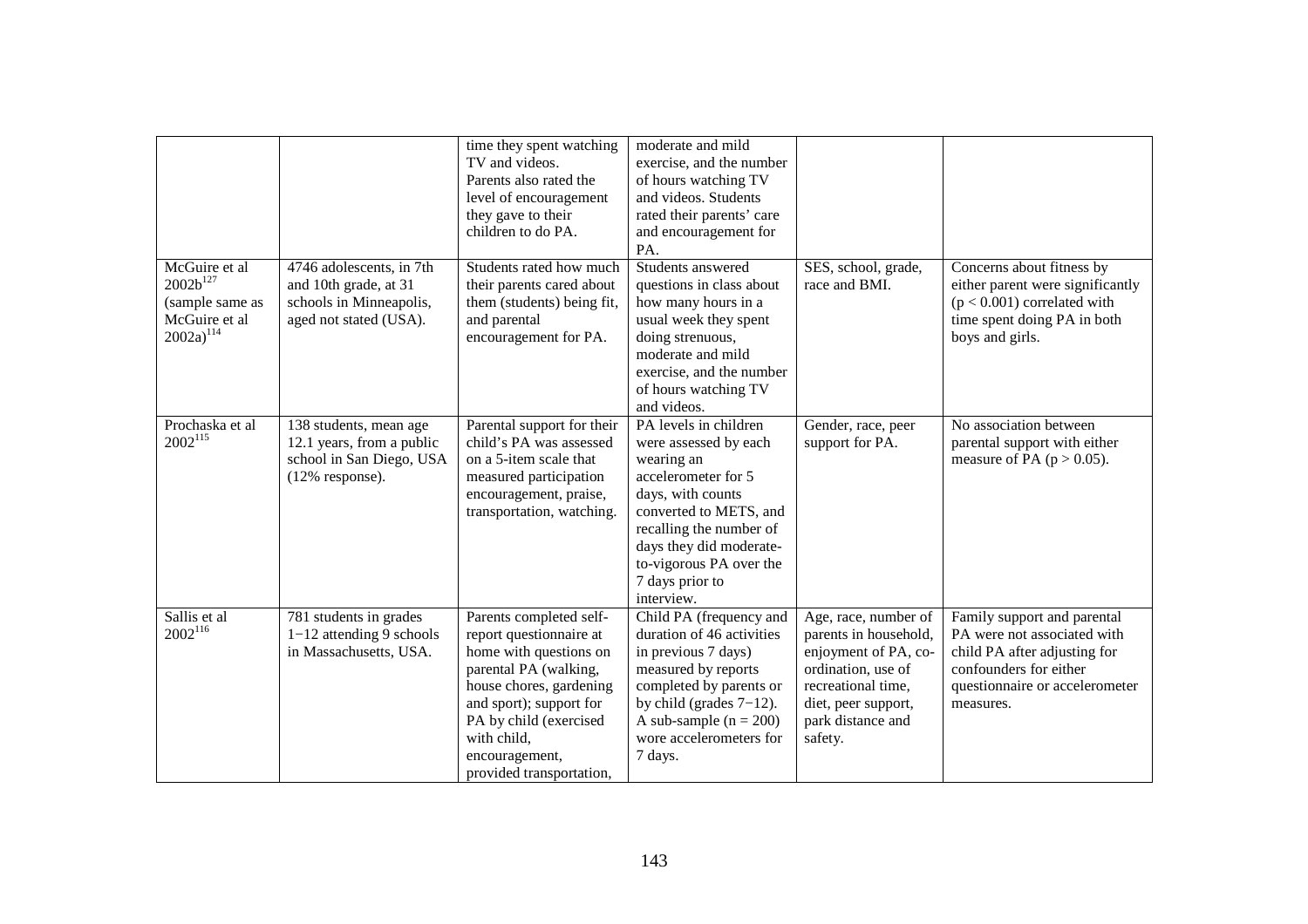| | | time they spent watching TV and videos. Parents also rated the level of encouragement they gave to their children to do PA. | moderate and mild exercise, and the number of hours watching TV and videos. Students rated their parents' care and encouragement for PA. | | |
|---|---|---|---|---|---|
| McGuire et al 2002b[127] (sample same as McGuire et al 2002a)[114] | 4746 adolescents, in 7th and 10th grade, at 31 schools in Minneapolis, aged not stated (USA). | Students rated how much their parents cared about them (students) being fit, and parental encouragement for PA. | Students answered questions in class about how many hours in a usual week they spent doing strenuous, moderate and mild exercise, and the number of hours watching TV and videos. | SES, school, grade, race and BMI. | Concerns about fitness by either parent were significantly ($p < 0.001$) correlated with time spent doing PA in both boys and girls. |
| Prochaska et al 2002[115] | 138 students, mean age 12.1 years, from a public school in San Diego, USA (12% response). | Parental support for their child's PA was assessed on a 5-item scale that measured participation encouragement, praise, transportation, watching. | PA levels in children were assessed by each wearing an accelerometer for 5 days, with counts converted to METS, and recalling the number of days they did moderate-to-vigorous PA over the 7 days prior to interview. | Gender, race, peer support for PA. | No association between parental support with either measure of PA ($p > 0.05$). |
| Sallis et al 2002[116] | 781 students in grades 1−12 attending 9 schools in Massachusetts, USA. | Parents completed self-report questionnaire at home with questions on parental PA (walking, house chores, gardening and sport); support for PA by child (exercised with child, encouragement, provided transportation, | Child PA (frequency and duration of 46 activities in previous 7 days) measured by reports completed by parents or by child (grades 7−12). A sub-sample ($n = 200$) wore accelerometers for 7 days. | Age, race, number of parents in household, enjoyment of PA, co-ordination, use of recreational time, diet, peer support, park distance and safety. | Family support and parental PA were not associated with child PA after adjusting for confounders for either questionnaire or accelerometer measures. |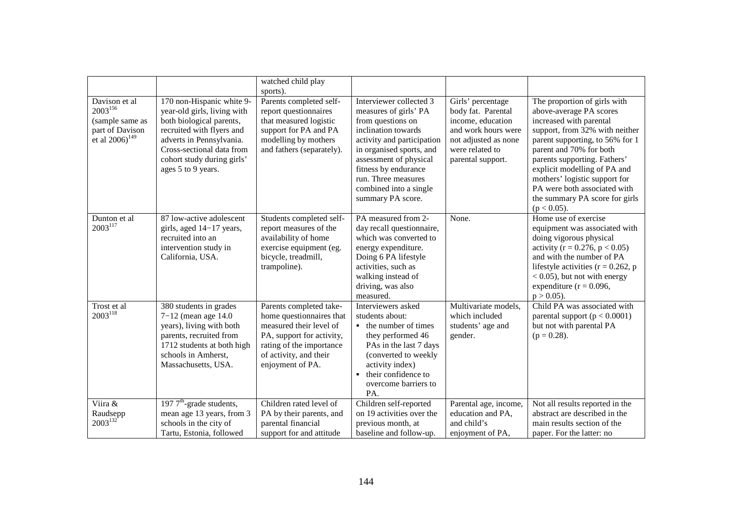| | | | | | |
|---|---|---|---|---|---|
| | | watched child play sports). | | | |
| Davison et al 2003[156] (sample same as part of Davison et al 2006)[149] | 170 non-Hispanic white 9-year-old girls, living with both biological parents, recruited with flyers and adverts in Pennsylvania. Cross-sectional data from cohort study during girls' ages 5 to 9 years. | Parents completed self-report questionnaires that measured logistic support for PA and PA modelling by mothers and fathers (separately). | Interviewer collected 3 measures of girls' PA from questions on inclination towards activity and participation in organised sports, and assessment of physical fitness by endurance run. Three measures combined into a single summary PA score. | Girls' percentage body fat. Parental income, education and work hours were not adjusted as none were related to parental support. | The proportion of girls with above-average PA scores increased with parental support, from 32% with neither parent supporting, to 56% for 1 parent and 70% for both parents supporting. Fathers' explicit modelling of PA and mothers' logistic support for PA were both associated with the summary PA score for girls ($p < 0.05$). |
| Dunton et al 2003[117] | 87 low-active adolescent girls, aged 14−17 years, recruited into an intervention study in California, USA. | Students completed self-report measures of the availability of home exercise equipment (eg. bicycle, treadmill, trampoline). | PA measured from 2-day recall questionnaire, which was converted to energy expenditure. Doing 6 PA lifestyle activities, such as walking instead of driving, was also measured. | None. | Home use of exercise equipment was associated with doing vigorous physical activity ($r = 0.276$, $p < 0.05$) and with the number of PA lifestyle activities ($r = 0.262$, $p < 0.05$), but not with energy expenditure ($r = 0.096$, $p > 0.05$). |
| Trost et al 2003[118] | 380 students in grades 7−12 (mean age 14.0 years), living with both parents, recruited from 1712 students at both high schools in Amherst, Massachusetts, USA. | Parents completed take-home questionnaires that measured their level of PA, support for activity, rating of the importance of activity, and their enjoyment of PA. | Interviewers asked students about: <br>▪ the number of times they performed 46 PAs in the last 7 days (converted to weekly activity index) <br>▪ their confidence to overcome barriers to PA. | Multivariate models, which included students' age and gender. | Child PA was associated with parental support ($p < 0.0001$) but not with parental PA ($p = 0.28$). |
| Viira & Raudsepp 2003[132] | 197 7th-grade students, mean age 13 years, from 3 schools in the city of Tartu, Estonia, followed | Children rated level of PA by their parents, and parental financial support for and attitude | Children self-reported on 19 activities over the previous month, at baseline and follow-up. | Parental age, income, education and PA, and child's enjoyment of PA, | Not all results reported in the abstract are described in the main results section of the paper. For the latter: no |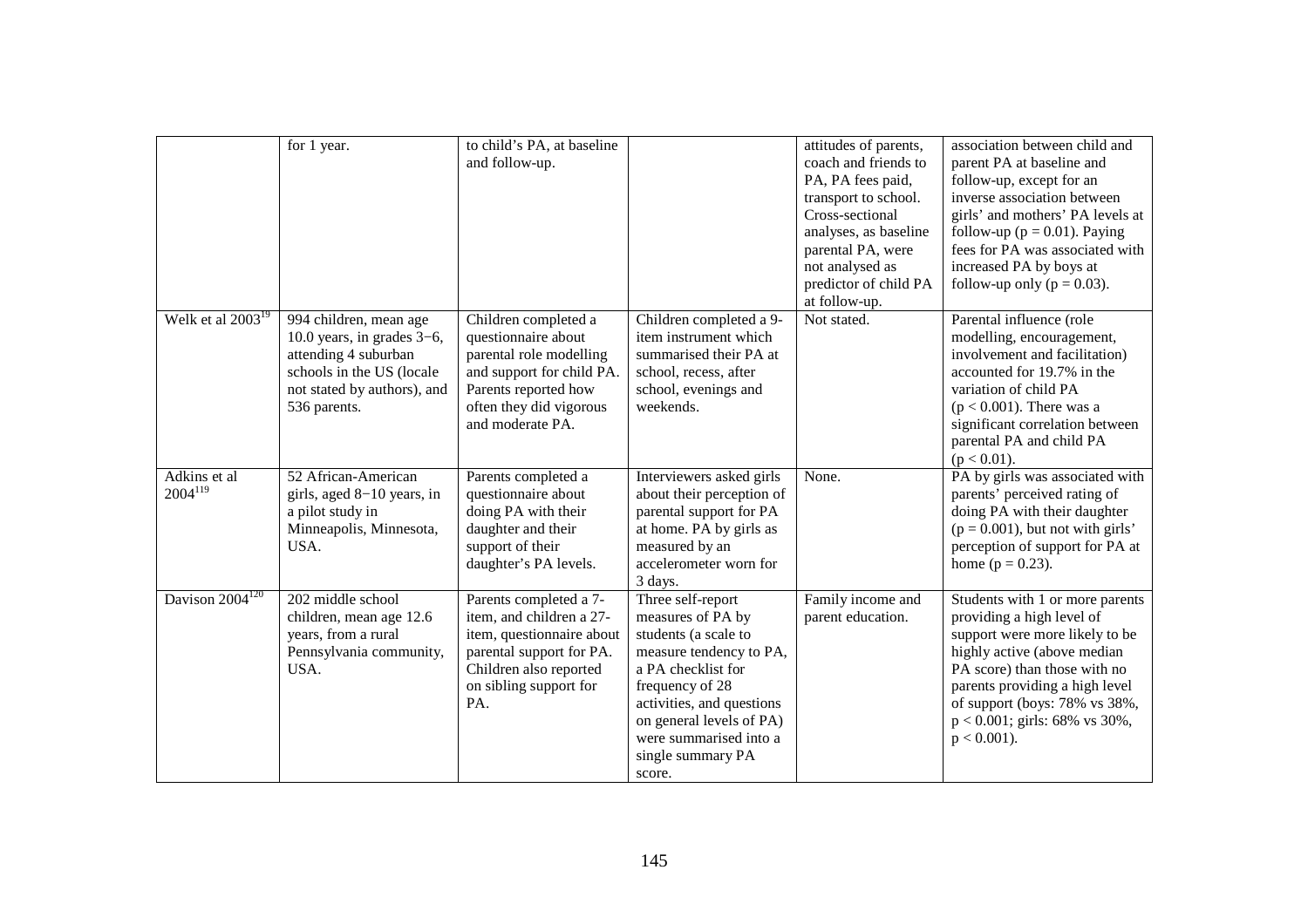|  |  |  |  |  |  |
|---|---|---|---|---|---|
|  | for 1 year. | to child's PA, at baseline and follow-up. |  | attitudes of parents, coach and friends to PA, PA fees paid, transport to school. Cross-sectional analyses, as baseline parental PA, were not analysed as predictor of child PA at follow-up. | association between child and parent PA at baseline and follow-up, except for an inverse association between girls' and mothers' PA levels at follow-up ($p = 0.01$). Paying fees for PA was associated with increased PA by boys at follow-up only ($p = 0.03$). |
| Welk et al 2003[19] | 994 children, mean age 10.0 years, in grades 3−6, attending 4 suburban schools in the US (locale not stated by authors), and 536 parents. | Children completed a questionnaire about parental role modelling and support for child PA. Parents reported how often they did vigorous and moderate PA. | Children completed a 9-item instrument which summarised their PA at school, recess, after school, evenings and weekends. | Not stated. | Parental influence (role modelling, encouragement, involvement and facilitation) accounted for 19.7% in the variation of child PA ($p < 0.001$). There was a significant correlation between parental PA and child PA ($p < 0.01$). |
| Adkins et al 2004[119] | 52 African-American girls, aged 8−10 years, in a pilot study in Minneapolis, Minnesota, USA. | Parents completed a questionnaire about doing PA with their daughter and their support of their daughter's PA levels. | Interviewers asked girls about their perception of parental support for PA at home. PA by girls as measured by an accelerometer worn for 3 days. | None. | PA by girls was associated with parents' perceived rating of doing PA with their daughter ($p = 0.001$), but not with girls' perception of support for PA at home ($p = 0.23$). |
| Davison 2004[120] | 202 middle school children, mean age 12.6 years, from a rural Pennsylvania community, USA. | Parents completed a 7-item, and children a 27-item, questionnaire about parental support for PA. Children also reported on sibling support for PA. | Three self-report measures of PA by students (a scale to measure tendency to PA, a PA checklist for frequency of 28 activities, and questions on general levels of PA) were summarised into a single summary PA score. | Family income and parent education. | Students with 1 or more parents providing a high level of support were more likely to be highly active (above median PA score) than those with no parents providing a high level of support (boys: 78% vs 38%, $p < 0.001$; girls: 68% vs 30%, $p < 0.001$). |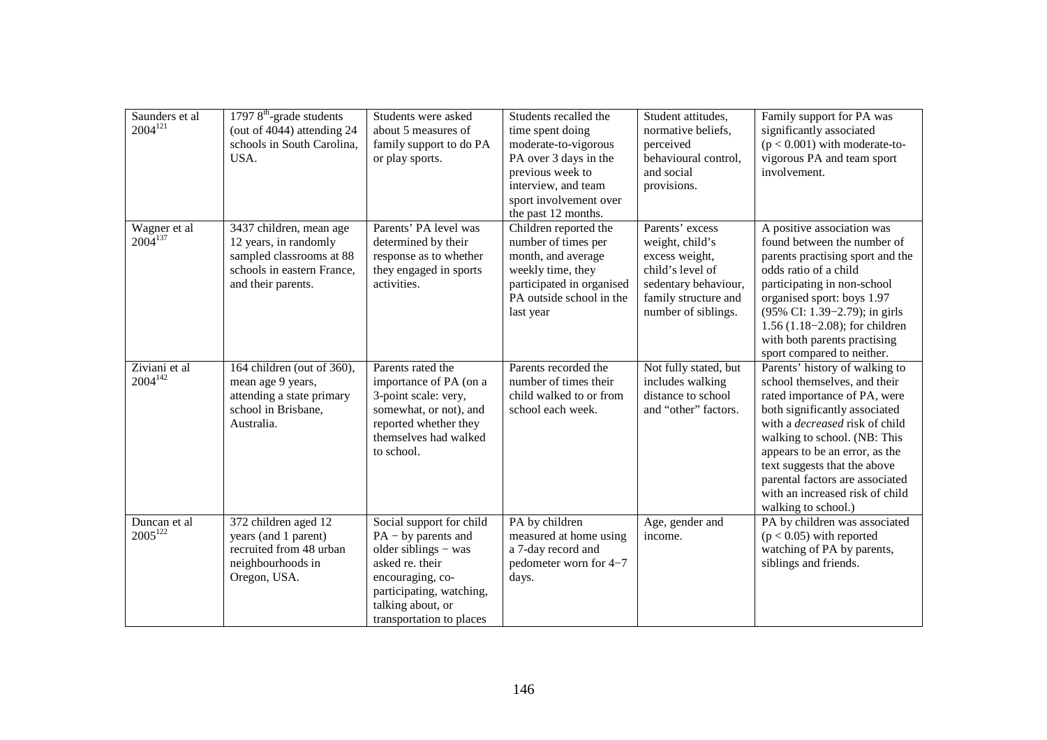| Saunders et al 2004[121] | 1797 8$^{th}$-grade students (out of 4044) attending 24 schools in South Carolina, USA. | Students were asked about 5 measures of family support to do PA or play sports. | Students recalled the time spent doing moderate-to-vigorous PA over 3 days in the previous week to interview, and team sport involvement over the past 12 months. | Student attitudes, normative beliefs, perceived behavioural control, and social provisions. | Family support for PA was significantly associated ($p < 0.001$) with moderate-to-vigorous PA and team sport involvement. |
|---|---|---|---|---|---|
| Wagner et al 2004[137] | 3437 children, mean age 12 years, in randomly sampled classrooms at 88 schools in eastern France, and their parents. | Parents' PA level was determined by their response as to whether they engaged in sports activities. | Children reported the number of times per month, and average weekly time, they participated in organised PA outside school in the last year | Parents' excess weight, child's excess weight, child's level of sedentary behaviour, family structure and number of siblings. | A positive association was found between the number of parents practising sport and the odds ratio of a child participating in non-school organised sport: boys 1.97 (95% CI: 1.39−2.79); in girls 1.56 (1.18−2.08); for children with both parents practising sport compared to neither. |
| Ziviani et al 2004[142] | 164 children (out of 360), mean age 9 years, attending a state primary school in Brisbane, Australia. | Parents rated the importance of PA (on a 3-point scale: very, somewhat, or not), and reported whether they themselves had walked to school. | Parents recorded the number of times their child walked to or from school each week. | Not fully stated, but includes walking distance to school and "other" factors. | Parents' history of walking to school themselves, and their rated importance of PA, were both significantly associated with a *decreased* risk of child walking to school. (NB: This appears to be an error, as the text suggests that the above parental factors are associated with an increased risk of child walking to school.) |
| Duncan et al 2005[122] | 372 children aged 12 years (and 1 parent) recruited from 48 urban neighbourhoods in Oregon, USA. | Social support for child PA − by parents and older siblings − was asked re. their encouraging, co-participating, watching, talking about, or transportation to places | PA by children measured at home using a 7-day record and pedometer worn for 4−7 days. | Age, gender and income. | PA by children was associated ($p < 0.05$) with reported watching of PA by parents, siblings and friends. |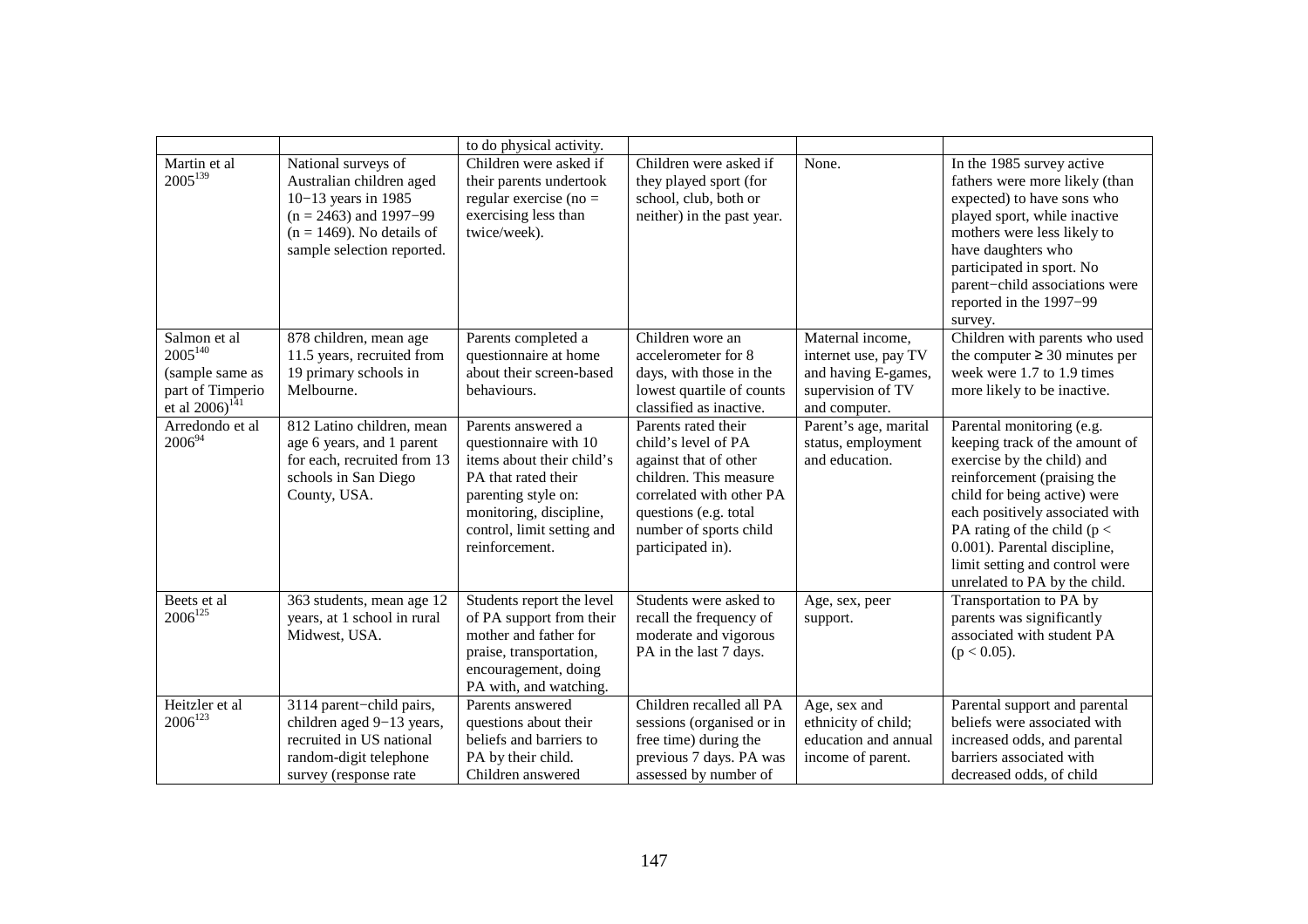| | | to do physical activity. | | | |
|---|---|---|---|---|---|
| Martin et al 2005[139] | National surveys of Australian children aged 10−13 years in 1985 (n = 2463) and 1997−99 (n = 1469). No details of sample selection reported. | Children were asked if their parents undertook regular exercise (no = exercising less than twice/week). | Children were asked if they played sport (for school, club, both or neither) in the past year. | None. | In the 1985 survey active fathers were more likely (than expected) to have sons who played sport, while inactive mothers were less likely to have daughters who participated in sport. No parent−child associations were reported in the 1997−99 survey. |
| Salmon et al 2005[140] (sample same as part of Timperio et al 2006)[141] | 878 children, mean age 11.5 years, recruited from 19 primary schools in Melbourne. | Parents completed a questionnaire at home about their screen-based behaviours. | Children wore an accelerometer for 8 days, with those in the lowest quartile of counts classified as inactive. | Maternal income, internet use, pay TV and having E-games, supervision of TV and computer. | Children with parents who used the computer ≥ 30 minutes per week were 1.7 to 1.9 times more likely to be inactive. |
| Arredondo et al 2006[94] | 812 Latino children, mean age 6 years, and 1 parent for each, recruited from 13 schools in San Diego County, USA. | Parents answered a questionnaire with 10 items about their child's PA that rated their parenting style on: monitoring, discipline, control, limit setting and reinforcement. | Parents rated their child's level of PA against that of other children. This measure correlated with other PA questions (e.g. total number of sports child participated in). | Parent's age, marital status, employment and education. | Parental monitoring (e.g. keeping track of the amount of exercise by the child) and reinforcement (praising the child for being active) were each positively associated with PA rating of the child ($p < 0.001$). Parental discipline, limit setting and control were unrelated to PA by the child. |
| Beets et al 2006[125] | 363 students, mean age 12 years, at 1 school in rural Midwest, USA. | Students report the level of PA support from their mother and father for praise, transportation, encouragement, doing PA with, and watching. | Students were asked to recall the frequency of moderate and vigorous PA in the last 7 days. | Age, sex, peer support. | Transportation to PA by parents was significantly associated with student PA ($p < 0.05$). |
| Heitzler et al 2006[123] | 3114 parent−child pairs, children aged 9−13 years, recruited in US national random-digit telephone survey (response rate | Parents answered questions about their beliefs and barriers to PA by their child. Children answered | Children recalled all PA sessions (organised or in free time) during the previous 7 days. PA was assessed by number of | Age, sex and ethnicity of child; education and annual income of parent. | Parental support and parental beliefs were associated with increased odds, and parental barriers associated with decreased odds, of child |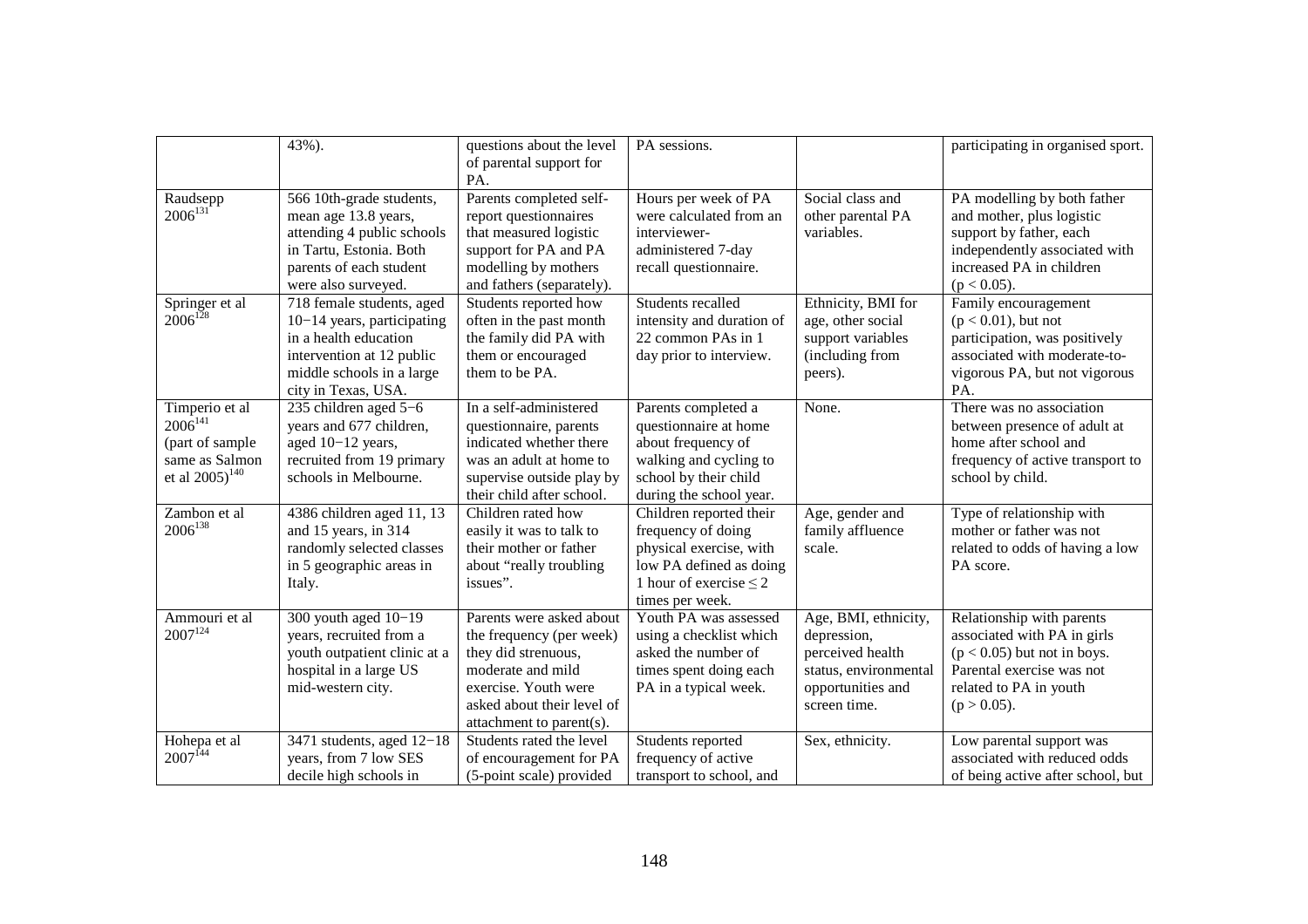| | | | | | |
|---|---|---|---|---|---|
| | 43%). | questions about the level of parental support for PA. | PA sessions. | | participating in organised sport. |
| Raudsepp 2006[131] | 566 10th-grade students, mean age 13.8 years, attending 4 public schools in Tartu, Estonia. Both parents of each student were also surveyed. | Parents completed self-report questionnaires that measured logistic support for PA and PA modelling by mothers and fathers (separately). | Hours per week of PA were calculated from an interviewer-administered 7-day recall questionnaire. | Social class and other parental PA variables. | PA modelling by both father and mother, plus logistic support by father, each independently associated with increased PA in children ($p < 0.05$). |
| Springer et al 2006[128] | 718 female students, aged 10−14 years, participating in a health education intervention at 12 public middle schools in a large city in Texas, USA. | Students reported how often in the past month the family did PA with them or encouraged them to be PA. | Students recalled intensity and duration of 22 common PAs in 1 day prior to interview. | Ethnicity, BMI for age, other social support variables (including from peers). | Family encouragement ($p < 0.01$), but not participation, was positively associated with moderate-to-vigorous PA, but not vigorous PA. |
| Timperio et al 2006[141] (part of sample same as Salmon et al 2005)[140] | 235 children aged 5−6 years and 677 children, aged 10−12 years, recruited from 19 primary schools in Melbourne. | In a self-administered questionnaire, parents indicated whether there was an adult at home to supervise outside play by their child after school. | Parents completed a questionnaire at home about frequency of walking and cycling to school by their child during the school year. | None. | There was no association between presence of adult at home after school and frequency of active transport to school by child. |
| Zambon et al 2006[138] | 4386 children aged 11, 13 and 15 years, in 314 randomly selected classes in 5 geographic areas in Italy. | Children rated how easily it was to talk to their mother or father about "really troubling issues". | Children reported their frequency of doing physical exercise, with low PA defined as doing 1 hour of exercise $\leq 2$ times per week. | Age, gender and family affluence scale. | Type of relationship with mother or father was not related to odds of having a low PA score. |
| Ammouri et al 2007[124] | 300 youth aged 10−19 years, recruited from a youth outpatient clinic at a hospital in a large US mid-western city. | Parents were asked about the frequency (per week) they did strenuous, moderate and mild exercise. Youth were asked about their level of attachment to parent(s). | Youth PA was assessed using a checklist which asked the number of times spent doing each PA in a typical week. | Age, BMI, ethnicity, depression, perceived health status, environmental opportunities and screen time. | Relationship with parents associated with PA in girls ($p < 0.05$) but not in boys. Parental exercise was not related to PA in youth ($p > 0.05$). |
| Hohepa et al 2007[144] | 3471 students, aged 12−18 years, from 7 low SES decile high schools in | Students rated the level of encouragement for PA (5-point scale) provided | Students reported frequency of active transport to school, and | Sex, ethnicity. | Low parental support was associated with reduced odds of being active after school, but |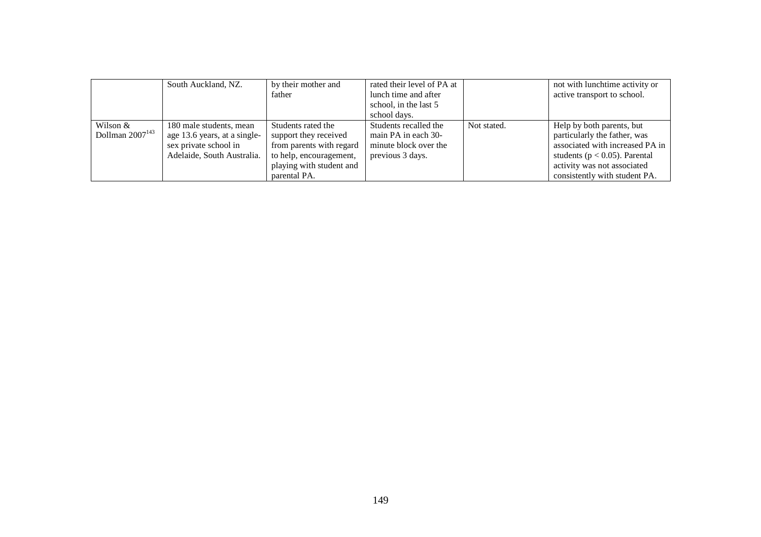| | | | | | |
|---|---|---|---|---|---|
| | South Auckland, NZ. | by their mother and father | rated their level of PA at lunch time and after school, in the last 5 school days. | | not with lunchtime activity or active transport to school. |
| Wilson & Dollman 2007[143] | 180 male students, mean age 13.6 years, at a single-sex private school in Adelaide, South Australia. | Students rated the support they received from parents with regard to help, encouragement, playing with student and parental PA. | Students recalled the main PA in each 30-minute block over the previous 3 days. | Not stated. | Help by both parents, but particularly the father, was associated with increased PA in students ($p < 0.05$). Parental activity was not associated consistently with student PA. |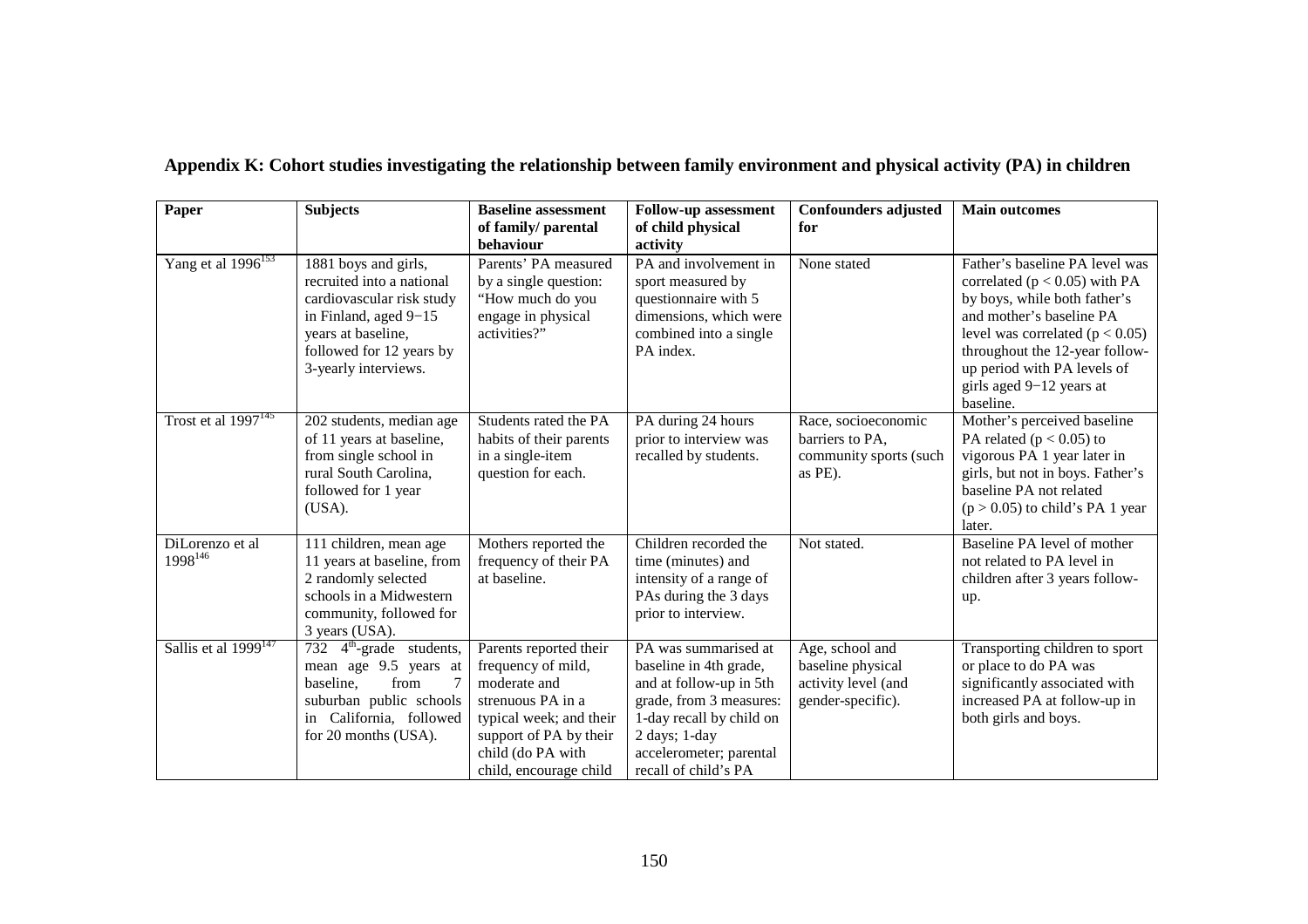## Appendix K: Cohort studies investigating the relationship between family environment and physical activity (PA) in children

| Paper | Subjects | Baseline assessment of family/ parental behaviour | Follow-up assessment of child physical activity | Confounders adjusted for | Main outcomes |
|---|---|---|---|---|---|
| Yang et al 1996[153] | 1881 boys and girls, recruited into a national cardiovascular risk study in Finland, aged 9−15 years at baseline, followed for 12 years by 3-yearly interviews. | Parents' PA measured by a single question: "How much do you engage in physical activities?" | PA and involvement in sport measured by questionnaire with 5 dimensions, which were combined into a single PA index. | None stated | Father's baseline PA level was correlated ($p < 0.05$) with PA by boys, while both father's and mother's baseline PA level was correlated ($p < 0.05$) throughout the 12-year follow-up period with PA levels of girls aged 9−12 years at baseline. |
| Trost et al 1997[145] | 202 students, median age of 11 years at baseline, from single school in rural South Carolina, followed for 1 year (USA). | Students rated the PA habits of their parents in a single-item question for each. | PA during 24 hours prior to interview was recalled by students. | Race, socioeconomic barriers to PA, community sports (such as PE). | Mother's perceived baseline PA related ($p < 0.05$) to vigorous PA 1 year later in girls, but not in boys. Father's baseline PA not related ($p > 0.05$) to child's PA 1 year later. |
| DiLorenzo et al 1998[146] | 111 children, mean age 11 years at baseline, from 2 randomly selected schools in a Midwestern community, followed for 3 years (USA). | Mothers reported the frequency of their PA at baseline. | Children recorded the time (minutes) and intensity of a range of PAs during the 3 days prior to interview. | Not stated. | Baseline PA level of mother not related to PA level in children after 3 years follow-up. |
| Sallis et al 1999[147] | 732 4th-grade students, mean age 9.5 years at baseline, from 7 suburban public schools in California, followed for 20 months (USA). | Parents reported their frequency of mild, moderate and strenuous PA in a typical week; and their support of PA by their child (do PA with child, encourage child | PA was summarised at baseline in 4th grade, and at follow-up in 5th grade, from 3 measures: 1-day recall by child on 2 days; 1-day accelerometer; parental recall of child's PA | Age, school and baseline physical activity level (and gender-specific). | Transporting children to sport or place to do PA was significantly associated with increased PA at follow-up in both girls and boys. |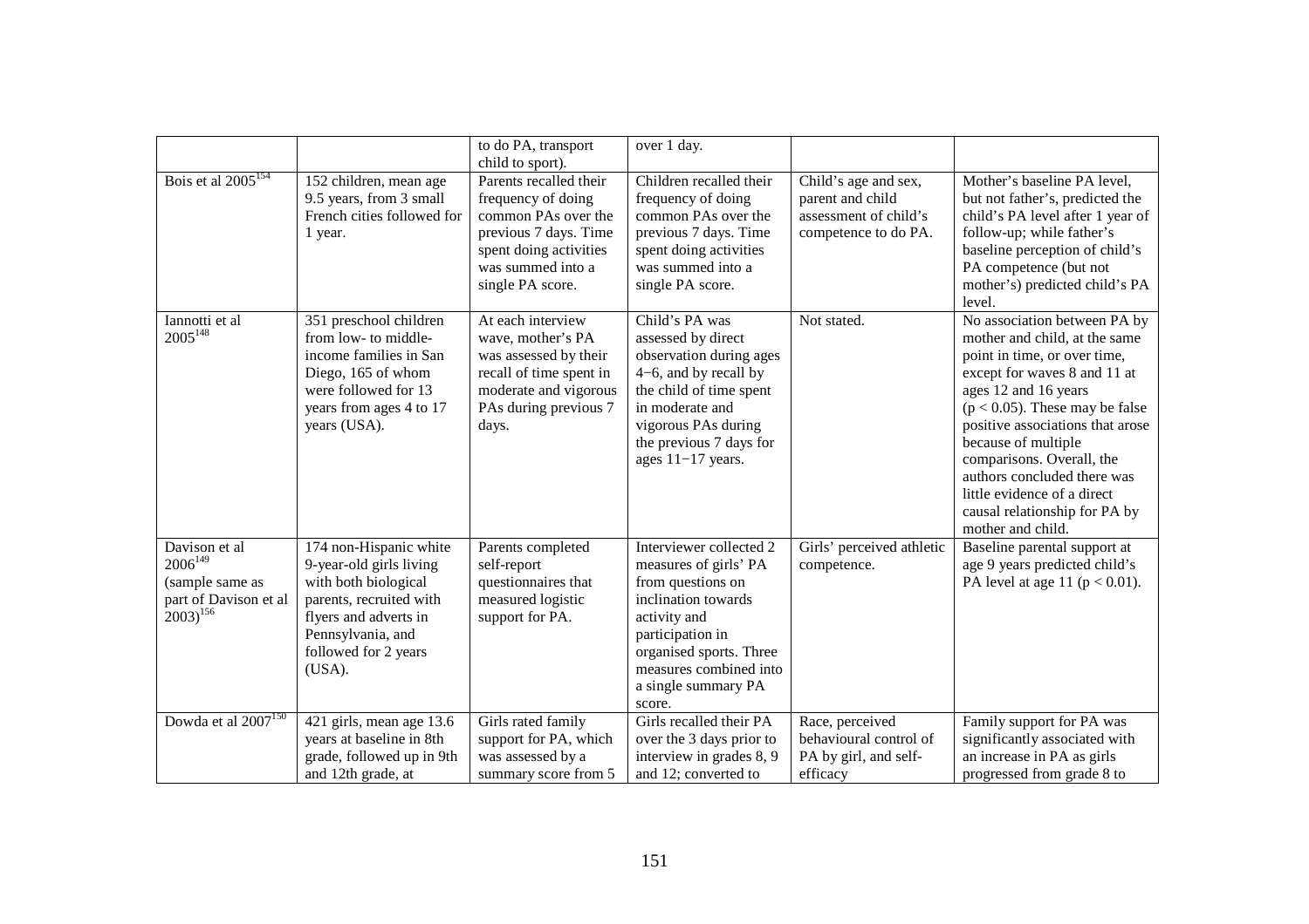| | | to do PA, transport child to sport). | over 1 day. | | |
|---|---|---|---|---|---|
| Bois et al 2005[154] | 152 children, mean age 9.5 years, from 3 small French cities followed for 1 year. | Parents recalled their frequency of doing common PAs over the previous 7 days. Time spent doing activities was summed into a single PA score. | Children recalled their frequency of doing common PAs over the previous 7 days. Time spent doing activities was summed into a single PA score. | Child's age and sex, parent and child assessment of child's competence to do PA. | Mother's baseline PA level, but not father's, predicted the child's PA level after 1 year of follow-up; while father's baseline perception of child's PA competence (but not mother's) predicted child's PA level. |
| Iannotti et al 2005[148] | 351 preschool children from low- to middle-income families in San Diego, 165 of whom were followed for 13 years from ages 4 to 17 years (USA). | At each interview wave, mother's PA was assessed by their recall of time spent in moderate and vigorous PAs during previous 7 days. | Child's PA was assessed by direct observation during ages 4−6, and by recall by the child of time spent in moderate and vigorous PAs during the previous 7 days for ages 11−17 years. | Not stated. | No association between PA by mother and child, at the same point in time, or over time, except for waves 8 and 11 at ages 12 and 16 years ($p < 0.05$). These may be false positive associations that arose because of multiple comparisons. Overall, the authors concluded there was little evidence of a direct causal relationship for PA by mother and child. |
| Davison et al 2006[149] (sample same as part of Davison et al 2003)[156] | 174 non-Hispanic white 9-year-old girls living with both biological parents, recruited with flyers and adverts in Pennsylvania, and followed for 2 years (USA). | Parents completed self-report questionnaires that measured logistic support for PA. | Interviewer collected 2 measures of girls' PA from questions on inclination towards activity and participation in organised sports. Three measures combined into a single summary PA score. | Girls' perceived athletic competence. | Baseline parental support at age 9 years predicted child's PA level at age 11 ($p < 0.01$). |
| Dowda et al 2007[150] | 421 girls, mean age 13.6 years at baseline in 8th grade, followed up in 9th and 12th grade, at | Girls rated family support for PA, which was assessed by a summary score from 5 | Girls recalled their PA over the 3 days prior to interview in grades 8, 9 and 12; converted to | Race, perceived behavioural control of PA by girl, and self-efficacy | Family support for PA was significantly associated with an increase in PA as girls progressed from grade 8 to |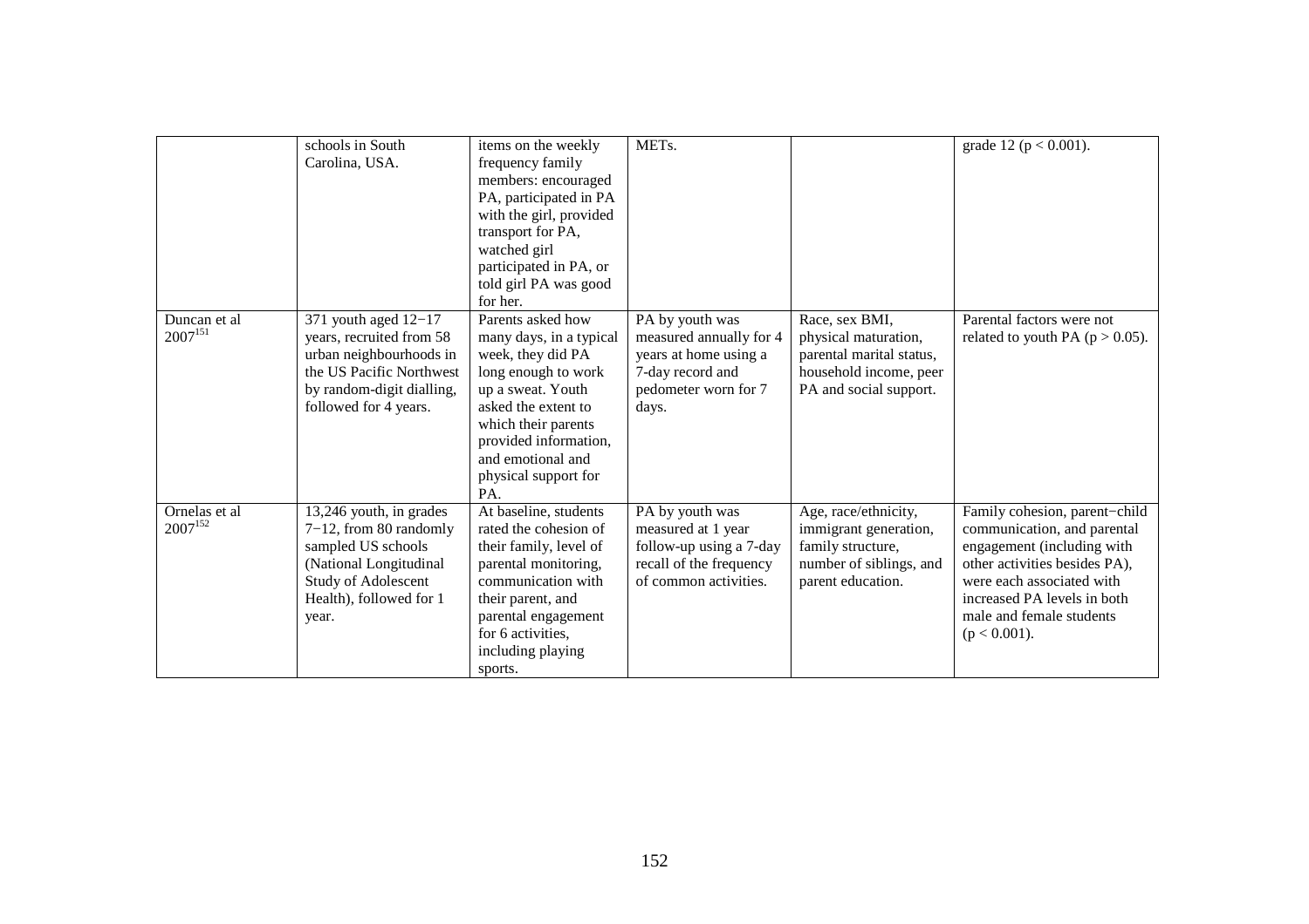| | | | | | |
|---|---|---|---|---|---|
| | schools in South Carolina, USA. | items on the weekly frequency family members: encouraged PA, participated in PA with the girl, provided transport for PA, watched girl participated in PA, or told girl PA was good for her. | METs. | | grade 12 ($p < 0.001$). |
| Duncan et al 2007[151] | 371 youth aged 12−17 years, recruited from 58 urban neighbourhoods in the US Pacific Northwest by random-digit dialling, followed for 4 years. | Parents asked how many days, in a typical week, they did PA long enough to work up a sweat. Youth asked the extent to which their parents provided information, and emotional and physical support for PA. | PA by youth was measured annually for 4 years at home using a 7-day record and pedometer worn for 7 days. | Race, sex BMI, physical maturation, parental marital status, household income, peer PA and social support. | Parental factors were not related to youth PA ($p > 0.05$). |
| Ornelas et al 2007[152] | 13,246 youth, in grades 7−12, from 80 randomly sampled US schools (National Longitudinal Study of Adolescent Health), followed for 1 year. | At baseline, students rated the cohesion of their family, level of parental monitoring, communication with their parent, and parental engagement for 6 activities, including playing sports. | PA by youth was measured at 1 year follow-up using a 7-day recall of the frequency of common activities. | Age, race/ethnicity, immigrant generation, family structure, number of siblings, and parent education. | Family cohesion, parent−child communication, and parental engagement (including with other activities besides PA), were each associated with increased PA levels in both male and female students ($p < 0.001$). |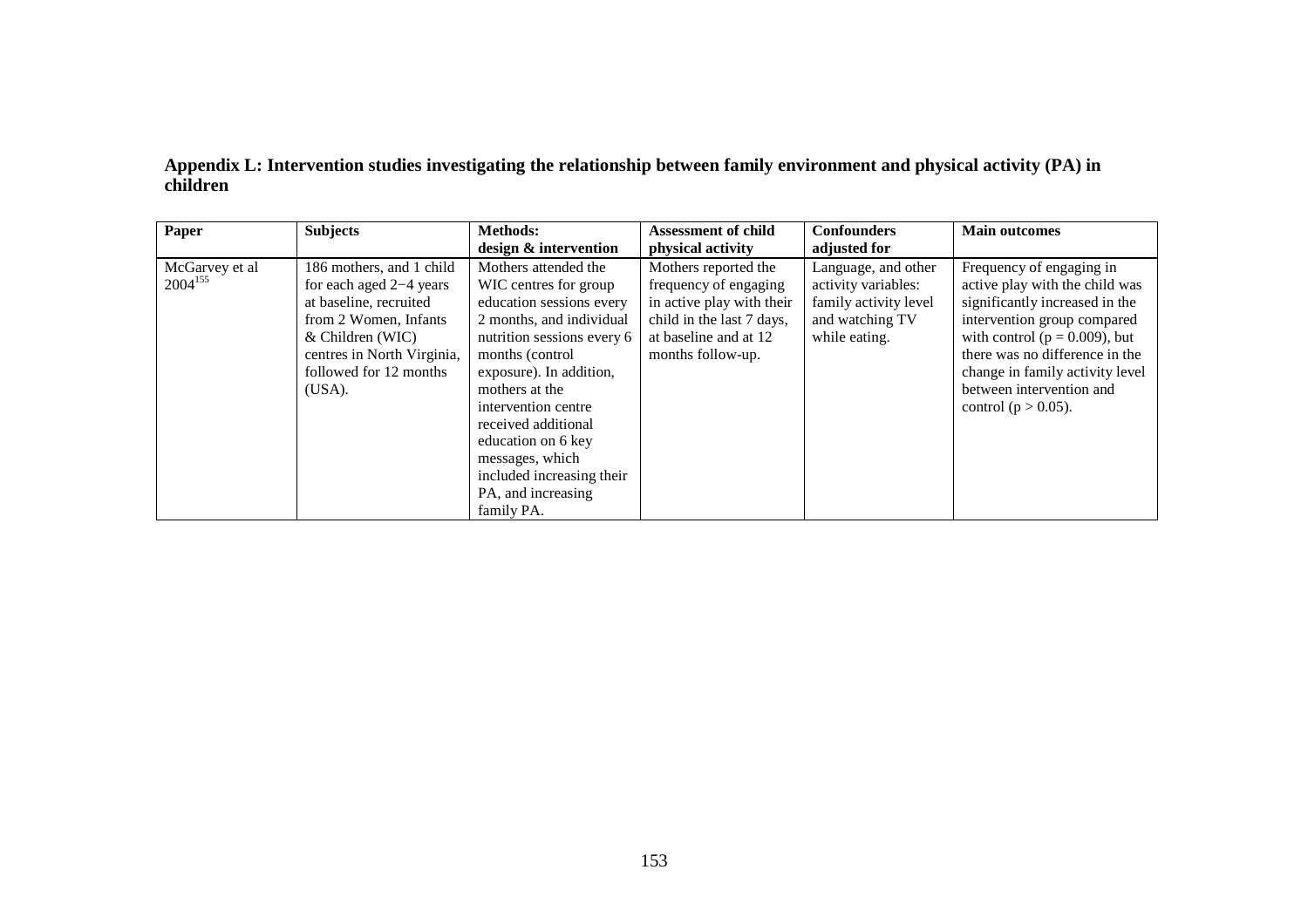**Appendix L: Intervention studies investigating the relationship between family environment and physical activity (PA) in children**

| Paper | Subjects | Methods: design & intervention | Assessment of child physical activity | Confounders adjusted for | Main outcomes |
|---|---|---|---|---|---|
| McGarvey et al 2004[155] | 186 mothers, and 1 child for each aged 2−4 years at baseline, recruited from 2 Women, Infants & Children (WIC) centres in North Virginia, followed for 12 months (USA). | Mothers attended the WIC centres for group education sessions every 2 months, and individual nutrition sessions every 6 months (control exposure). In addition, mothers at the intervention centre received additional education on 6 key messages, which included increasing their PA, and increasing family PA. | Mothers reported the frequency of engaging in active play with their child in the last 7 days, at baseline and at 12 months follow-up. | Language, and other activity variables: family activity level and watching TV while eating. | Frequency of engaging in active play with the child was significantly increased in the intervention group compared with control ($p = 0.009$), but there was no difference in the change in family activity level between intervention and control ($p > 0.05$). |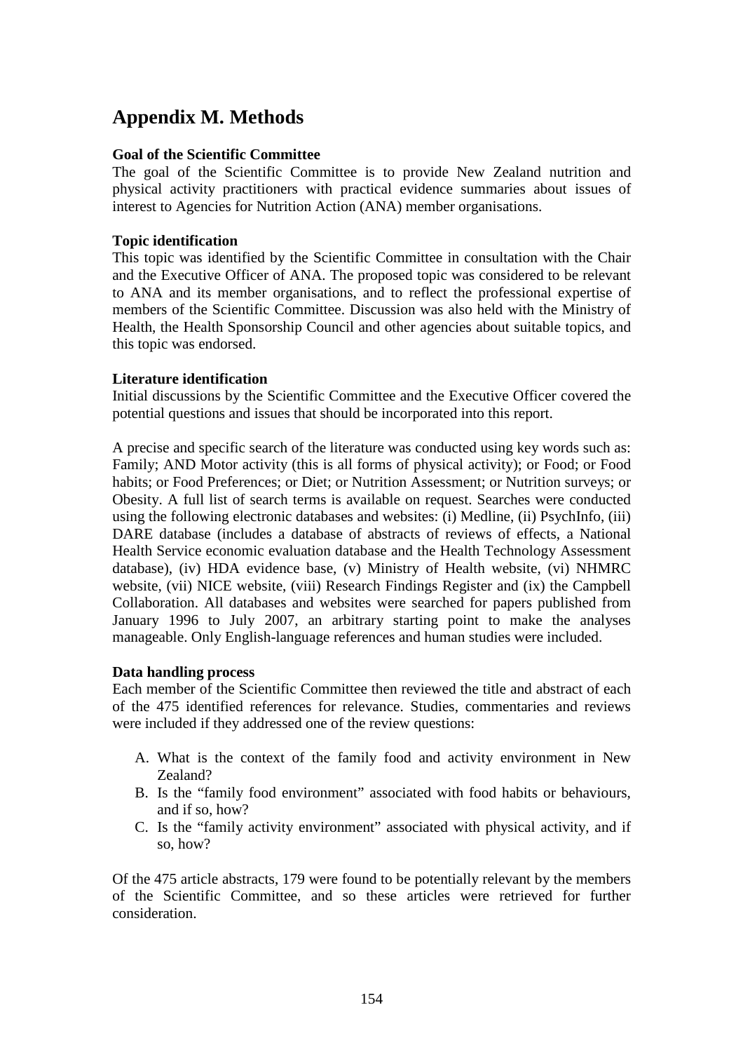# Appendix M. Methods

**Goal of the Scientific Committee**

The goal of the Scientific Committee is to provide New Zealand nutrition and physical activity practitioners with practical evidence summaries about issues of interest to Agencies for Nutrition Action (ANA) member organisations.

**Topic identification**

This topic was identified by the Scientific Committee in consultation with the Chair and the Executive Officer of ANA. The proposed topic was considered to be relevant to ANA and its member organisations, and to reflect the professional expertise of members of the Scientific Committee. Discussion was also held with the Ministry of Health, the Health Sponsorship Council and other agencies about suitable topics, and this topic was endorsed.

**Literature identification**

Initial discussions by the Scientific Committee and the Executive Officer covered the potential questions and issues that should be incorporated into this report.

A precise and specific search of the literature was conducted using key words such as: Family; AND Motor activity (this is all forms of physical activity); or Food; or Food habits; or Food Preferences; or Diet; or Nutrition Assessment; or Nutrition surveys; or Obesity. A full list of search terms is available on request. Searches were conducted using the following electronic databases and websites: (i) Medline, (ii) PsychInfo, (iii) DARE database (includes a database of abstracts of reviews of effects, a National Health Service economic evaluation database and the Health Technology Assessment database), (iv) HDA evidence base, (v) Ministry of Health website, (vi) NHMRC website, (vii) NICE website, (viii) Research Findings Register and (ix) the Campbell Collaboration. All databases and websites were searched for papers published from January 1996 to July 2007, an arbitrary starting point to make the analyses manageable. Only English-language references and human studies were included.

**Data handling process**

Each member of the Scientific Committee then reviewed the title and abstract of each of the 475 identified references for relevance. Studies, commentaries and reviews were included if they addressed one of the review questions:

A. What is the context of the family food and activity environment in New Zealand?
B. Is the "family food environment" associated with food habits or behaviours, and if so, how?
C. Is the "family activity environment" associated with physical activity, and if so, how?

Of the 475 article abstracts, 179 were found to be potentially relevant by the members of the Scientific Committee, and so these articles were retrieved for further consideration.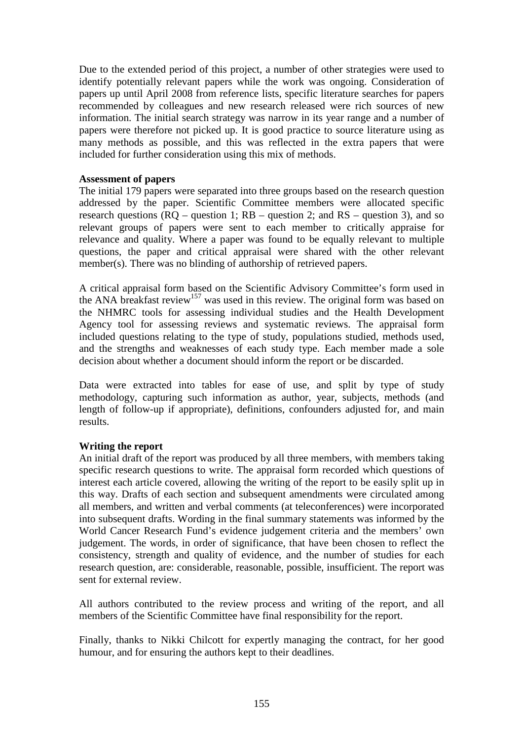Due to the extended period of this project, a number of other strategies were used to identify potentially relevant papers while the work was ongoing. Consideration of papers up until April 2008 from reference lists, specific literature searches for papers recommended by colleagues and new research released were rich sources of new information. The initial search strategy was narrow in its year range and a number of papers were therefore not picked up. It is good practice to source literature using as many methods as possible, and this was reflected in the extra papers that were included for further consideration using this mix of methods.

**Assessment of papers**

The initial 179 papers were separated into three groups based on the research question addressed by the paper. Scientific Committee members were allocated specific research questions (RQ – question 1; RB – question 2; and RS – question 3), and so relevant groups of papers were sent to each member to critically appraise for relevance and quality. Where a paper was found to be equally relevant to multiple questions, the paper and critical appraisal were shared with the other relevant member(s). There was no blinding of authorship of retrieved papers.

A critical appraisal form based on the Scientific Advisory Committee's form used in the ANA breakfast review[157] was used in this review. The original form was based on the NHMRC tools for assessing individual studies and the Health Development Agency tool for assessing reviews and systematic reviews. The appraisal form included questions relating to the type of study, populations studied, methods used, and the strengths and weaknesses of each study type. Each member made a sole decision about whether a document should inform the report or be discarded.

Data were extracted into tables for ease of use, and split by type of study methodology, capturing such information as author, year, subjects, methods (and length of follow-up if appropriate), definitions, confounders adjusted for, and main results.

**Writing the report**

An initial draft of the report was produced by all three members, with members taking specific research questions to write. The appraisal form recorded which questions of interest each article covered, allowing the writing of the report to be easily split up in this way. Drafts of each section and subsequent amendments were circulated among all members, and written and verbal comments (at teleconferences) were incorporated into subsequent drafts. Wording in the final summary statements was informed by the World Cancer Research Fund's evidence judgement criteria and the members' own judgement. The words, in order of significance, that have been chosen to reflect the consistency, strength and quality of evidence, and the number of studies for each research question, are: considerable, reasonable, possible, insufficient. The report was sent for external review.

All authors contributed to the review process and writing of the report, and all members of the Scientific Committee have final responsibility for the report.

Finally, thanks to Nikki Chilcott for expertly managing the contract, for her good humour, and for ensuring the authors kept to their deadlines.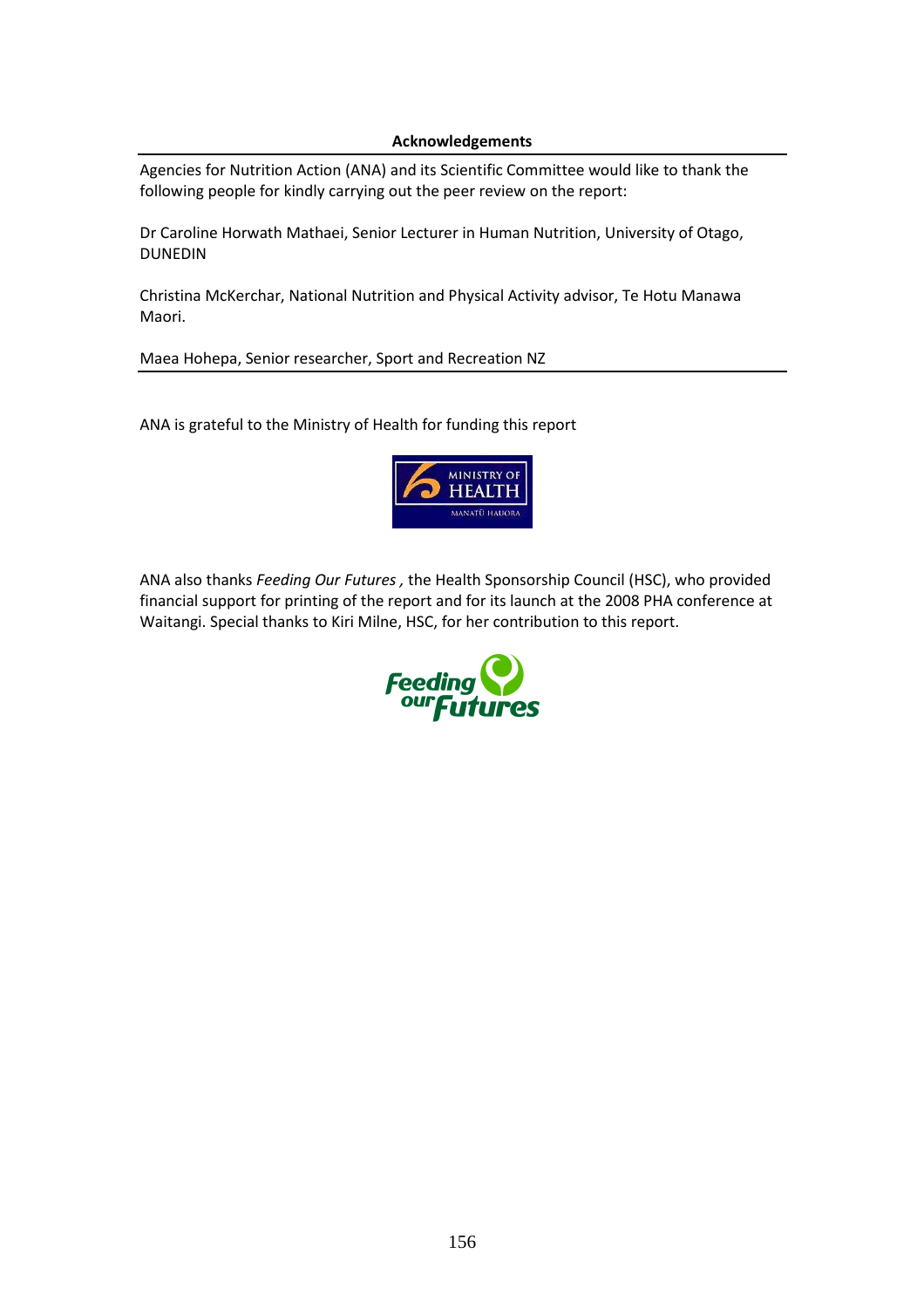**Acknowledgements**

Agencies for Nutrition Action (ANA) and its Scientific Committee would like to thank the following people for kindly carrying out the peer review on the report:

Dr Caroline Horwath Mathaei, Senior Lecturer in Human Nutrition, University of Otago, DUNEDIN

Christina McKerchar, National Nutrition and Physical Activity advisor, Te Hotu Manawa Maori.

Maea Hohepa, Senior researcher, Sport and Recreation NZ

ANA is grateful to the Ministry of Health for funding this report

ANA also thanks *Feeding Our Futures ,* the Health Sponsorship Council (HSC), who provided financial support for printing of the report and for its launch at the 2008 PHA conference at Waitangi. Special thanks to Kiri Milne, HSC, for her contribution to this report.